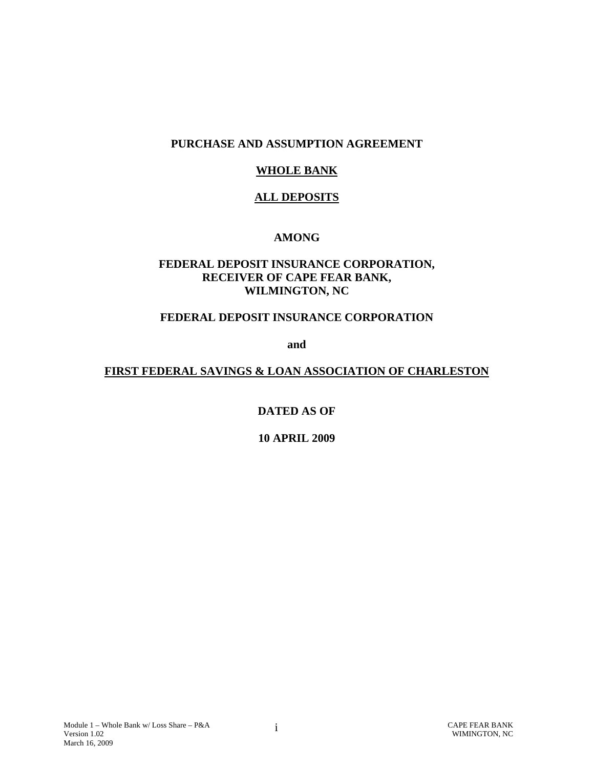**PURCHASE AND ASSUMPTION AGREEMENT**

**WHOLE BANK**

**ALL DEPOSITS**

**AMONG**

**FEDERAL DEPOSIT INSURANCE CORPORATION,**
**RECEIVER OF CAPE FEAR BANK,**
**WILMINGTON, NC**

**FEDERAL DEPOSIT INSURANCE CORPORATION**

**and**

**FIRST FEDERAL SAVINGS & LOAN ASSOCIATION OF CHARLESTON**

**DATED AS OF**

**10 APRIL 2009**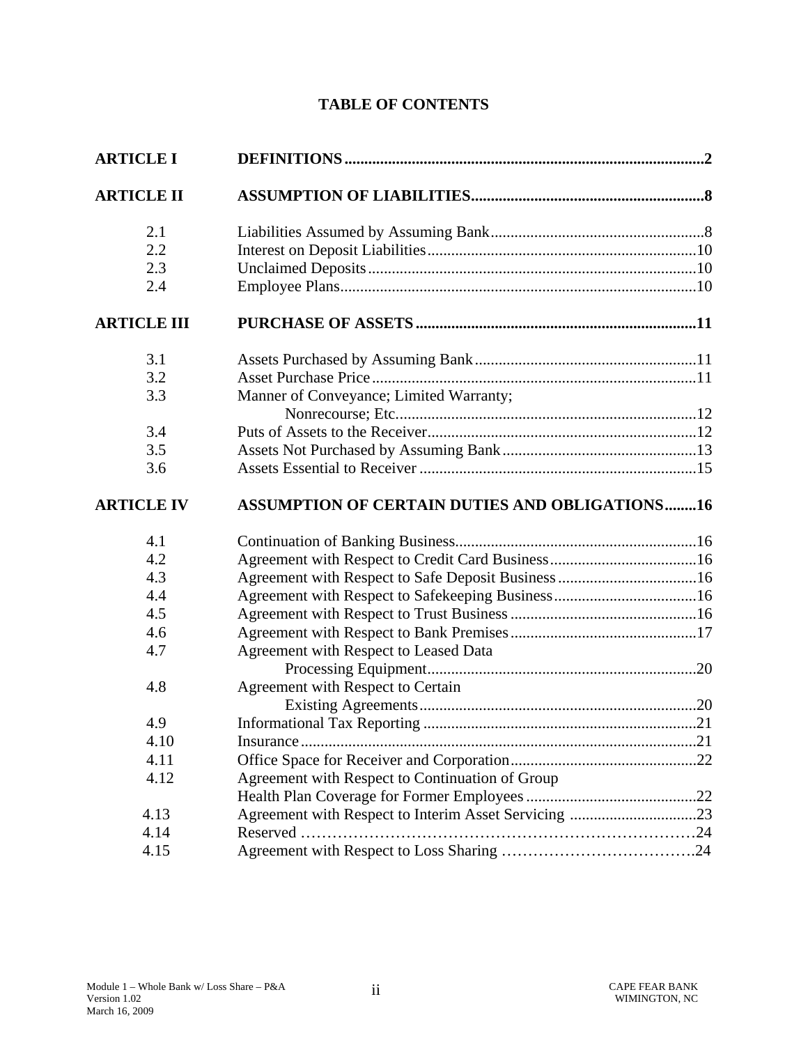# TABLE OF CONTENTS

| | | |
|---|---|---|
| **ARTICLE I** | **DEFINITIONS** | **2** |
| **ARTICLE II** | **ASSUMPTION OF LIABILITIES** | **8** |
| 2.1 | Liabilities Assumed by Assuming Bank | 8 |
| 2.2 | Interest on Deposit Liabilities | 10 |
| 2.3 | Unclaimed Deposits | 10 |
| 2.4 | Employee Plans | 10 |
| **ARTICLE III** | **PURCHASE OF ASSETS** | **11** |
| 3.1 | Assets Purchased by Assuming Bank | 11 |
| 3.2 | Asset Purchase Price | 11 |
| 3.3 | Manner of Conveyance; Limited Warranty; Nonrecourse; Etc. | 12 |
| 3.4 | Puts of Assets to the Receiver | 12 |
| 3.5 | Assets Not Purchased by Assuming Bank | 13 |
| 3.6 | Assets Essential to Receiver | 15 |
| **ARTICLE IV** | **ASSUMPTION OF CERTAIN DUTIES AND OBLIGATIONS** | **16** |
| 4.1 | Continuation of Banking Business | 16 |
| 4.2 | Agreement with Respect to Credit Card Business | 16 |
| 4.3 | Agreement with Respect to Safe Deposit Business | 16 |
| 4.4 | Agreement with Respect to Safekeeping Business | 16 |
| 4.5 | Agreement with Respect to Trust Business | 16 |
| 4.6 | Agreement with Respect to Bank Premises | 17 |
| 4.7 | Agreement with Respect to Leased Data Processing Equipment | 20 |
| 4.8 | Agreement with Respect to Certain Existing Agreements | 20 |
| 4.9 | Informational Tax Reporting | 21 |
| 4.10 | Insurance | 21 |
| 4.11 | Office Space for Receiver and Corporation | 22 |
| 4.12 | Agreement with Respect to Continuation of Group Health Plan Coverage for Former Employees | 22 |
| 4.13 | Agreement with Respect to Interim Asset Servicing | 23 |
| 4.14 | Reserved | 24 |
| 4.15 | Agreement with Respect to Loss Sharing | 24 |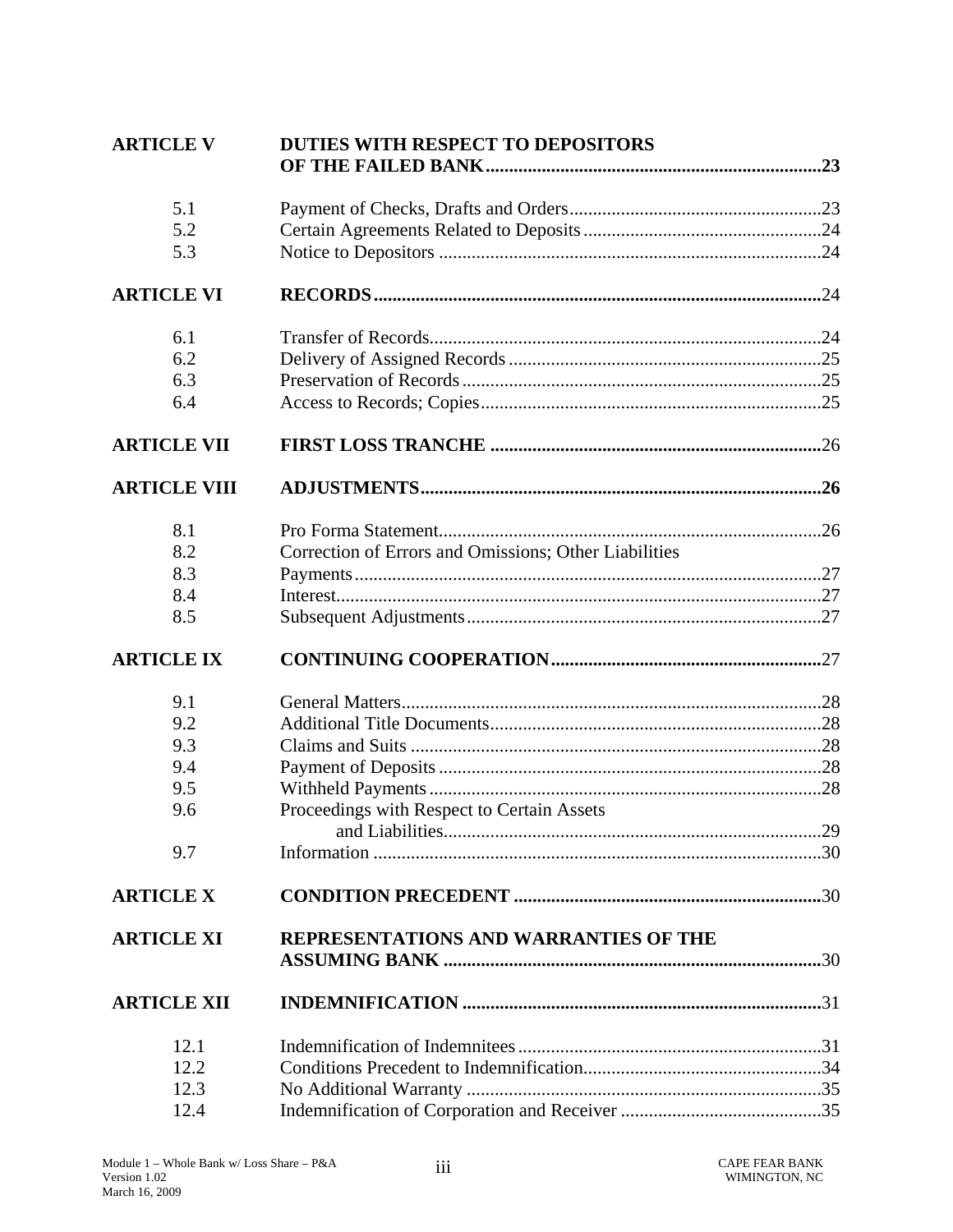| | | |
|---|---|---|
| **ARTICLE V** | **DUTIES WITH RESPECT TO DEPOSITORS OF THE FAILED BANK** | **23** |
| 5.1 | Payment of Checks, Drafts and Orders | 23 |
| 5.2 | Certain Agreements Related to Deposits | 24 |
| 5.3 | Notice to Depositors | 24 |
| **ARTICLE VI** | **RECORDS** | 24 |
| 6.1 | Transfer of Records | 24 |
| 6.2 | Delivery of Assigned Records | 25 |
| 6.3 | Preservation of Records | 25 |
| 6.4 | Access to Records; Copies | 25 |
| **ARTICLE VII** | **FIRST LOSS TRANCHE** | 26 |
| **ARTICLE VIII** | **ADJUSTMENTS** | **26** |
| 8.1 | Pro Forma Statement | 26 |
| 8.2 | Correction of Errors and Omissions; Other Liabilities | |
| 8.3 | Payments | 27 |
| 8.4 | Interest | 27 |
| 8.5 | Subsequent Adjustments | 27 |
| **ARTICLE IX** | **CONTINUING COOPERATION** | 27 |
| 9.1 | General Matters | 28 |
| 9.2 | Additional Title Documents | 28 |
| 9.3 | Claims and Suits | 28 |
| 9.4 | Payment of Deposits | 28 |
| 9.5 | Withheld Payments | 28 |
| 9.6 | Proceedings with Respect to Certain Assets and Liabilities | 29 |
| 9.7 | Information | 30 |
| **ARTICLE X** | **CONDITION PRECEDENT** | 30 |
| **ARTICLE XI** | **REPRESENTATIONS AND WARRANTIES OF THE ASSUMING BANK** | 30 |
| **ARTICLE XII** | **INDEMNIFICATION** | 31 |
| 12.1 | Indemnification of Indemnitees | 31 |
| 12.2 | Conditions Precedent to Indemnification | 34 |
| 12.3 | No Additional Warranty | 35 |
| 12.4 | Indemnification of Corporation and Receiver | 35 |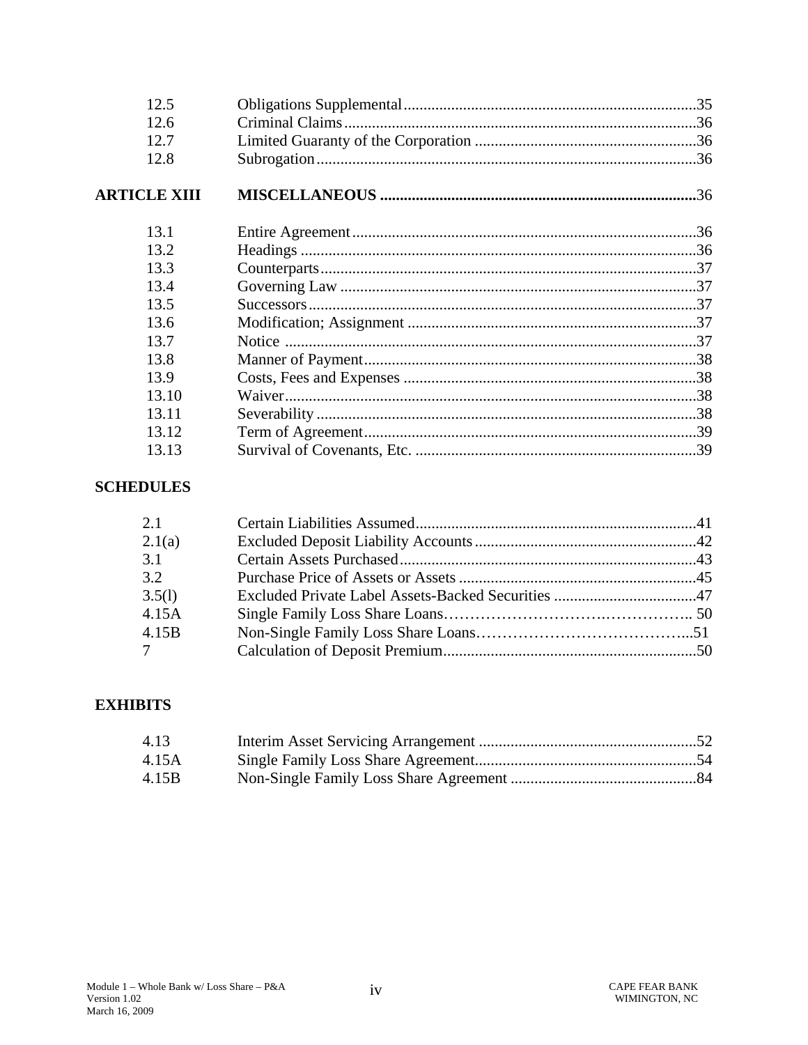| | | |
|---|---|---|
| 12.5 | Obligations Supplemental | 35 |
| 12.6 | Criminal Claims | 36 |
| 12.7 | Limited Guaranty of the Corporation | 36 |
| 12.8 | Subrogation | 36 |
| **ARTICLE XIII** | **MISCELLANEOUS** | **36** |
| 13.1 | Entire Agreement | 36 |
| 13.2 | Headings | 36 |
| 13.3 | Counterparts | 37 |
| 13.4 | Governing Law | 37 |
| 13.5 | Successors | 37 |
| 13.6 | Modification; Assignment | 37 |
| 13.7 | Notice | 37 |
| 13.8 | Manner of Payment | 38 |
| 13.9 | Costs, Fees and Expenses | 38 |
| 13.10 | Waiver | 38 |
| 13.11 | Severability | 38 |
| 13.12 | Term of Agreement | 39 |
| 13.13 | Survival of Covenants, Etc. | 39 |

**SCHEDULES**

| | | |
|---|---|---|
| 2.1 | Certain Liabilities Assumed | 41 |
| 2.1(a) | Excluded Deposit Liability Accounts | 42 |
| 3.1 | Certain Assets Purchased | 43 |
| 3.2 | Purchase Price of Assets or Assets | 45 |
| 3.5(l) | Excluded Private Label Assets-Backed Securities | 47 |
| 4.15A | Single Family Loss Share Loans | 50 |
| 4.15B | Non-Single Family Loss Share Loans | 51 |
| 7 | Calculation of Deposit Premium | 50 |

**EXHIBITS**

| | | |
|---|---|---|
| 4.13 | Interim Asset Servicing Arrangement | 52 |
| 4.15A | Single Family Loss Share Agreement | 54 |
| 4.15B | Non-Single Family Loss Share Agreement | 84 |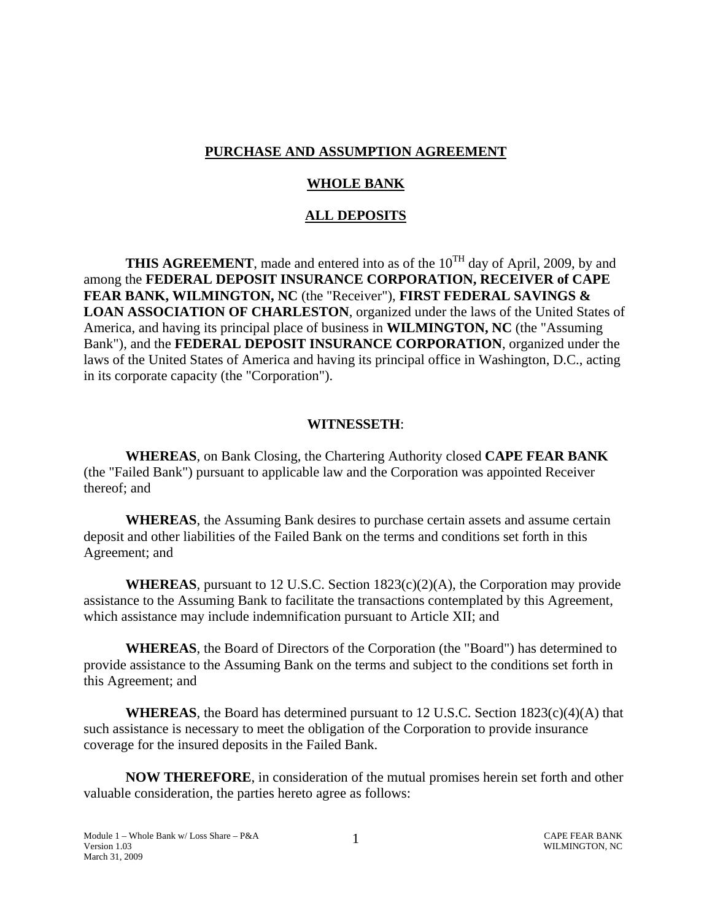**PURCHASE AND ASSUMPTION AGREEMENT**

**WHOLE BANK**

**ALL DEPOSITS**

**THIS AGREEMENT**, made and entered into as of the 10[TH] day of April, 2009, by and among the **FEDERAL DEPOSIT INSURANCE CORPORATION, RECEIVER of CAPE FEAR BANK, WILMINGTON, NC** (the "Receiver"), **FIRST FEDERAL SAVINGS & LOAN ASSOCIATION OF CHARLESTON**, organized under the laws of the United States of America, and having its principal place of business in **WILMINGTON, NC** (the "Assuming Bank"), and the **FEDERAL DEPOSIT INSURANCE CORPORATION**, organized under the laws of the United States of America and having its principal office in Washington, D.C., acting in its corporate capacity (the "Corporation").

**WITNESSETH**:

**WHEREAS**, on Bank Closing, the Chartering Authority closed **CAPE FEAR BANK** (the "Failed Bank") pursuant to applicable law and the Corporation was appointed Receiver thereof; and

**WHEREAS**, the Assuming Bank desires to purchase certain assets and assume certain deposit and other liabilities of the Failed Bank on the terms and conditions set forth in this Agreement; and

**WHEREAS**, pursuant to 12 U.S.C. Section 1823(c)(2)(A), the Corporation may provide assistance to the Assuming Bank to facilitate the transactions contemplated by this Agreement, which assistance may include indemnification pursuant to Article XII; and

**WHEREAS**, the Board of Directors of the Corporation (the "Board") has determined to provide assistance to the Assuming Bank on the terms and subject to the conditions set forth in this Agreement; and

**WHEREAS**, the Board has determined pursuant to 12 U.S.C. Section 1823(c)(4)(A) that such assistance is necessary to meet the obligation of the Corporation to provide insurance coverage for the insured deposits in the Failed Bank.

**NOW THEREFORE**, in consideration of the mutual promises herein set forth and other valuable consideration, the parties hereto agree as follows: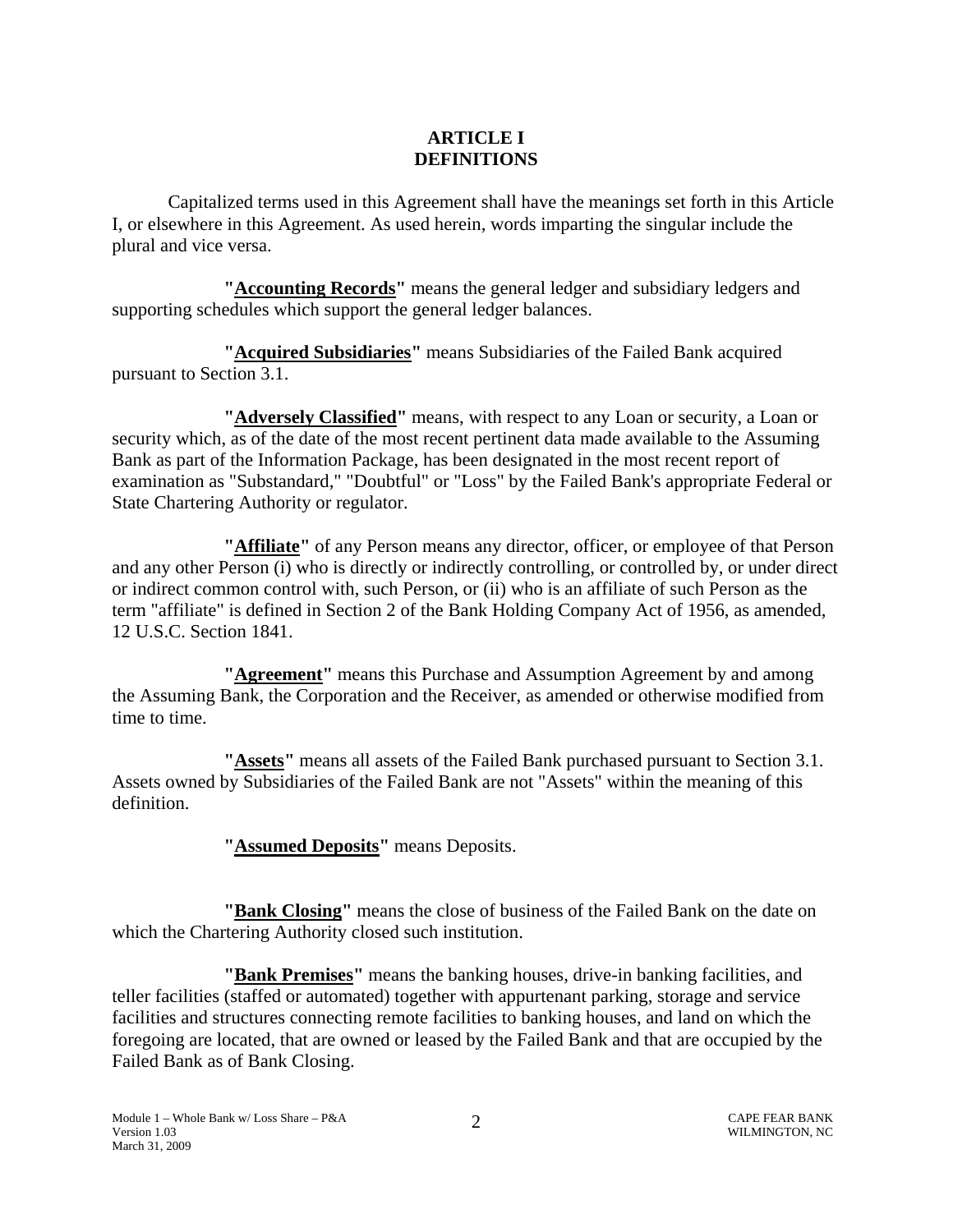# ARTICLE I
# DEFINITIONS

Capitalized terms used in this Agreement shall have the meanings set forth in this Article I, or elsewhere in this Agreement. As used herein, words imparting the singular include the plural and vice versa.

**"<u>Accounting Records</u>"** means the general ledger and subsidiary ledgers and supporting schedules which support the general ledger balances.

**"<u>Acquired Subsidiaries</u>"** means Subsidiaries of the Failed Bank acquired pursuant to Section 3.1.

**"<u>Adversely Classified</u>"** means, with respect to any Loan or security, a Loan or security which, as of the date of the most recent pertinent data made available to the Assuming Bank as part of the Information Package, has been designated in the most recent report of examination as "Substandard," "Doubtful" or "Loss" by the Failed Bank's appropriate Federal or State Chartering Authority or regulator.

**"<u>Affiliate</u>"** of any Person means any director, officer, or employee of that Person and any other Person (i) who is directly or indirectly controlling, or controlled by, or under direct or indirect common control with, such Person, or (ii) who is an affiliate of such Person as the term "affiliate" is defined in Section 2 of the Bank Holding Company Act of 1956, as amended, 12 U.S.C. Section 1841.

**"<u>Agreement</u>"** means this Purchase and Assumption Agreement by and among the Assuming Bank, the Corporation and the Receiver, as amended or otherwise modified from time to time.

**"<u>Assets</u>"** means all assets of the Failed Bank purchased pursuant to Section 3.1. Assets owned by Subsidiaries of the Failed Bank are not "Assets" within the meaning of this definition.

**"<u>Assumed Deposits</u>"** means Deposits.

**"<u>Bank Closing</u>"** means the close of business of the Failed Bank on the date on which the Chartering Authority closed such institution.

**"<u>Bank Premises</u>"** means the banking houses, drive-in banking facilities, and teller facilities (staffed or automated) together with appurtenant parking, storage and service facilities and structures connecting remote facilities to banking houses, and land on which the foregoing are located, that are owned or leased by the Failed Bank and that are occupied by the Failed Bank as of Bank Closing.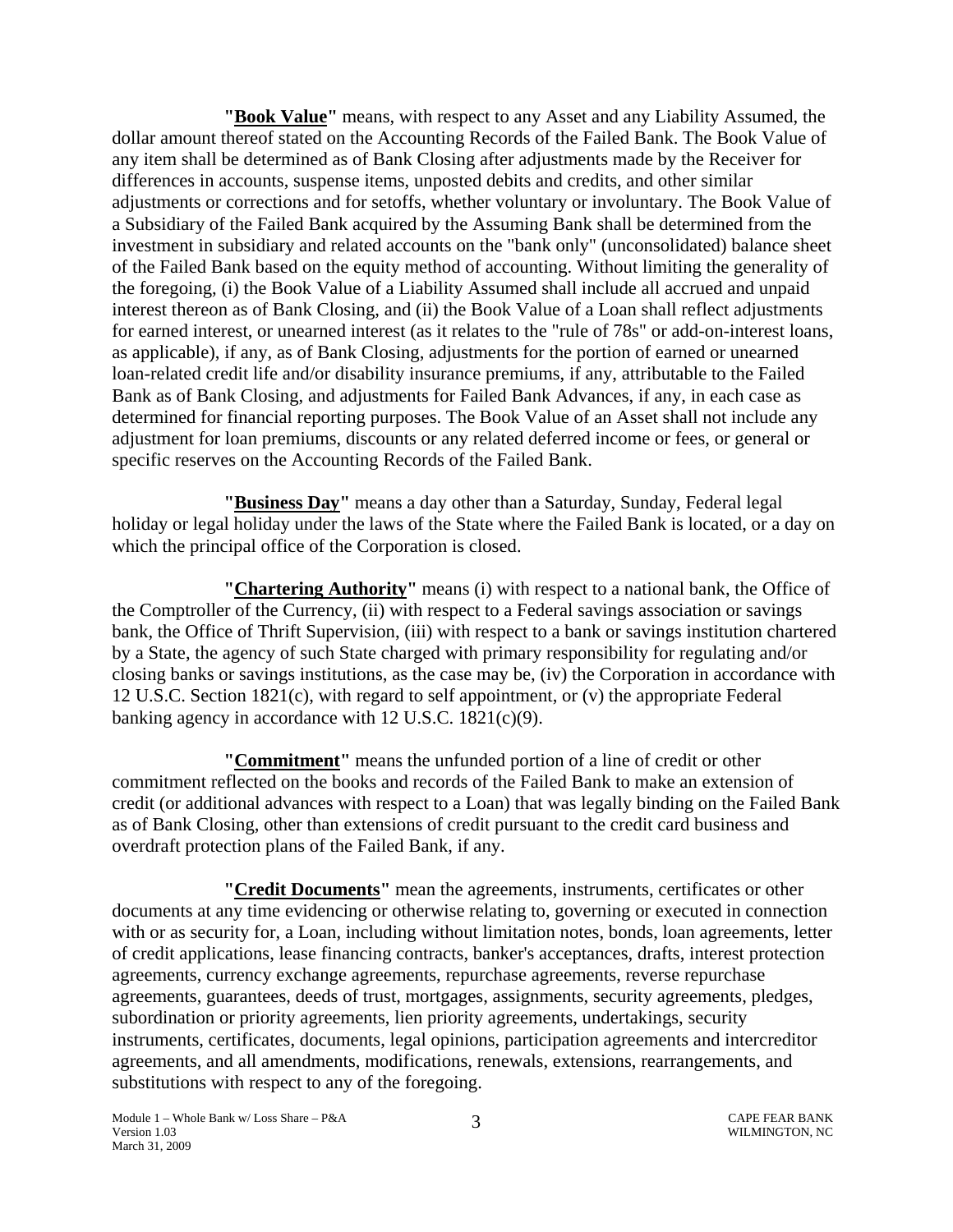**"Book Value"** means, with respect to any Asset and any Liability Assumed, the dollar amount thereof stated on the Accounting Records of the Failed Bank. The Book Value of any item shall be determined as of Bank Closing after adjustments made by the Receiver for differences in accounts, suspense items, unposted debits and credits, and other similar adjustments or corrections and for setoffs, whether voluntary or involuntary. The Book Value of a Subsidiary of the Failed Bank acquired by the Assuming Bank shall be determined from the investment in subsidiary and related accounts on the "bank only" (unconsolidated) balance sheet of the Failed Bank based on the equity method of accounting. Without limiting the generality of the foregoing, (i) the Book Value of a Liability Assumed shall include all accrued and unpaid interest thereon as of Bank Closing, and (ii) the Book Value of a Loan shall reflect adjustments for earned interest, or unearned interest (as it relates to the "rule of 78s" or add-on-interest loans, as applicable), if any, as of Bank Closing, adjustments for the portion of earned or unearned loan-related credit life and/or disability insurance premiums, if any, attributable to the Failed Bank as of Bank Closing, and adjustments for Failed Bank Advances, if any, in each case as determined for financial reporting purposes. The Book Value of an Asset shall not include any adjustment for loan premiums, discounts or any related deferred income or fees, or general or specific reserves on the Accounting Records of the Failed Bank.

**"Business Day"** means a day other than a Saturday, Sunday, Federal legal holiday or legal holiday under the laws of the State where the Failed Bank is located, or a day on which the principal office of the Corporation is closed.

**"Chartering Authority"** means (i) with respect to a national bank, the Office of the Comptroller of the Currency, (ii) with respect to a Federal savings association or savings bank, the Office of Thrift Supervision, (iii) with respect to a bank or savings institution chartered by a State, the agency of such State charged with primary responsibility for regulating and/or closing banks or savings institutions, as the case may be, (iv) the Corporation in accordance with 12 U.S.C. Section 1821(c), with regard to self appointment, or (v) the appropriate Federal banking agency in accordance with 12 U.S.C. 1821(c)(9).

**"Commitment"** means the unfunded portion of a line of credit or other commitment reflected on the books and records of the Failed Bank to make an extension of credit (or additional advances with respect to a Loan) that was legally binding on the Failed Bank as of Bank Closing, other than extensions of credit pursuant to the credit card business and overdraft protection plans of the Failed Bank, if any.

**"Credit Documents"** mean the agreements, instruments, certificates or other documents at any time evidencing or otherwise relating to, governing or executed in connection with or as security for, a Loan, including without limitation notes, bonds, loan agreements, letter of credit applications, lease financing contracts, banker's acceptances, drafts, interest protection agreements, currency exchange agreements, repurchase agreements, reverse repurchase agreements, guarantees, deeds of trust, mortgages, assignments, security agreements, pledges, subordination or priority agreements, lien priority agreements, undertakings, security instruments, certificates, documents, legal opinions, participation agreements and intercreditor agreements, and all amendments, modifications, renewals, extensions, rearrangements, and substitutions with respect to any of the foregoing.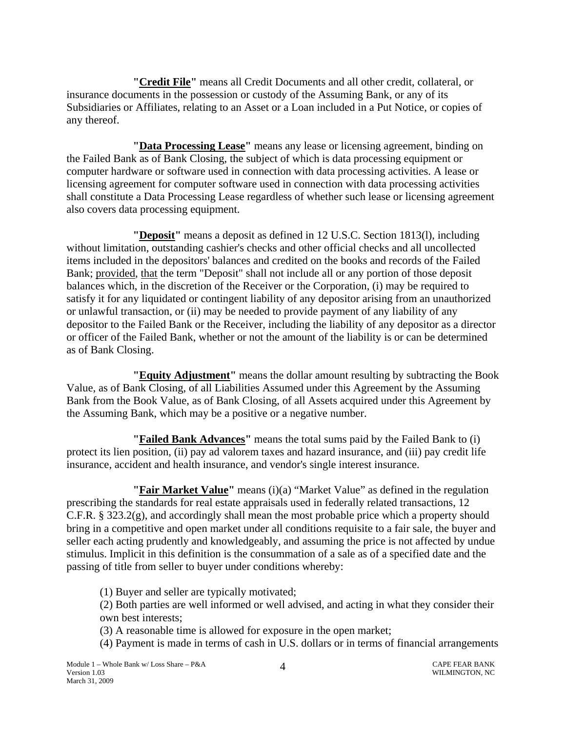**"Credit File"** means all Credit Documents and all other credit, collateral, or insurance documents in the possession or custody of the Assuming Bank, or any of its Subsidiaries or Affiliates, relating to an Asset or a Loan included in a Put Notice, or copies of any thereof.

**"Data Processing Lease"** means any lease or licensing agreement, binding on the Failed Bank as of Bank Closing, the subject of which is data processing equipment or computer hardware or software used in connection with data processing activities. A lease or licensing agreement for computer software used in connection with data processing activities shall constitute a Data Processing Lease regardless of whether such lease or licensing agreement also covers data processing equipment.

**"Deposit"** means a deposit as defined in 12 U.S.C. Section 1813(l), including without limitation, outstanding cashier's checks and other official checks and all uncollected items included in the depositors' balances and credited on the books and records of the Failed Bank; provided, that the term "Deposit" shall not include all or any portion of those deposit balances which, in the discretion of the Receiver or the Corporation, (i) may be required to satisfy it for any liquidated or contingent liability of any depositor arising from an unauthorized or unlawful transaction, or (ii) may be needed to provide payment of any liability of any depositor to the Failed Bank or the Receiver, including the liability of any depositor as a director or officer of the Failed Bank, whether or not the amount of the liability is or can be determined as of Bank Closing.

**"Equity Adjustment"** means the dollar amount resulting by subtracting the Book Value, as of Bank Closing, of all Liabilities Assumed under this Agreement by the Assuming Bank from the Book Value, as of Bank Closing, of all Assets acquired under this Agreement by the Assuming Bank, which may be a positive or a negative number.

**"Failed Bank Advances"** means the total sums paid by the Failed Bank to (i) protect its lien position, (ii) pay ad valorem taxes and hazard insurance, and (iii) pay credit life insurance, accident and health insurance, and vendor's single interest insurance.

**"Fair Market Value"** means (i)(a) "Market Value" as defined in the regulation prescribing the standards for real estate appraisals used in federally related transactions, 12 C.F.R. § 323.2(g), and accordingly shall mean the most probable price which a property should bring in a competitive and open market under all conditions requisite to a fair sale, the buyer and seller each acting prudently and knowledgeably, and assuming the price is not affected by undue stimulus. Implicit in this definition is the consummation of a sale as of a specified date and the passing of title from seller to buyer under conditions whereby:

(1) Buyer and seller are typically motivated;
(2) Both parties are well informed or well advised, and acting in what they consider their own best interests;
(3) A reasonable time is allowed for exposure in the open market;
(4) Payment is made in terms of cash in U.S. dollars or in terms of financial arrangements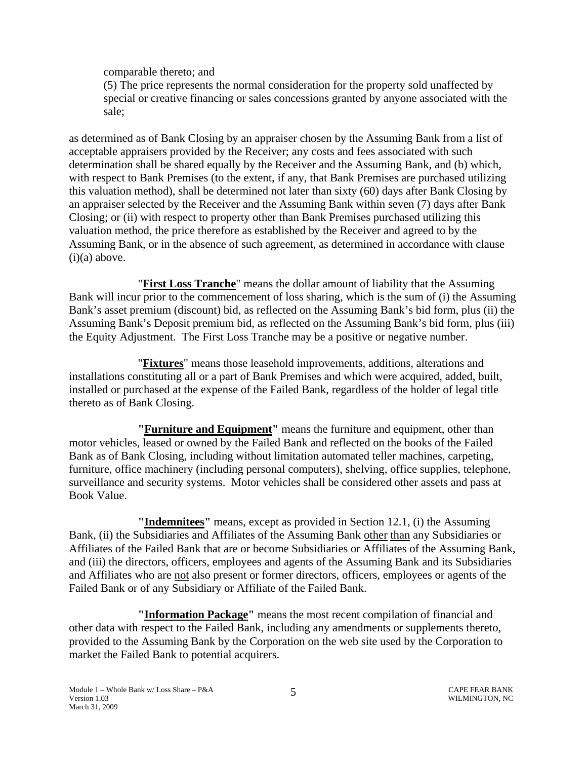comparable thereto; and

(5) The price represents the normal consideration for the property sold unaffected by special or creative financing or sales concessions granted by anyone associated with the sale;

as determined as of Bank Closing by an appraiser chosen by the Assuming Bank from a list of acceptable appraisers provided by the Receiver; any costs and fees associated with such determination shall be shared equally by the Receiver and the Assuming Bank, and (b) which, with respect to Bank Premises (to the extent, if any, that Bank Premises are purchased utilizing this valuation method), shall be determined not later than sixty (60) days after Bank Closing by an appraiser selected by the Receiver and the Assuming Bank within seven (7) days after Bank Closing; or (ii) with respect to property other than Bank Premises purchased utilizing this valuation method, the price therefore as established by the Receiver and agreed to by the Assuming Bank, or in the absence of such agreement, as determined in accordance with clause (i)(a) above.

"**First Loss Tranche**" means the dollar amount of liability that the Assuming Bank will incur prior to the commencement of loss sharing, which is the sum of (i) the Assuming Bank's asset premium (discount) bid, as reflected on the Assuming Bank's bid form, plus (ii) the Assuming Bank's Deposit premium bid, as reflected on the Assuming Bank's bid form, plus (iii) the Equity Adjustment. The First Loss Tranche may be a positive or negative number.

"**Fixtures**" means those leasehold improvements, additions, alterations and installations constituting all or a part of Bank Premises and which were acquired, added, built, installed or purchased at the expense of the Failed Bank, regardless of the holder of legal title thereto as of Bank Closing.

**"Furniture and Equipment"** means the furniture and equipment, other than motor vehicles, leased or owned by the Failed Bank and reflected on the books of the Failed Bank as of Bank Closing, including without limitation automated teller machines, carpeting, furniture, office machinery (including personal computers), shelving, office supplies, telephone, surveillance and security systems. Motor vehicles shall be considered other assets and pass at Book Value.

**"Indemnitees"** means, except as provided in Section 12.1, (i) the Assuming Bank, (ii) the Subsidiaries and Affiliates of the Assuming Bank other than any Subsidiaries or Affiliates of the Failed Bank that are or become Subsidiaries or Affiliates of the Assuming Bank, and (iii) the directors, officers, employees and agents of the Assuming Bank and its Subsidiaries and Affiliates who are not also present or former directors, officers, employees or agents of the Failed Bank or of any Subsidiary or Affiliate of the Failed Bank.

**"Information Package"** means the most recent compilation of financial and other data with respect to the Failed Bank, including any amendments or supplements thereto, provided to the Assuming Bank by the Corporation on the web site used by the Corporation to market the Failed Bank to potential acquirers.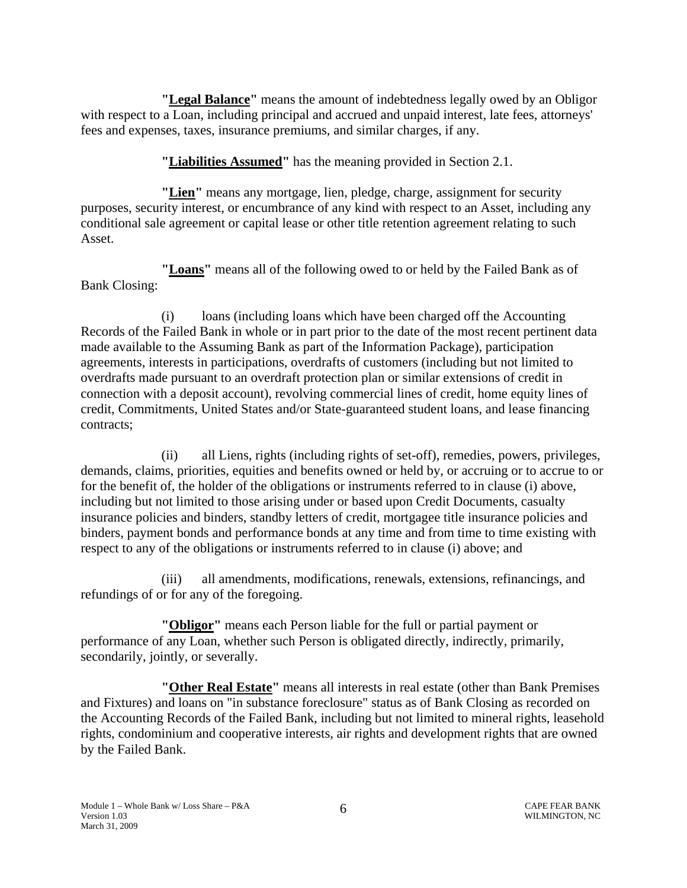**"Legal Balance"** means the amount of indebtedness legally owed by an Obligor with respect to a Loan, including principal and accrued and unpaid interest, late fees, attorneys' fees and expenses, taxes, insurance premiums, and similar charges, if any.

**"Liabilities Assumed"** has the meaning provided in Section 2.1.

**"Lien"** means any mortgage, lien, pledge, charge, assignment for security purposes, security interest, or encumbrance of any kind with respect to an Asset, including any conditional sale agreement or capital lease or other title retention agreement relating to such Asset.

**"Loans"** means all of the following owed to or held by the Failed Bank as of Bank Closing:

(i) loans (including loans which have been charged off the Accounting Records of the Failed Bank in whole or in part prior to the date of the most recent pertinent data made available to the Assuming Bank as part of the Information Package), participation agreements, interests in participations, overdrafts of customers (including but not limited to overdrafts made pursuant to an overdraft protection plan or similar extensions of credit in connection with a deposit account), revolving commercial lines of credit, home equity lines of credit, Commitments, United States and/or State-guaranteed student loans, and lease financing contracts;

(ii) all Liens, rights (including rights of set-off), remedies, powers, privileges, demands, claims, priorities, equities and benefits owned or held by, or accruing or to accrue to or for the benefit of, the holder of the obligations or instruments referred to in clause (i) above, including but not limited to those arising under or based upon Credit Documents, casualty insurance policies and binders, standby letters of credit, mortgagee title insurance policies and binders, payment bonds and performance bonds at any time and from time to time existing with respect to any of the obligations or instruments referred to in clause (i) above; and

(iii) all amendments, modifications, renewals, extensions, refinancings, and refundings of or for any of the foregoing.

**"Obligor"** means each Person liable for the full or partial payment or performance of any Loan, whether such Person is obligated directly, indirectly, primarily, secondarily, jointly, or severally.

**"Other Real Estate"** means all interests in real estate (other than Bank Premises and Fixtures) and loans on "in substance foreclosure" status as of Bank Closing as recorded on the Accounting Records of the Failed Bank, including but not limited to mineral rights, leasehold rights, condominium and cooperative interests, air rights and development rights that are owned by the Failed Bank.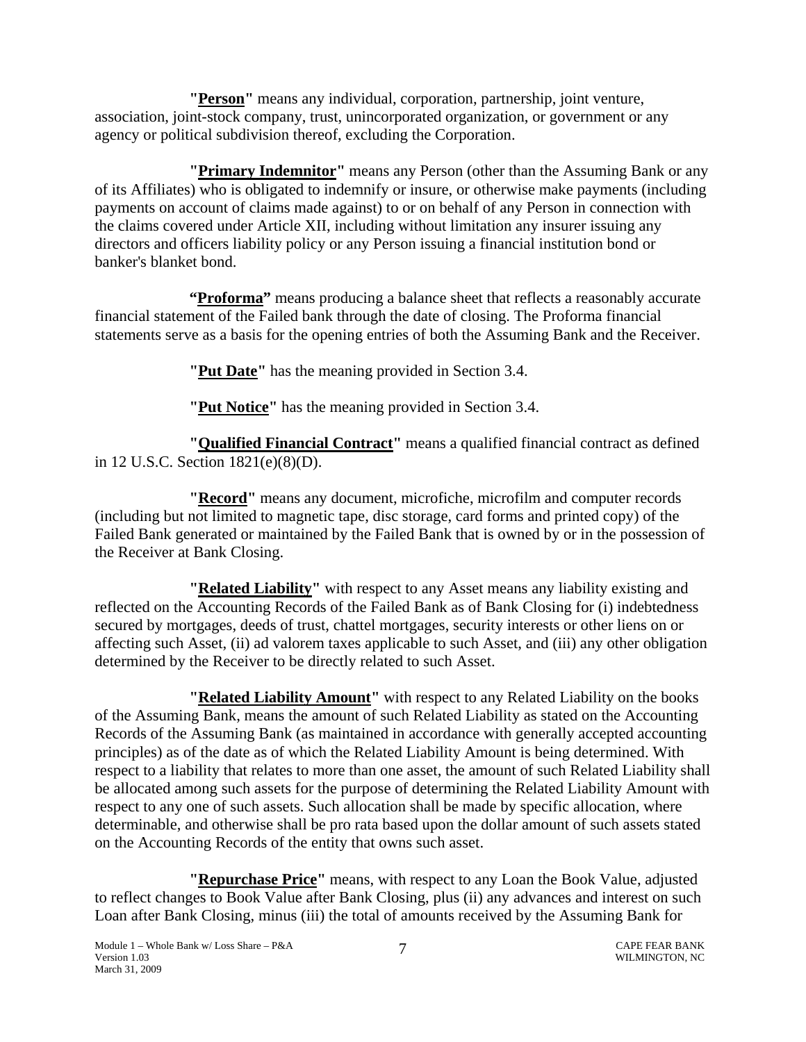**"Person"** means any individual, corporation, partnership, joint venture, association, joint-stock company, trust, unincorporated organization, or government or any agency or political subdivision thereof, excluding the Corporation.

**"Primary Indemnitor"** means any Person (other than the Assuming Bank or any of its Affiliates) who is obligated to indemnify or insure, or otherwise make payments (including payments on account of claims made against) to or on behalf of any Person in connection with the claims covered under Article XII, including without limitation any insurer issuing any directors and officers liability policy or any Person issuing a financial institution bond or banker's blanket bond.

**"Proforma"** means producing a balance sheet that reflects a reasonably accurate financial statement of the Failed bank through the date of closing. The Proforma financial statements serve as a basis for the opening entries of both the Assuming Bank and the Receiver.

**"Put Date"** has the meaning provided in Section 3.4.

**"Put Notice"** has the meaning provided in Section 3.4.

**"Qualified Financial Contract"** means a qualified financial contract as defined in 12 U.S.C. Section 1821(e)(8)(D).

**"Record"** means any document, microfiche, microfilm and computer records (including but not limited to magnetic tape, disc storage, card forms and printed copy) of the Failed Bank generated or maintained by the Failed Bank that is owned by or in the possession of the Receiver at Bank Closing.

**"Related Liability"** with respect to any Asset means any liability existing and reflected on the Accounting Records of the Failed Bank as of Bank Closing for (i) indebtedness secured by mortgages, deeds of trust, chattel mortgages, security interests or other liens on or affecting such Asset, (ii) ad valorem taxes applicable to such Asset, and (iii) any other obligation determined by the Receiver to be directly related to such Asset.

**"Related Liability Amount"** with respect to any Related Liability on the books of the Assuming Bank, means the amount of such Related Liability as stated on the Accounting Records of the Assuming Bank (as maintained in accordance with generally accepted accounting principles) as of the date as of which the Related Liability Amount is being determined. With respect to a liability that relates to more than one asset, the amount of such Related Liability shall be allocated among such assets for the purpose of determining the Related Liability Amount with respect to any one of such assets. Such allocation shall be made by specific allocation, where determinable, and otherwise shall be pro rata based upon the dollar amount of such assets stated on the Accounting Records of the entity that owns such asset.

**"Repurchase Price"** means, with respect to any Loan the Book Value, adjusted to reflect changes to Book Value after Bank Closing, plus (ii) any advances and interest on such Loan after Bank Closing, minus (iii) the total of amounts received by the Assuming Bank for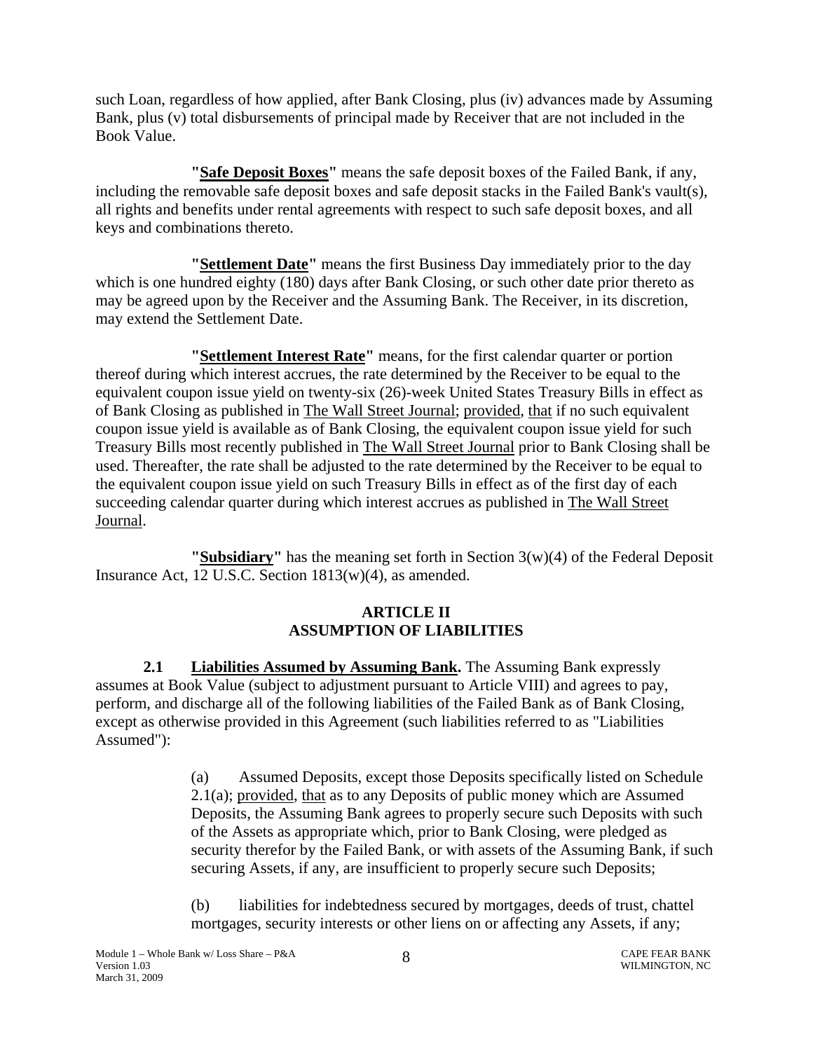such Loan, regardless of how applied, after Bank Closing, plus (iv) advances made by Assuming Bank, plus (v) total disbursements of principal made by Receiver that are not included in the Book Value.

**"Safe Deposit Boxes"** means the safe deposit boxes of the Failed Bank, if any, including the removable safe deposit boxes and safe deposit stacks in the Failed Bank's vault(s), all rights and benefits under rental agreements with respect to such safe deposit boxes, and all keys and combinations thereto.

**"Settlement Date"** means the first Business Day immediately prior to the day which is one hundred eighty (180) days after Bank Closing, or such other date prior thereto as may be agreed upon by the Receiver and the Assuming Bank. The Receiver, in its discretion, may extend the Settlement Date.

**"Settlement Interest Rate"** means, for the first calendar quarter or portion thereof during which interest accrues, the rate determined by the Receiver to be equal to the equivalent coupon issue yield on twenty-six (26)-week United States Treasury Bills in effect as of Bank Closing as published in The Wall Street Journal; provided, that if no such equivalent coupon issue yield is available as of Bank Closing, the equivalent coupon issue yield for such Treasury Bills most recently published in The Wall Street Journal prior to Bank Closing shall be used. Thereafter, the rate shall be adjusted to the rate determined by the Receiver to be equal to the equivalent coupon issue yield on such Treasury Bills in effect as of the first day of each succeeding calendar quarter during which interest accrues as published in The Wall Street Journal.

**"Subsidiary"** has the meaning set forth in Section 3(w)(4) of the Federal Deposit Insurance Act, 12 U.S.C. Section 1813(w)(4), as amended.

## ARTICLE II
## ASSUMPTION OF LIABILITIES

**2.1 Liabilities Assumed by Assuming Bank.** The Assuming Bank expressly assumes at Book Value (subject to adjustment pursuant to Article VIII) and agrees to pay, perform, and discharge all of the following liabilities of the Failed Bank as of Bank Closing, except as otherwise provided in this Agreement (such liabilities referred to as "Liabilities Assumed"):

(a) Assumed Deposits, except those Deposits specifically listed on Schedule 2.1(a); provided, that as to any Deposits of public money which are Assumed Deposits, the Assuming Bank agrees to properly secure such Deposits with such of the Assets as appropriate which, prior to Bank Closing, were pledged as security therefor by the Failed Bank, or with assets of the Assuming Bank, if such securing Assets, if any, are insufficient to properly secure such Deposits;

(b) liabilities for indebtedness secured by mortgages, deeds of trust, chattel mortgages, security interests or other liens on or affecting any Assets, if any;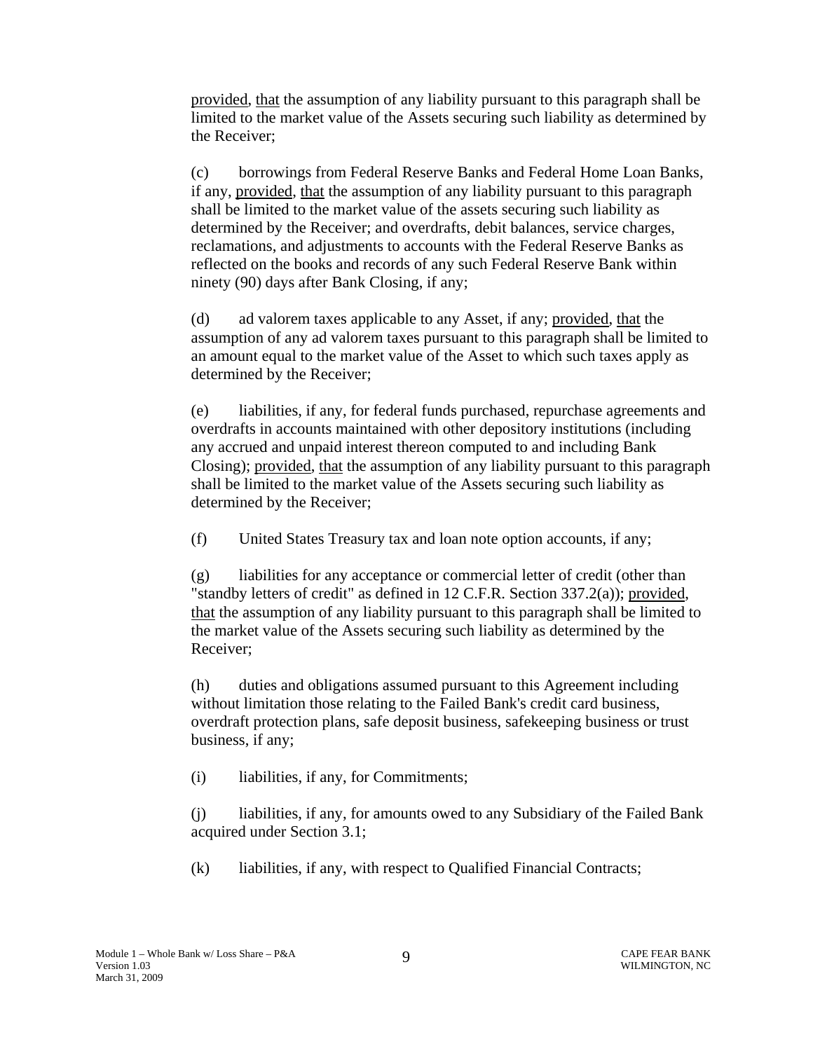provided, that the assumption of any liability pursuant to this paragraph shall be limited to the market value of the Assets securing such liability as determined by the Receiver;

(c) borrowings from Federal Reserve Banks and Federal Home Loan Banks, if any, provided, that the assumption of any liability pursuant to this paragraph shall be limited to the market value of the assets securing such liability as determined by the Receiver; and overdrafts, debit balances, service charges, reclamations, and adjustments to accounts with the Federal Reserve Banks as reflected on the books and records of any such Federal Reserve Bank within ninety (90) days after Bank Closing, if any;

(d) ad valorem taxes applicable to any Asset, if any; provided, that the assumption of any ad valorem taxes pursuant to this paragraph shall be limited to an amount equal to the market value of the Asset to which such taxes apply as determined by the Receiver;

(e) liabilities, if any, for federal funds purchased, repurchase agreements and overdrafts in accounts maintained with other depository institutions (including any accrued and unpaid interest thereon computed to and including Bank Closing); provided, that the assumption of any liability pursuant to this paragraph shall be limited to the market value of the Assets securing such liability as determined by the Receiver;

(f) United States Treasury tax and loan note option accounts, if any;

(g) liabilities for any acceptance or commercial letter of credit (other than "standby letters of credit" as defined in 12 C.F.R. Section 337.2(a)); provided, that the assumption of any liability pursuant to this paragraph shall be limited to the market value of the Assets securing such liability as determined by the Receiver;

(h) duties and obligations assumed pursuant to this Agreement including without limitation those relating to the Failed Bank's credit card business, overdraft protection plans, safe deposit business, safekeeping business or trust business, if any;

(i) liabilities, if any, for Commitments;

(j) liabilities, if any, for amounts owed to any Subsidiary of the Failed Bank acquired under Section 3.1;

(k) liabilities, if any, with respect to Qualified Financial Contracts;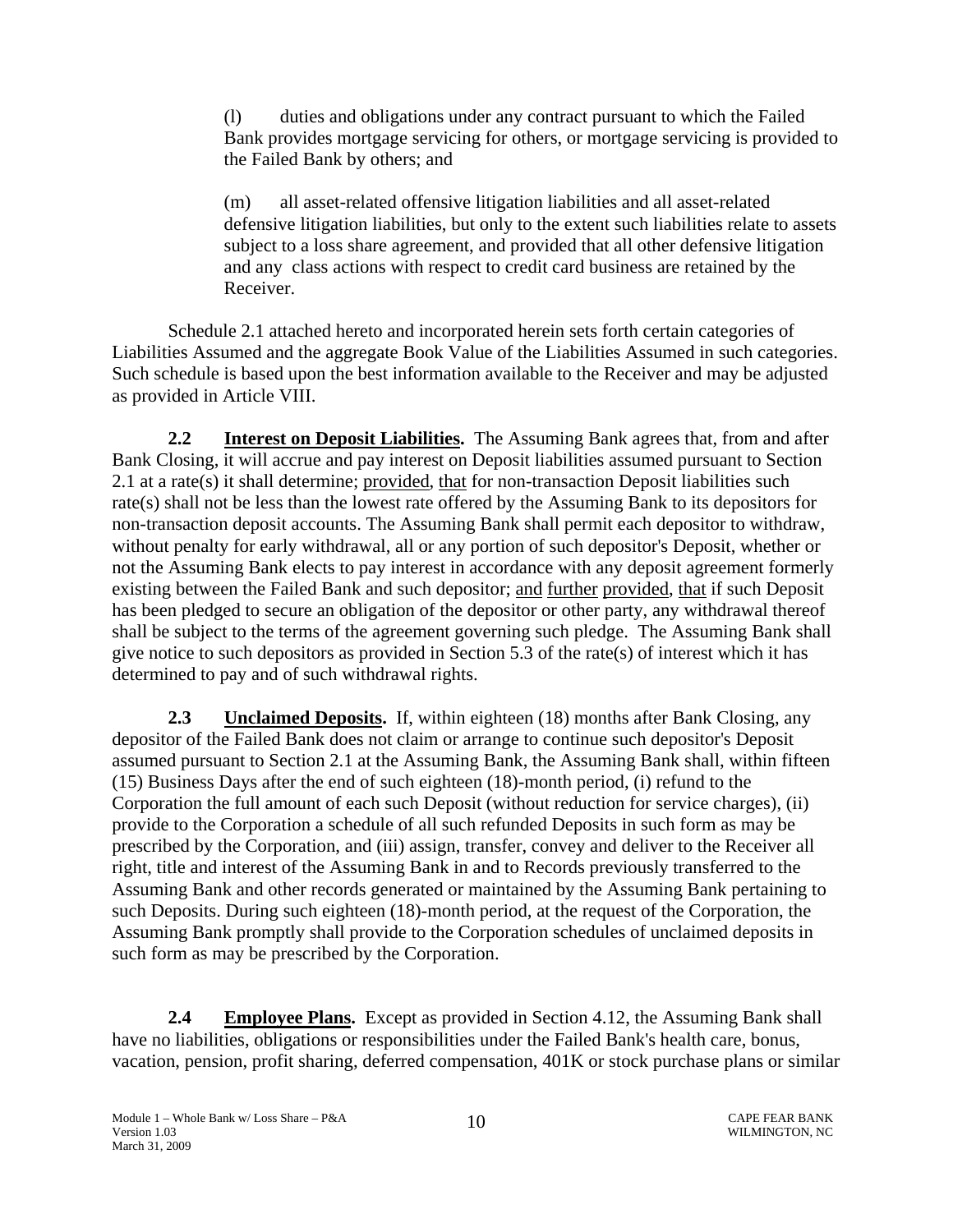(l) duties and obligations under any contract pursuant to which the Failed Bank provides mortgage servicing for others, or mortgage servicing is provided to the Failed Bank by others; and

(m) all asset-related offensive litigation liabilities and all asset-related defensive litigation liabilities, but only to the extent such liabilities relate to assets subject to a loss share agreement, and provided that all other defensive litigation and any class actions with respect to credit card business are retained by the Receiver.

Schedule 2.1 attached hereto and incorporated herein sets forth certain categories of Liabilities Assumed and the aggregate Book Value of the Liabilities Assumed in such categories. Such schedule is based upon the best information available to the Receiver and may be adjusted as provided in Article VIII.

**2.2 Interest on Deposit Liabilities.** The Assuming Bank agrees that, from and after Bank Closing, it will accrue and pay interest on Deposit liabilities assumed pursuant to Section 2.1 at a rate(s) it shall determine; provided, that for non-transaction Deposit liabilities such rate(s) shall not be less than the lowest rate offered by the Assuming Bank to its depositors for non-transaction deposit accounts. The Assuming Bank shall permit each depositor to withdraw, without penalty for early withdrawal, all or any portion of such depositor's Deposit, whether or not the Assuming Bank elects to pay interest in accordance with any deposit agreement formerly existing between the Failed Bank and such depositor; and further provided, that if such Deposit has been pledged to secure an obligation of the depositor or other party, any withdrawal thereof shall be subject to the terms of the agreement governing such pledge. The Assuming Bank shall give notice to such depositors as provided in Section 5.3 of the rate(s) of interest which it has determined to pay and of such withdrawal rights.

**2.3 Unclaimed Deposits.** If, within eighteen (18) months after Bank Closing, any depositor of the Failed Bank does not claim or arrange to continue such depositor's Deposit assumed pursuant to Section 2.1 at the Assuming Bank, the Assuming Bank shall, within fifteen (15) Business Days after the end of such eighteen (18)-month period, (i) refund to the Corporation the full amount of each such Deposit (without reduction for service charges), (ii) provide to the Corporation a schedule of all such refunded Deposits in such form as may be prescribed by the Corporation, and (iii) assign, transfer, convey and deliver to the Receiver all right, title and interest of the Assuming Bank in and to Records previously transferred to the Assuming Bank and other records generated or maintained by the Assuming Bank pertaining to such Deposits. During such eighteen (18)-month period, at the request of the Corporation, the Assuming Bank promptly shall provide to the Corporation schedules of unclaimed deposits in such form as may be prescribed by the Corporation.

**2.4 Employee Plans.** Except as provided in Section 4.12, the Assuming Bank shall have no liabilities, obligations or responsibilities under the Failed Bank's health care, bonus, vacation, pension, profit sharing, deferred compensation, 401K or stock purchase plans or similar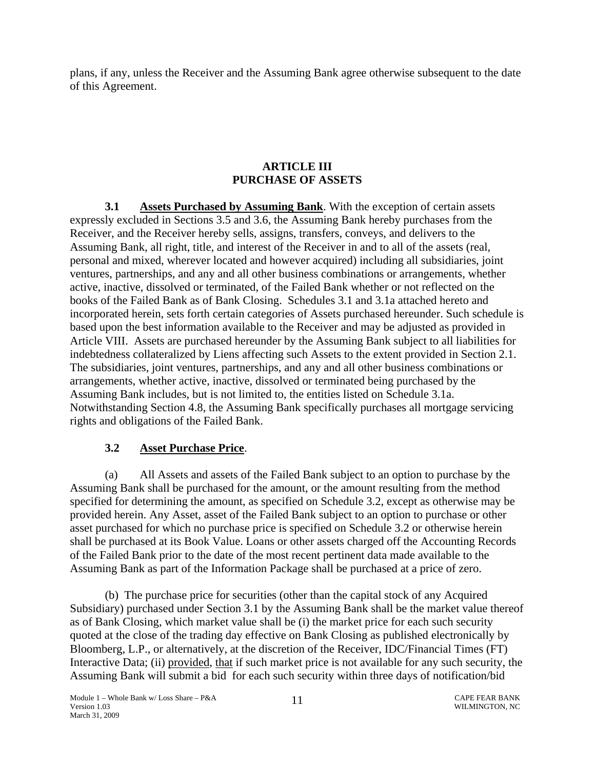plans, if any, unless the Receiver and the Assuming Bank agree otherwise subsequent to the date of this Agreement.

## ARTICLE III
## PURCHASE OF ASSETS

**3.1 Assets Purchased by Assuming Bank**. With the exception of certain assets expressly excluded in Sections 3.5 and 3.6, the Assuming Bank hereby purchases from the Receiver, and the Receiver hereby sells, assigns, transfers, conveys, and delivers to the Assuming Bank, all right, title, and interest of the Receiver in and to all of the assets (real, personal and mixed, wherever located and however acquired) including all subsidiaries, joint ventures, partnerships, and any and all other business combinations or arrangements, whether active, inactive, dissolved or terminated, of the Failed Bank whether or not reflected on the books of the Failed Bank as of Bank Closing. Schedules 3.1 and 3.1a attached hereto and incorporated herein, sets forth certain categories of Assets purchased hereunder. Such schedule is based upon the best information available to the Receiver and may be adjusted as provided in Article VIII. Assets are purchased hereunder by the Assuming Bank subject to all liabilities for indebtedness collateralized by Liens affecting such Assets to the extent provided in Section 2.1. The subsidiaries, joint ventures, partnerships, and any and all other business combinations or arrangements, whether active, inactive, dissolved or terminated being purchased by the Assuming Bank includes, but is not limited to, the entities listed on Schedule 3.1a. Notwithstanding Section 4.8, the Assuming Bank specifically purchases all mortgage servicing rights and obligations of the Failed Bank.

**3.2 Asset Purchase Price**.

(a) All Assets and assets of the Failed Bank subject to an option to purchase by the Assuming Bank shall be purchased for the amount, or the amount resulting from the method specified for determining the amount, as specified on Schedule 3.2, except as otherwise may be provided herein. Any Asset, asset of the Failed Bank subject to an option to purchase or other asset purchased for which no purchase price is specified on Schedule 3.2 or otherwise herein shall be purchased at its Book Value. Loans or other assets charged off the Accounting Records of the Failed Bank prior to the date of the most recent pertinent data made available to the Assuming Bank as part of the Information Package shall be purchased at a price of zero.

(b) The purchase price for securities (other than the capital stock of any Acquired Subsidiary) purchased under Section 3.1 by the Assuming Bank shall be the market value thereof as of Bank Closing, which market value shall be (i) the market price for each such security quoted at the close of the trading day effective on Bank Closing as published electronically by Bloomberg, L.P., or alternatively, at the discretion of the Receiver, IDC/Financial Times (FT) Interactive Data; (ii) provided, that if such market price is not available for any such security, the Assuming Bank will submit a bid for each such security within three days of notification/bid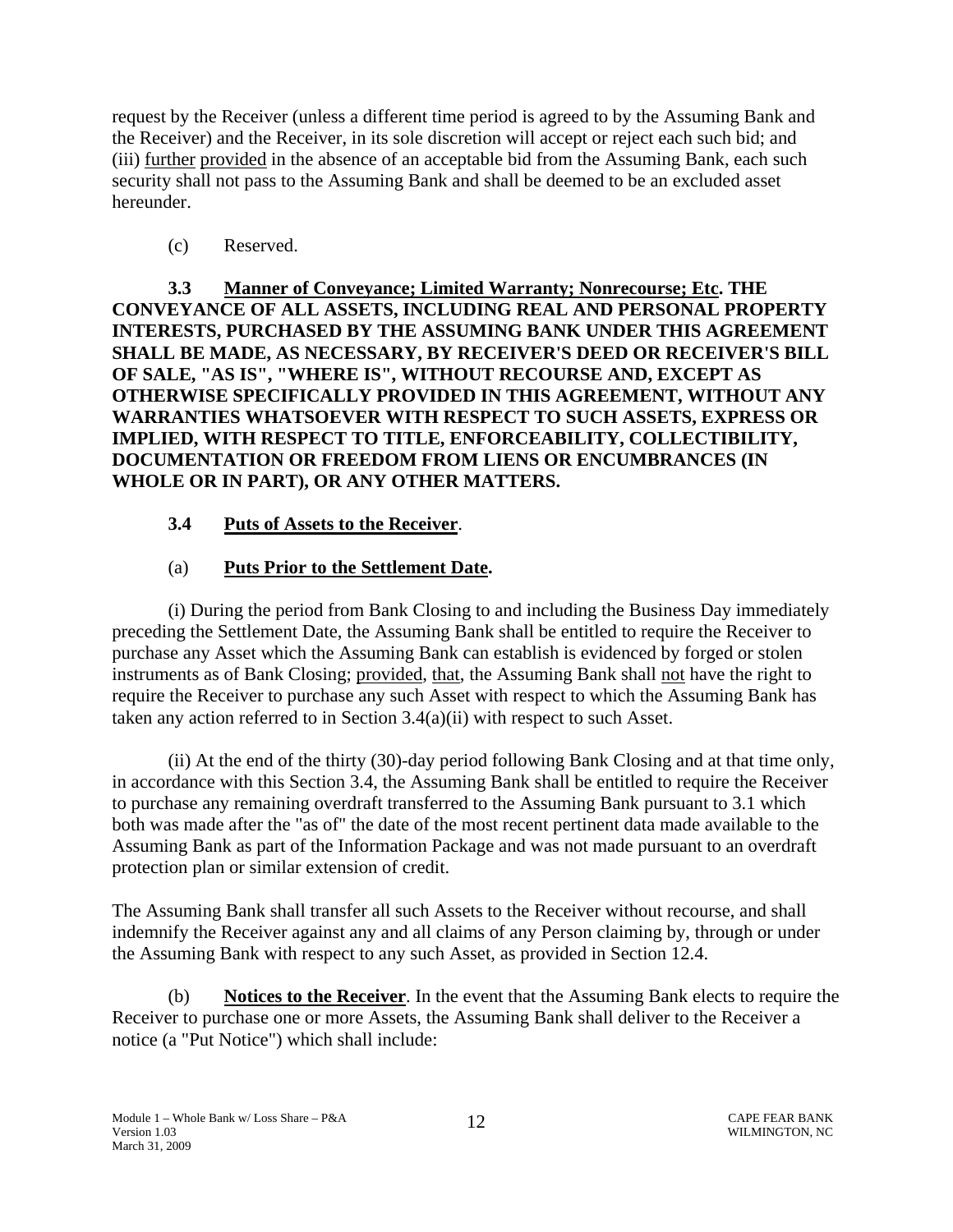request by the Receiver (unless a different time period is agreed to by the Assuming Bank and the Receiver) and the Receiver, in its sole discretion will accept or reject each such bid; and (iii) further provided in the absence of an acceptable bid from the Assuming Bank, each such security shall not pass to the Assuming Bank and shall be deemed to be an excluded asset hereunder.

(c) Reserved.

**3.3 Manner of Conveyance; Limited Warranty; Nonrecourse; Etc. THE CONVEYANCE OF ALL ASSETS, INCLUDING REAL AND PERSONAL PROPERTY INTERESTS, PURCHASED BY THE ASSUMING BANK UNDER THIS AGREEMENT SHALL BE MADE, AS NECESSARY, BY RECEIVER'S DEED OR RECEIVER'S BILL OF SALE, "AS IS", "WHERE IS", WITHOUT RECOURSE AND, EXCEPT AS OTHERWISE SPECIFICALLY PROVIDED IN THIS AGREEMENT, WITHOUT ANY WARRANTIES WHATSOEVER WITH RESPECT TO SUCH ASSETS, EXPRESS OR IMPLIED, WITH RESPECT TO TITLE, ENFORCEABILITY, COLLECTIBILITY, DOCUMENTATION OR FREEDOM FROM LIENS OR ENCUMBRANCES (IN WHOLE OR IN PART), OR ANY OTHER MATTERS.**

**3.4 Puts of Assets to the Receiver**.

(a) **Puts Prior to the Settlement Date.**

(i) During the period from Bank Closing to and including the Business Day immediately preceding the Settlement Date, the Assuming Bank shall be entitled to require the Receiver to purchase any Asset which the Assuming Bank can establish is evidenced by forged or stolen instruments as of Bank Closing; provided, that, the Assuming Bank shall not have the right to require the Receiver to purchase any such Asset with respect to which the Assuming Bank has taken any action referred to in Section 3.4(a)(ii) with respect to such Asset.

(ii) At the end of the thirty (30)-day period following Bank Closing and at that time only, in accordance with this Section 3.4, the Assuming Bank shall be entitled to require the Receiver to purchase any remaining overdraft transferred to the Assuming Bank pursuant to 3.1 which both was made after the "as of" the date of the most recent pertinent data made available to the Assuming Bank as part of the Information Package and was not made pursuant to an overdraft protection plan or similar extension of credit.

The Assuming Bank shall transfer all such Assets to the Receiver without recourse, and shall indemnify the Receiver against any and all claims of any Person claiming by, through or under the Assuming Bank with respect to any such Asset, as provided in Section 12.4.

(b) **Notices to the Receiver**. In the event that the Assuming Bank elects to require the Receiver to purchase one or more Assets, the Assuming Bank shall deliver to the Receiver a notice (a "Put Notice") which shall include: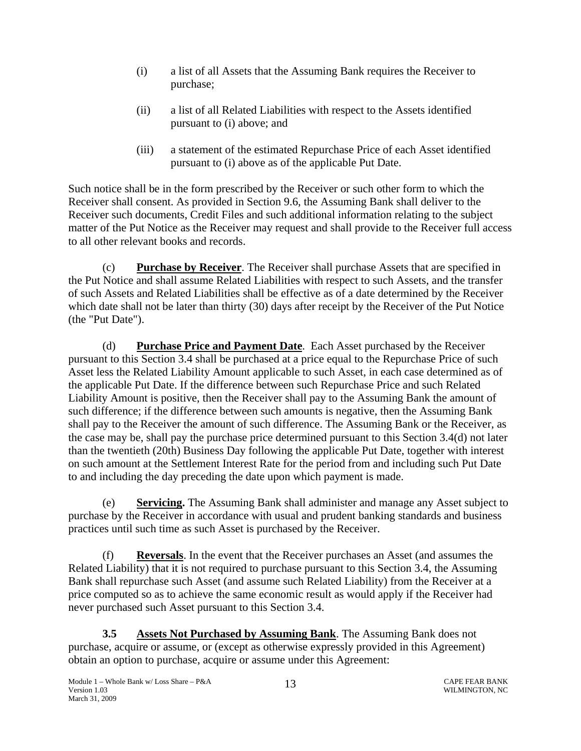(i) a list of all Assets that the Assuming Bank requires the Receiver to purchase;

(ii) a list of all Related Liabilities with respect to the Assets identified pursuant to (i) above; and

(iii) a statement of the estimated Repurchase Price of each Asset identified pursuant to (i) above as of the applicable Put Date.

Such notice shall be in the form prescribed by the Receiver or such other form to which the Receiver shall consent. As provided in Section 9.6, the Assuming Bank shall deliver to the Receiver such documents, Credit Files and such additional information relating to the subject matter of the Put Notice as the Receiver may request and shall provide to the Receiver full access to all other relevant books and records.

(c) **Purchase by Receiver**. The Receiver shall purchase Assets that are specified in the Put Notice and shall assume Related Liabilities with respect to such Assets, and the transfer of such Assets and Related Liabilities shall be effective as of a date determined by the Receiver which date shall not be later than thirty (30) days after receipt by the Receiver of the Put Notice (the "Put Date").

(d) **Purchase Price and Payment Date**. Each Asset purchased by the Receiver pursuant to this Section 3.4 shall be purchased at a price equal to the Repurchase Price of such Asset less the Related Liability Amount applicable to such Asset, in each case determined as of the applicable Put Date. If the difference between such Repurchase Price and such Related Liability Amount is positive, then the Receiver shall pay to the Assuming Bank the amount of such difference; if the difference between such amounts is negative, then the Assuming Bank shall pay to the Receiver the amount of such difference. The Assuming Bank or the Receiver, as the case may be, shall pay the purchase price determined pursuant to this Section 3.4(d) not later than the twentieth (20th) Business Day following the applicable Put Date, together with interest on such amount at the Settlement Interest Rate for the period from and including such Put Date to and including the day preceding the date upon which payment is made.

(e) **Servicing.** The Assuming Bank shall administer and manage any Asset subject to purchase by the Receiver in accordance with usual and prudent banking standards and business practices until such time as such Asset is purchased by the Receiver.

(f) **Reversals**. In the event that the Receiver purchases an Asset (and assumes the Related Liability) that it is not required to purchase pursuant to this Section 3.4, the Assuming Bank shall repurchase such Asset (and assume such Related Liability) from the Receiver at a price computed so as to achieve the same economic result as would apply if the Receiver had never purchased such Asset pursuant to this Section 3.4.

**3.5 Assets Not Purchased by Assuming Bank**. The Assuming Bank does not purchase, acquire or assume, or (except as otherwise expressly provided in this Agreement) obtain an option to purchase, acquire or assume under this Agreement: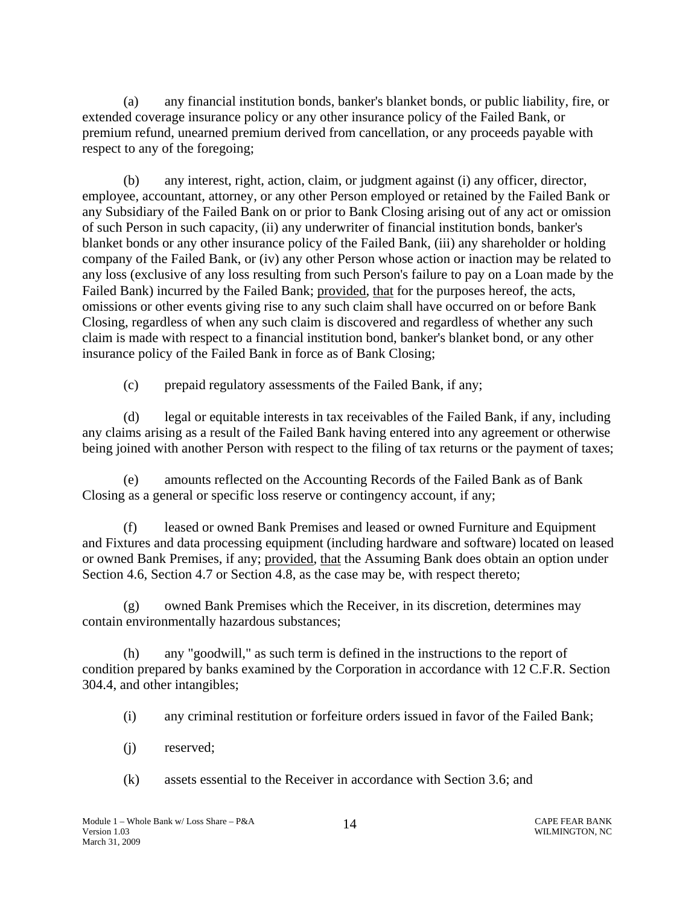(a) any financial institution bonds, banker's blanket bonds, or public liability, fire, or extended coverage insurance policy or any other insurance policy of the Failed Bank, or premium refund, unearned premium derived from cancellation, or any proceeds payable with respect to any of the foregoing;

(b) any interest, right, action, claim, or judgment against (i) any officer, director, employee, accountant, attorney, or any other Person employed or retained by the Failed Bank or any Subsidiary of the Failed Bank on or prior to Bank Closing arising out of any act or omission of such Person in such capacity, (ii) any underwriter of financial institution bonds, banker's blanket bonds or any other insurance policy of the Failed Bank, (iii) any shareholder or holding company of the Failed Bank, or (iv) any other Person whose action or inaction may be related to any loss (exclusive of any loss resulting from such Person's failure to pay on a Loan made by the Failed Bank) incurred by the Failed Bank; provided, that for the purposes hereof, the acts, omissions or other events giving rise to any such claim shall have occurred on or before Bank Closing, regardless of when any such claim is discovered and regardless of whether any such claim is made with respect to a financial institution bond, banker's blanket bond, or any other insurance policy of the Failed Bank in force as of Bank Closing;

(c) prepaid regulatory assessments of the Failed Bank, if any;

(d) legal or equitable interests in tax receivables of the Failed Bank, if any, including any claims arising as a result of the Failed Bank having entered into any agreement or otherwise being joined with another Person with respect to the filing of tax returns or the payment of taxes;

(e) amounts reflected on the Accounting Records of the Failed Bank as of Bank Closing as a general or specific loss reserve or contingency account, if any;

(f) leased or owned Bank Premises and leased or owned Furniture and Equipment and Fixtures and data processing equipment (including hardware and software) located on leased or owned Bank Premises, if any; provided, that the Assuming Bank does obtain an option under Section 4.6, Section 4.7 or Section 4.8, as the case may be, with respect thereto;

(g) owned Bank Premises which the Receiver, in its discretion, determines may contain environmentally hazardous substances;

(h) any "goodwill," as such term is defined in the instructions to the report of condition prepared by banks examined by the Corporation in accordance with 12 C.F.R. Section 304.4, and other intangibles;

(i) any criminal restitution or forfeiture orders issued in favor of the Failed Bank;

(j) reserved;

(k) assets essential to the Receiver in accordance with Section 3.6; and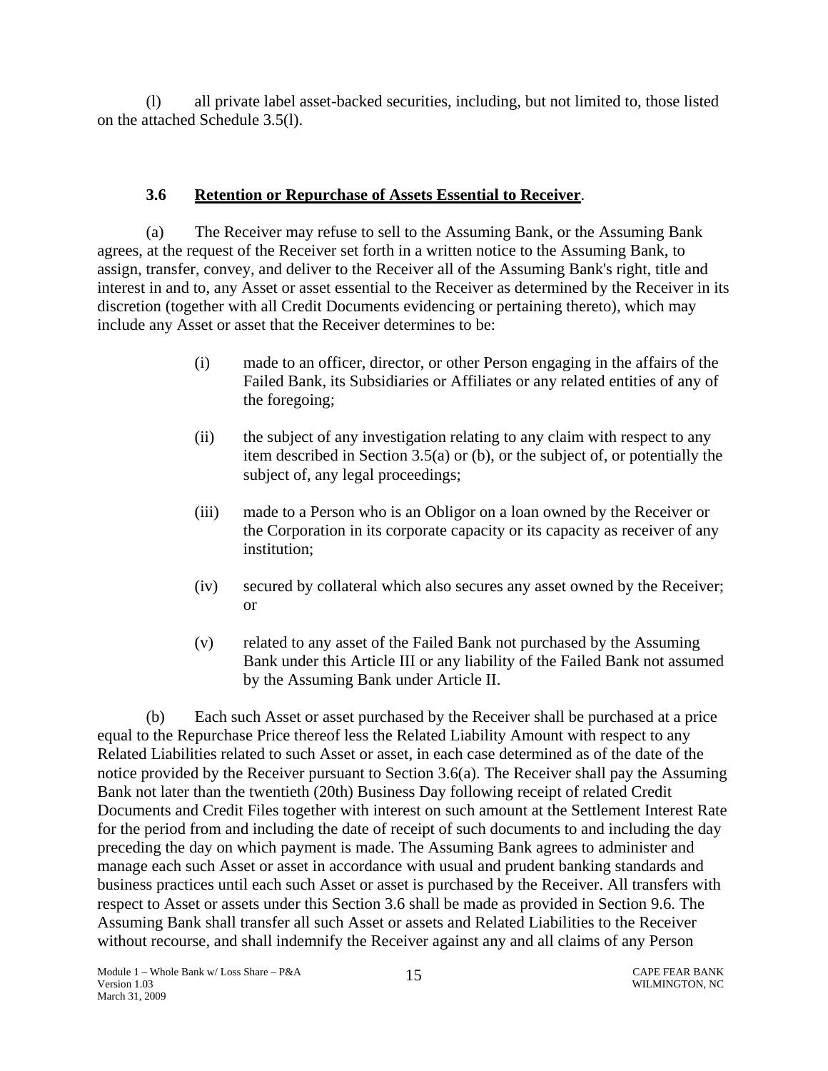(l) all private label asset-backed securities, including, but not limited to, those listed on the attached Schedule 3.5(l).

### 3.6 Retention or Repurchase of Assets Essential to Receiver.

(a) The Receiver may refuse to sell to the Assuming Bank, or the Assuming Bank agrees, at the request of the Receiver set forth in a written notice to the Assuming Bank, to assign, transfer, convey, and deliver to the Receiver all of the Assuming Bank's right, title and interest in and to, any Asset or asset essential to the Receiver as determined by the Receiver in its discretion (together with all Credit Documents evidencing or pertaining thereto), which may include any Asset or asset that the Receiver determines to be:

(i) made to an officer, director, or other Person engaging in the affairs of the Failed Bank, its Subsidiaries or Affiliates or any related entities of any of the foregoing;

(ii) the subject of any investigation relating to any claim with respect to any item described in Section 3.5(a) or (b), or the subject of, or potentially the subject of, any legal proceedings;

(iii) made to a Person who is an Obligor on a loan owned by the Receiver or the Corporation in its corporate capacity or its capacity as receiver of any institution;

(iv) secured by collateral which also secures any asset owned by the Receiver; or

(v) related to any asset of the Failed Bank not purchased by the Assuming Bank under this Article III or any liability of the Failed Bank not assumed by the Assuming Bank under Article II.

(b) Each such Asset or asset purchased by the Receiver shall be purchased at a price equal to the Repurchase Price thereof less the Related Liability Amount with respect to any Related Liabilities related to such Asset or asset, in each case determined as of the date of the notice provided by the Receiver pursuant to Section 3.6(a). The Receiver shall pay the Assuming Bank not later than the twentieth (20th) Business Day following receipt of related Credit Documents and Credit Files together with interest on such amount at the Settlement Interest Rate for the period from and including the date of receipt of such documents to and including the day preceding the day on which payment is made. The Assuming Bank agrees to administer and manage each such Asset or asset in accordance with usual and prudent banking standards and business practices until each such Asset or asset is purchased by the Receiver. All transfers with respect to Asset or assets under this Section 3.6 shall be made as provided in Section 9.6. The Assuming Bank shall transfer all such Asset or assets and Related Liabilities to the Receiver without recourse, and shall indemnify the Receiver against any and all claims of any Person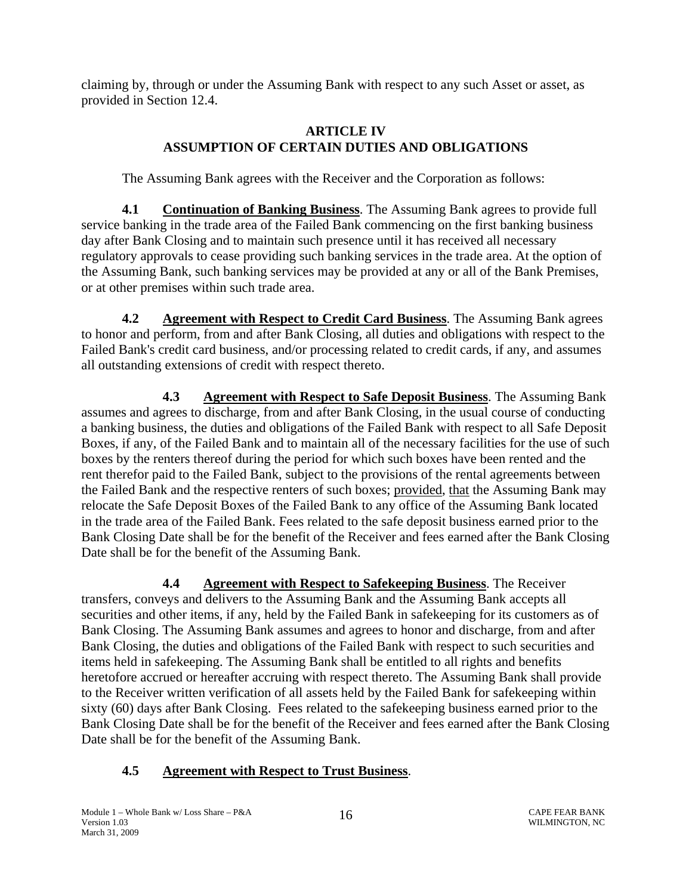claiming by, through or under the Assuming Bank with respect to any such Asset or asset, as provided in Section 12.4.

## ARTICLE IV
## ASSUMPTION OF CERTAIN DUTIES AND OBLIGATIONS

The Assuming Bank agrees with the Receiver and the Corporation as follows:

**4.1 Continuation of Banking Business**. The Assuming Bank agrees to provide full service banking in the trade area of the Failed Bank commencing on the first banking business day after Bank Closing and to maintain such presence until it has received all necessary regulatory approvals to cease providing such banking services in the trade area. At the option of the Assuming Bank, such banking services may be provided at any or all of the Bank Premises, or at other premises within such trade area.

**4.2 Agreement with Respect to Credit Card Business**. The Assuming Bank agrees to honor and perform, from and after Bank Closing, all duties and obligations with respect to the Failed Bank's credit card business, and/or processing related to credit cards, if any, and assumes all outstanding extensions of credit with respect thereto.

**4.3 Agreement with Respect to Safe Deposit Business**. The Assuming Bank assumes and agrees to discharge, from and after Bank Closing, in the usual course of conducting a banking business, the duties and obligations of the Failed Bank with respect to all Safe Deposit Boxes, if any, of the Failed Bank and to maintain all of the necessary facilities for the use of such boxes by the renters thereof during the period for which such boxes have been rented and the rent therefor paid to the Failed Bank, subject to the provisions of the rental agreements between the Failed Bank and the respective renters of such boxes; provided, that the Assuming Bank may relocate the Safe Deposit Boxes of the Failed Bank to any office of the Assuming Bank located in the trade area of the Failed Bank. Fees related to the safe deposit business earned prior to the Bank Closing Date shall be for the benefit of the Receiver and fees earned after the Bank Closing Date shall be for the benefit of the Assuming Bank.

**4.4 Agreement with Respect to Safekeeping Business**. The Receiver transfers, conveys and delivers to the Assuming Bank and the Assuming Bank accepts all securities and other items, if any, held by the Failed Bank in safekeeping for its customers as of Bank Closing. The Assuming Bank assumes and agrees to honor and discharge, from and after Bank Closing, the duties and obligations of the Failed Bank with respect to such securities and items held in safekeeping. The Assuming Bank shall be entitled to all rights and benefits heretofore accrued or hereafter accruing with respect thereto. The Assuming Bank shall provide to the Receiver written verification of all assets held by the Failed Bank for safekeeping within sixty (60) days after Bank Closing. Fees related to the safekeeping business earned prior to the Bank Closing Date shall be for the benefit of the Receiver and fees earned after the Bank Closing Date shall be for the benefit of the Assuming Bank.

**4.5 Agreement with Respect to Trust Business**.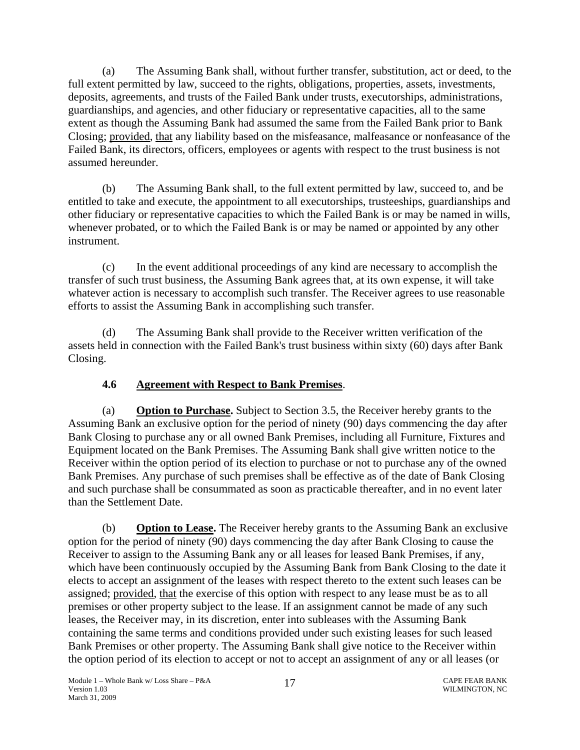(a) The Assuming Bank shall, without further transfer, substitution, act or deed, to the full extent permitted by law, succeed to the rights, obligations, properties, assets, investments, deposits, agreements, and trusts of the Failed Bank under trusts, executorships, administrations, guardianships, and agencies, and other fiduciary or representative capacities, all to the same extent as though the Assuming Bank had assumed the same from the Failed Bank prior to Bank Closing; provided, that any liability based on the misfeasance, malfeasance or nonfeasance of the Failed Bank, its directors, officers, employees or agents with respect to the trust business is not assumed hereunder.

(b) The Assuming Bank shall, to the full extent permitted by law, succeed to, and be entitled to take and execute, the appointment to all executorships, trusteeships, guardianships and other fiduciary or representative capacities to which the Failed Bank is or may be named in wills, whenever probated, or to which the Failed Bank is or may be named or appointed by any other instrument.

(c) In the event additional proceedings of any kind are necessary to accomplish the transfer of such trust business, the Assuming Bank agrees that, at its own expense, it will take whatever action is necessary to accomplish such transfer. The Receiver agrees to use reasonable efforts to assist the Assuming Bank in accomplishing such transfer.

(d) The Assuming Bank shall provide to the Receiver written verification of the assets held in connection with the Failed Bank's trust business within sixty (60) days after Bank Closing.

### 4.6 Agreement with Respect to Bank Premises.

(a) **Option to Purchase.** Subject to Section 3.5, the Receiver hereby grants to the Assuming Bank an exclusive option for the period of ninety (90) days commencing the day after Bank Closing to purchase any or all owned Bank Premises, including all Furniture, Fixtures and Equipment located on the Bank Premises. The Assuming Bank shall give written notice to the Receiver within the option period of its election to purchase or not to purchase any of the owned Bank Premises. Any purchase of such premises shall be effective as of the date of Bank Closing and such purchase shall be consummated as soon as practicable thereafter, and in no event later than the Settlement Date.

(b) **Option to Lease.** The Receiver hereby grants to the Assuming Bank an exclusive option for the period of ninety (90) days commencing the day after Bank Closing to cause the Receiver to assign to the Assuming Bank any or all leases for leased Bank Premises, if any, which have been continuously occupied by the Assuming Bank from Bank Closing to the date it elects to accept an assignment of the leases with respect thereto to the extent such leases can be assigned; provided, that the exercise of this option with respect to any lease must be as to all premises or other property subject to the lease. If an assignment cannot be made of any such leases, the Receiver may, in its discretion, enter into subleases with the Assuming Bank containing the same terms and conditions provided under such existing leases for such leased Bank Premises or other property. The Assuming Bank shall give notice to the Receiver within the option period of its election to accept or not to accept an assignment of any or all leases (or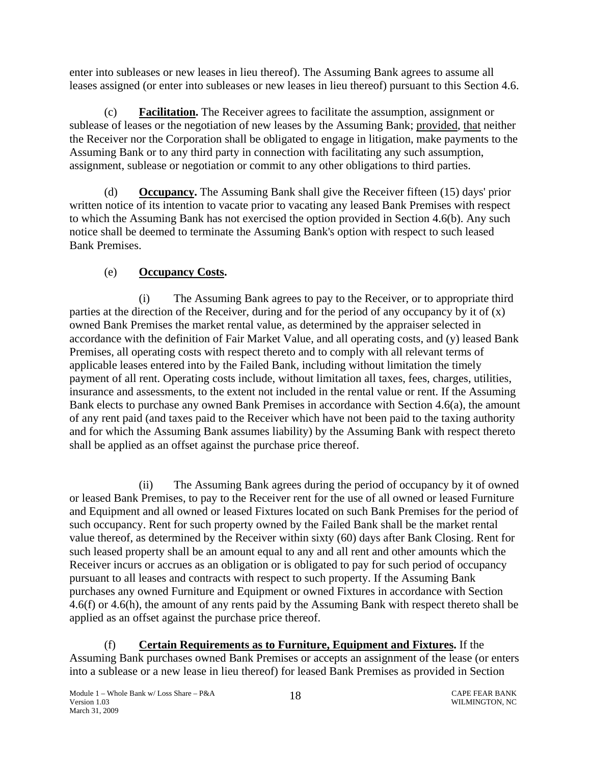enter into subleases or new leases in lieu thereof). The Assuming Bank agrees to assume all leases assigned (or enter into subleases or new leases in lieu thereof) pursuant to this Section 4.6.

(c) **Facilitation.** The Receiver agrees to facilitate the assumption, assignment or sublease of leases or the negotiation of new leases by the Assuming Bank; provided, that neither the Receiver nor the Corporation shall be obligated to engage in litigation, make payments to the Assuming Bank or to any third party in connection with facilitating any such assumption, assignment, sublease or negotiation or commit to any other obligations to third parties.

(d) **Occupancy.** The Assuming Bank shall give the Receiver fifteen (15) days' prior written notice of its intention to vacate prior to vacating any leased Bank Premises with respect to which the Assuming Bank has not exercised the option provided in Section 4.6(b). Any such notice shall be deemed to terminate the Assuming Bank's option with respect to such leased Bank Premises.

(e) **Occupancy Costs.**

(i) The Assuming Bank agrees to pay to the Receiver, or to appropriate third parties at the direction of the Receiver, during and for the period of any occupancy by it of (x) owned Bank Premises the market rental value, as determined by the appraiser selected in accordance with the definition of Fair Market Value, and all operating costs, and (y) leased Bank Premises, all operating costs with respect thereto and to comply with all relevant terms of applicable leases entered into by the Failed Bank, including without limitation the timely payment of all rent. Operating costs include, without limitation all taxes, fees, charges, utilities, insurance and assessments, to the extent not included in the rental value or rent. If the Assuming Bank elects to purchase any owned Bank Premises in accordance with Section 4.6(a), the amount of any rent paid (and taxes paid to the Receiver which have not been paid to the taxing authority and for which the Assuming Bank assumes liability) by the Assuming Bank with respect thereto shall be applied as an offset against the purchase price thereof.

(ii) The Assuming Bank agrees during the period of occupancy by it of owned or leased Bank Premises, to pay to the Receiver rent for the use of all owned or leased Furniture and Equipment and all owned or leased Fixtures located on such Bank Premises for the period of such occupancy. Rent for such property owned by the Failed Bank shall be the market rental value thereof, as determined by the Receiver within sixty (60) days after Bank Closing. Rent for such leased property shall be an amount equal to any and all rent and other amounts which the Receiver incurs or accrues as an obligation or is obligated to pay for such period of occupancy pursuant to all leases and contracts with respect to such property. If the Assuming Bank purchases any owned Furniture and Equipment or owned Fixtures in accordance with Section 4.6(f) or 4.6(h), the amount of any rents paid by the Assuming Bank with respect thereto shall be applied as an offset against the purchase price thereof.

(f) **Certain Requirements as to Furniture, Equipment and Fixtures.** If the Assuming Bank purchases owned Bank Premises or accepts an assignment of the lease (or enters into a sublease or a new lease in lieu thereof) for leased Bank Premises as provided in Section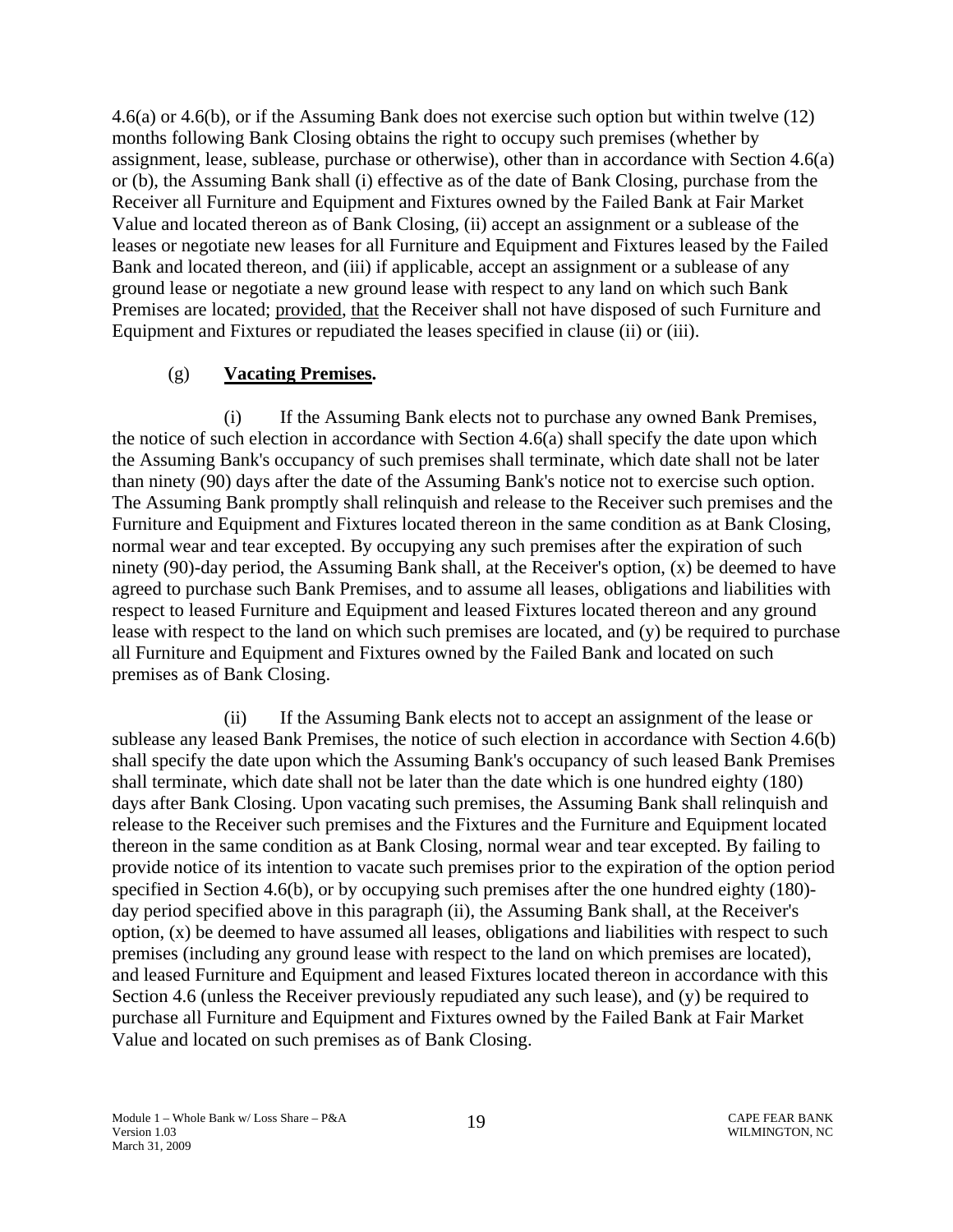4.6(a) or 4.6(b), or if the Assuming Bank does not exercise such option but within twelve (12) months following Bank Closing obtains the right to occupy such premises (whether by assignment, lease, sublease, purchase or otherwise), other than in accordance with Section 4.6(a) or (b), the Assuming Bank shall (i) effective as of the date of Bank Closing, purchase from the Receiver all Furniture and Equipment and Fixtures owned by the Failed Bank at Fair Market Value and located thereon as of Bank Closing, (ii) accept an assignment or a sublease of the leases or negotiate new leases for all Furniture and Equipment and Fixtures leased by the Failed Bank and located thereon, and (iii) if applicable, accept an assignment or a sublease of any ground lease or negotiate a new ground lease with respect to any land on which such Bank Premises are located; provided, that the Receiver shall not have disposed of such Furniture and Equipment and Fixtures or repudiated the leases specified in clause (ii) or (iii).

(g) **Vacating Premises.**

(i) If the Assuming Bank elects not to purchase any owned Bank Premises, the notice of such election in accordance with Section 4.6(a) shall specify the date upon which the Assuming Bank's occupancy of such premises shall terminate, which date shall not be later than ninety (90) days after the date of the Assuming Bank's notice not to exercise such option. The Assuming Bank promptly shall relinquish and release to the Receiver such premises and the Furniture and Equipment and Fixtures located thereon in the same condition as at Bank Closing, normal wear and tear excepted. By occupying any such premises after the expiration of such ninety (90)-day period, the Assuming Bank shall, at the Receiver's option, (x) be deemed to have agreed to purchase such Bank Premises, and to assume all leases, obligations and liabilities with respect to leased Furniture and Equipment and leased Fixtures located thereon and any ground lease with respect to the land on which such premises are located, and (y) be required to purchase all Furniture and Equipment and Fixtures owned by the Failed Bank and located on such premises as of Bank Closing.

(ii) If the Assuming Bank elects not to accept an assignment of the lease or sublease any leased Bank Premises, the notice of such election in accordance with Section 4.6(b) shall specify the date upon which the Assuming Bank's occupancy of such leased Bank Premises shall terminate, which date shall not be later than the date which is one hundred eighty (180) days after Bank Closing. Upon vacating such premises, the Assuming Bank shall relinquish and release to the Receiver such premises and the Fixtures and the Furniture and Equipment located thereon in the same condition as at Bank Closing, normal wear and tear excepted. By failing to provide notice of its intention to vacate such premises prior to the expiration of the option period specified in Section 4.6(b), or by occupying such premises after the one hundred eighty (180)-day period specified above in this paragraph (ii), the Assuming Bank shall, at the Receiver's option, (x) be deemed to have assumed all leases, obligations and liabilities with respect to such premises (including any ground lease with respect to the land on which premises are located), and leased Furniture and Equipment and leased Fixtures located thereon in accordance with this Section 4.6 (unless the Receiver previously repudiated any such lease), and (y) be required to purchase all Furniture and Equipment and Fixtures owned by the Failed Bank at Fair Market Value and located on such premises as of Bank Closing.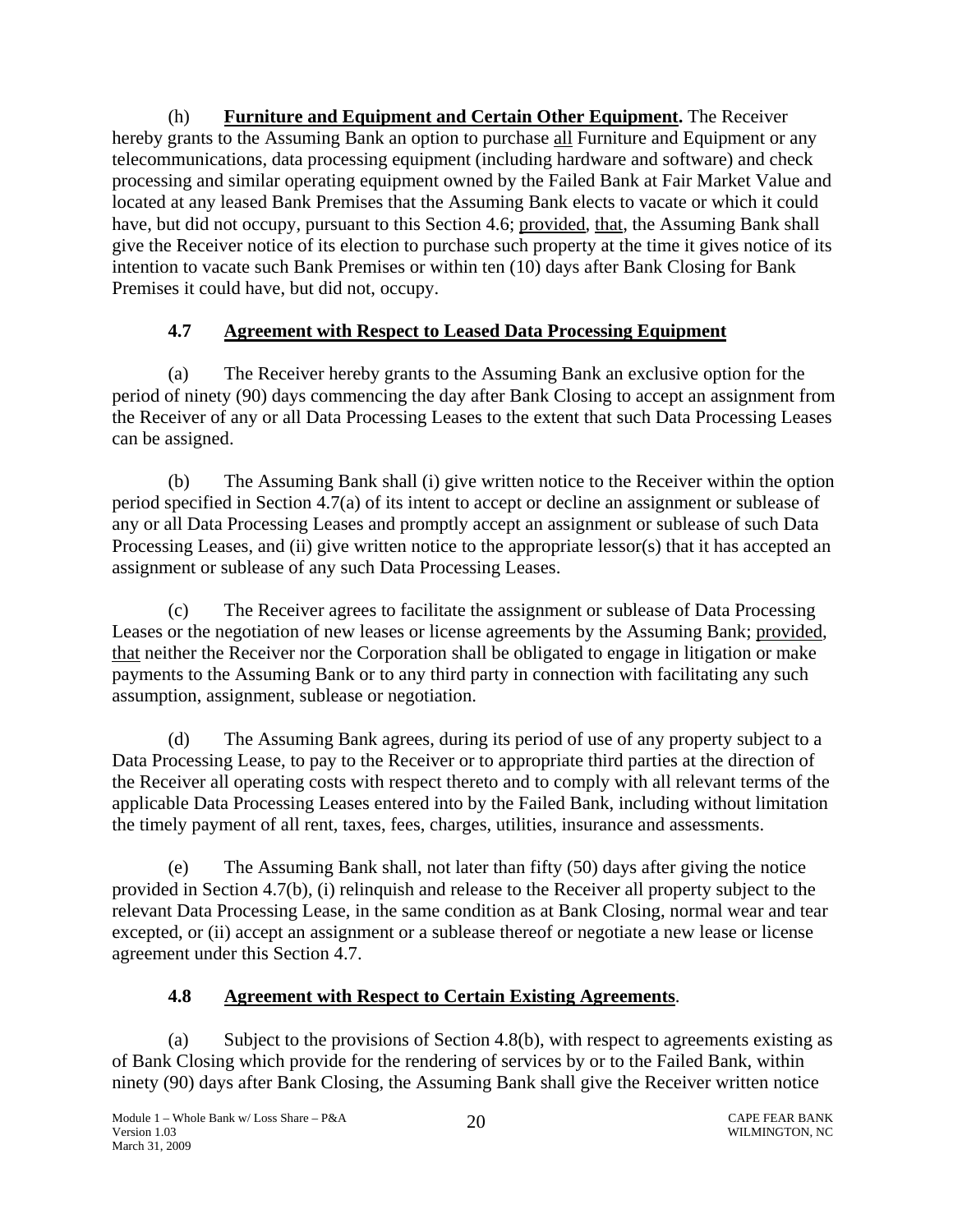(h) **Furniture and Equipment and Certain Other Equipment.** The Receiver hereby grants to the Assuming Bank an option to purchase all Furniture and Equipment or any telecommunications, data processing equipment (including hardware and software) and check processing and similar operating equipment owned by the Failed Bank at Fair Market Value and located at any leased Bank Premises that the Assuming Bank elects to vacate or which it could have, but did not occupy, pursuant to this Section 4.6; provided, that, the Assuming Bank shall give the Receiver notice of its election to purchase such property at the time it gives notice of its intention to vacate such Bank Premises or within ten (10) days after Bank Closing for Bank Premises it could have, but did not, occupy.

## 4.7 Agreement with Respect to Leased Data Processing Equipment

(a) The Receiver hereby grants to the Assuming Bank an exclusive option for the period of ninety (90) days commencing the day after Bank Closing to accept an assignment from the Receiver of any or all Data Processing Leases to the extent that such Data Processing Leases can be assigned.

(b) The Assuming Bank shall (i) give written notice to the Receiver within the option period specified in Section 4.7(a) of its intent to accept or decline an assignment or sublease of any or all Data Processing Leases and promptly accept an assignment or sublease of such Data Processing Leases, and (ii) give written notice to the appropriate lessor(s) that it has accepted an assignment or sublease of any such Data Processing Leases.

(c) The Receiver agrees to facilitate the assignment or sublease of Data Processing Leases or the negotiation of new leases or license agreements by the Assuming Bank; provided, that neither the Receiver nor the Corporation shall be obligated to engage in litigation or make payments to the Assuming Bank or to any third party in connection with facilitating any such assumption, assignment, sublease or negotiation.

(d) The Assuming Bank agrees, during its period of use of any property subject to a Data Processing Lease, to pay to the Receiver or to appropriate third parties at the direction of the Receiver all operating costs with respect thereto and to comply with all relevant terms of the applicable Data Processing Leases entered into by the Failed Bank, including without limitation the timely payment of all rent, taxes, fees, charges, utilities, insurance and assessments.

(e) The Assuming Bank shall, not later than fifty (50) days after giving the notice provided in Section 4.7(b), (i) relinquish and release to the Receiver all property subject to the relevant Data Processing Lease, in the same condition as at Bank Closing, normal wear and tear excepted, or (ii) accept an assignment or a sublease thereof or negotiate a new lease or license agreement under this Section 4.7.

## 4.8 Agreement with Respect to Certain Existing Agreements.

(a) Subject to the provisions of Section 4.8(b), with respect to agreements existing as of Bank Closing which provide for the rendering of services by or to the Failed Bank, within ninety (90) days after Bank Closing, the Assuming Bank shall give the Receiver written notice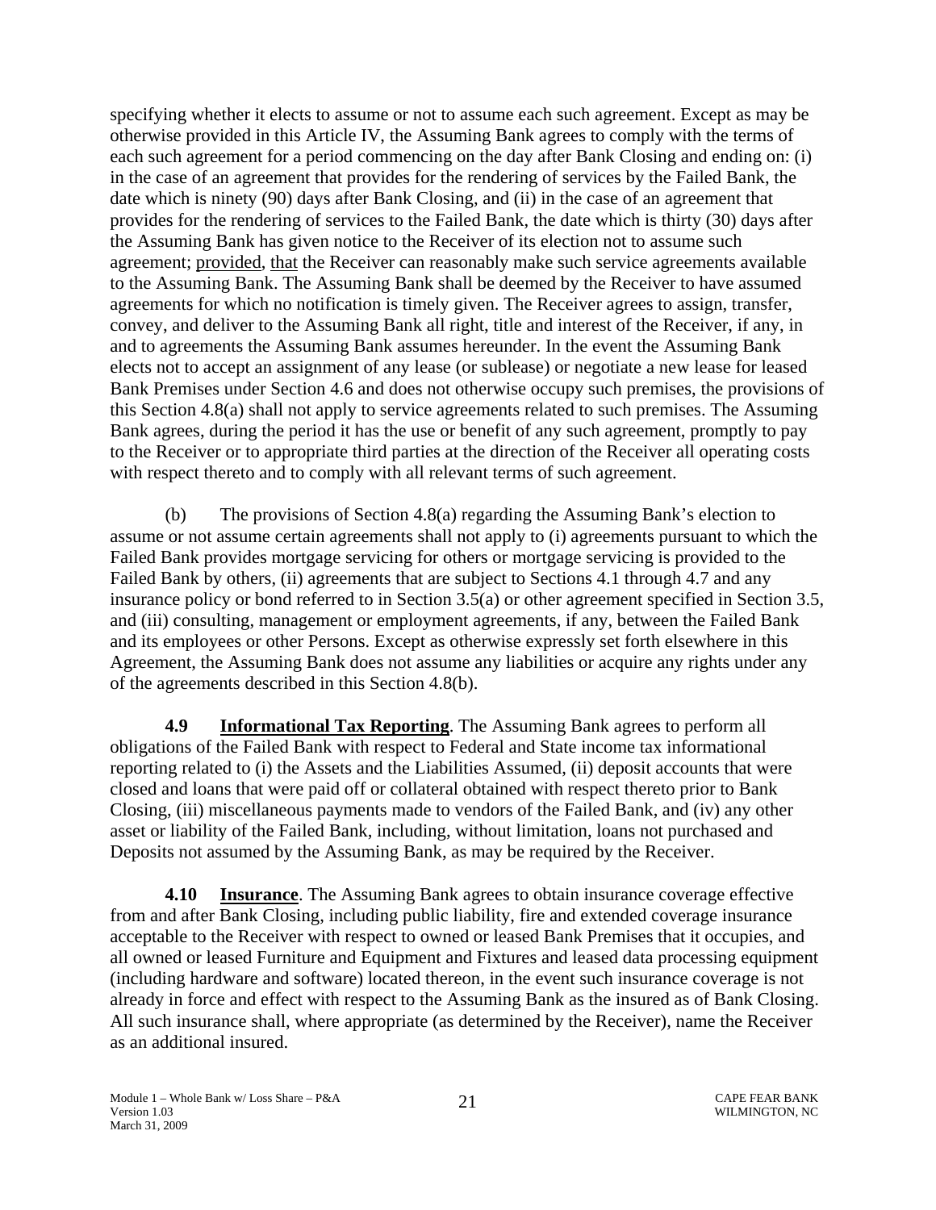specifying whether it elects to assume or not to assume each such agreement. Except as may be otherwise provided in this Article IV, the Assuming Bank agrees to comply with the terms of each such agreement for a period commencing on the day after Bank Closing and ending on: (i) in the case of an agreement that provides for the rendering of services by the Failed Bank, the date which is ninety (90) days after Bank Closing, and (ii) in the case of an agreement that provides for the rendering of services to the Failed Bank, the date which is thirty (30) days after the Assuming Bank has given notice to the Receiver of its election not to assume such agreement; provided, that the Receiver can reasonably make such service agreements available to the Assuming Bank. The Assuming Bank shall be deemed by the Receiver to have assumed agreements for which no notification is timely given. The Receiver agrees to assign, transfer, convey, and deliver to the Assuming Bank all right, title and interest of the Receiver, if any, in and to agreements the Assuming Bank assumes hereunder. In the event the Assuming Bank elects not to accept an assignment of any lease (or sublease) or negotiate a new lease for leased Bank Premises under Section 4.6 and does not otherwise occupy such premises, the provisions of this Section 4.8(a) shall not apply to service agreements related to such premises. The Assuming Bank agrees, during the period it has the use or benefit of any such agreement, promptly to pay to the Receiver or to appropriate third parties at the direction of the Receiver all operating costs with respect thereto and to comply with all relevant terms of such agreement.

(b) The provisions of Section 4.8(a) regarding the Assuming Bank's election to assume or not assume certain agreements shall not apply to (i) agreements pursuant to which the Failed Bank provides mortgage servicing for others or mortgage servicing is provided to the Failed Bank by others, (ii) agreements that are subject to Sections 4.1 through 4.7 and any insurance policy or bond referred to in Section 3.5(a) or other agreement specified in Section 3.5, and (iii) consulting, management or employment agreements, if any, between the Failed Bank and its employees or other Persons. Except as otherwise expressly set forth elsewhere in this Agreement, the Assuming Bank does not assume any liabilities or acquire any rights under any of the agreements described in this Section 4.8(b).

**4.9 Informational Tax Reporting**. The Assuming Bank agrees to perform all obligations of the Failed Bank with respect to Federal and State income tax informational reporting related to (i) the Assets and the Liabilities Assumed, (ii) deposit accounts that were closed and loans that were paid off or collateral obtained with respect thereto prior to Bank Closing, (iii) miscellaneous payments made to vendors of the Failed Bank, and (iv) any other asset or liability of the Failed Bank, including, without limitation, loans not purchased and Deposits not assumed by the Assuming Bank, as may be required by the Receiver.

**4.10 Insurance**. The Assuming Bank agrees to obtain insurance coverage effective from and after Bank Closing, including public liability, fire and extended coverage insurance acceptable to the Receiver with respect to owned or leased Bank Premises that it occupies, and all owned or leased Furniture and Equipment and Fixtures and leased data processing equipment (including hardware and software) located thereon, in the event such insurance coverage is not already in force and effect with respect to the Assuming Bank as the insured as of Bank Closing. All such insurance shall, where appropriate (as determined by the Receiver), name the Receiver as an additional insured.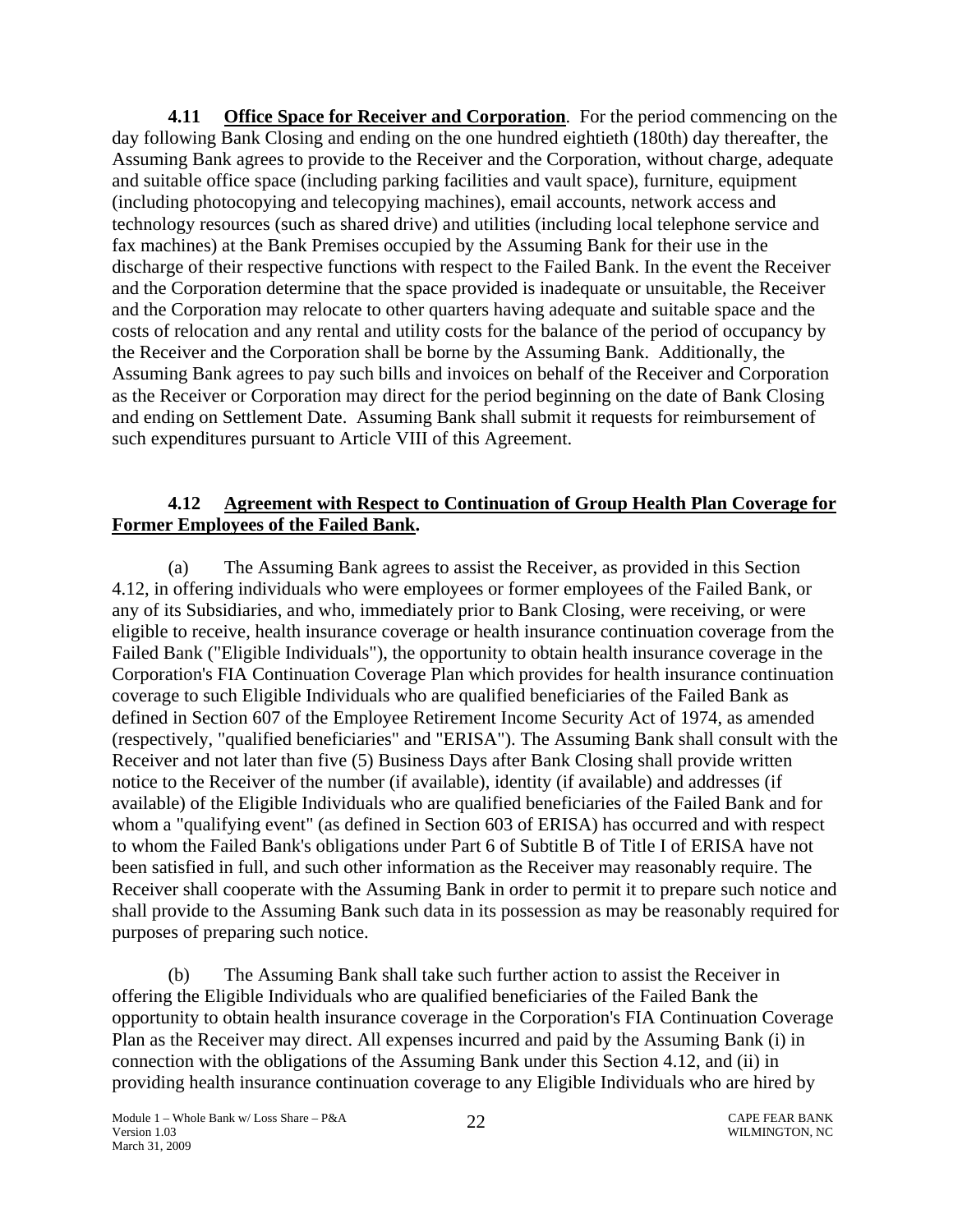**4.11 Office Space for Receiver and Corporation**. For the period commencing on the day following Bank Closing and ending on the one hundred eightieth (180th) day thereafter, the Assuming Bank agrees to provide to the Receiver and the Corporation, without charge, adequate and suitable office space (including parking facilities and vault space), furniture, equipment (including photocopying and telecopying machines), email accounts, network access and technology resources (such as shared drive) and utilities (including local telephone service and fax machines) at the Bank Premises occupied by the Assuming Bank for their use in the discharge of their respective functions with respect to the Failed Bank. In the event the Receiver and the Corporation determine that the space provided is inadequate or unsuitable, the Receiver and the Corporation may relocate to other quarters having adequate and suitable space and the costs of relocation and any rental and utility costs for the balance of the period of occupancy by the Receiver and the Corporation shall be borne by the Assuming Bank. Additionally, the Assuming Bank agrees to pay such bills and invoices on behalf of the Receiver and Corporation as the Receiver or Corporation may direct for the period beginning on the date of Bank Closing and ending on Settlement Date. Assuming Bank shall submit it requests for reimbursement of such expenditures pursuant to Article VIII of this Agreement.

**4.12 Agreement with Respect to Continuation of Group Health Plan Coverage for Former Employees of the Failed Bank.**

(a) The Assuming Bank agrees to assist the Receiver, as provided in this Section 4.12, in offering individuals who were employees or former employees of the Failed Bank, or any of its Subsidiaries, and who, immediately prior to Bank Closing, were receiving, or were eligible to receive, health insurance coverage or health insurance continuation coverage from the Failed Bank ("Eligible Individuals"), the opportunity to obtain health insurance coverage in the Corporation's FIA Continuation Coverage Plan which provides for health insurance continuation coverage to such Eligible Individuals who are qualified beneficiaries of the Failed Bank as defined in Section 607 of the Employee Retirement Income Security Act of 1974, as amended (respectively, "qualified beneficiaries" and "ERISA"). The Assuming Bank shall consult with the Receiver and not later than five (5) Business Days after Bank Closing shall provide written notice to the Receiver of the number (if available), identity (if available) and addresses (if available) of the Eligible Individuals who are qualified beneficiaries of the Failed Bank and for whom a "qualifying event" (as defined in Section 603 of ERISA) has occurred and with respect to whom the Failed Bank's obligations under Part 6 of Subtitle B of Title I of ERISA have not been satisfied in full, and such other information as the Receiver may reasonably require. The Receiver shall cooperate with the Assuming Bank in order to permit it to prepare such notice and shall provide to the Assuming Bank such data in its possession as may be reasonably required for purposes of preparing such notice.

(b) The Assuming Bank shall take such further action to assist the Receiver in offering the Eligible Individuals who are qualified beneficiaries of the Failed Bank the opportunity to obtain health insurance coverage in the Corporation's FIA Continuation Coverage Plan as the Receiver may direct. All expenses incurred and paid by the Assuming Bank (i) in connection with the obligations of the Assuming Bank under this Section 4.12, and (ii) in providing health insurance continuation coverage to any Eligible Individuals who are hired by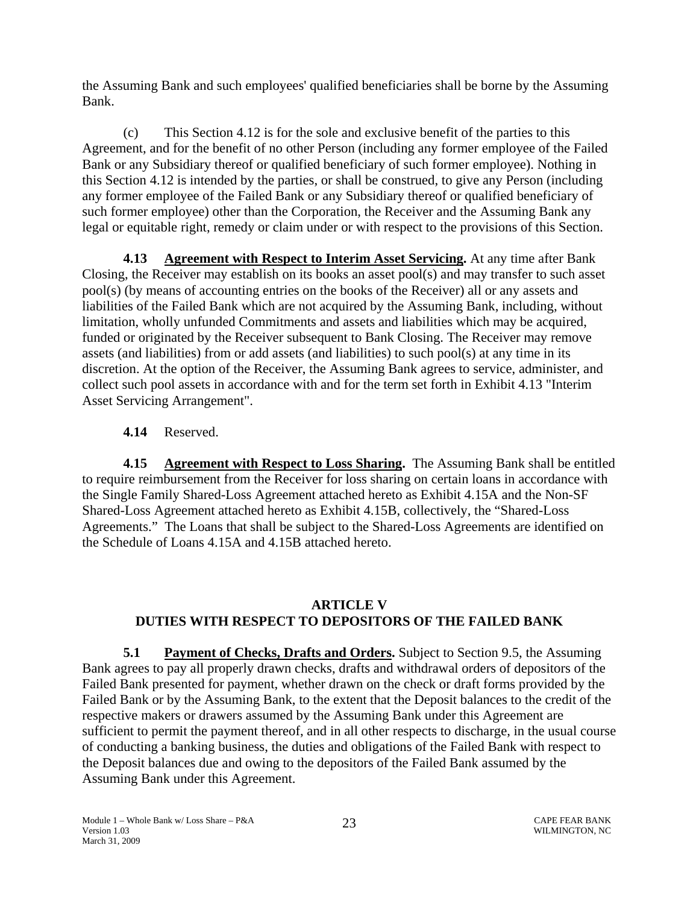the Assuming Bank and such employees' qualified beneficiaries shall be borne by the Assuming Bank.

(c) This Section 4.12 is for the sole and exclusive benefit of the parties to this Agreement, and for the benefit of no other Person (including any former employee of the Failed Bank or any Subsidiary thereof or qualified beneficiary of such former employee). Nothing in this Section 4.12 is intended by the parties, or shall be construed, to give any Person (including any former employee of the Failed Bank or any Subsidiary thereof or qualified beneficiary of such former employee) other than the Corporation, the Receiver and the Assuming Bank any legal or equitable right, remedy or claim under or with respect to the provisions of this Section.

**4.13 Agreement with Respect to Interim Asset Servicing.** At any time after Bank Closing, the Receiver may establish on its books an asset pool(s) and may transfer to such asset pool(s) (by means of accounting entries on the books of the Receiver) all or any assets and liabilities of the Failed Bank which are not acquired by the Assuming Bank, including, without limitation, wholly unfunded Commitments and assets and liabilities which may be acquired, funded or originated by the Receiver subsequent to Bank Closing. The Receiver may remove assets (and liabilities) from or add assets (and liabilities) to such pool(s) at any time in its discretion. At the option of the Receiver, the Assuming Bank agrees to service, administer, and collect such pool assets in accordance with and for the term set forth in Exhibit 4.13 "Interim Asset Servicing Arrangement".

**4.14** Reserved.

**4.15 Agreement with Respect to Loss Sharing.** The Assuming Bank shall be entitled to require reimbursement from the Receiver for loss sharing on certain loans in accordance with the Single Family Shared-Loss Agreement attached hereto as Exhibit 4.15A and the Non-SF Shared-Loss Agreement attached hereto as Exhibit 4.15B, collectively, the "Shared-Loss Agreements." The Loans that shall be subject to the Shared-Loss Agreements are identified on the Schedule of Loans 4.15A and 4.15B attached hereto.

## ARTICLE V
## DUTIES WITH RESPECT TO DEPOSITORS OF THE FAILED BANK

**5.1 Payment of Checks, Drafts and Orders.** Subject to Section 9.5, the Assuming Bank agrees to pay all properly drawn checks, drafts and withdrawal orders of depositors of the Failed Bank presented for payment, whether drawn on the check or draft forms provided by the Failed Bank or by the Assuming Bank, to the extent that the Deposit balances to the credit of the respective makers or drawers assumed by the Assuming Bank under this Agreement are sufficient to permit the payment thereof, and in all other respects to discharge, in the usual course of conducting a banking business, the duties and obligations of the Failed Bank with respect to the Deposit balances due and owing to the depositors of the Failed Bank assumed by the Assuming Bank under this Agreement.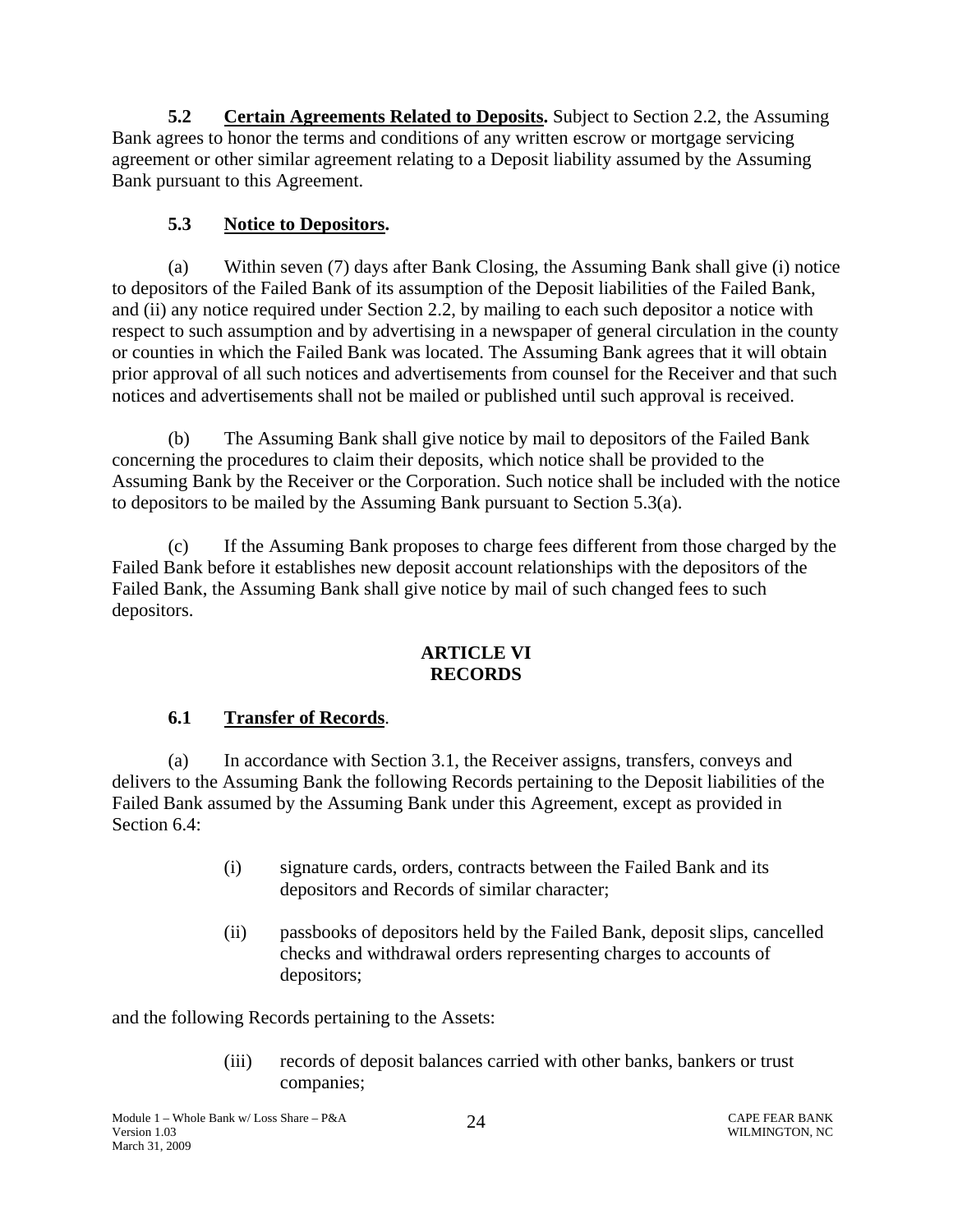**5.2 Certain Agreements Related to Deposits.** Subject to Section 2.2, the Assuming Bank agrees to honor the terms and conditions of any written escrow or mortgage servicing agreement or other similar agreement relating to a Deposit liability assumed by the Assuming Bank pursuant to this Agreement.

**5.3 Notice to Depositors.**

(a) Within seven (7) days after Bank Closing, the Assuming Bank shall give (i) notice to depositors of the Failed Bank of its assumption of the Deposit liabilities of the Failed Bank, and (ii) any notice required under Section 2.2, by mailing to each such depositor a notice with respect to such assumption and by advertising in a newspaper of general circulation in the county or counties in which the Failed Bank was located. The Assuming Bank agrees that it will obtain prior approval of all such notices and advertisements from counsel for the Receiver and that such notices and advertisements shall not be mailed or published until such approval is received.

(b) The Assuming Bank shall give notice by mail to depositors of the Failed Bank concerning the procedures to claim their deposits, which notice shall be provided to the Assuming Bank by the Receiver or the Corporation. Such notice shall be included with the notice to depositors to be mailed by the Assuming Bank pursuant to Section 5.3(a).

(c) If the Assuming Bank proposes to charge fees different from those charged by the Failed Bank before it establishes new deposit account relationships with the depositors of the Failed Bank, the Assuming Bank shall give notice by mail of such changed fees to such depositors.

## ARTICLE VI
## RECORDS

**6.1 Transfer of Records.**

(a) In accordance with Section 3.1, the Receiver assigns, transfers, conveys and delivers to the Assuming Bank the following Records pertaining to the Deposit liabilities of the Failed Bank assumed by the Assuming Bank under this Agreement, except as provided in Section 6.4:

(i) signature cards, orders, contracts between the Failed Bank and its depositors and Records of similar character;

(ii) passbooks of depositors held by the Failed Bank, deposit slips, cancelled checks and withdrawal orders representing charges to accounts of depositors;

and the following Records pertaining to the Assets:

(iii) records of deposit balances carried with other banks, bankers or trust companies;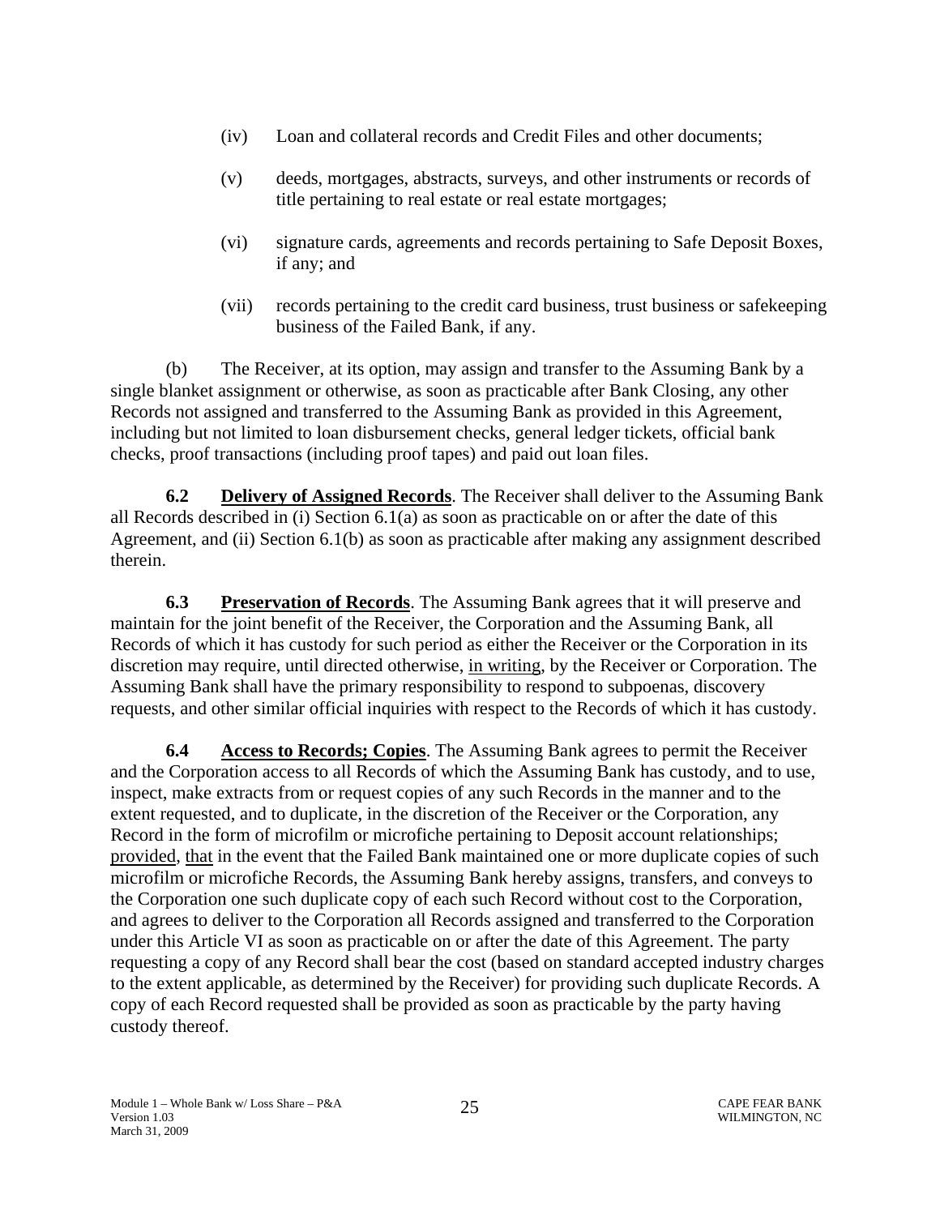(iv) Loan and collateral records and Credit Files and other documents;

(v) deeds, mortgages, abstracts, surveys, and other instruments or records of title pertaining to real estate or real estate mortgages;

(vi) signature cards, agreements and records pertaining to Safe Deposit Boxes, if any; and

(vii) records pertaining to the credit card business, trust business or safekeeping business of the Failed Bank, if any.

(b) The Receiver, at its option, may assign and transfer to the Assuming Bank by a single blanket assignment or otherwise, as soon as practicable after Bank Closing, any other Records not assigned and transferred to the Assuming Bank as provided in this Agreement, including but not limited to loan disbursement checks, general ledger tickets, official bank checks, proof transactions (including proof tapes) and paid out loan files.

**6.2 Delivery of Assigned Records**. The Receiver shall deliver to the Assuming Bank all Records described in (i) Section 6.1(a) as soon as practicable on or after the date of this Agreement, and (ii) Section 6.1(b) as soon as practicable after making any assignment described therein.

**6.3 Preservation of Records**. The Assuming Bank agrees that it will preserve and maintain for the joint benefit of the Receiver, the Corporation and the Assuming Bank, all Records of which it has custody for such period as either the Receiver or the Corporation in its discretion may require, until directed otherwise, in writing, by the Receiver or Corporation. The Assuming Bank shall have the primary responsibility to respond to subpoenas, discovery requests, and other similar official inquiries with respect to the Records of which it has custody.

**6.4 Access to Records; Copies**. The Assuming Bank agrees to permit the Receiver and the Corporation access to all Records of which the Assuming Bank has custody, and to use, inspect, make extracts from or request copies of any such Records in the manner and to the extent requested, and to duplicate, in the discretion of the Receiver or the Corporation, any Record in the form of microfilm or microfiche pertaining to Deposit account relationships; provided, that in the event that the Failed Bank maintained one or more duplicate copies of such microfilm or microfiche Records, the Assuming Bank hereby assigns, transfers, and conveys to the Corporation one such duplicate copy of each such Record without cost to the Corporation, and agrees to deliver to the Corporation all Records assigned and transferred to the Corporation under this Article VI as soon as practicable on or after the date of this Agreement. The party requesting a copy of any Record shall bear the cost (based on standard accepted industry charges to the extent applicable, as determined by the Receiver) for providing such duplicate Records. A copy of each Record requested shall be provided as soon as practicable by the party having custody thereof.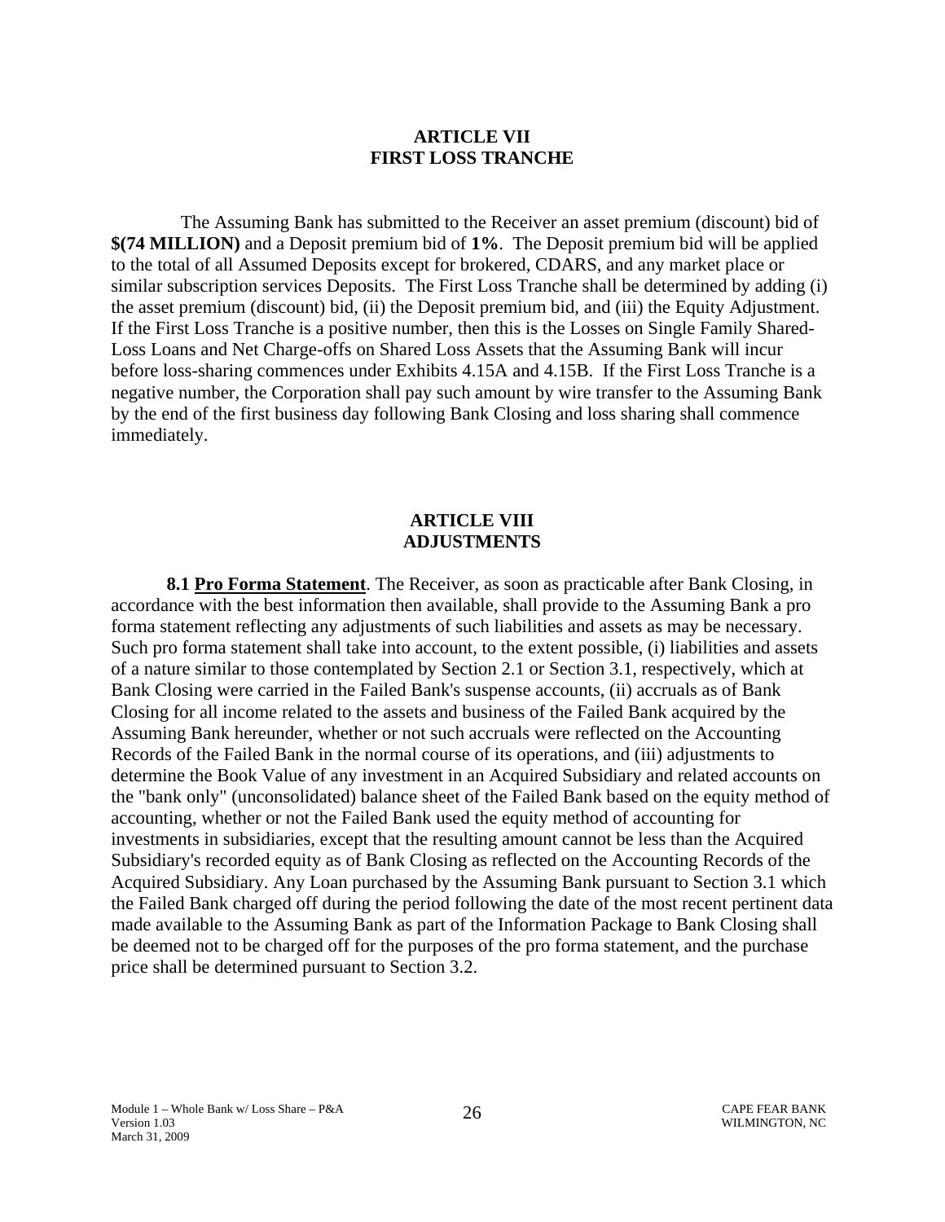## ARTICLE VII
## FIRST LOSS TRANCHE

The Assuming Bank has submitted to the Receiver an asset premium (discount) bid of **$(74 MILLION)** and a Deposit premium bid of **1%**. The Deposit premium bid will be applied to the total of all Assumed Deposits except for brokered, CDARS, and any market place or similar subscription services Deposits. The First Loss Tranche shall be determined by adding (i) the asset premium (discount) bid, (ii) the Deposit premium bid, and (iii) the Equity Adjustment. If the First Loss Tranche is a positive number, then this is the Losses on Single Family Shared-Loss Loans and Net Charge-offs on Shared Loss Assets that the Assuming Bank will incur before loss-sharing commences under Exhibits 4.15A and 4.15B. If the First Loss Tranche is a negative number, the Corporation shall pay such amount by wire transfer to the Assuming Bank by the end of the first business day following Bank Closing and loss sharing shall commence immediately.

## ARTICLE VIII
## ADJUSTMENTS

**8.1 Pro Forma Statement**. The Receiver, as soon as practicable after Bank Closing, in accordance with the best information then available, shall provide to the Assuming Bank a pro forma statement reflecting any adjustments of such liabilities and assets as may be necessary. Such pro forma statement shall take into account, to the extent possible, (i) liabilities and assets of a nature similar to those contemplated by Section 2.1 or Section 3.1, respectively, which at Bank Closing were carried in the Failed Bank's suspense accounts, (ii) accruals as of Bank Closing for all income related to the assets and business of the Failed Bank acquired by the Assuming Bank hereunder, whether or not such accruals were reflected on the Accounting Records of the Failed Bank in the normal course of its operations, and (iii) adjustments to determine the Book Value of any investment in an Acquired Subsidiary and related accounts on the "bank only" (unconsolidated) balance sheet of the Failed Bank based on the equity method of accounting, whether or not the Failed Bank used the equity method of accounting for investments in subsidiaries, except that the resulting amount cannot be less than the Acquired Subsidiary's recorded equity as of Bank Closing as reflected on the Accounting Records of the Acquired Subsidiary. Any Loan purchased by the Assuming Bank pursuant to Section 3.1 which the Failed Bank charged off during the period following the date of the most recent pertinent data made available to the Assuming Bank as part of the Information Package to Bank Closing shall be deemed not to be charged off for the purposes of the pro forma statement, and the purchase price shall be determined pursuant to Section 3.2.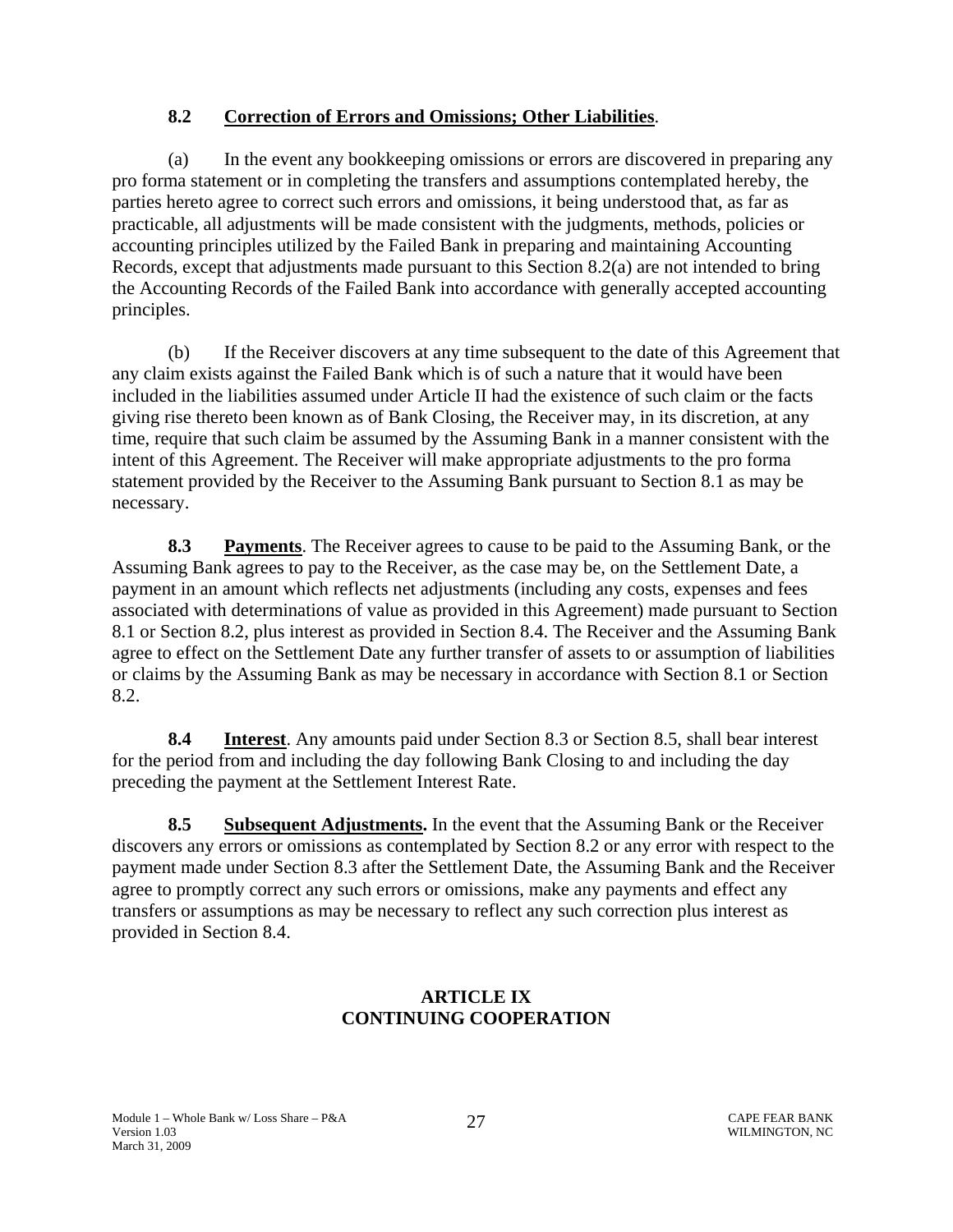**8.2 Correction of Errors and Omissions; Other Liabilities**.

(a) In the event any bookkeeping omissions or errors are discovered in preparing any pro forma statement or in completing the transfers and assumptions contemplated hereby, the parties hereto agree to correct such errors and omissions, it being understood that, as far as practicable, all adjustments will be made consistent with the judgments, methods, policies or accounting principles utilized by the Failed Bank in preparing and maintaining Accounting Records, except that adjustments made pursuant to this Section 8.2(a) are not intended to bring the Accounting Records of the Failed Bank into accordance with generally accepted accounting principles.

(b) If the Receiver discovers at any time subsequent to the date of this Agreement that any claim exists against the Failed Bank which is of such a nature that it would have been included in the liabilities assumed under Article II had the existence of such claim or the facts giving rise thereto been known as of Bank Closing, the Receiver may, in its discretion, at any time, require that such claim be assumed by the Assuming Bank in a manner consistent with the intent of this Agreement. The Receiver will make appropriate adjustments to the pro forma statement provided by the Receiver to the Assuming Bank pursuant to Section 8.1 as may be necessary.

**8.3 Payments**. The Receiver agrees to cause to be paid to the Assuming Bank, or the Assuming Bank agrees to pay to the Receiver, as the case may be, on the Settlement Date, a payment in an amount which reflects net adjustments (including any costs, expenses and fees associated with determinations of value as provided in this Agreement) made pursuant to Section 8.1 or Section 8.2, plus interest as provided in Section 8.4. The Receiver and the Assuming Bank agree to effect on the Settlement Date any further transfer of assets to or assumption of liabilities or claims by the Assuming Bank as may be necessary in accordance with Section 8.1 or Section 8.2.

**8.4 Interest**. Any amounts paid under Section 8.3 or Section 8.5, shall bear interest for the period from and including the day following Bank Closing to and including the day preceding the payment at the Settlement Interest Rate.

**8.5 Subsequent Adjustments.** In the event that the Assuming Bank or the Receiver discovers any errors or omissions as contemplated by Section 8.2 or any error with respect to the payment made under Section 8.3 after the Settlement Date, the Assuming Bank and the Receiver agree to promptly correct any such errors or omissions, make any payments and effect any transfers or assumptions as may be necessary to reflect any such correction plus interest as provided in Section 8.4.

## ARTICLE IX
## CONTINUING COOPERATION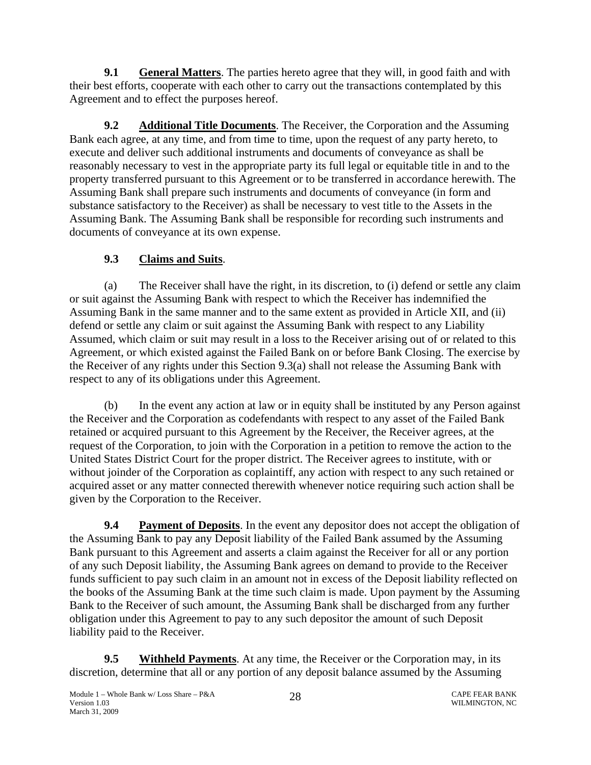**9.1 General Matters**. The parties hereto agree that they will, in good faith and with their best efforts, cooperate with each other to carry out the transactions contemplated by this Agreement and to effect the purposes hereof.

**9.2 Additional Title Documents**. The Receiver, the Corporation and the Assuming Bank each agree, at any time, and from time to time, upon the request of any party hereto, to execute and deliver such additional instruments and documents of conveyance as shall be reasonably necessary to vest in the appropriate party its full legal or equitable title in and to the property transferred pursuant to this Agreement or to be transferred in accordance herewith. The Assuming Bank shall prepare such instruments and documents of conveyance (in form and substance satisfactory to the Receiver) as shall be necessary to vest title to the Assets in the Assuming Bank. The Assuming Bank shall be responsible for recording such instruments and documents of conveyance at its own expense.

**9.3 Claims and Suits**.

(a) The Receiver shall have the right, in its discretion, to (i) defend or settle any claim or suit against the Assuming Bank with respect to which the Receiver has indemnified the Assuming Bank in the same manner and to the same extent as provided in Article XII, and (ii) defend or settle any claim or suit against the Assuming Bank with respect to any Liability Assumed, which claim or suit may result in a loss to the Receiver arising out of or related to this Agreement, or which existed against the Failed Bank on or before Bank Closing. The exercise by the Receiver of any rights under this Section 9.3(a) shall not release the Assuming Bank with respect to any of its obligations under this Agreement.

(b) In the event any action at law or in equity shall be instituted by any Person against the Receiver and the Corporation as codefendants with respect to any asset of the Failed Bank retained or acquired pursuant to this Agreement by the Receiver, the Receiver agrees, at the request of the Corporation, to join with the Corporation in a petition to remove the action to the United States District Court for the proper district. The Receiver agrees to institute, with or without joinder of the Corporation as coplaintiff, any action with respect to any such retained or acquired asset or any matter connected therewith whenever notice requiring such action shall be given by the Corporation to the Receiver.

**9.4 Payment of Deposits**. In the event any depositor does not accept the obligation of the Assuming Bank to pay any Deposit liability of the Failed Bank assumed by the Assuming Bank pursuant to this Agreement and asserts a claim against the Receiver for all or any portion of any such Deposit liability, the Assuming Bank agrees on demand to provide to the Receiver funds sufficient to pay such claim in an amount not in excess of the Deposit liability reflected on the books of the Assuming Bank at the time such claim is made. Upon payment by the Assuming Bank to the Receiver of such amount, the Assuming Bank shall be discharged from any further obligation under this Agreement to pay to any such depositor the amount of such Deposit liability paid to the Receiver.

**9.5 Withheld Payments**. At any time, the Receiver or the Corporation may, in its discretion, determine that all or any portion of any deposit balance assumed by the Assuming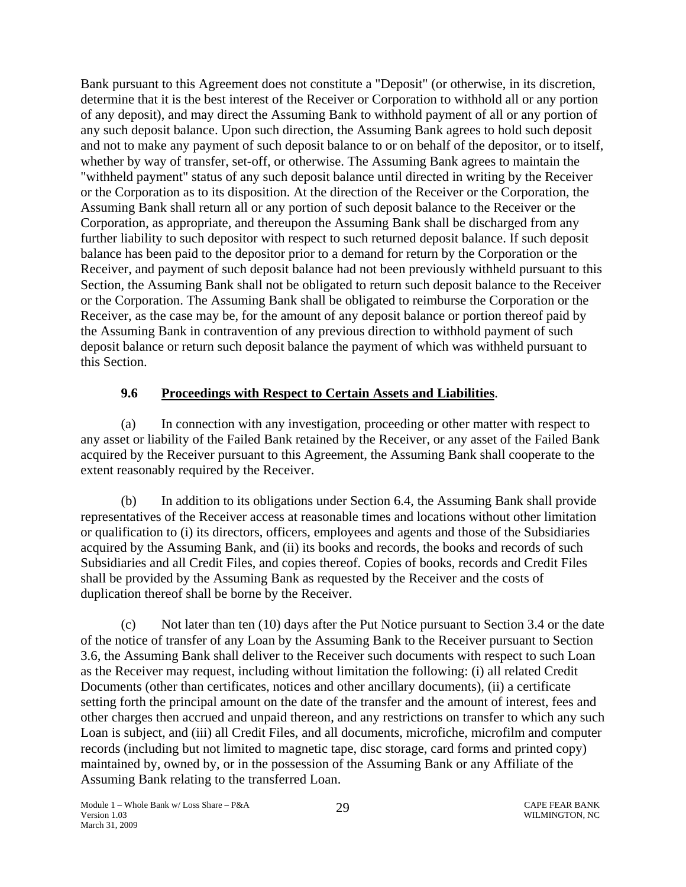Bank pursuant to this Agreement does not constitute a "Deposit" (or otherwise, in its discretion, determine that it is the best interest of the Receiver or Corporation to withhold all or any portion of any deposit), and may direct the Assuming Bank to withhold payment of all or any portion of any such deposit balance. Upon such direction, the Assuming Bank agrees to hold such deposit and not to make any payment of such deposit balance to or on behalf of the depositor, or to itself, whether by way of transfer, set-off, or otherwise. The Assuming Bank agrees to maintain the "withheld payment" status of any such deposit balance until directed in writing by the Receiver or the Corporation as to its disposition. At the direction of the Receiver or the Corporation, the Assuming Bank shall return all or any portion of such deposit balance to the Receiver or the Corporation, as appropriate, and thereupon the Assuming Bank shall be discharged from any further liability to such depositor with respect to such returned deposit balance. If such deposit balance has been paid to the depositor prior to a demand for return by the Corporation or the Receiver, and payment of such deposit balance had not been previously withheld pursuant to this Section, the Assuming Bank shall not be obligated to return such deposit balance to the Receiver or the Corporation. The Assuming Bank shall be obligated to reimburse the Corporation or the Receiver, as the case may be, for the amount of any deposit balance or portion thereof paid by the Assuming Bank in contravention of any previous direction to withhold payment of such deposit balance or return such deposit balance the payment of which was withheld pursuant to this Section.

### 9.6 Proceedings with Respect to Certain Assets and Liabilities.

(a) In connection with any investigation, proceeding or other matter with respect to any asset or liability of the Failed Bank retained by the Receiver, or any asset of the Failed Bank acquired by the Receiver pursuant to this Agreement, the Assuming Bank shall cooperate to the extent reasonably required by the Receiver.

(b) In addition to its obligations under Section 6.4, the Assuming Bank shall provide representatives of the Receiver access at reasonable times and locations without other limitation or qualification to (i) its directors, officers, employees and agents and those of the Subsidiaries acquired by the Assuming Bank, and (ii) its books and records, the books and records of such Subsidiaries and all Credit Files, and copies thereof. Copies of books, records and Credit Files shall be provided by the Assuming Bank as requested by the Receiver and the costs of duplication thereof shall be borne by the Receiver.

(c) Not later than ten (10) days after the Put Notice pursuant to Section 3.4 or the date of the notice of transfer of any Loan by the Assuming Bank to the Receiver pursuant to Section 3.6, the Assuming Bank shall deliver to the Receiver such documents with respect to such Loan as the Receiver may request, including without limitation the following: (i) all related Credit Documents (other than certificates, notices and other ancillary documents), (ii) a certificate setting forth the principal amount on the date of the transfer and the amount of interest, fees and other charges then accrued and unpaid thereon, and any restrictions on transfer to which any such Loan is subject, and (iii) all Credit Files, and all documents, microfiche, microfilm and computer records (including but not limited to magnetic tape, disc storage, card forms and printed copy) maintained by, owned by, or in the possession of the Assuming Bank or any Affiliate of the Assuming Bank relating to the transferred Loan.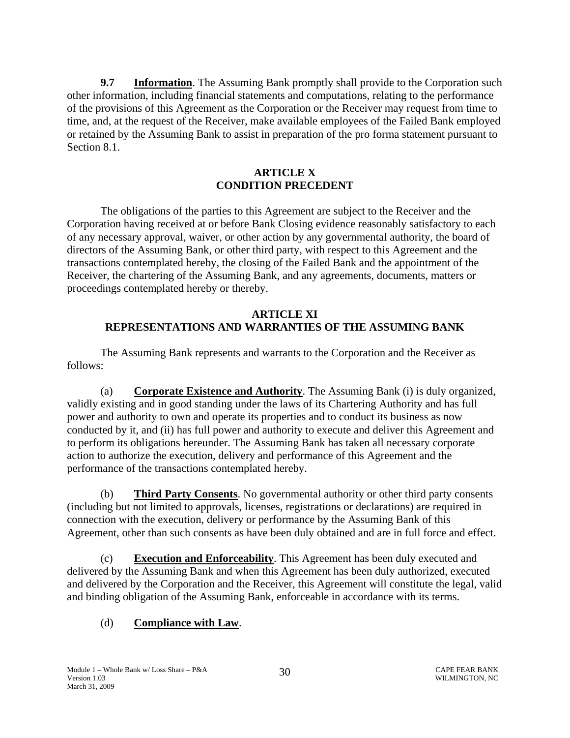**9.7 Information**. The Assuming Bank promptly shall provide to the Corporation such other information, including financial statements and computations, relating to the performance of the provisions of this Agreement as the Corporation or the Receiver may request from time to time, and, at the request of the Receiver, make available employees of the Failed Bank employed or retained by the Assuming Bank to assist in preparation of the pro forma statement pursuant to Section 8.1.

## ARTICLE X
## CONDITION PRECEDENT

The obligations of the parties to this Agreement are subject to the Receiver and the Corporation having received at or before Bank Closing evidence reasonably satisfactory to each of any necessary approval, waiver, or other action by any governmental authority, the board of directors of the Assuming Bank, or other third party, with respect to this Agreement and the transactions contemplated hereby, the closing of the Failed Bank and the appointment of the Receiver, the chartering of the Assuming Bank, and any agreements, documents, matters or proceedings contemplated hereby or thereby.

## ARTICLE XI
## REPRESENTATIONS AND WARRANTIES OF THE ASSUMING BANK

The Assuming Bank represents and warrants to the Corporation and the Receiver as follows:

(a) **Corporate Existence and Authority**. The Assuming Bank (i) is duly organized, validly existing and in good standing under the laws of its Chartering Authority and has full power and authority to own and operate its properties and to conduct its business as now conducted by it, and (ii) has full power and authority to execute and deliver this Agreement and to perform its obligations hereunder. The Assuming Bank has taken all necessary corporate action to authorize the execution, delivery and performance of this Agreement and the performance of the transactions contemplated hereby.

(b) **Third Party Consents**. No governmental authority or other third party consents (including but not limited to approvals, licenses, registrations or declarations) are required in connection with the execution, delivery or performance by the Assuming Bank of this Agreement, other than such consents as have been duly obtained and are in full force and effect.

(c) **Execution and Enforceability**. This Agreement has been duly executed and delivered by the Assuming Bank and when this Agreement has been duly authorized, executed and delivered by the Corporation and the Receiver, this Agreement will constitute the legal, valid and binding obligation of the Assuming Bank, enforceable in accordance with its terms.

(d) **Compliance with Law**.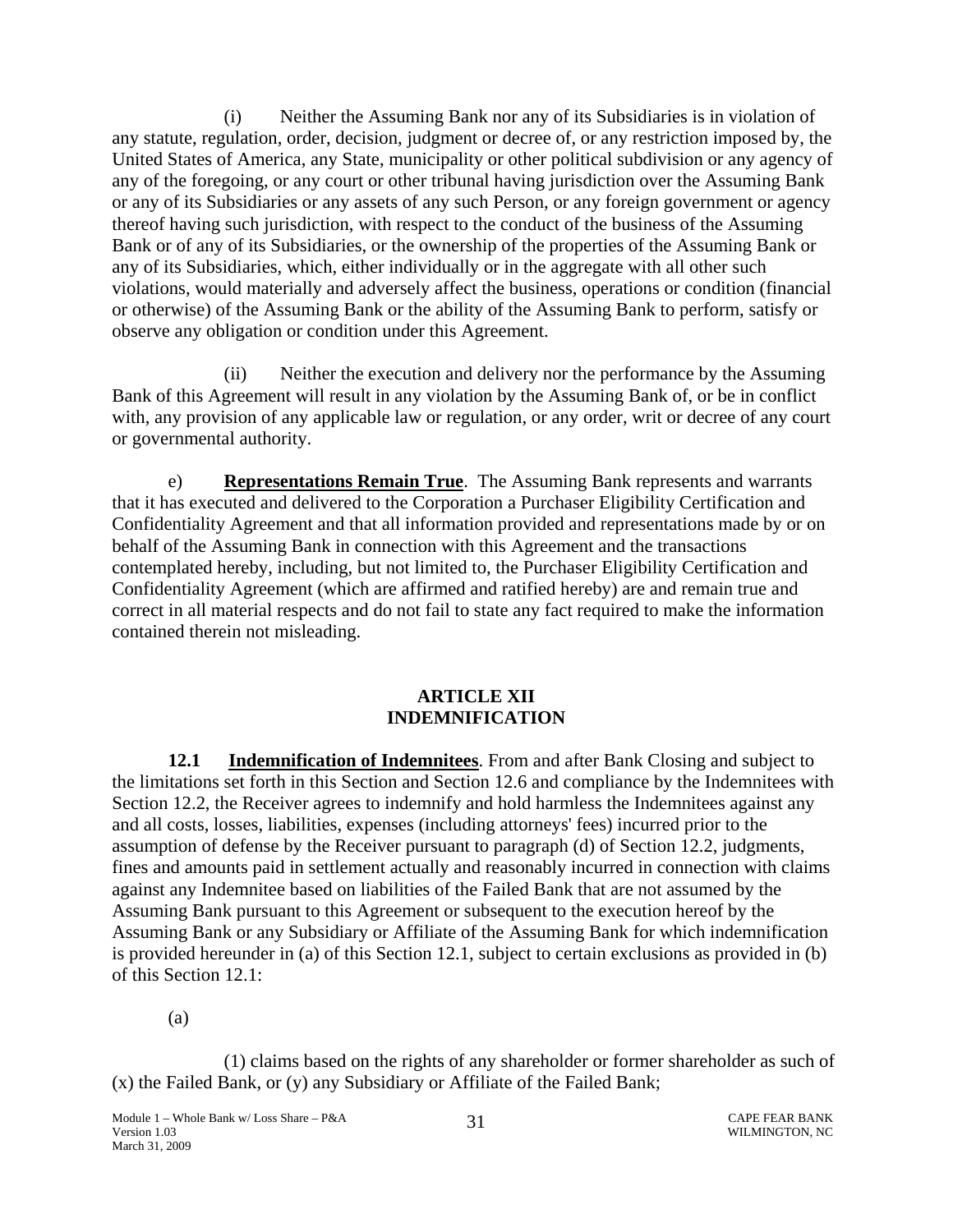(i) Neither the Assuming Bank nor any of its Subsidiaries is in violation of any statute, regulation, order, decision, judgment or decree of, or any restriction imposed by, the United States of America, any State, municipality or other political subdivision or any agency of any of the foregoing, or any court or other tribunal having jurisdiction over the Assuming Bank or any of its Subsidiaries or any assets of any such Person, or any foreign government or agency thereof having such jurisdiction, with respect to the conduct of the business of the Assuming Bank or of any of its Subsidiaries, or the ownership of the properties of the Assuming Bank or any of its Subsidiaries, which, either individually or in the aggregate with all other such violations, would materially and adversely affect the business, operations or condition (financial or otherwise) of the Assuming Bank or the ability of the Assuming Bank to perform, satisfy or observe any obligation or condition under this Agreement.

(ii) Neither the execution and delivery nor the performance by the Assuming Bank of this Agreement will result in any violation by the Assuming Bank of, or be in conflict with, any provision of any applicable law or regulation, or any order, writ or decree of any court or governmental authority.

e) **Representations Remain True**. The Assuming Bank represents and warrants that it has executed and delivered to the Corporation a Purchaser Eligibility Certification and Confidentiality Agreement and that all information provided and representations made by or on behalf of the Assuming Bank in connection with this Agreement and the transactions contemplated hereby, including, but not limited to, the Purchaser Eligibility Certification and Confidentiality Agreement (which are affirmed and ratified hereby) are and remain true and correct in all material respects and do not fail to state any fact required to make the information contained therein not misleading.

## ARTICLE XII
## INDEMNIFICATION

**12.1 Indemnification of Indemnitees**. From and after Bank Closing and subject to the limitations set forth in this Section and Section 12.6 and compliance by the Indemnitees with Section 12.2, the Receiver agrees to indemnify and hold harmless the Indemnitees against any and all costs, losses, liabilities, expenses (including attorneys' fees) incurred prior to the assumption of defense by the Receiver pursuant to paragraph (d) of Section 12.2, judgments, fines and amounts paid in settlement actually and reasonably incurred in connection with claims against any Indemnitee based on liabilities of the Failed Bank that are not assumed by the Assuming Bank pursuant to this Agreement or subsequent to the execution hereof by the Assuming Bank or any Subsidiary or Affiliate of the Assuming Bank for which indemnification is provided hereunder in (a) of this Section 12.1, subject to certain exclusions as provided in (b) of this Section 12.1:

(a)

(1) claims based on the rights of any shareholder or former shareholder as such of (x) the Failed Bank, or (y) any Subsidiary or Affiliate of the Failed Bank;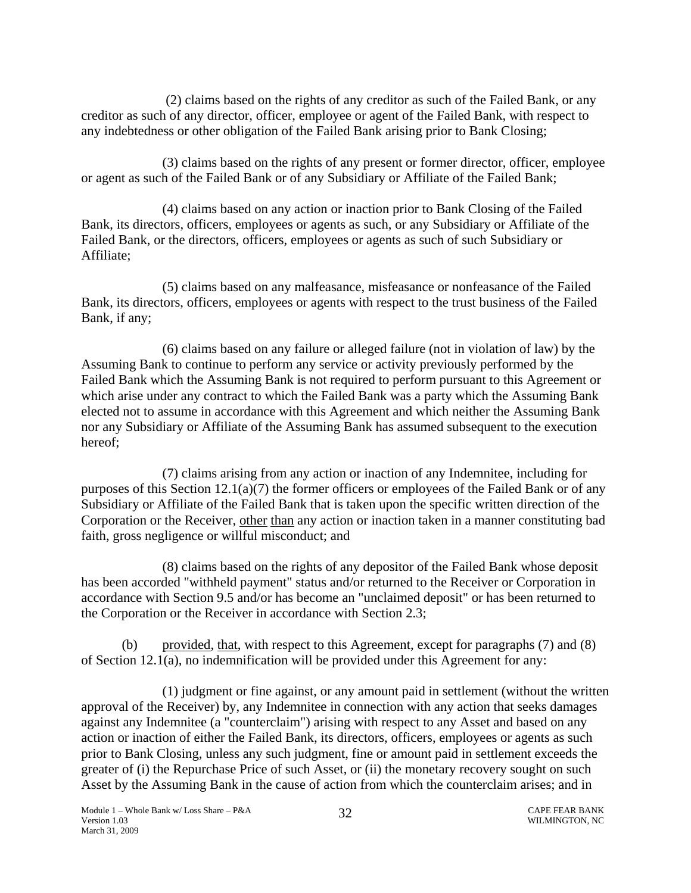(2) claims based on the rights of any creditor as such of the Failed Bank, or any creditor as such of any director, officer, employee or agent of the Failed Bank, with respect to any indebtedness or other obligation of the Failed Bank arising prior to Bank Closing;

(3) claims based on the rights of any present or former director, officer, employee or agent as such of the Failed Bank or of any Subsidiary or Affiliate of the Failed Bank;

(4) claims based on any action or inaction prior to Bank Closing of the Failed Bank, its directors, officers, employees or agents as such, or any Subsidiary or Affiliate of the Failed Bank, or the directors, officers, employees or agents as such of such Subsidiary or Affiliate;

(5) claims based on any malfeasance, misfeasance or nonfeasance of the Failed Bank, its directors, officers, employees or agents with respect to the trust business of the Failed Bank, if any;

(6) claims based on any failure or alleged failure (not in violation of law) by the Assuming Bank to continue to perform any service or activity previously performed by the Failed Bank which the Assuming Bank is not required to perform pursuant to this Agreement or which arise under any contract to which the Failed Bank was a party which the Assuming Bank elected not to assume in accordance with this Agreement and which neither the Assuming Bank nor any Subsidiary or Affiliate of the Assuming Bank has assumed subsequent to the execution hereof;

(7) claims arising from any action or inaction of any Indemnitee, including for purposes of this Section 12.1(a)(7) the former officers or employees of the Failed Bank or of any Subsidiary or Affiliate of the Failed Bank that is taken upon the specific written direction of the Corporation or the Receiver, other than any action or inaction taken in a manner constituting bad faith, gross negligence or willful misconduct; and

(8) claims based on the rights of any depositor of the Failed Bank whose deposit has been accorded "withheld payment" status and/or returned to the Receiver or Corporation in accordance with Section 9.5 and/or has become an "unclaimed deposit" or has been returned to the Corporation or the Receiver in accordance with Section 2.3;

(b) provided, that, with respect to this Agreement, except for paragraphs (7) and (8) of Section 12.1(a), no indemnification will be provided under this Agreement for any:

(1) judgment or fine against, or any amount paid in settlement (without the written approval of the Receiver) by, any Indemnitee in connection with any action that seeks damages against any Indemnitee (a "counterclaim") arising with respect to any Asset and based on any action or inaction of either the Failed Bank, its directors, officers, employees or agents as such prior to Bank Closing, unless any such judgment, fine or amount paid in settlement exceeds the greater of (i) the Repurchase Price of such Asset, or (ii) the monetary recovery sought on such Asset by the Assuming Bank in the cause of action from which the counterclaim arises; and in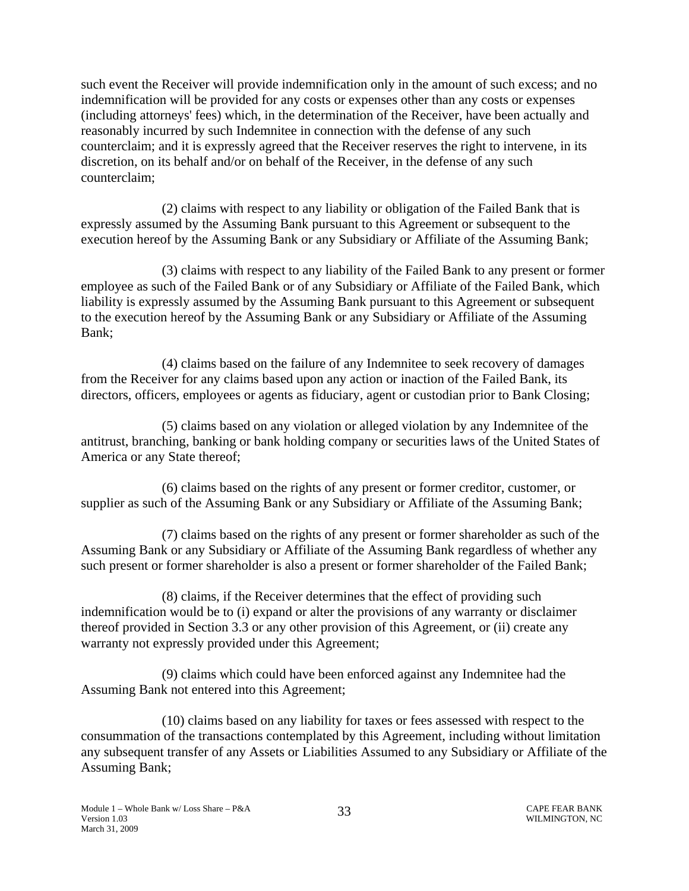such event the Receiver will provide indemnification only in the amount of such excess; and no indemnification will be provided for any costs or expenses other than any costs or expenses (including attorneys' fees) which, in the determination of the Receiver, have been actually and reasonably incurred by such Indemnitee in connection with the defense of any such counterclaim; and it is expressly agreed that the Receiver reserves the right to intervene, in its discretion, on its behalf and/or on behalf of the Receiver, in the defense of any such counterclaim;

(2) claims with respect to any liability or obligation of the Failed Bank that is expressly assumed by the Assuming Bank pursuant to this Agreement or subsequent to the execution hereof by the Assuming Bank or any Subsidiary or Affiliate of the Assuming Bank;

(3) claims with respect to any liability of the Failed Bank to any present or former employee as such of the Failed Bank or of any Subsidiary or Affiliate of the Failed Bank, which liability is expressly assumed by the Assuming Bank pursuant to this Agreement or subsequent to the execution hereof by the Assuming Bank or any Subsidiary or Affiliate of the Assuming Bank;

(4) claims based on the failure of any Indemnitee to seek recovery of damages from the Receiver for any claims based upon any action or inaction of the Failed Bank, its directors, officers, employees or agents as fiduciary, agent or custodian prior to Bank Closing;

(5) claims based on any violation or alleged violation by any Indemnitee of the antitrust, branching, banking or bank holding company or securities laws of the United States of America or any State thereof;

(6) claims based on the rights of any present or former creditor, customer, or supplier as such of the Assuming Bank or any Subsidiary or Affiliate of the Assuming Bank;

(7) claims based on the rights of any present or former shareholder as such of the Assuming Bank or any Subsidiary or Affiliate of the Assuming Bank regardless of whether any such present or former shareholder is also a present or former shareholder of the Failed Bank;

(8) claims, if the Receiver determines that the effect of providing such indemnification would be to (i) expand or alter the provisions of any warranty or disclaimer thereof provided in Section 3.3 or any other provision of this Agreement, or (ii) create any warranty not expressly provided under this Agreement;

(9) claims which could have been enforced against any Indemnitee had the Assuming Bank not entered into this Agreement;

(10) claims based on any liability for taxes or fees assessed with respect to the consummation of the transactions contemplated by this Agreement, including without limitation any subsequent transfer of any Assets or Liabilities Assumed to any Subsidiary or Affiliate of the Assuming Bank;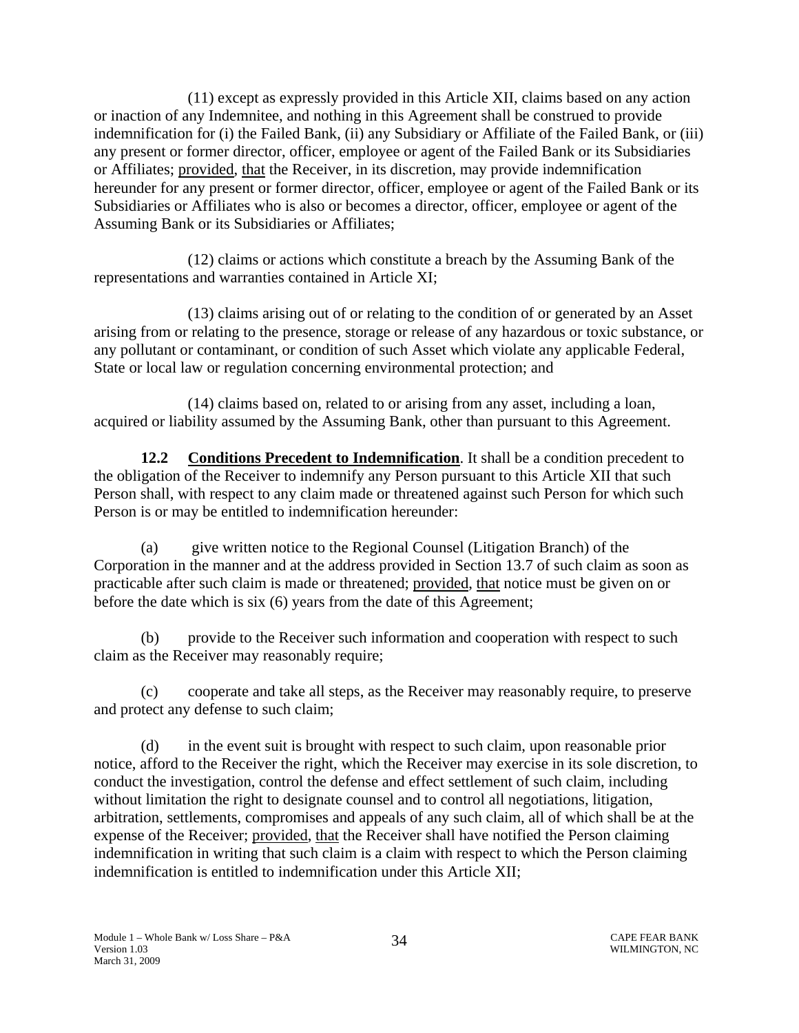(11) except as expressly provided in this Article XII, claims based on any action or inaction of any Indemnitee, and nothing in this Agreement shall be construed to provide indemnification for (i) the Failed Bank, (ii) any Subsidiary or Affiliate of the Failed Bank, or (iii) any present or former director, officer, employee or agent of the Failed Bank or its Subsidiaries or Affiliates; provided, that the Receiver, in its discretion, may provide indemnification hereunder for any present or former director, officer, employee or agent of the Failed Bank or its Subsidiaries or Affiliates who is also or becomes a director, officer, employee or agent of the Assuming Bank or its Subsidiaries or Affiliates;

(12) claims or actions which constitute a breach by the Assuming Bank of the representations and warranties contained in Article XI;

(13) claims arising out of or relating to the condition of or generated by an Asset arising from or relating to the presence, storage or release of any hazardous or toxic substance, or any pollutant or contaminant, or condition of such Asset which violate any applicable Federal, State or local law or regulation concerning environmental protection; and

(14) claims based on, related to or arising from any asset, including a loan, acquired or liability assumed by the Assuming Bank, other than pursuant to this Agreement.

**12.2 Conditions Precedent to Indemnification**. It shall be a condition precedent to the obligation of the Receiver to indemnify any Person pursuant to this Article XII that such Person shall, with respect to any claim made or threatened against such Person for which such Person is or may be entitled to indemnification hereunder:

(a) give written notice to the Regional Counsel (Litigation Branch) of the Corporation in the manner and at the address provided in Section 13.7 of such claim as soon as practicable after such claim is made or threatened; provided, that notice must be given on or before the date which is six (6) years from the date of this Agreement;

(b) provide to the Receiver such information and cooperation with respect to such claim as the Receiver may reasonably require;

(c) cooperate and take all steps, as the Receiver may reasonably require, to preserve and protect any defense to such claim;

(d) in the event suit is brought with respect to such claim, upon reasonable prior notice, afford to the Receiver the right, which the Receiver may exercise in its sole discretion, to conduct the investigation, control the defense and effect settlement of such claim, including without limitation the right to designate counsel and to control all negotiations, litigation, arbitration, settlements, compromises and appeals of any such claim, all of which shall be at the expense of the Receiver; provided, that the Receiver shall have notified the Person claiming indemnification in writing that such claim is a claim with respect to which the Person claiming indemnification is entitled to indemnification under this Article XII;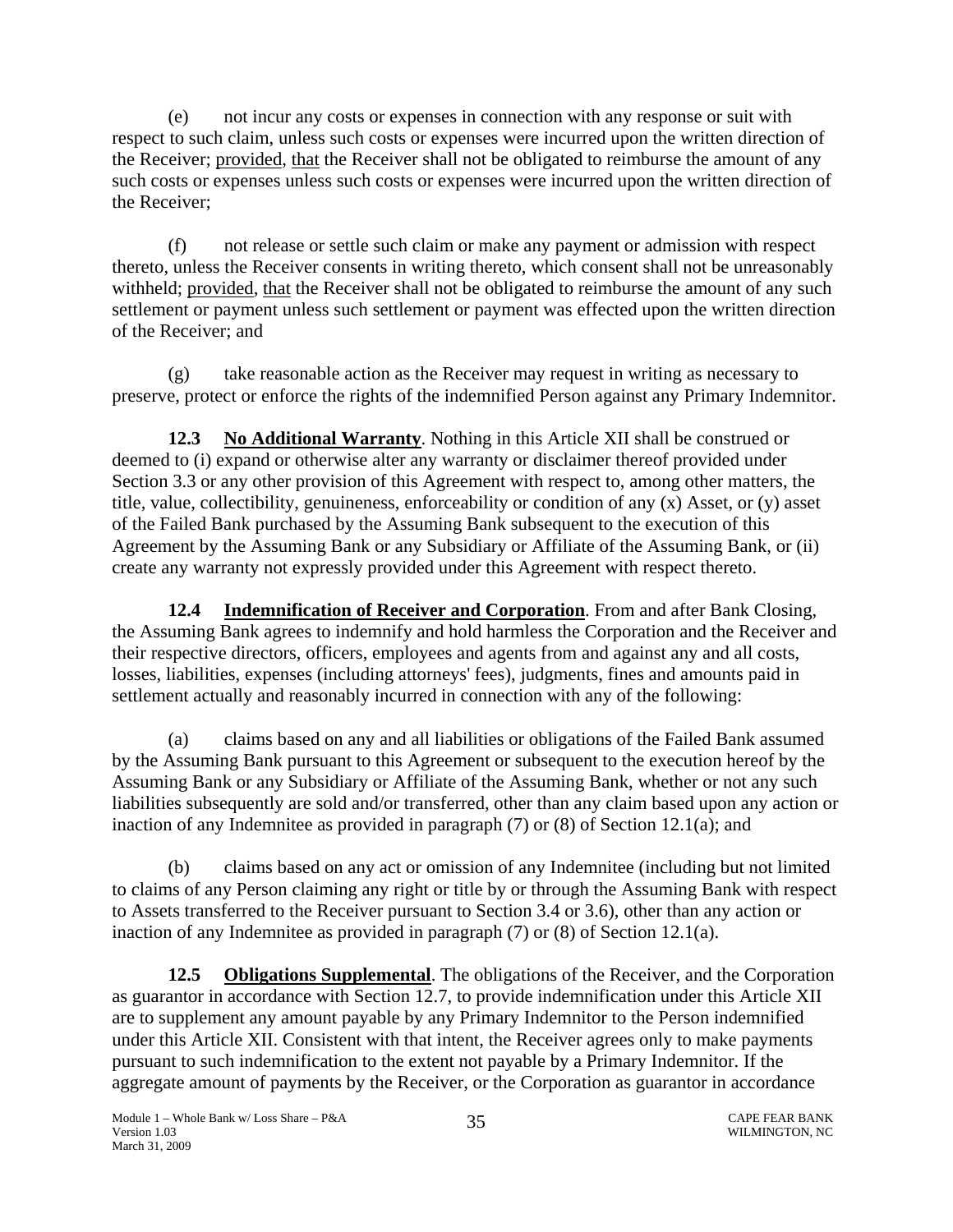(e) not incur any costs or expenses in connection with any response or suit with respect to such claim, unless such costs or expenses were incurred upon the written direction of the Receiver; provided, that the Receiver shall not be obligated to reimburse the amount of any such costs or expenses unless such costs or expenses were incurred upon the written direction of the Receiver;

(f) not release or settle such claim or make any payment or admission with respect thereto, unless the Receiver consents in writing thereto, which consent shall not be unreasonably withheld; provided, that the Receiver shall not be obligated to reimburse the amount of any such settlement or payment unless such settlement or payment was effected upon the written direction of the Receiver; and

(g) take reasonable action as the Receiver may request in writing as necessary to preserve, protect or enforce the rights of the indemnified Person against any Primary Indemnitor.

**12.3 No Additional Warranty**. Nothing in this Article XII shall be construed or deemed to (i) expand or otherwise alter any warranty or disclaimer thereof provided under Section 3.3 or any other provision of this Agreement with respect to, among other matters, the title, value, collectibility, genuineness, enforceability or condition of any (x) Asset, or (y) asset of the Failed Bank purchased by the Assuming Bank subsequent to the execution of this Agreement by the Assuming Bank or any Subsidiary or Affiliate of the Assuming Bank, or (ii) create any warranty not expressly provided under this Agreement with respect thereto.

**12.4 Indemnification of Receiver and Corporation**. From and after Bank Closing, the Assuming Bank agrees to indemnify and hold harmless the Corporation and the Receiver and their respective directors, officers, employees and agents from and against any and all costs, losses, liabilities, expenses (including attorneys' fees), judgments, fines and amounts paid in settlement actually and reasonably incurred in connection with any of the following:

(a) claims based on any and all liabilities or obligations of the Failed Bank assumed by the Assuming Bank pursuant to this Agreement or subsequent to the execution hereof by the Assuming Bank or any Subsidiary or Affiliate of the Assuming Bank, whether or not any such liabilities subsequently are sold and/or transferred, other than any claim based upon any action or inaction of any Indemnitee as provided in paragraph (7) or (8) of Section 12.1(a); and

(b) claims based on any act or omission of any Indemnitee (including but not limited to claims of any Person claiming any right or title by or through the Assuming Bank with respect to Assets transferred to the Receiver pursuant to Section 3.4 or 3.6), other than any action or inaction of any Indemnitee as provided in paragraph (7) or (8) of Section 12.1(a).

**12.5 Obligations Supplemental**. The obligations of the Receiver, and the Corporation as guarantor in accordance with Section 12.7, to provide indemnification under this Article XII are to supplement any amount payable by any Primary Indemnitor to the Person indemnified under this Article XII. Consistent with that intent, the Receiver agrees only to make payments pursuant to such indemnification to the extent not payable by a Primary Indemnitor. If the aggregate amount of payments by the Receiver, or the Corporation as guarantor in accordance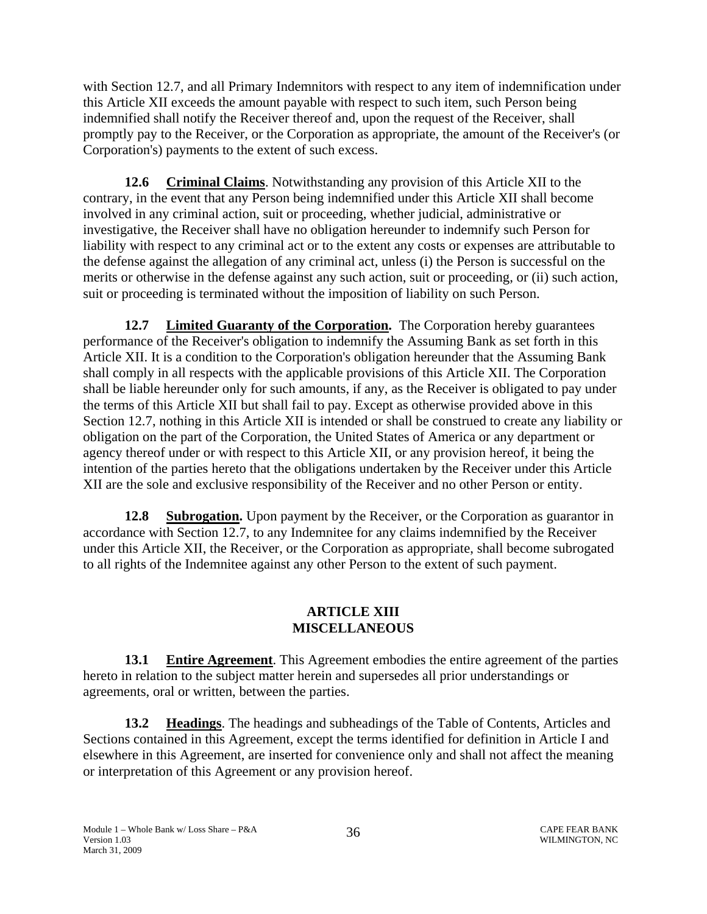with Section 12.7, and all Primary Indemnitors with respect to any item of indemnification under this Article XII exceeds the amount payable with respect to such item, such Person being indemnified shall notify the Receiver thereof and, upon the request of the Receiver, shall promptly pay to the Receiver, or the Corporation as appropriate, the amount of the Receiver's (or Corporation's) payments to the extent of such excess.

**12.6 Criminal Claims**. Notwithstanding any provision of this Article XII to the contrary, in the event that any Person being indemnified under this Article XII shall become involved in any criminal action, suit or proceeding, whether judicial, administrative or investigative, the Receiver shall have no obligation hereunder to indemnify such Person for liability with respect to any criminal act or to the extent any costs or expenses are attributable to the defense against the allegation of any criminal act, unless (i) the Person is successful on the merits or otherwise in the defense against any such action, suit or proceeding, or (ii) such action, suit or proceeding is terminated without the imposition of liability on such Person.

**12.7 Limited Guaranty of the Corporation.** The Corporation hereby guarantees performance of the Receiver's obligation to indemnify the Assuming Bank as set forth in this Article XII. It is a condition to the Corporation's obligation hereunder that the Assuming Bank shall comply in all respects with the applicable provisions of this Article XII. The Corporation shall be liable hereunder only for such amounts, if any, as the Receiver is obligated to pay under the terms of this Article XII but shall fail to pay. Except as otherwise provided above in this Section 12.7, nothing in this Article XII is intended or shall be construed to create any liability or obligation on the part of the Corporation, the United States of America or any department or agency thereof under or with respect to this Article XII, or any provision hereof, it being the intention of the parties hereto that the obligations undertaken by the Receiver under this Article XII are the sole and exclusive responsibility of the Receiver and no other Person or entity.

**12.8 Subrogation.** Upon payment by the Receiver, or the Corporation as guarantor in accordance with Section 12.7, to any Indemnitee for any claims indemnified by the Receiver under this Article XII, the Receiver, or the Corporation as appropriate, shall become subrogated to all rights of the Indemnitee against any other Person to the extent of such payment.

## ARTICLE XIII
## MISCELLANEOUS

**13.1 Entire Agreement**. This Agreement embodies the entire agreement of the parties hereto in relation to the subject matter herein and supersedes all prior understandings or agreements, oral or written, between the parties.

**13.2 Headings**. The headings and subheadings of the Table of Contents, Articles and Sections contained in this Agreement, except the terms identified for definition in Article I and elsewhere in this Agreement, are inserted for convenience only and shall not affect the meaning or interpretation of this Agreement or any provision hereof.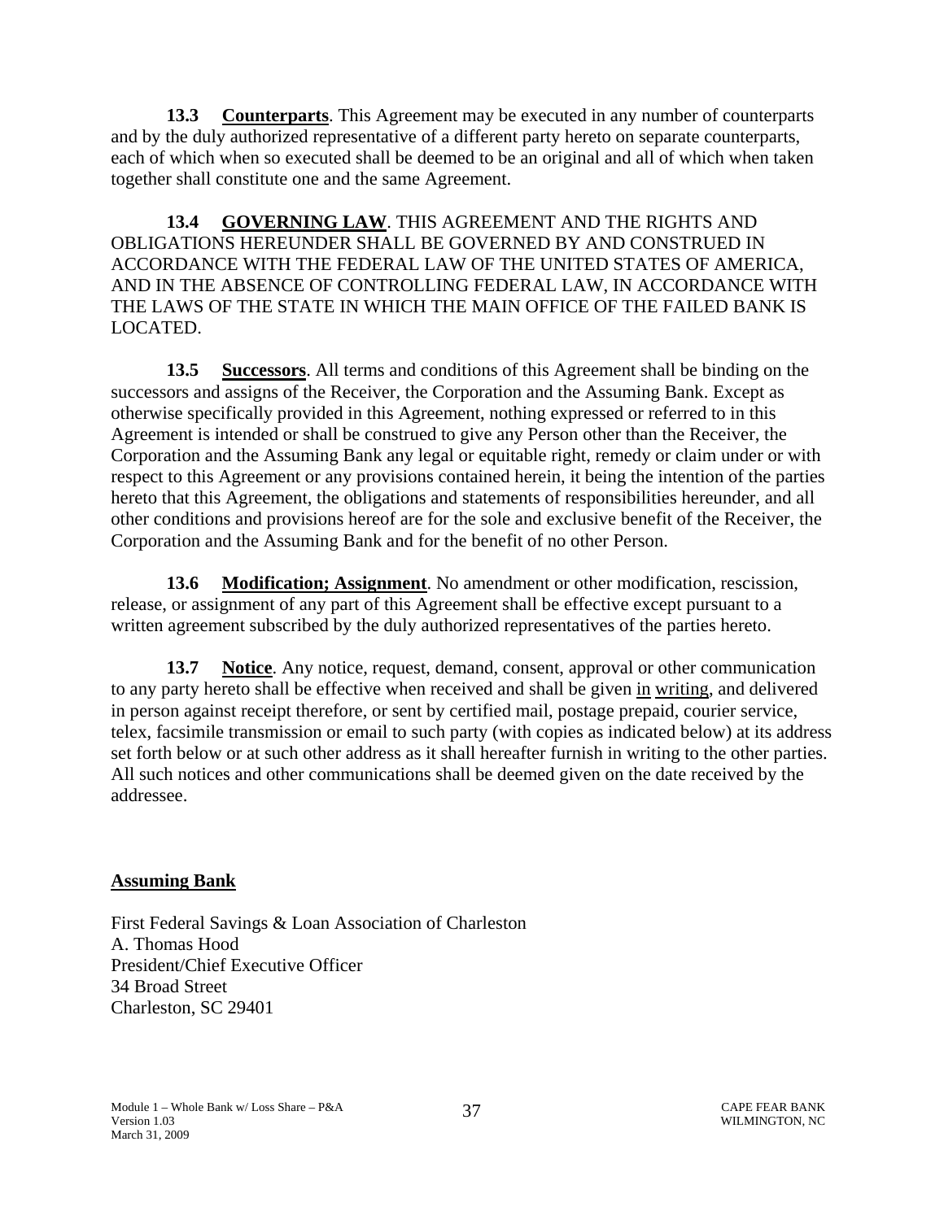**13.3 Counterparts**. This Agreement may be executed in any number of counterparts and by the duly authorized representative of a different party hereto on separate counterparts, each of which when so executed shall be deemed to be an original and all of which when taken together shall constitute one and the same Agreement.

**13.4 GOVERNING LAW**. THIS AGREEMENT AND THE RIGHTS AND OBLIGATIONS HEREUNDER SHALL BE GOVERNED BY AND CONSTRUED IN ACCORDANCE WITH THE FEDERAL LAW OF THE UNITED STATES OF AMERICA, AND IN THE ABSENCE OF CONTROLLING FEDERAL LAW, IN ACCORDANCE WITH THE LAWS OF THE STATE IN WHICH THE MAIN OFFICE OF THE FAILED BANK IS LOCATED.

**13.5 Successors**. All terms and conditions of this Agreement shall be binding on the successors and assigns of the Receiver, the Corporation and the Assuming Bank. Except as otherwise specifically provided in this Agreement, nothing expressed or referred to in this Agreement is intended or shall be construed to give any Person other than the Receiver, the Corporation and the Assuming Bank any legal or equitable right, remedy or claim under or with respect to this Agreement or any provisions contained herein, it being the intention of the parties hereto that this Agreement, the obligations and statements of responsibilities hereunder, and all other conditions and provisions hereof are for the sole and exclusive benefit of the Receiver, the Corporation and the Assuming Bank and for the benefit of no other Person.

**13.6 Modification; Assignment**. No amendment or other modification, rescission, release, or assignment of any part of this Agreement shall be effective except pursuant to a written agreement subscribed by the duly authorized representatives of the parties hereto.

**13.7 Notice**. Any notice, request, demand, consent, approval or other communication to any party hereto shall be effective when received and shall be given in writing, and delivered in person against receipt therefore, or sent by certified mail, postage prepaid, courier service, telex, facsimile transmission or email to such party (with copies as indicated below) at its address set forth below or at such other address as it shall hereafter furnish in writing to the other parties. All such notices and other communications shall be deemed given on the date received by the addressee.

**Assuming Bank**

First Federal Savings & Loan Association of Charleston
A. Thomas Hood
President/Chief Executive Officer
34 Broad Street
Charleston, SC 29401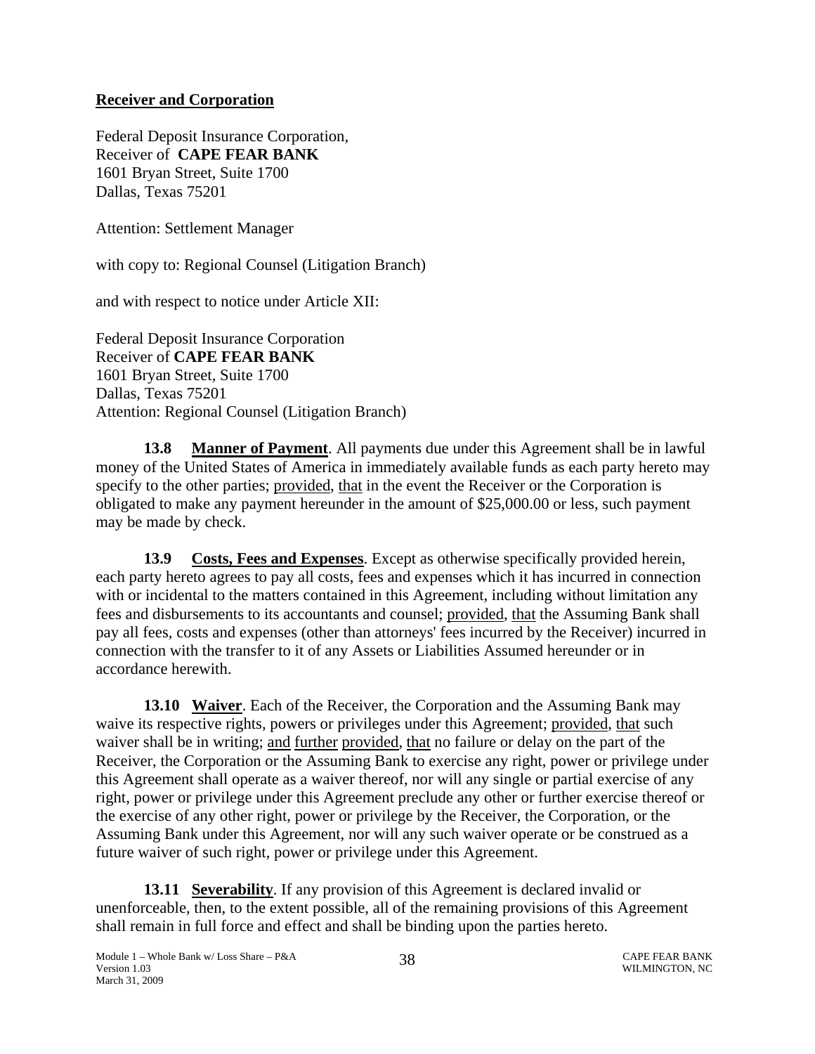**Receiver and Corporation**

Federal Deposit Insurance Corporation,  
Receiver of **CAPE FEAR BANK**  
1601 Bryan Street, Suite 1700  
Dallas, Texas 75201

Attention: Settlement Manager

with copy to: Regional Counsel (Litigation Branch)

and with respect to notice under Article XII:

Federal Deposit Insurance Corporation  
Receiver of **CAPE FEAR BANK**  
1601 Bryan Street, Suite 1700  
Dallas, Texas 75201  
Attention: Regional Counsel (Litigation Branch)

**13.8 Manner of Payment**. All payments due under this Agreement shall be in lawful money of the United States of America in immediately available funds as each party hereto may specify to the other parties; provided, that in the event the Receiver or the Corporation is obligated to make any payment hereunder in the amount of $25,000.00 or less, such payment may be made by check.

**13.9 Costs, Fees and Expenses**. Except as otherwise specifically provided herein, each party hereto agrees to pay all costs, fees and expenses which it has incurred in connection with or incidental to the matters contained in this Agreement, including without limitation any fees and disbursements to its accountants and counsel; provided, that the Assuming Bank shall pay all fees, costs and expenses (other than attorneys' fees incurred by the Receiver) incurred in connection with the transfer to it of any Assets or Liabilities Assumed hereunder or in accordance herewith.

**13.10 Waiver**. Each of the Receiver, the Corporation and the Assuming Bank may waive its respective rights, powers or privileges under this Agreement; provided, that such waiver shall be in writing; and further provided, that no failure or delay on the part of the Receiver, the Corporation or the Assuming Bank to exercise any right, power or privilege under this Agreement shall operate as a waiver thereof, nor will any single or partial exercise of any right, power or privilege under this Agreement preclude any other or further exercise thereof or the exercise of any other right, power or privilege by the Receiver, the Corporation, or the Assuming Bank under this Agreement, nor will any such waiver operate or be construed as a future waiver of such right, power or privilege under this Agreement.

**13.11 Severability**. If any provision of this Agreement is declared invalid or unenforceable, then, to the extent possible, all of the remaining provisions of this Agreement shall remain in full force and effect and shall be binding upon the parties hereto.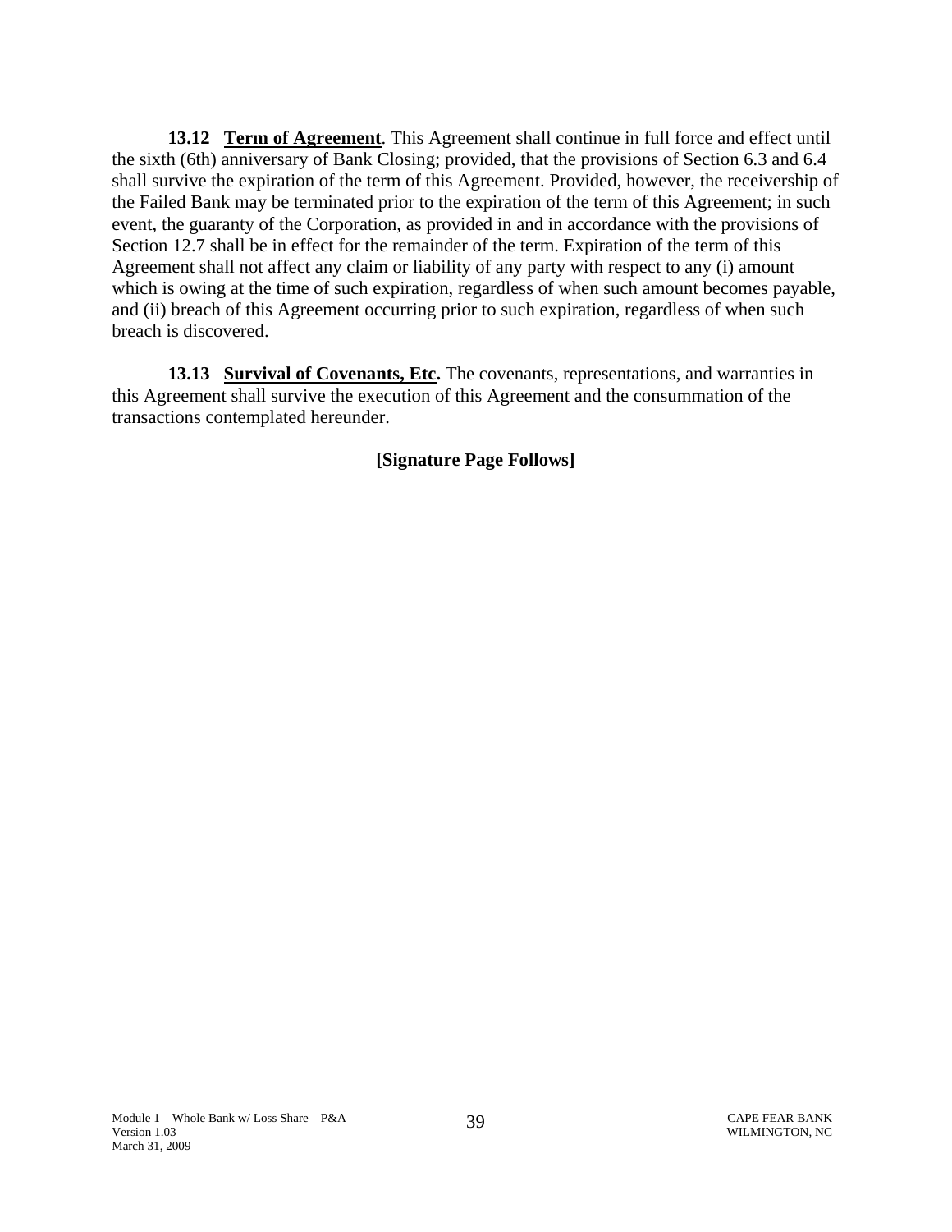**13.12 Term of Agreement**. This Agreement shall continue in full force and effect until the sixth (6th) anniversary of Bank Closing; provided, that the provisions of Section 6.3 and 6.4 shall survive the expiration of the term of this Agreement. Provided, however, the receivership of the Failed Bank may be terminated prior to the expiration of the term of this Agreement; in such event, the guaranty of the Corporation, as provided in and in accordance with the provisions of Section 12.7 shall be in effect for the remainder of the term. Expiration of the term of this Agreement shall not affect any claim or liability of any party with respect to any (i) amount which is owing at the time of such expiration, regardless of when such amount becomes payable, and (ii) breach of this Agreement occurring prior to such expiration, regardless of when such breach is discovered.

**13.13 Survival of Covenants, Etc.** The covenants, representations, and warranties in this Agreement shall survive the execution of this Agreement and the consummation of the transactions contemplated hereunder.

**[Signature Page Follows]**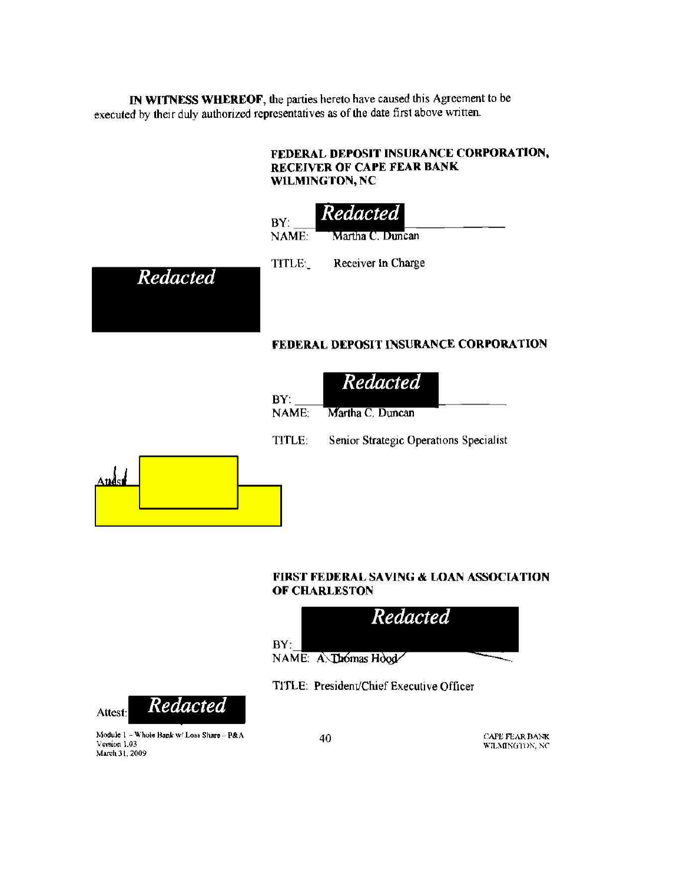**IN WITNESS WHEREOF**, the parties hereto have caused this Agreement to be executed by their duly authorized representatives as of the date first above written.

**FEDERAL DEPOSIT INSURANCE CORPORATION, RECEIVER OF CAPE FEAR BANK WILMINGTON, NC**

BY: *Redacted*

NAME: Martha C. Duncan

TITLE: Receiver In Charge

*Redacted*

**FEDERAL DEPOSIT INSURANCE CORPORATION**

BY: *Redacted*

NAME: Martha C. Duncan

TITLE: Senior Strategic Operations Specialist

Attest:

**FIRST FEDERAL SAVING & LOAN ASSOCIATION OF CHARLESTON**

BY: *Redacted*

NAME: A. Thomas Hood

TITLE: President/Chief Executive Officer

Attest: *Redacted*

Module 1 – Whole Bank w/ Loss Share – P&A
Version 1.03
March 31, 2009

CAPE FEAR BANK
WILMINGTON, NC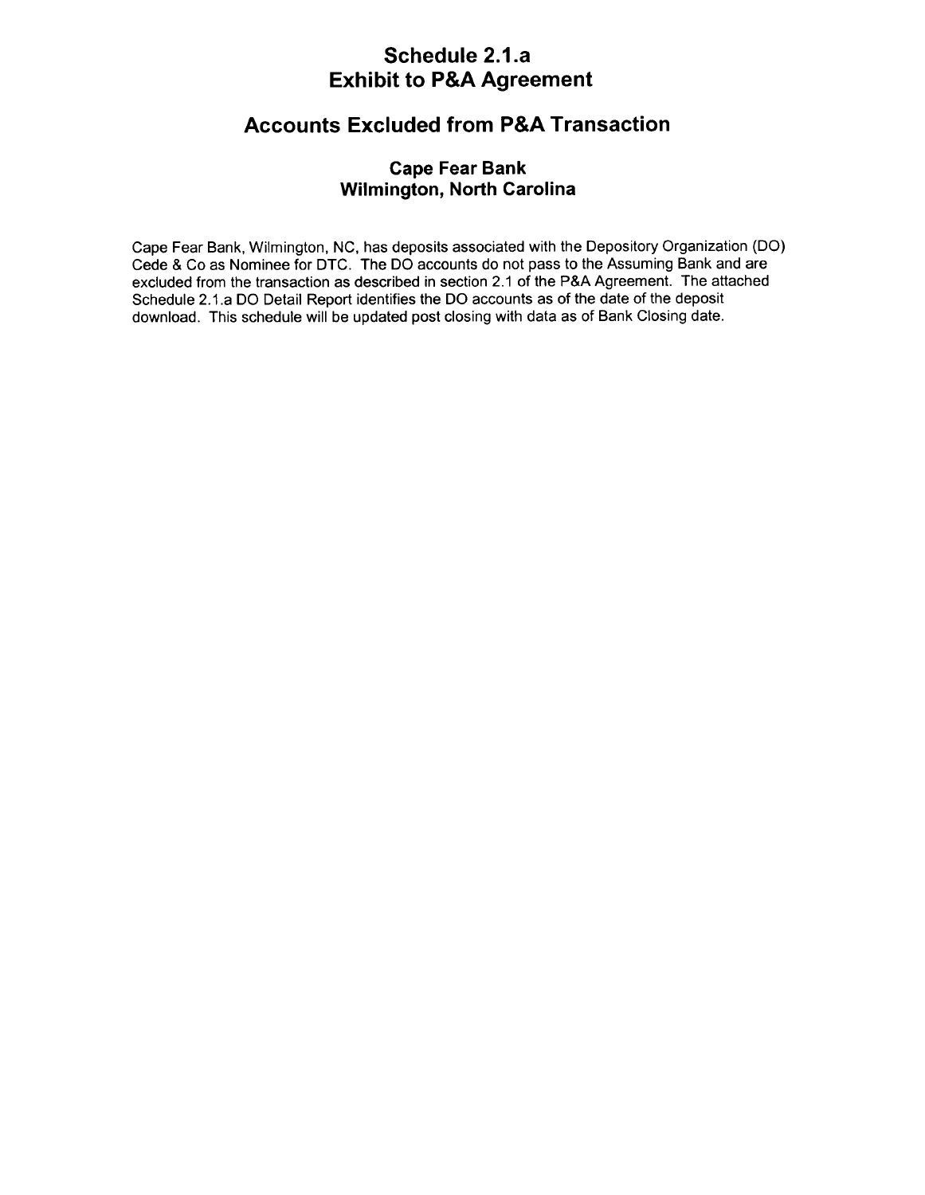# Schedule 2.1.a
# Exhibit to P&A Agreement

## Accounts Excluded from P&A Transaction

### Cape Fear Bank
### Wilmington, North Carolina

Cape Fear Bank, Wilmington, NC, has deposits associated with the Depository Organization (DO) Cede & Co as Nominee for DTC. The DO accounts do not pass to the Assuming Bank and are excluded from the transaction as described in section 2.1 of the P&A Agreement. The attached Schedule 2.1.a DO Detail Report identifies the DO accounts as of the date of the deposit download. This schedule will be updated post closing with data as of Bank Closing date.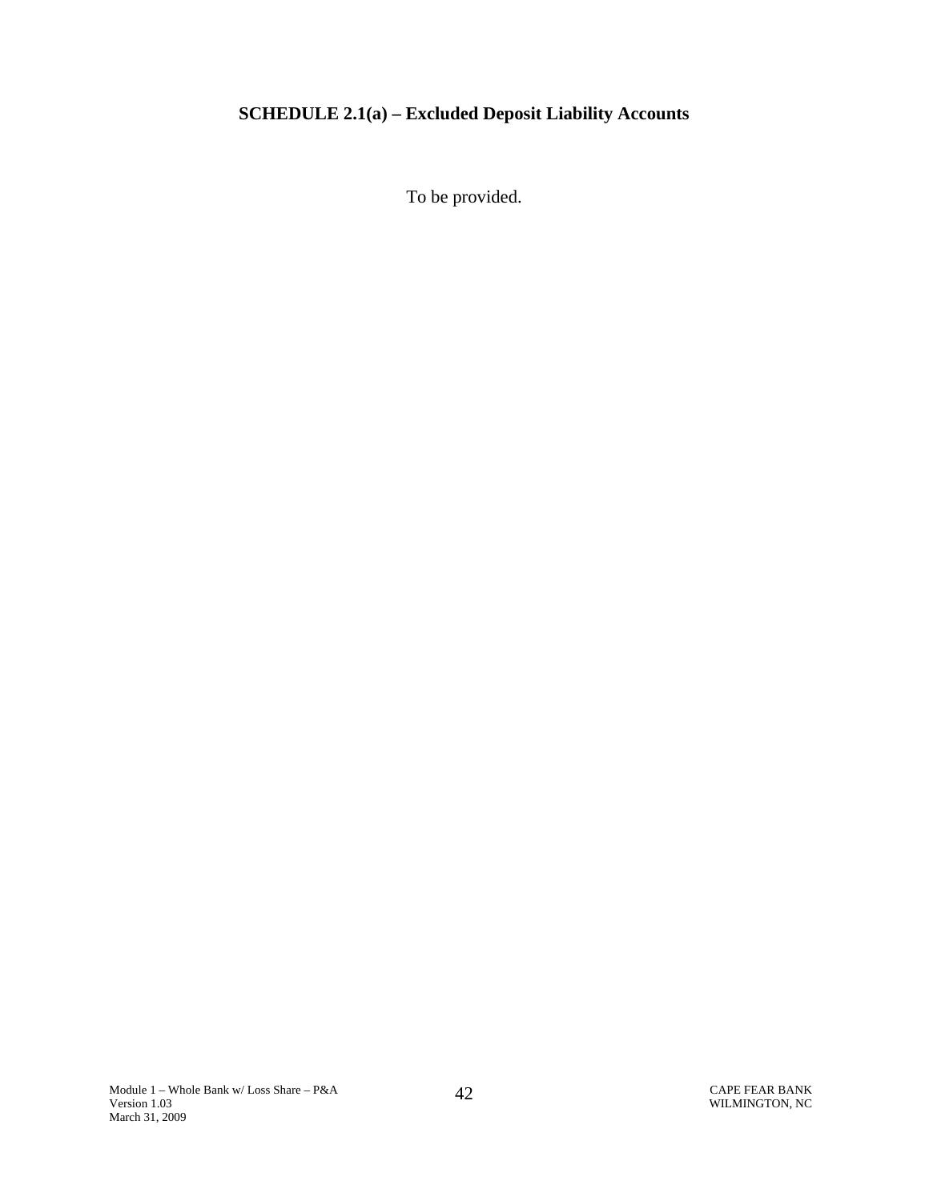**SCHEDULE 2.1(a) – Excluded Deposit Liability Accounts**

To be provided.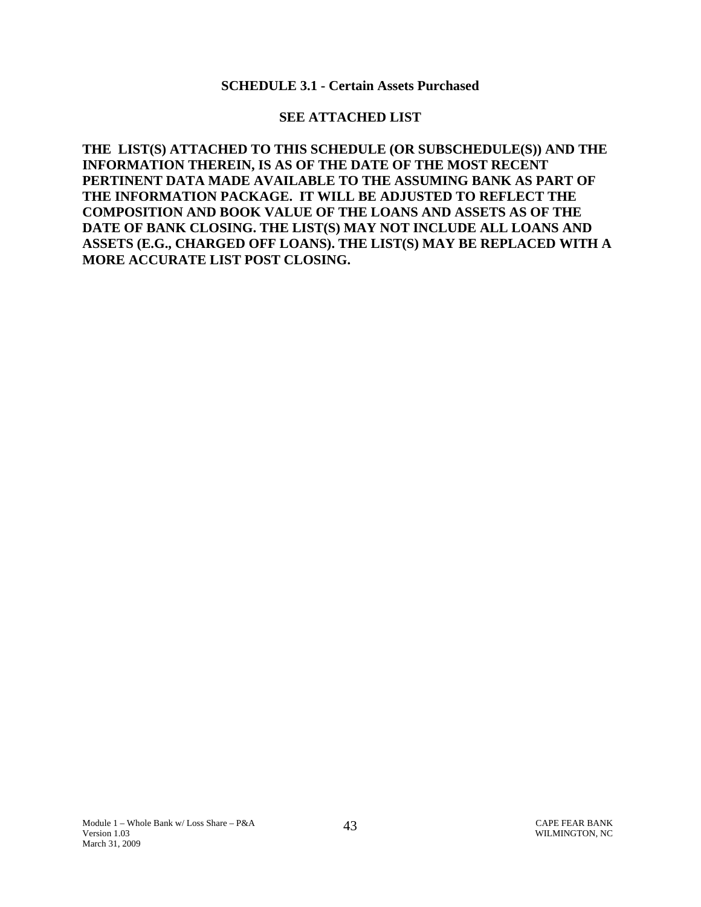## SCHEDULE 3.1 - Certain Assets Purchased

**SEE ATTACHED LIST**

**THE LIST(S) ATTACHED TO THIS SCHEDULE (OR SUBSCHEDULE(S)) AND THE INFORMATION THEREIN, IS AS OF THE DATE OF THE MOST RECENT PERTINENT DATA MADE AVAILABLE TO THE ASSUMING BANK AS PART OF THE INFORMATION PACKAGE. IT WILL BE ADJUSTED TO REFLECT THE COMPOSITION AND BOOK VALUE OF THE LOANS AND ASSETS AS OF THE DATE OF BANK CLOSING. THE LIST(S) MAY NOT INCLUDE ALL LOANS AND ASSETS (E.G., CHARGED OFF LOANS). THE LIST(S) MAY BE REPLACED WITH A MORE ACCURATE LIST POST CLOSING.**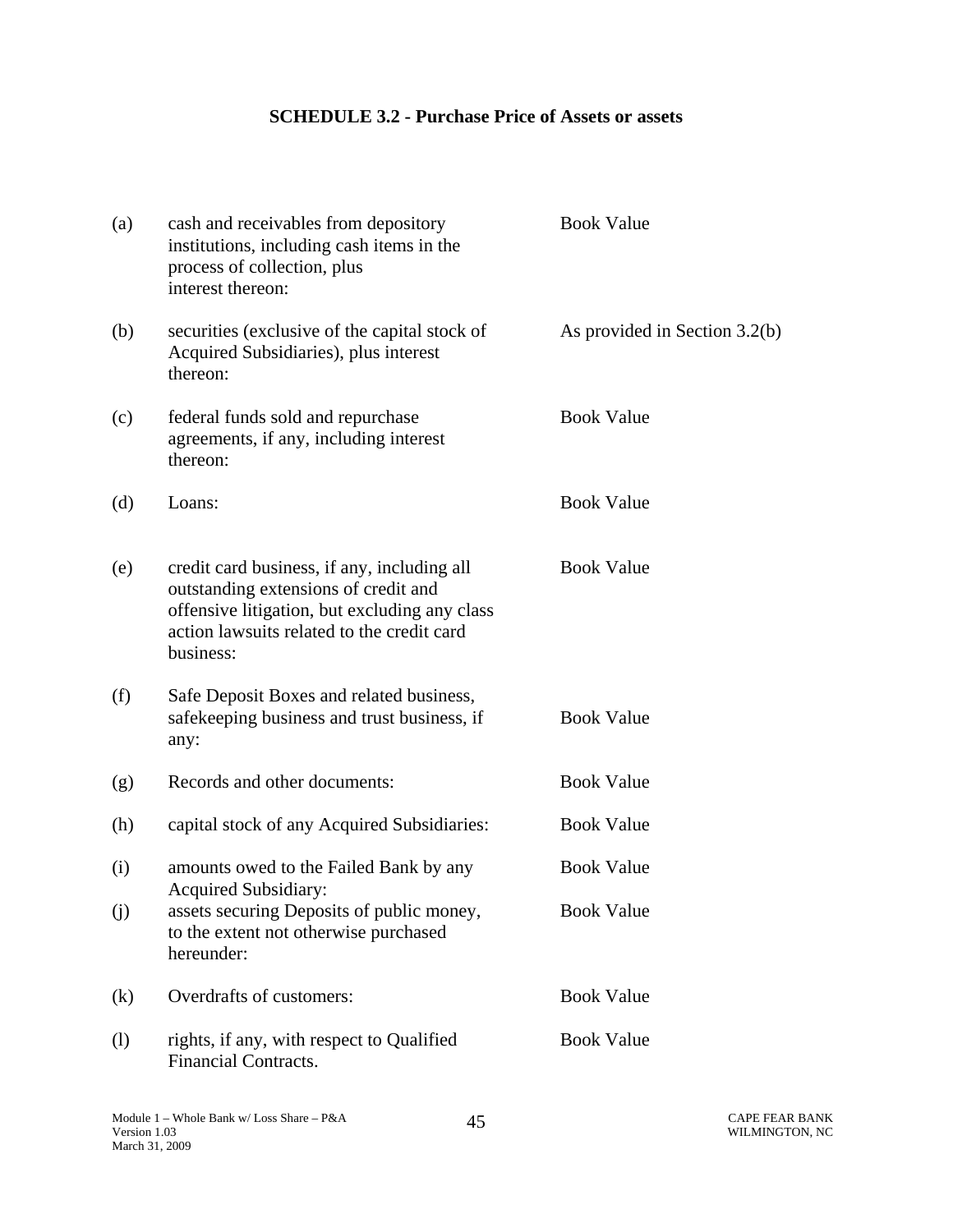**SCHEDULE 3.2 - Purchase Price of Assets or assets**

| | | |
|---|---|---|
| (a) | cash and receivables from depository institutions, including cash items in the process of collection, plus interest thereon: | Book Value |
| (b) | securities (exclusive of the capital stock of Acquired Subsidiaries), plus interest thereon: | As provided in Section 3.2(b) |
| (c) | federal funds sold and repurchase agreements, if any, including interest thereon: | Book Value |
| (d) | Loans: | Book Value |
| (e) | credit card business, if any, including all outstanding extensions of credit and offensive litigation, but excluding any class action lawsuits related to the credit card business: | Book Value |
| (f) | Safe Deposit Boxes and related business, safekeeping business and trust business, if any: | Book Value |
| (g) | Records and other documents: | Book Value |
| (h) | capital stock of any Acquired Subsidiaries: | Book Value |
| (i) | amounts owed to the Failed Bank by any Acquired Subsidiary: | Book Value |
| (j) | assets securing Deposits of public money, to the extent not otherwise purchased hereunder: | Book Value |
| (k) | Overdrafts of customers: | Book Value |
| (l) | rights, if any, with respect to Qualified Financial Contracts. | Book Value |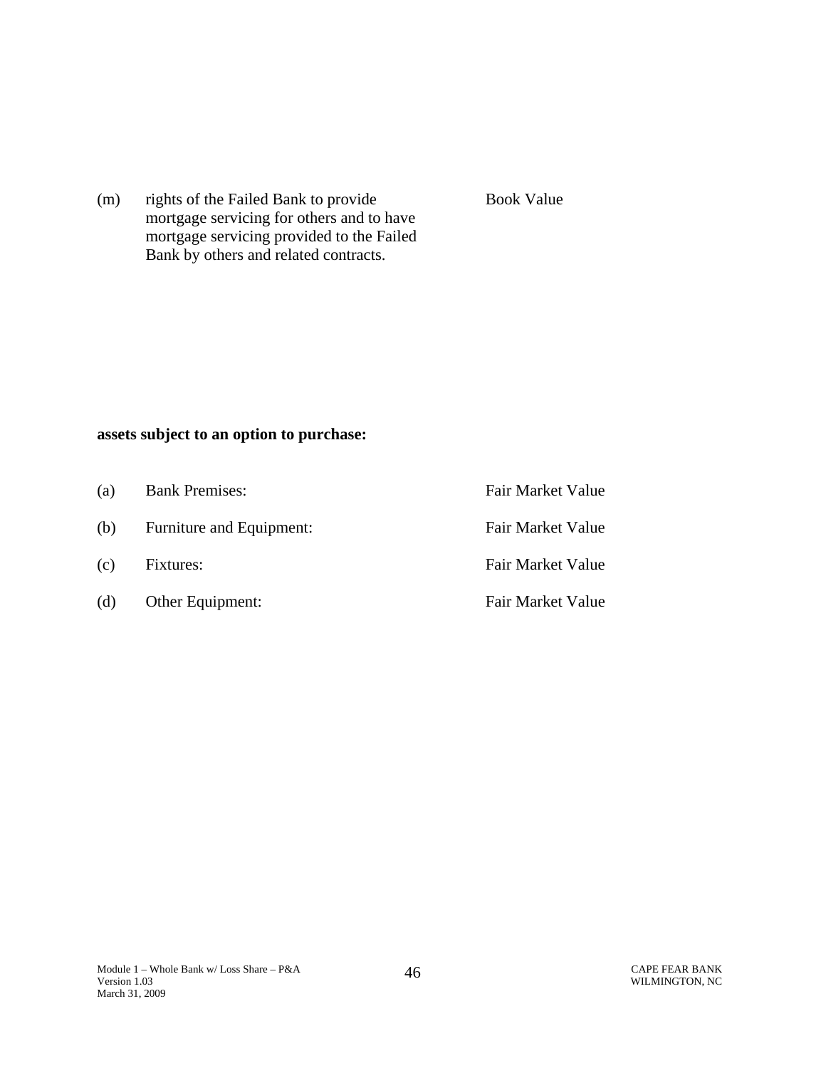| | | |
|---|---|---|
| (m) | rights of the Failed Bank to provide mortgage servicing for others and to have mortgage servicing provided to the Failed Bank by others and related contracts. | Book Value |

**assets subject to an option to purchase:**

| | | |
|---|---|---|
| (a) | Bank Premises: | Fair Market Value |
| (b) | Furniture and Equipment: | Fair Market Value |
| (c) | Fixtures: | Fair Market Value |
| (d) | Other Equipment: | Fair Market Value |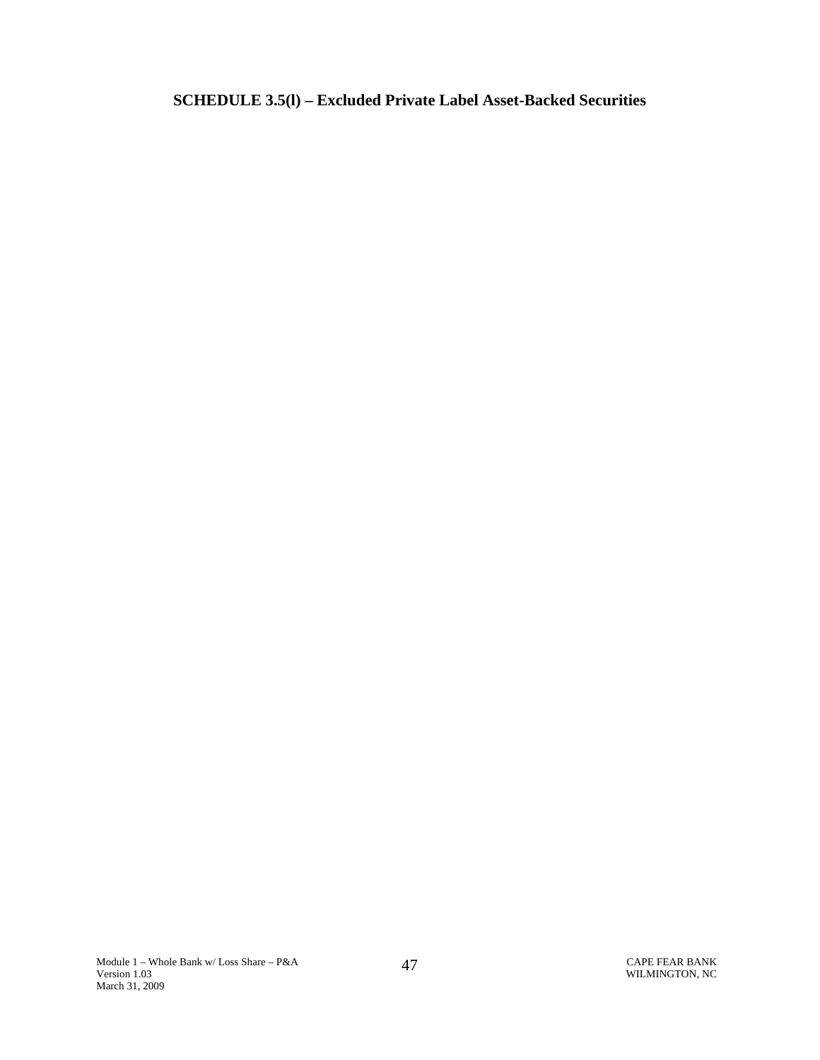# SCHEDULE 3.5(l) – Excluded Private Label Asset-Backed Securities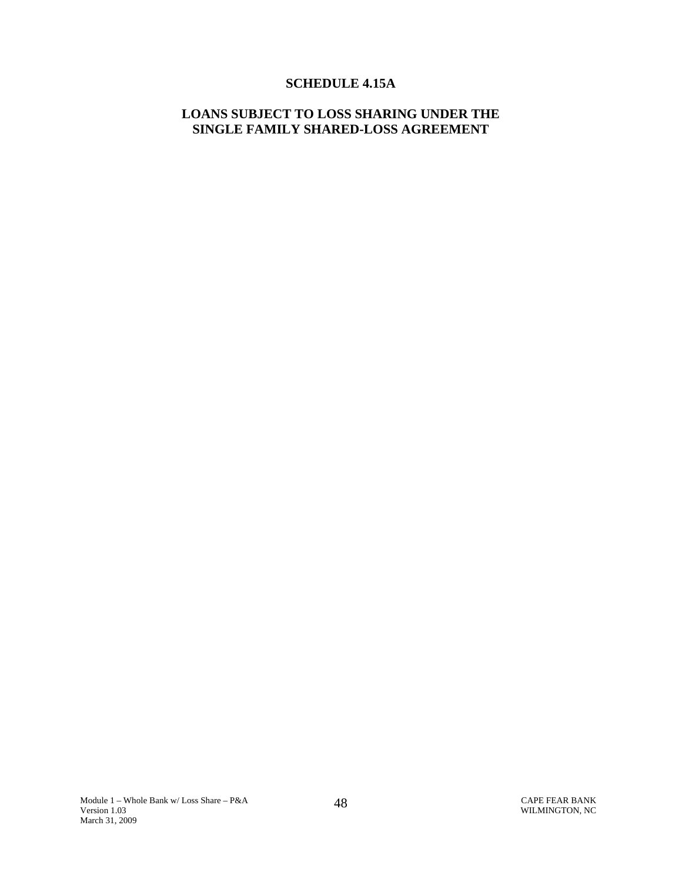# SCHEDULE 4.15A

## LOANS SUBJECT TO LOSS SHARING UNDER THE SINGLE FAMILY SHARED-LOSS AGREEMENT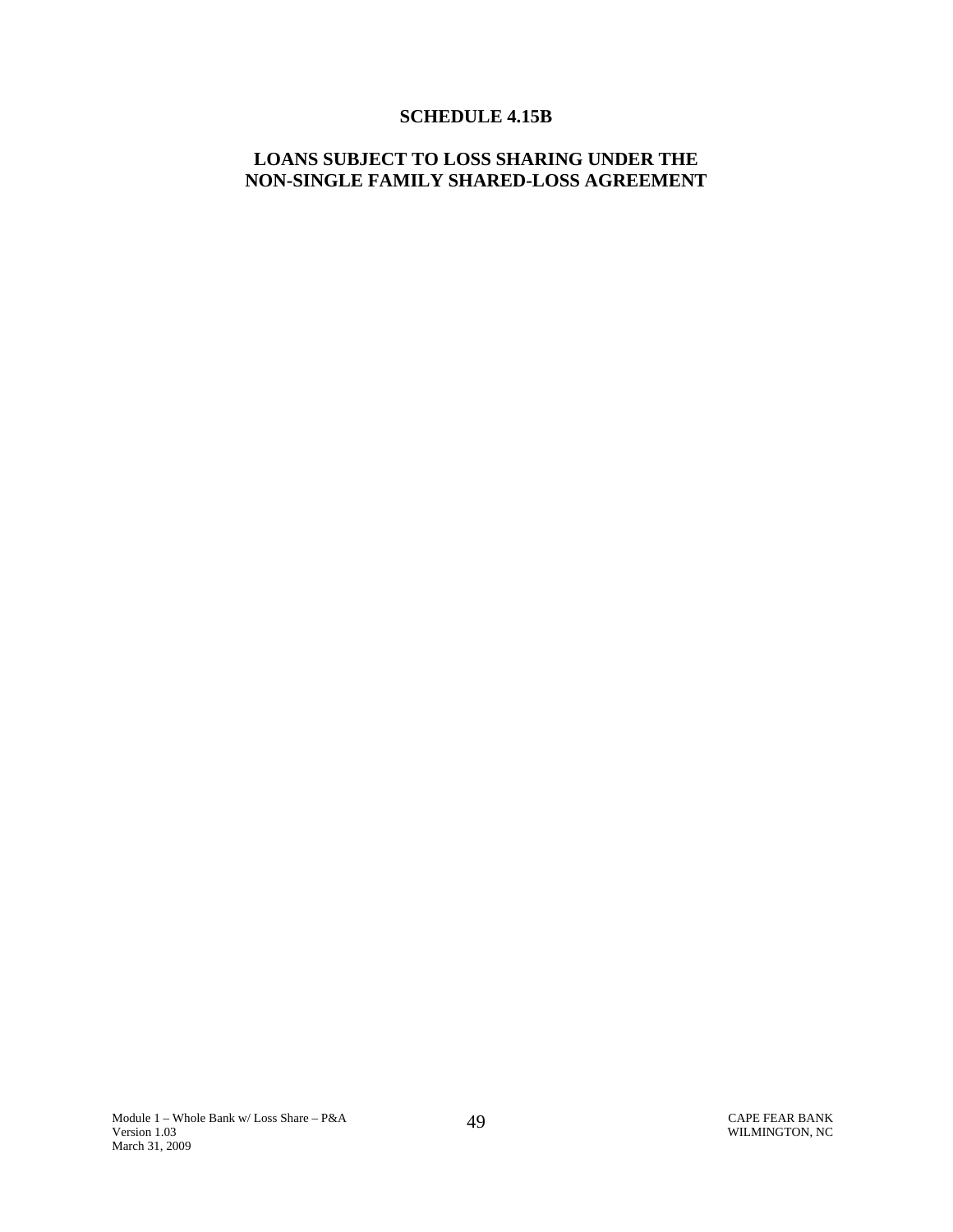# SCHEDULE 4.15B

## LOANS SUBJECT TO LOSS SHARING UNDER THE NON-SINGLE FAMILY SHARED-LOSS AGREEMENT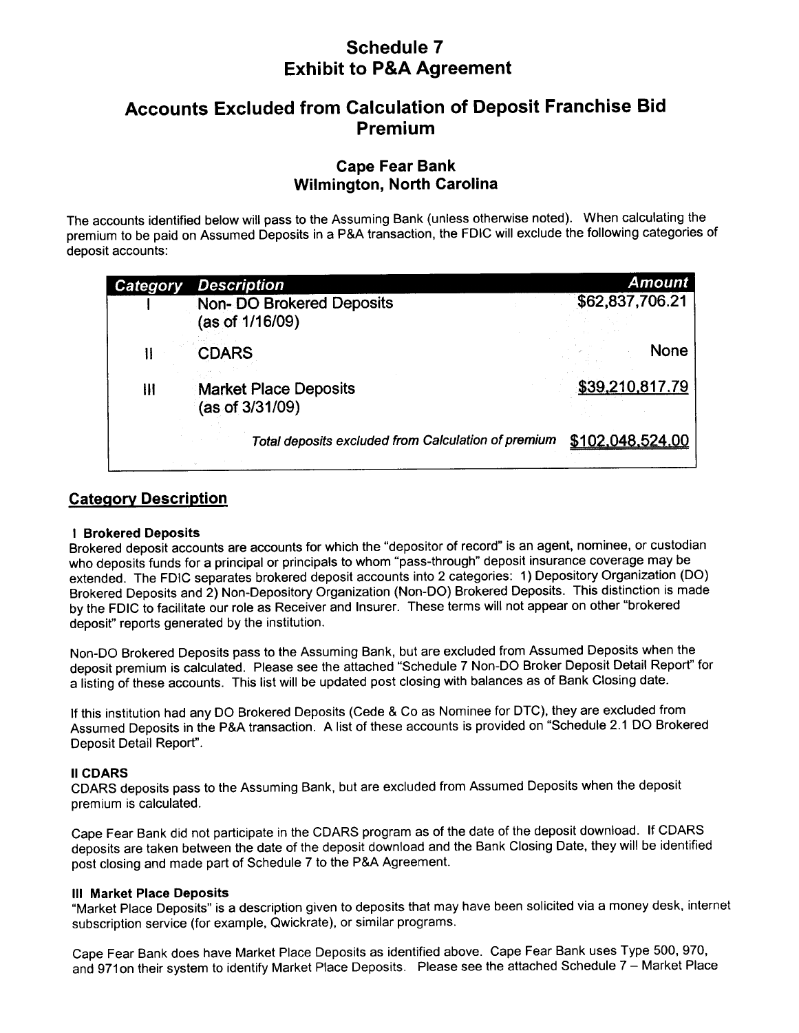# Schedule 7
# Exhibit to P&A Agreement

## Accounts Excluded from Calculation of Deposit Franchise Bid Premium

### Cape Fear Bank
### Wilmington, North Carolina

The accounts identified below will pass to the Assuming Bank (unless otherwise noted). When calculating the premium to be paid on Assumed Deposits in a P&A transaction, the FDIC will exclude the following categories of deposit accounts:

| Category | Description | Amount |
|---|---|---|
| I | Non- DO Brokered Deposits (as of 1/16/09) | $62,837,706.21 |
| II | CDARS | None |
| III | Market Place Deposits (as of 3/31/09) | $39,210,817.79 |
| | *Total deposits excluded from Calculation of premium* | $102,048,524.00 |

## Category Description

**I Brokered Deposits**

Brokered deposit accounts are accounts for which the "depositor of record" is an agent, nominee, or custodian who deposits funds for a principal or principals to whom "pass-through" deposit insurance coverage may be extended. The FDIC separates brokered deposit accounts into 2 categories: 1) Depository Organization (DO) Brokered Deposits and 2) Non-Depository Organization (Non-DO) Brokered Deposits. This distinction is made by the FDIC to facilitate our role as Receiver and Insurer. These terms will not appear on other "brokered deposit" reports generated by the institution.

Non-DO Brokered Deposits pass to the Assuming Bank, but are excluded from Assumed Deposits when the deposit premium is calculated. Please see the attached "Schedule 7 Non-DO Broker Deposit Detail Report" for a listing of these accounts. This list will be updated post closing with balances as of Bank Closing date.

If this institution had any DO Brokered Deposits (Cede & Co as Nominee for DTC), they are excluded from Assumed Deposits in the P&A transaction. A list of these accounts is provided on "Schedule 2.1 DO Brokered Deposit Detail Report".

**II CDARS**

CDARS deposits pass to the Assuming Bank, but are excluded from Assumed Deposits when the deposit premium is calculated.

Cape Fear Bank did not participate in the CDARS program as of the date of the deposit download. If CDARS deposits are taken between the date of the deposit download and the Bank Closing Date, they will be identified post closing and made part of Schedule 7 to the P&A Agreement.

**III Market Place Deposits**

"Market Place Deposits" is a description given to deposits that may have been solicited via a money desk, internet subscription service (for example, Qwickrate), or similar programs.

Cape Fear Bank does have Market Place Deposits as identified above. Cape Fear Bank uses Type 500, 970, and 971on their system to identify Market Place Deposits. Please see the attached Schedule 7 – Market Place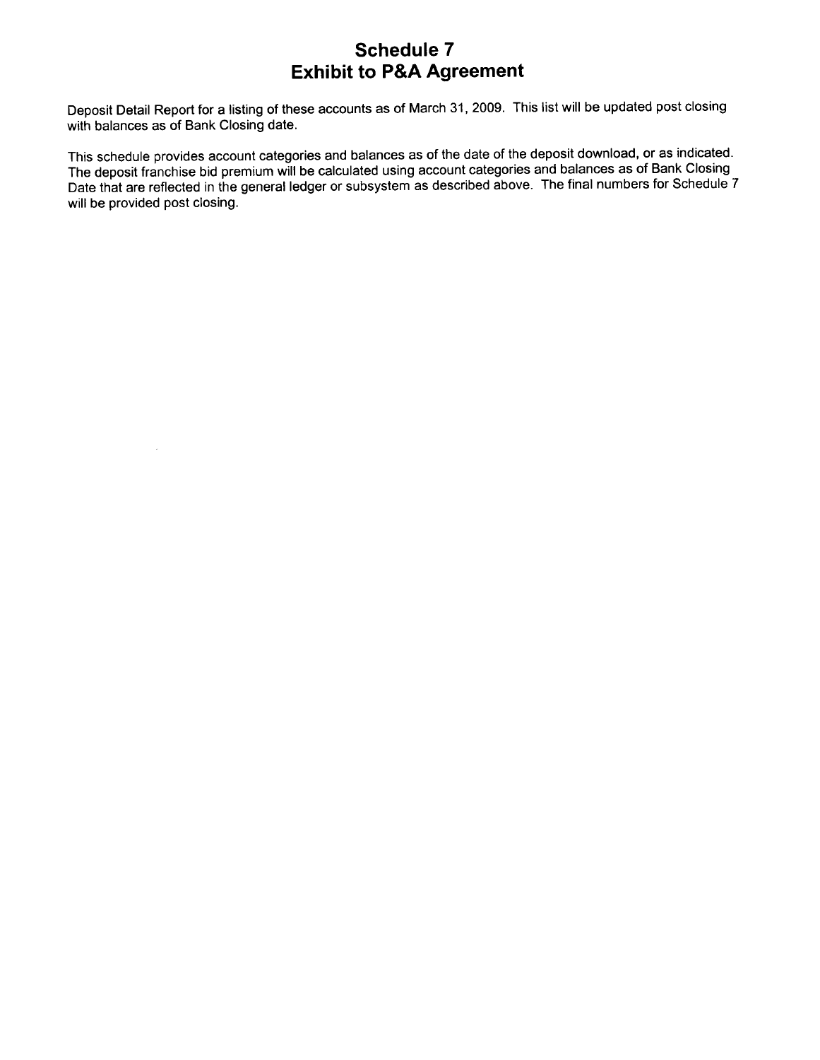# Schedule 7
# Exhibit to P&A Agreement

Deposit Detail Report for a listing of these accounts as of March 31, 2009. This list will be updated post closing with balances as of Bank Closing date.

This schedule provides account categories and balances as of the date of the deposit download, or as indicated. The deposit franchise bid premium will be calculated using account categories and balances as of Bank Closing Date that are reflected in the general ledger or subsystem as described above. The final numbers for Schedule 7 will be provided post closing.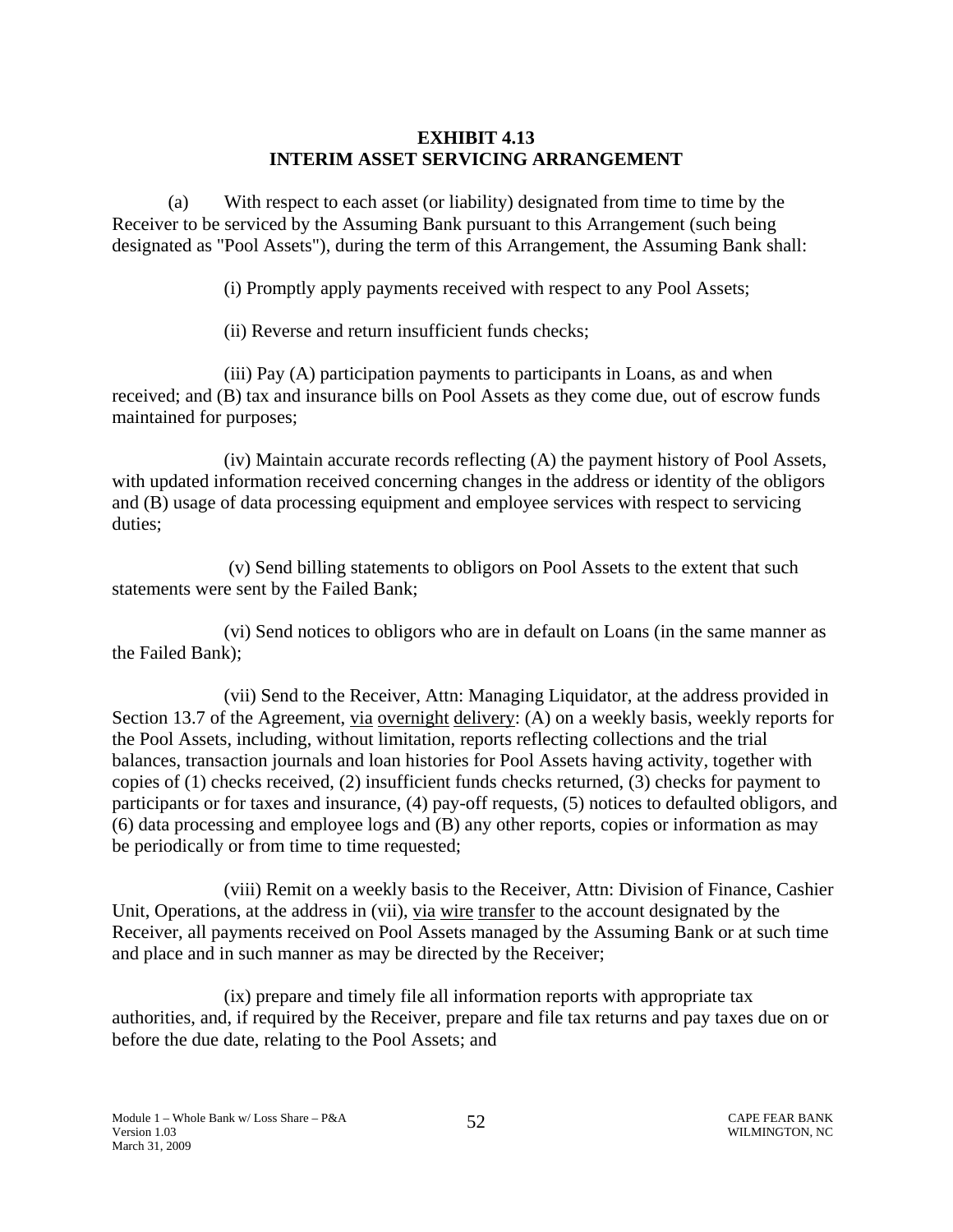# EXHIBIT 4.13
# INTERIM ASSET SERVICING ARRANGEMENT

(a) With respect to each asset (or liability) designated from time to time by the Receiver to be serviced by the Assuming Bank pursuant to this Arrangement (such being designated as "Pool Assets"), during the term of this Arrangement, the Assuming Bank shall:

(i) Promptly apply payments received with respect to any Pool Assets;

(ii) Reverse and return insufficient funds checks;

(iii) Pay (A) participation payments to participants in Loans, as and when received; and (B) tax and insurance bills on Pool Assets as they come due, out of escrow funds maintained for purposes;

(iv) Maintain accurate records reflecting (A) the payment history of Pool Assets, with updated information received concerning changes in the address or identity of the obligors and (B) usage of data processing equipment and employee services with respect to servicing duties;

(v) Send billing statements to obligors on Pool Assets to the extent that such statements were sent by the Failed Bank;

(vi) Send notices to obligors who are in default on Loans (in the same manner as the Failed Bank);

(vii) Send to the Receiver, Attn: Managing Liquidator, at the address provided in Section 13.7 of the Agreement, <u>via</u> <u>overnight</u> <u>delivery</u>: (A) on a weekly basis, weekly reports for the Pool Assets, including, without limitation, reports reflecting collections and the trial balances, transaction journals and loan histories for Pool Assets having activity, together with copies of (1) checks received, (2) insufficient funds checks returned, (3) checks for payment to participants or for taxes and insurance, (4) pay-off requests, (5) notices to defaulted obligors, and (6) data processing and employee logs and (B) any other reports, copies or information as may be periodically or from time to time requested;

(viii) Remit on a weekly basis to the Receiver, Attn: Division of Finance, Cashier Unit, Operations, at the address in (vii), <u>via</u> <u>wire</u> <u>transfer</u> to the account designated by the Receiver, all payments received on Pool Assets managed by the Assuming Bank or at such time and place and in such manner as may be directed by the Receiver;

(ix) prepare and timely file all information reports with appropriate tax authorities, and, if required by the Receiver, prepare and file tax returns and pay taxes due on or before the due date, relating to the Pool Assets; and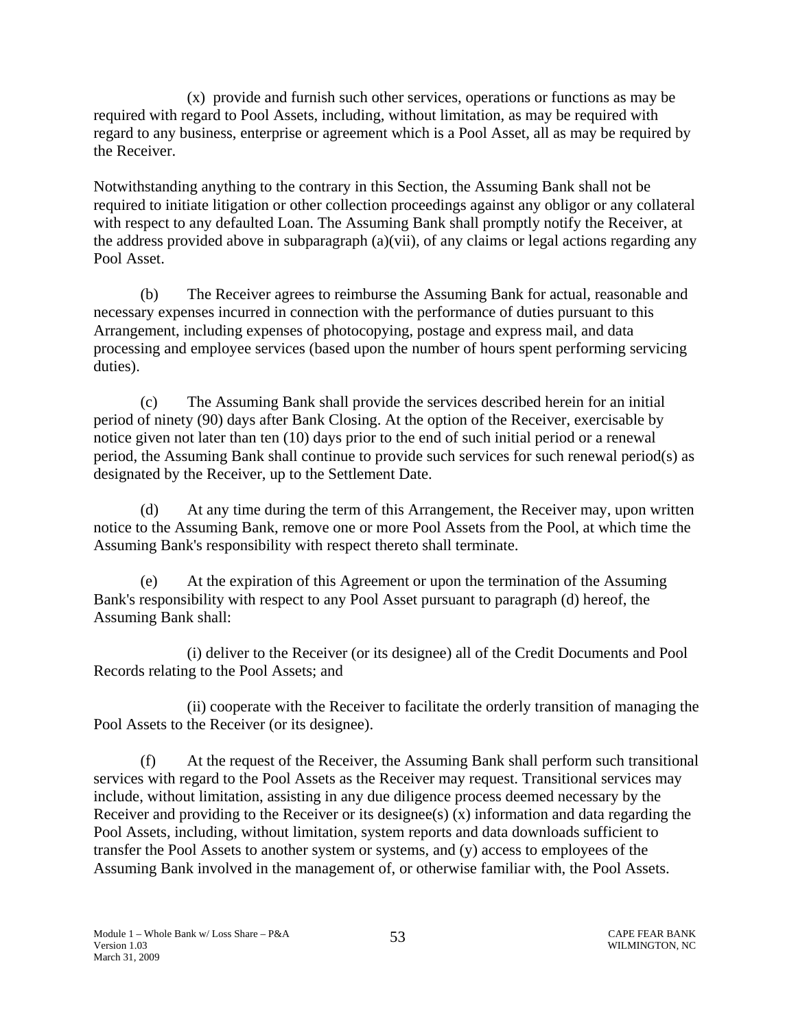(x) provide and furnish such other services, operations or functions as may be required with regard to Pool Assets, including, without limitation, as may be required with regard to any business, enterprise or agreement which is a Pool Asset, all as may be required by the Receiver.

Notwithstanding anything to the contrary in this Section, the Assuming Bank shall not be required to initiate litigation or other collection proceedings against any obligor or any collateral with respect to any defaulted Loan. The Assuming Bank shall promptly notify the Receiver, at the address provided above in subparagraph (a)(vii), of any claims or legal actions regarding any Pool Asset.

(b) The Receiver agrees to reimburse the Assuming Bank for actual, reasonable and necessary expenses incurred in connection with the performance of duties pursuant to this Arrangement, including expenses of photocopying, postage and express mail, and data processing and employee services (based upon the number of hours spent performing servicing duties).

(c) The Assuming Bank shall provide the services described herein for an initial period of ninety (90) days after Bank Closing. At the option of the Receiver, exercisable by notice given not later than ten (10) days prior to the end of such initial period or a renewal period, the Assuming Bank shall continue to provide such services for such renewal period(s) as designated by the Receiver, up to the Settlement Date.

(d) At any time during the term of this Arrangement, the Receiver may, upon written notice to the Assuming Bank, remove one or more Pool Assets from the Pool, at which time the Assuming Bank's responsibility with respect thereto shall terminate.

(e) At the expiration of this Agreement or upon the termination of the Assuming Bank's responsibility with respect to any Pool Asset pursuant to paragraph (d) hereof, the Assuming Bank shall:

(i) deliver to the Receiver (or its designee) all of the Credit Documents and Pool Records relating to the Pool Assets; and

(ii) cooperate with the Receiver to facilitate the orderly transition of managing the Pool Assets to the Receiver (or its designee).

(f) At the request of the Receiver, the Assuming Bank shall perform such transitional services with regard to the Pool Assets as the Receiver may request. Transitional services may include, without limitation, assisting in any due diligence process deemed necessary by the Receiver and providing to the Receiver or its designee(s) (x) information and data regarding the Pool Assets, including, without limitation, system reports and data downloads sufficient to transfer the Pool Assets to another system or systems, and (y) access to employees of the Assuming Bank involved in the management of, or otherwise familiar with, the Pool Assets.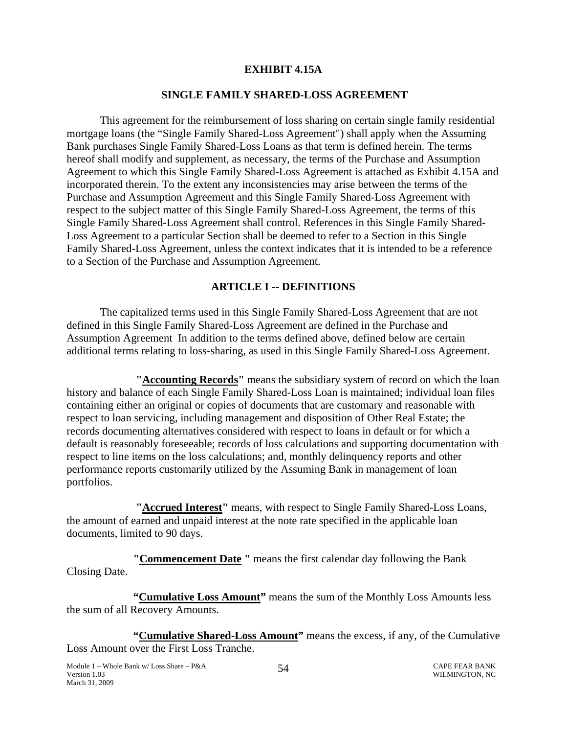**EXHIBIT 4.15A**

**SINGLE FAMILY SHARED-LOSS AGREEMENT**

This agreement for the reimbursement of loss sharing on certain single family residential mortgage loans (the "Single Family Shared-Loss Agreement") shall apply when the Assuming Bank purchases Single Family Shared-Loss Loans as that term is defined herein. The terms hereof shall modify and supplement, as necessary, the terms of the Purchase and Assumption Agreement to which this Single Family Shared-Loss Agreement is attached as Exhibit 4.15A and incorporated therein. To the extent any inconsistencies may arise between the terms of the Purchase and Assumption Agreement and this Single Family Shared-Loss Agreement with respect to the subject matter of this Single Family Shared-Loss Agreement, the terms of this Single Family Shared-Loss Agreement shall control. References in this Single Family Shared-Loss Agreement to a particular Section shall be deemed to refer to a Section in this Single Family Shared-Loss Agreement, unless the context indicates that it is intended to be a reference to a Section of the Purchase and Assumption Agreement.

**ARTICLE I -- DEFINITIONS**

The capitalized terms used in this Single Family Shared-Loss Agreement that are not defined in this Single Family Shared-Loss Agreement are defined in the Purchase and Assumption Agreement In addition to the terms defined above, defined below are certain additional terms relating to loss-sharing, as used in this Single Family Shared-Loss Agreement.

**"Accounting Records"** means the subsidiary system of record on which the loan history and balance of each Single Family Shared-Loss Loan is maintained; individual loan files containing either an original or copies of documents that are customary and reasonable with respect to loan servicing, including management and disposition of Other Real Estate; the records documenting alternatives considered with respect to loans in default or for which a default is reasonably foreseeable; records of loss calculations and supporting documentation with respect to line items on the loss calculations; and, monthly delinquency reports and other performance reports customarily utilized by the Assuming Bank in management of loan portfolios.

**"Accrued Interest"** means, with respect to Single Family Shared-Loss Loans, the amount of earned and unpaid interest at the note rate specified in the applicable loan documents, limited to 90 days.

**"Commencement Date "** means the first calendar day following the Bank Closing Date.

**"Cumulative Loss Amount"** means the sum of the Monthly Loss Amounts less the sum of all Recovery Amounts.

**"Cumulative Shared-Loss Amount"** means the excess, if any, of the Cumulative Loss Amount over the First Loss Tranche.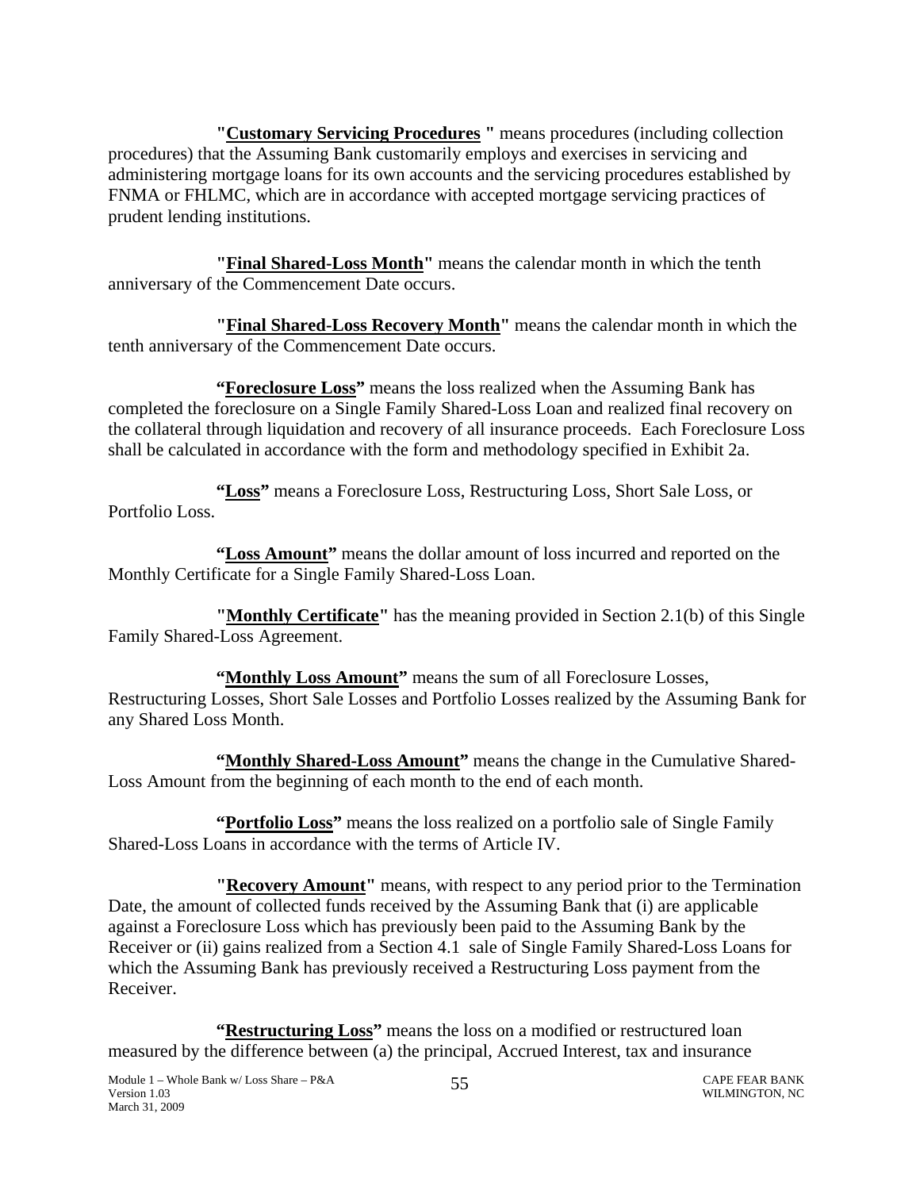**"Customary Servicing Procedures "** means procedures (including collection procedures) that the Assuming Bank customarily employs and exercises in servicing and administering mortgage loans for its own accounts and the servicing procedures established by FNMA or FHLMC, which are in accordance with accepted mortgage servicing practices of prudent lending institutions.

**"Final Shared-Loss Month"** means the calendar month in which the tenth anniversary of the Commencement Date occurs.

**"Final Shared-Loss Recovery Month"** means the calendar month in which the tenth anniversary of the Commencement Date occurs.

**"Foreclosure Loss"** means the loss realized when the Assuming Bank has completed the foreclosure on a Single Family Shared-Loss Loan and realized final recovery on the collateral through liquidation and recovery of all insurance proceeds. Each Foreclosure Loss shall be calculated in accordance with the form and methodology specified in Exhibit 2a.

**"Loss"** means a Foreclosure Loss, Restructuring Loss, Short Sale Loss, or Portfolio Loss.

**"Loss Amount"** means the dollar amount of loss incurred and reported on the Monthly Certificate for a Single Family Shared-Loss Loan.

**"Monthly Certificate"** has the meaning provided in Section 2.1(b) of this Single Family Shared-Loss Agreement.

**"Monthly Loss Amount"** means the sum of all Foreclosure Losses, Restructuring Losses, Short Sale Losses and Portfolio Losses realized by the Assuming Bank for any Shared Loss Month.

**"Monthly Shared-Loss Amount"** means the change in the Cumulative Shared-Loss Amount from the beginning of each month to the end of each month.

**"Portfolio Loss"** means the loss realized on a portfolio sale of Single Family Shared-Loss Loans in accordance with the terms of Article IV.

**"Recovery Amount"** means, with respect to any period prior to the Termination Date, the amount of collected funds received by the Assuming Bank that (i) are applicable against a Foreclosure Loss which has previously been paid to the Assuming Bank by the Receiver or (ii) gains realized from a Section 4.1 sale of Single Family Shared-Loss Loans for which the Assuming Bank has previously received a Restructuring Loss payment from the Receiver.

**"Restructuring Loss"** means the loss on a modified or restructured loan measured by the difference between (a) the principal, Accrued Interest, tax and insurance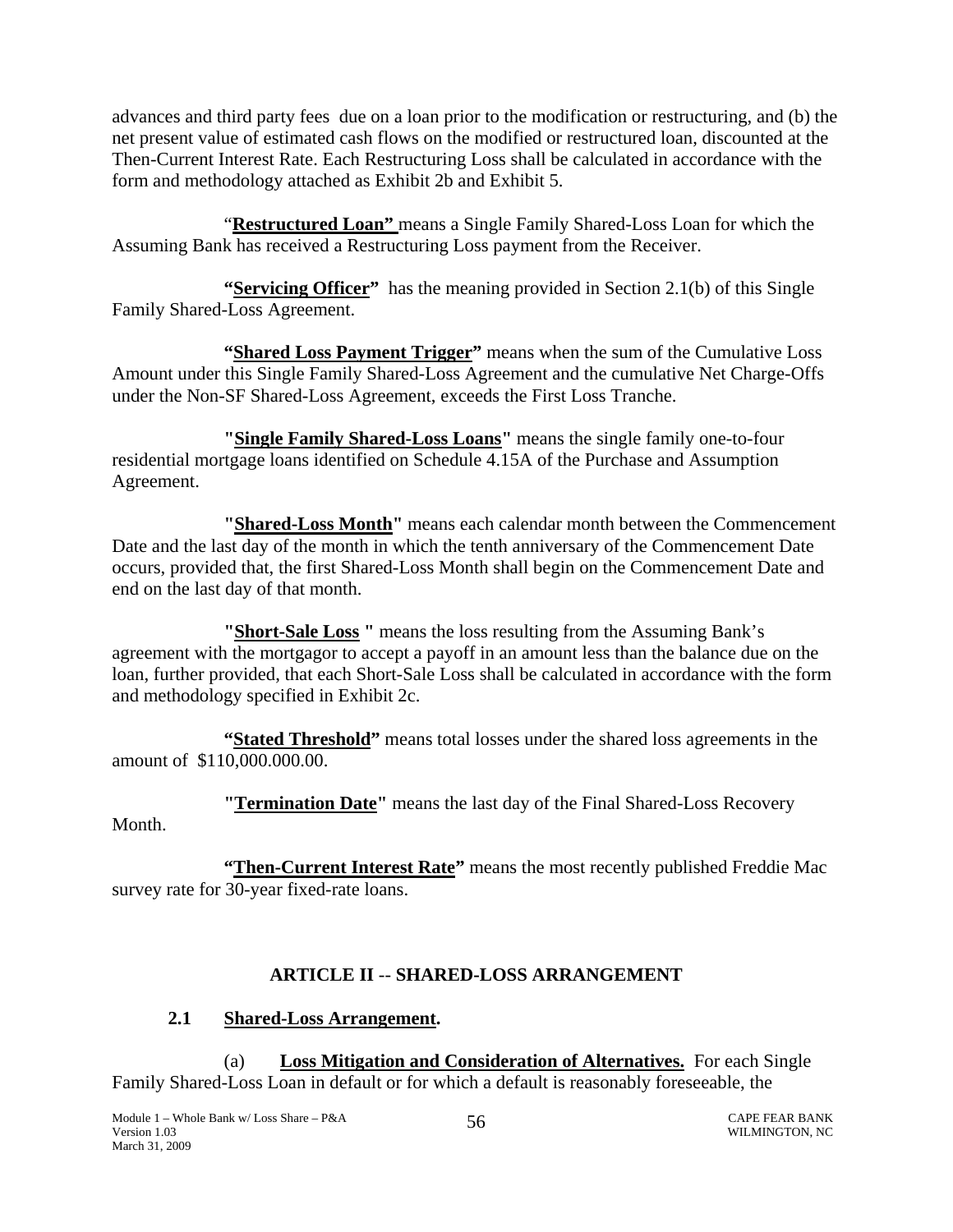advances and third party fees due on a loan prior to the modification or restructuring, and (b) the net present value of estimated cash flows on the modified or restructured loan, discounted at the Then-Current Interest Rate. Each Restructuring Loss shall be calculated in accordance with the form and methodology attached as Exhibit 2b and Exhibit 5.

"**Restructured Loan"** means a Single Family Shared-Loss Loan for which the Assuming Bank has received a Restructuring Loss payment from the Receiver.

**"Servicing Officer"** has the meaning provided in Section 2.1(b) of this Single Family Shared-Loss Agreement.

**"Shared Loss Payment Trigger"** means when the sum of the Cumulative Loss Amount under this Single Family Shared-Loss Agreement and the cumulative Net Charge-Offs under the Non-SF Shared-Loss Agreement, exceeds the First Loss Tranche.

**"Single Family Shared-Loss Loans"** means the single family one-to-four residential mortgage loans identified on Schedule 4.15A of the Purchase and Assumption Agreement.

**"Shared-Loss Month"** means each calendar month between the Commencement Date and the last day of the month in which the tenth anniversary of the Commencement Date occurs, provided that, the first Shared-Loss Month shall begin on the Commencement Date and end on the last day of that month.

**"Short-Sale Loss "** means the loss resulting from the Assuming Bank's agreement with the mortgagor to accept a payoff in an amount less than the balance due on the loan, further provided, that each Short-Sale Loss shall be calculated in accordance with the form and methodology specified in Exhibit 2c.

**"Stated Threshold"** means total losses under the shared loss agreements in the amount of $110,000.000.00.

**"Termination Date"** means the last day of the Final Shared-Loss Recovery Month.

**"Then-Current Interest Rate"** means the most recently published Freddie Mac survey rate for 30-year fixed-rate loans.

## ARTICLE II -- SHARED-LOSS ARRANGEMENT

### 2.1 Shared-Loss Arrangement.

(a) **Loss Mitigation and Consideration of Alternatives.** For each Single Family Shared-Loss Loan in default or for which a default is reasonably foreseeable, the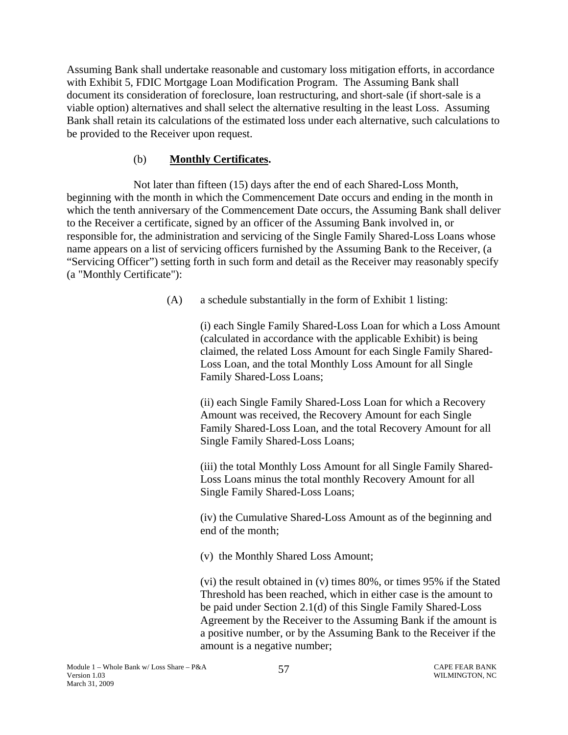Assuming Bank shall undertake reasonable and customary loss mitigation efforts, in accordance with Exhibit 5, FDIC Mortgage Loan Modification Program. The Assuming Bank shall document its consideration of foreclosure, loan restructuring, and short-sale (if short-sale is a viable option) alternatives and shall select the alternative resulting in the least Loss. Assuming Bank shall retain its calculations of the estimated loss under each alternative, such calculations to be provided to the Receiver upon request.

(b) **Monthly Certificates.**

Not later than fifteen (15) days after the end of each Shared-Loss Month, beginning with the month in which the Commencement Date occurs and ending in the month in which the tenth anniversary of the Commencement Date occurs, the Assuming Bank shall deliver to the Receiver a certificate, signed by an officer of the Assuming Bank involved in, or responsible for, the administration and servicing of the Single Family Shared-Loss Loans whose name appears on a list of servicing officers furnished by the Assuming Bank to the Receiver, (a "Servicing Officer") setting forth in such form and detail as the Receiver may reasonably specify (a "Monthly Certificate"):

(A) a schedule substantially in the form of Exhibit 1 listing:

(i) each Single Family Shared-Loss Loan for which a Loss Amount (calculated in accordance with the applicable Exhibit) is being claimed, the related Loss Amount for each Single Family Shared-Loss Loan, and the total Monthly Loss Amount for all Single Family Shared-Loss Loans;

(ii) each Single Family Shared-Loss Loan for which a Recovery Amount was received, the Recovery Amount for each Single Family Shared-Loss Loan, and the total Recovery Amount for all Single Family Shared-Loss Loans;

(iii) the total Monthly Loss Amount for all Single Family Shared-Loss Loans minus the total monthly Recovery Amount for all Single Family Shared-Loss Loans;

(iv) the Cumulative Shared-Loss Amount as of the beginning and end of the month;

(v) the Monthly Shared Loss Amount;

(vi) the result obtained in (v) times 80%, or times 95% if the Stated Threshold has been reached, which in either case is the amount to be paid under Section 2.1(d) of this Single Family Shared-Loss Agreement by the Receiver to the Assuming Bank if the amount is a positive number, or by the Assuming Bank to the Receiver if the amount is a negative number;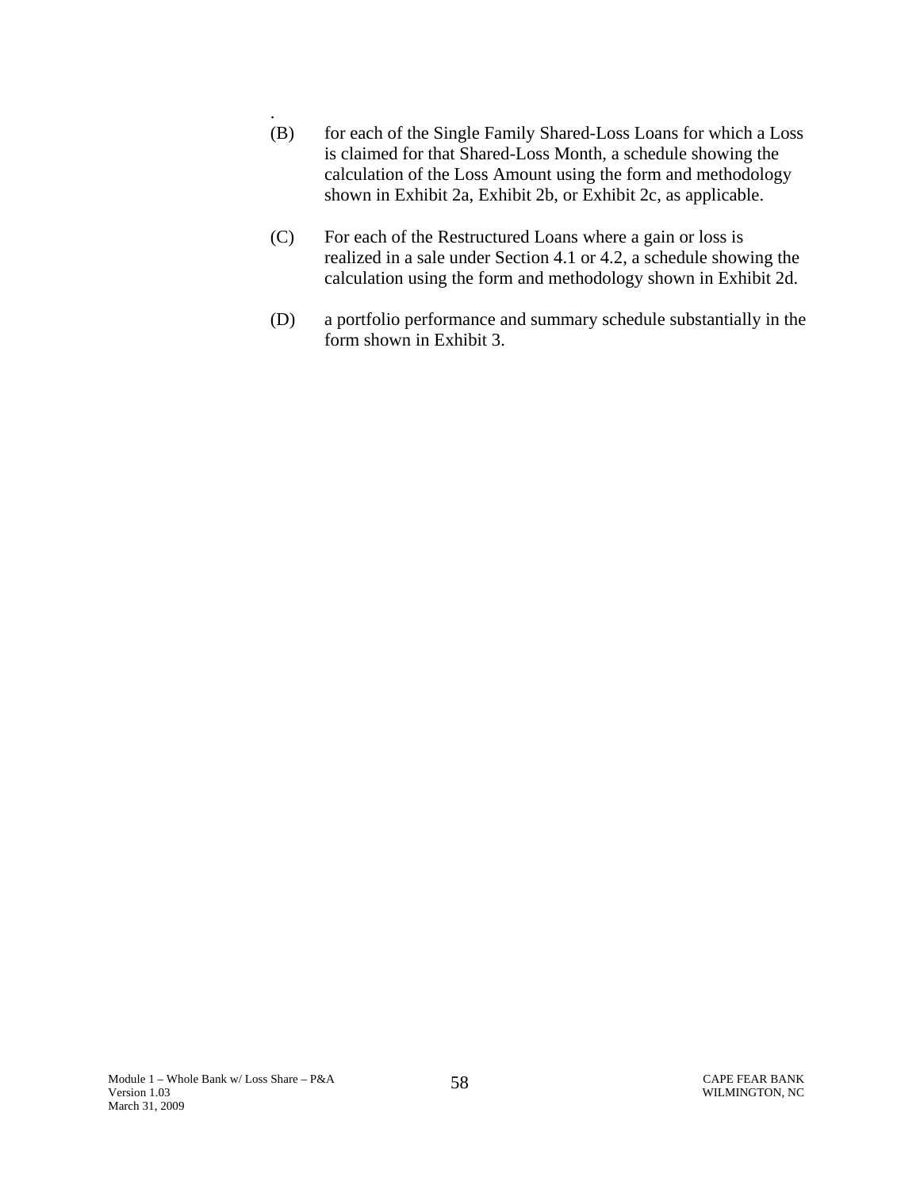.

(B) for each of the Single Family Shared-Loss Loans for which a Loss is claimed for that Shared-Loss Month, a schedule showing the calculation of the Loss Amount using the form and methodology shown in Exhibit 2a, Exhibit 2b, or Exhibit 2c, as applicable.

(C) For each of the Restructured Loans where a gain or loss is realized in a sale under Section 4.1 or 4.2, a schedule showing the calculation using the form and methodology shown in Exhibit 2d.

(D) a portfolio performance and summary schedule substantially in the form shown in Exhibit 3.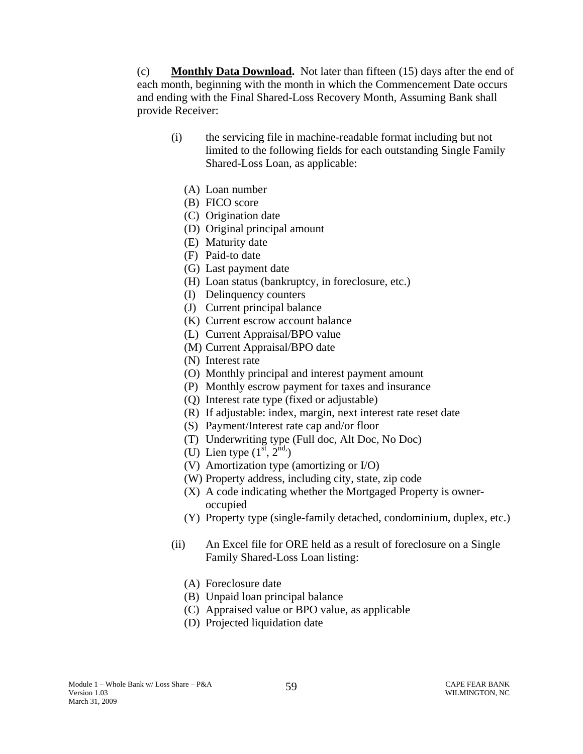(c) **Monthly Data Download.** Not later than fifteen (15) days after the end of each month, beginning with the month in which the Commencement Date occurs and ending with the Final Shared-Loss Recovery Month, Assuming Bank shall provide Receiver:

(i) the servicing file in machine-readable format including but not limited to the following fields for each outstanding Single Family Shared-Loss Loan, as applicable:

(A) Loan number
(B) FICO score
(C) Origination date
(D) Original principal amount
(E) Maturity date
(F) Paid-to date
(G) Last payment date
(H) Loan status (bankruptcy, in foreclosure, etc.)
(I) Delinquency counters
(J) Current principal balance
(K) Current escrow account balance
(L) Current Appraisal/BPO value
(M) Current Appraisal/BPO date
(N) Interest rate
(O) Monthly principal and interest payment amount
(P) Monthly escrow payment for taxes and insurance
(Q) Interest rate type (fixed or adjustable)
(R) If adjustable: index, margin, next interest rate reset date
(S) Payment/Interest rate cap and/or floor
(T) Underwriting type (Full doc, Alt Doc, No Doc)
(U) Lien type (1st, 2nd,)
(V) Amortization type (amortizing or I/O)
(W) Property address, including city, state, zip code
(X) A code indicating whether the Mortgaged Property is owner-occupied
(Y) Property type (single-family detached, condominium, duplex, etc.)

(ii) An Excel file for ORE held as a result of foreclosure on a Single Family Shared-Loss Loan listing:

(A) Foreclosure date
(B) Unpaid loan principal balance
(C) Appraised value or BPO value, as applicable
(D) Projected liquidation date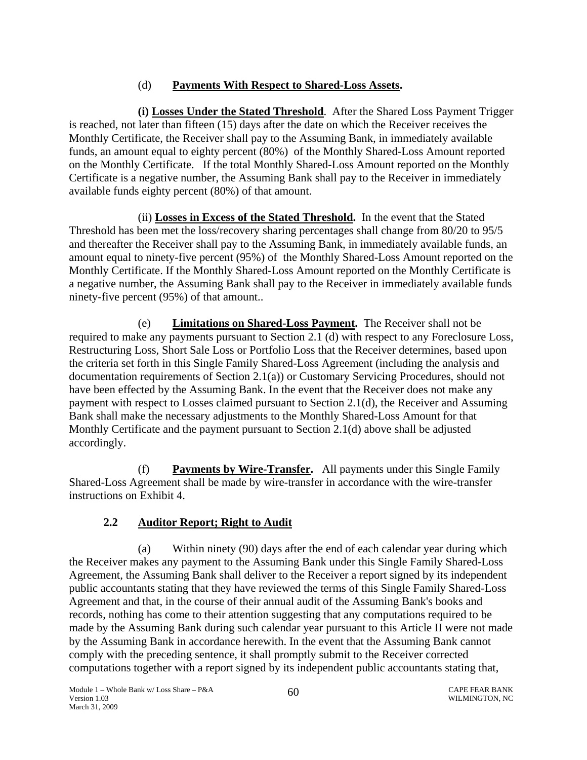(d) **Payments With Respect to Shared-Loss Assets.**

**(i) Losses Under the Stated Threshold**. After the Shared Loss Payment Trigger is reached, not later than fifteen (15) days after the date on which the Receiver receives the Monthly Certificate, the Receiver shall pay to the Assuming Bank, in immediately available funds, an amount equal to eighty percent (80%) of the Monthly Shared-Loss Amount reported on the Monthly Certificate. If the total Monthly Shared-Loss Amount reported on the Monthly Certificate is a negative number, the Assuming Bank shall pay to the Receiver in immediately available funds eighty percent (80%) of that amount.

(ii) **Losses in Excess of the Stated Threshold.** In the event that the Stated Threshold has been met the loss/recovery sharing percentages shall change from 80/20 to 95/5 and thereafter the Receiver shall pay to the Assuming Bank, in immediately available funds, an amount equal to ninety-five percent (95%) of the Monthly Shared-Loss Amount reported on the Monthly Certificate. If the Monthly Shared-Loss Amount reported on the Monthly Certificate is a negative number, the Assuming Bank shall pay to the Receiver in immediately available funds ninety-five percent (95%) of that amount..

(e) **Limitations on Shared-Loss Payment.** The Receiver shall not be required to make any payments pursuant to Section 2.1 (d) with respect to any Foreclosure Loss, Restructuring Loss, Short Sale Loss or Portfolio Loss that the Receiver determines, based upon the criteria set forth in this Single Family Shared-Loss Agreement (including the analysis and documentation requirements of Section 2.1(a)) or Customary Servicing Procedures, should not have been effected by the Assuming Bank. In the event that the Receiver does not make any payment with respect to Losses claimed pursuant to Section 2.1(d), the Receiver and Assuming Bank shall make the necessary adjustments to the Monthly Shared-Loss Amount for that Monthly Certificate and the payment pursuant to Section 2.1(d) above shall be adjusted accordingly.

(f) **Payments by Wire-Transfer.** All payments under this Single Family Shared-Loss Agreement shall be made by wire-transfer in accordance with the wire-transfer instructions on Exhibit 4.

## 2.2 Auditor Report; Right to Audit

(a) Within ninety (90) days after the end of each calendar year during which the Receiver makes any payment to the Assuming Bank under this Single Family Shared-Loss Agreement, the Assuming Bank shall deliver to the Receiver a report signed by its independent public accountants stating that they have reviewed the terms of this Single Family Shared-Loss Agreement and that, in the course of their annual audit of the Assuming Bank's books and records, nothing has come to their attention suggesting that any computations required to be made by the Assuming Bank during such calendar year pursuant to this Article II were not made by the Assuming Bank in accordance herewith. In the event that the Assuming Bank cannot comply with the preceding sentence, it shall promptly submit to the Receiver corrected computations together with a report signed by its independent public accountants stating that,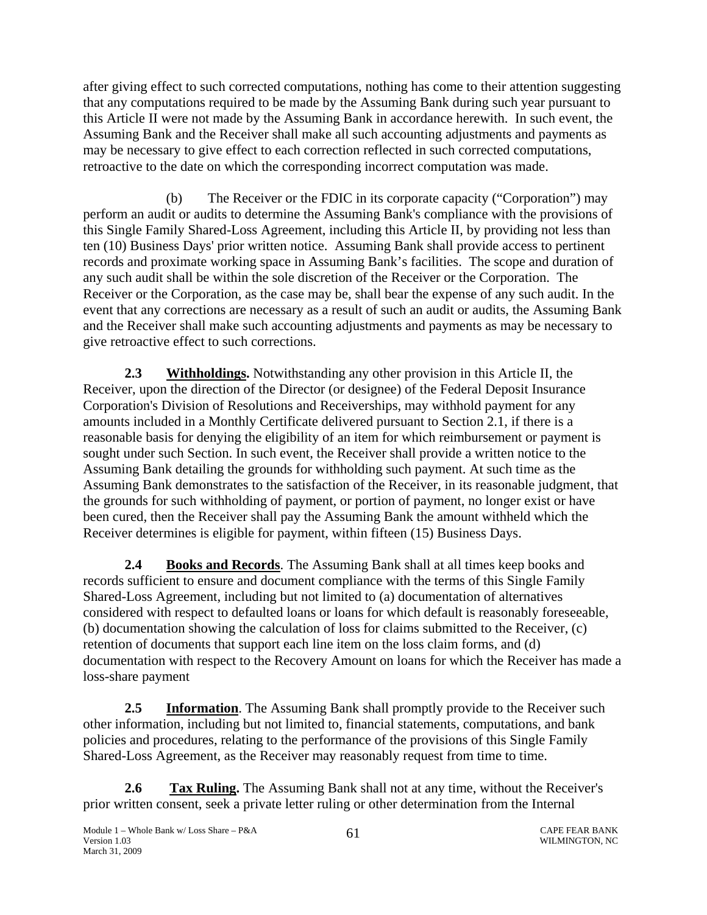after giving effect to such corrected computations, nothing has come to their attention suggesting that any computations required to be made by the Assuming Bank during such year pursuant to this Article II were not made by the Assuming Bank in accordance herewith. In such event, the Assuming Bank and the Receiver shall make all such accounting adjustments and payments as may be necessary to give effect to each correction reflected in such corrected computations, retroactive to the date on which the corresponding incorrect computation was made.

(b) The Receiver or the FDIC in its corporate capacity ("Corporation") may perform an audit or audits to determine the Assuming Bank's compliance with the provisions of this Single Family Shared-Loss Agreement, including this Article II, by providing not less than ten (10) Business Days' prior written notice. Assuming Bank shall provide access to pertinent records and proximate working space in Assuming Bank's facilities. The scope and duration of any such audit shall be within the sole discretion of the Receiver or the Corporation. The Receiver or the Corporation, as the case may be, shall bear the expense of any such audit. In the event that any corrections are necessary as a result of such an audit or audits, the Assuming Bank and the Receiver shall make such accounting adjustments and payments as may be necessary to give retroactive effect to such corrections.

**2.3 Withholdings.** Notwithstanding any other provision in this Article II, the Receiver, upon the direction of the Director (or designee) of the Federal Deposit Insurance Corporation's Division of Resolutions and Receiverships, may withhold payment for any amounts included in a Monthly Certificate delivered pursuant to Section 2.1, if there is a reasonable basis for denying the eligibility of an item for which reimbursement or payment is sought under such Section. In such event, the Receiver shall provide a written notice to the Assuming Bank detailing the grounds for withholding such payment. At such time as the Assuming Bank demonstrates to the satisfaction of the Receiver, in its reasonable judgment, that the grounds for such withholding of payment, or portion of payment, no longer exist or have been cured, then the Receiver shall pay the Assuming Bank the amount withheld which the Receiver determines is eligible for payment, within fifteen (15) Business Days.

**2.4 Books and Records**. The Assuming Bank shall at all times keep books and records sufficient to ensure and document compliance with the terms of this Single Family Shared-Loss Agreement, including but not limited to (a) documentation of alternatives considered with respect to defaulted loans or loans for which default is reasonably foreseeable, (b) documentation showing the calculation of loss for claims submitted to the Receiver, (c) retention of documents that support each line item on the loss claim forms, and (d) documentation with respect to the Recovery Amount on loans for which the Receiver has made a loss-share payment

**2.5 Information**. The Assuming Bank shall promptly provide to the Receiver such other information, including but not limited to, financial statements, computations, and bank policies and procedures, relating to the performance of the provisions of this Single Family Shared-Loss Agreement, as the Receiver may reasonably request from time to time.

**2.6 Tax Ruling.** The Assuming Bank shall not at any time, without the Receiver's prior written consent, seek a private letter ruling or other determination from the Internal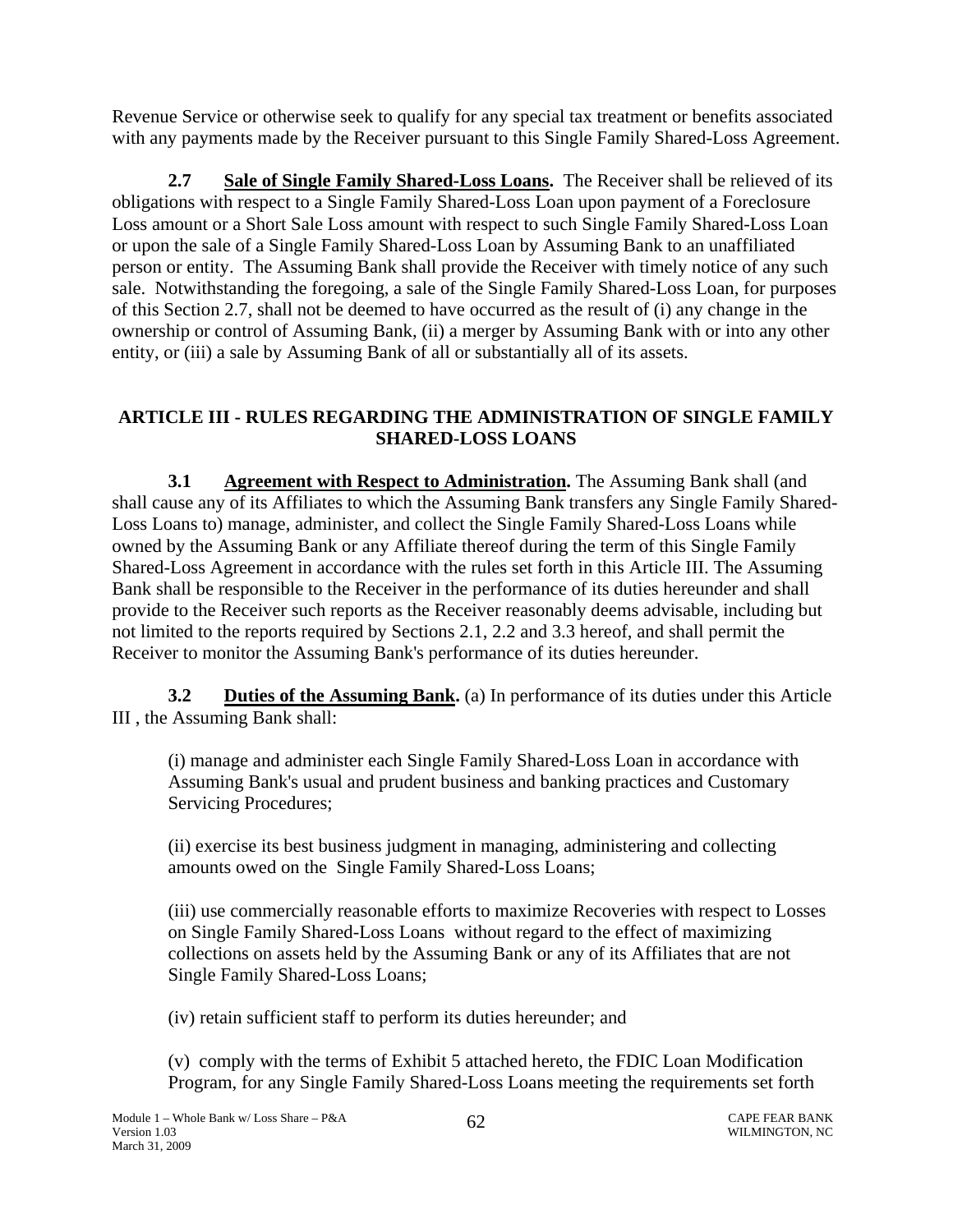Revenue Service or otherwise seek to qualify for any special tax treatment or benefits associated with any payments made by the Receiver pursuant to this Single Family Shared-Loss Agreement.

**2.7 Sale of Single Family Shared-Loss Loans.** The Receiver shall be relieved of its obligations with respect to a Single Family Shared-Loss Loan upon payment of a Foreclosure Loss amount or a Short Sale Loss amount with respect to such Single Family Shared-Loss Loan or upon the sale of a Single Family Shared-Loss Loan by Assuming Bank to an unaffiliated person or entity. The Assuming Bank shall provide the Receiver with timely notice of any such sale. Notwithstanding the foregoing, a sale of the Single Family Shared-Loss Loan, for purposes of this Section 2.7, shall not be deemed to have occurred as the result of (i) any change in the ownership or control of Assuming Bank, (ii) a merger by Assuming Bank with or into any other entity, or (iii) a sale by Assuming Bank of all or substantially all of its assets.

## ARTICLE III - RULES REGARDING THE ADMINISTRATION OF SINGLE FAMILY SHARED-LOSS LOANS

**3.1 Agreement with Respect to Administration.** The Assuming Bank shall (and shall cause any of its Affiliates to which the Assuming Bank transfers any Single Family Shared-Loss Loans to) manage, administer, and collect the Single Family Shared-Loss Loans while owned by the Assuming Bank or any Affiliate thereof during the term of this Single Family Shared-Loss Agreement in accordance with the rules set forth in this Article III. The Assuming Bank shall be responsible to the Receiver in the performance of its duties hereunder and shall provide to the Receiver such reports as the Receiver reasonably deems advisable, including but not limited to the reports required by Sections 2.1, 2.2 and 3.3 hereof, and shall permit the Receiver to monitor the Assuming Bank's performance of its duties hereunder.

**3.2 Duties of the Assuming Bank.** (a) In performance of its duties under this Article III , the Assuming Bank shall:

(i) manage and administer each Single Family Shared-Loss Loan in accordance with Assuming Bank's usual and prudent business and banking practices and Customary Servicing Procedures;

(ii) exercise its best business judgment in managing, administering and collecting amounts owed on the Single Family Shared-Loss Loans;

(iii) use commercially reasonable efforts to maximize Recoveries with respect to Losses on Single Family Shared-Loss Loans without regard to the effect of maximizing collections on assets held by the Assuming Bank or any of its Affiliates that are not Single Family Shared-Loss Loans;

(iv) retain sufficient staff to perform its duties hereunder; and

(v) comply with the terms of Exhibit 5 attached hereto, the FDIC Loan Modification Program, for any Single Family Shared-Loss Loans meeting the requirements set forth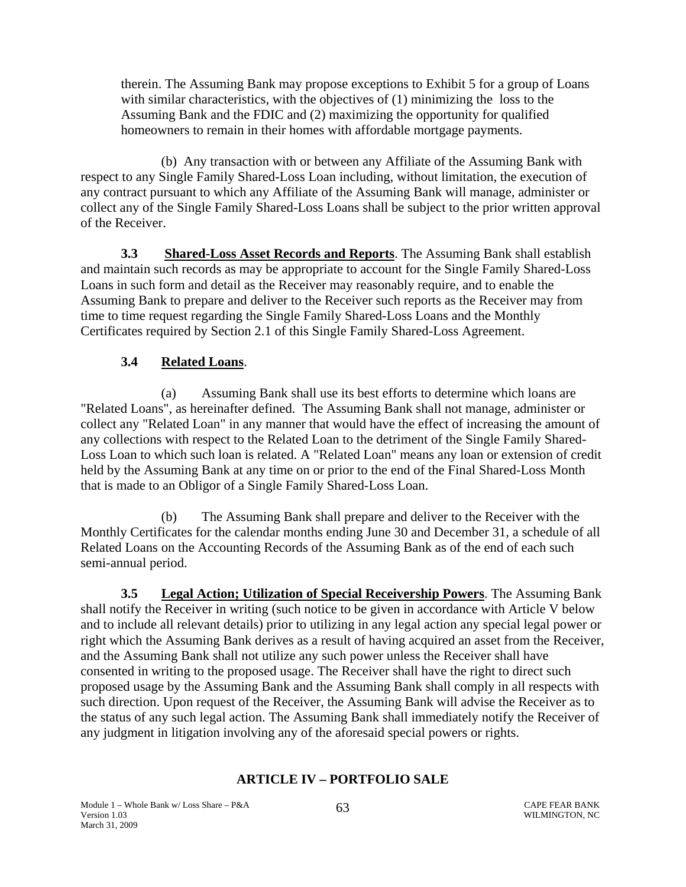therein. The Assuming Bank may propose exceptions to Exhibit 5 for a group of Loans with similar characteristics, with the objectives of (1) minimizing the loss to the Assuming Bank and the FDIC and (2) maximizing the opportunity for qualified homeowners to remain in their homes with affordable mortgage payments.

(b) Any transaction with or between any Affiliate of the Assuming Bank with respect to any Single Family Shared-Loss Loan including, without limitation, the execution of any contract pursuant to which any Affiliate of the Assuming Bank will manage, administer or collect any of the Single Family Shared-Loss Loans shall be subject to the prior written approval of the Receiver.

**3.3 Shared-Loss Asset Records and Reports**. The Assuming Bank shall establish and maintain such records as may be appropriate to account for the Single Family Shared-Loss Loans in such form and detail as the Receiver may reasonably require, and to enable the Assuming Bank to prepare and deliver to the Receiver such reports as the Receiver may from time to time request regarding the Single Family Shared-Loss Loans and the Monthly Certificates required by Section 2.1 of this Single Family Shared-Loss Agreement.

**3.4 Related Loans**.

(a) Assuming Bank shall use its best efforts to determine which loans are "Related Loans", as hereinafter defined. The Assuming Bank shall not manage, administer or collect any "Related Loan" in any manner that would have the effect of increasing the amount of any collections with respect to the Related Loan to the detriment of the Single Family Shared-Loss Loan to which such loan is related. A "Related Loan" means any loan or extension of credit held by the Assuming Bank at any time on or prior to the end of the Final Shared-Loss Month that is made to an Obligor of a Single Family Shared-Loss Loan.

(b) The Assuming Bank shall prepare and deliver to the Receiver with the Monthly Certificates for the calendar months ending June 30 and December 31, a schedule of all Related Loans on the Accounting Records of the Assuming Bank as of the end of each such semi-annual period.

**3.5 Legal Action; Utilization of Special Receivership Powers**. The Assuming Bank shall notify the Receiver in writing (such notice to be given in accordance with Article V below and to include all relevant details) prior to utilizing in any legal action any special legal power or right which the Assuming Bank derives as a result of having acquired an asset from the Receiver, and the Assuming Bank shall not utilize any such power unless the Receiver shall have consented in writing to the proposed usage. The Receiver shall have the right to direct such proposed usage by the Assuming Bank and the Assuming Bank shall comply in all respects with such direction. Upon request of the Receiver, the Assuming Bank will advise the Receiver as to the status of any such legal action. The Assuming Bank shall immediately notify the Receiver of any judgment in litigation involving any of the aforesaid special powers or rights.

## ARTICLE IV – PORTFOLIO SALE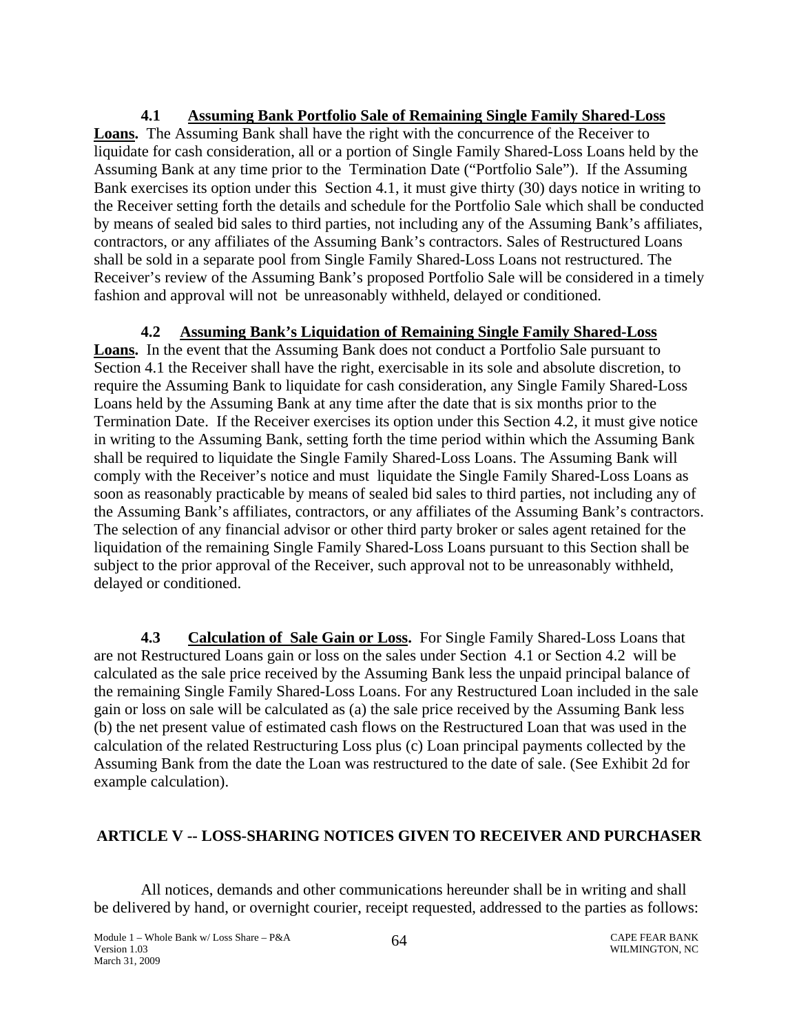**4.1 Assuming Bank Portfolio Sale of Remaining Single Family Shared-Loss Loans.** The Assuming Bank shall have the right with the concurrence of the Receiver to liquidate for cash consideration, all or a portion of Single Family Shared-Loss Loans held by the Assuming Bank at any time prior to the Termination Date ("Portfolio Sale"). If the Assuming Bank exercises its option under this Section 4.1, it must give thirty (30) days notice in writing to the Receiver setting forth the details and schedule for the Portfolio Sale which shall be conducted by means of sealed bid sales to third parties, not including any of the Assuming Bank's affiliates, contractors, or any affiliates of the Assuming Bank's contractors. Sales of Restructured Loans shall be sold in a separate pool from Single Family Shared-Loss Loans not restructured. The Receiver's review of the Assuming Bank's proposed Portfolio Sale will be considered in a timely fashion and approval will not be unreasonably withheld, delayed or conditioned.

**4.2 Assuming Bank's Liquidation of Remaining Single Family Shared-Loss Loans.** In the event that the Assuming Bank does not conduct a Portfolio Sale pursuant to Section 4.1 the Receiver shall have the right, exercisable in its sole and absolute discretion, to require the Assuming Bank to liquidate for cash consideration, any Single Family Shared-Loss Loans held by the Assuming Bank at any time after the date that is six months prior to the Termination Date. If the Receiver exercises its option under this Section 4.2, it must give notice in writing to the Assuming Bank, setting forth the time period within which the Assuming Bank shall be required to liquidate the Single Family Shared-Loss Loans. The Assuming Bank will comply with the Receiver's notice and must liquidate the Single Family Shared-Loss Loans as soon as reasonably practicable by means of sealed bid sales to third parties, not including any of the Assuming Bank's affiliates, contractors, or any affiliates of the Assuming Bank's contractors. The selection of any financial advisor or other third party broker or sales agent retained for the liquidation of the remaining Single Family Shared-Loss Loans pursuant to this Section shall be subject to the prior approval of the Receiver, such approval not to be unreasonably withheld, delayed or conditioned.

**4.3 Calculation of Sale Gain or Loss.** For Single Family Shared-Loss Loans that are not Restructured Loans gain or loss on the sales under Section 4.1 or Section 4.2 will be calculated as the sale price received by the Assuming Bank less the unpaid principal balance of the remaining Single Family Shared-Loss Loans. For any Restructured Loan included in the sale gain or loss on sale will be calculated as (a) the sale price received by the Assuming Bank less (b) the net present value of estimated cash flows on the Restructured Loan that was used in the calculation of the related Restructuring Loss plus (c) Loan principal payments collected by the Assuming Bank from the date the Loan was restructured to the date of sale. (See Exhibit 2d for example calculation).

## ARTICLE V -- LOSS-SHARING NOTICES GIVEN TO RECEIVER AND PURCHASER

All notices, demands and other communications hereunder shall be in writing and shall be delivered by hand, or overnight courier, receipt requested, addressed to the parties as follows: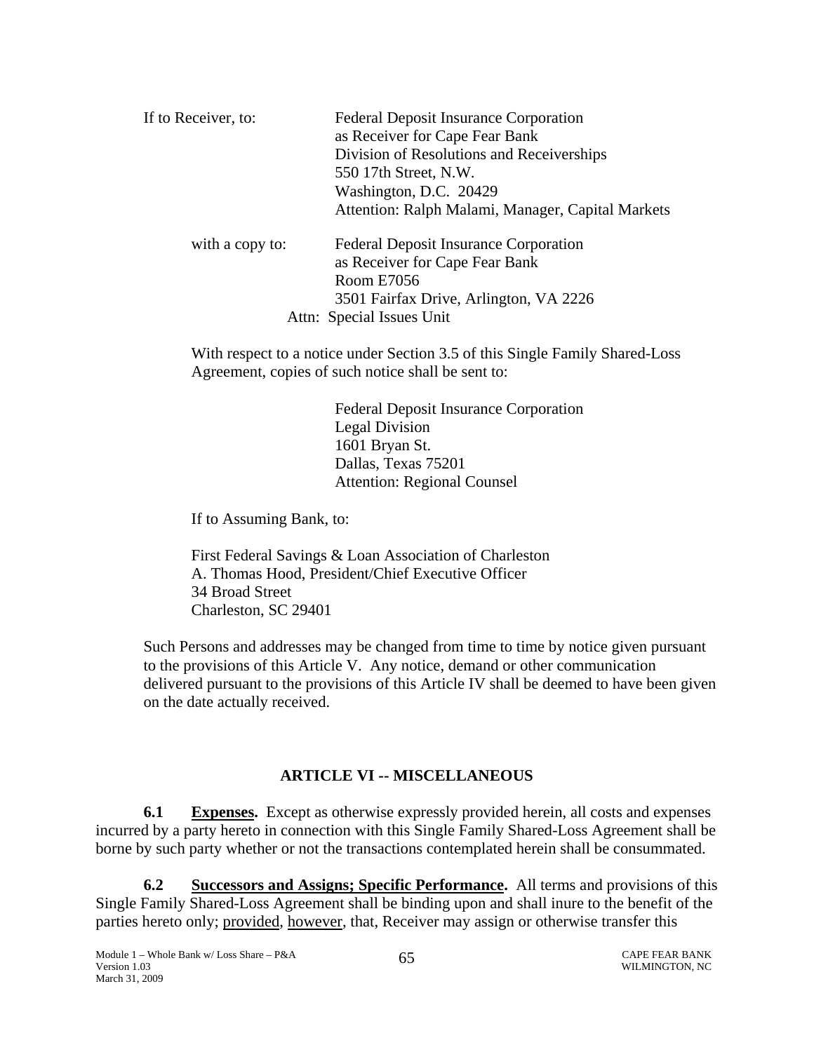If to Receiver, to: Federal Deposit Insurance Corporation
as Receiver for Cape Fear Bank
Division of Resolutions and Receiverships
550 17th Street, N.W.
Washington, D.C. 20429
Attention: Ralph Malami, Manager, Capital Markets

with a copy to: Federal Deposit Insurance Corporation
as Receiver for Cape Fear Bank
Room E7056
3501 Fairfax Drive, Arlington, VA 2226
Attn: Special Issues Unit

With respect to a notice under Section 3.5 of this Single Family Shared-Loss Agreement, copies of such notice shall be sent to:

Federal Deposit Insurance Corporation
Legal Division
1601 Bryan St.
Dallas, Texas 75201
Attention: Regional Counsel

If to Assuming Bank, to:

First Federal Savings & Loan Association of Charleston
A. Thomas Hood, President/Chief Executive Officer
34 Broad Street
Charleston, SC 29401

Such Persons and addresses may be changed from time to time by notice given pursuant to the provisions of this Article V. Any notice, demand or other communication delivered pursuant to the provisions of this Article IV shall be deemed to have been given on the date actually received.

## ARTICLE VI -- MISCELLANEOUS

**6.1 Expenses.** Except as otherwise expressly provided herein, all costs and expenses incurred by a party hereto in connection with this Single Family Shared-Loss Agreement shall be borne by such party whether or not the transactions contemplated herein shall be consummated.

**6.2 Successors and Assigns; Specific Performance.** All terms and provisions of this Single Family Shared-Loss Agreement shall be binding upon and shall inure to the benefit of the parties hereto only; provided, however, that, Receiver may assign or otherwise transfer this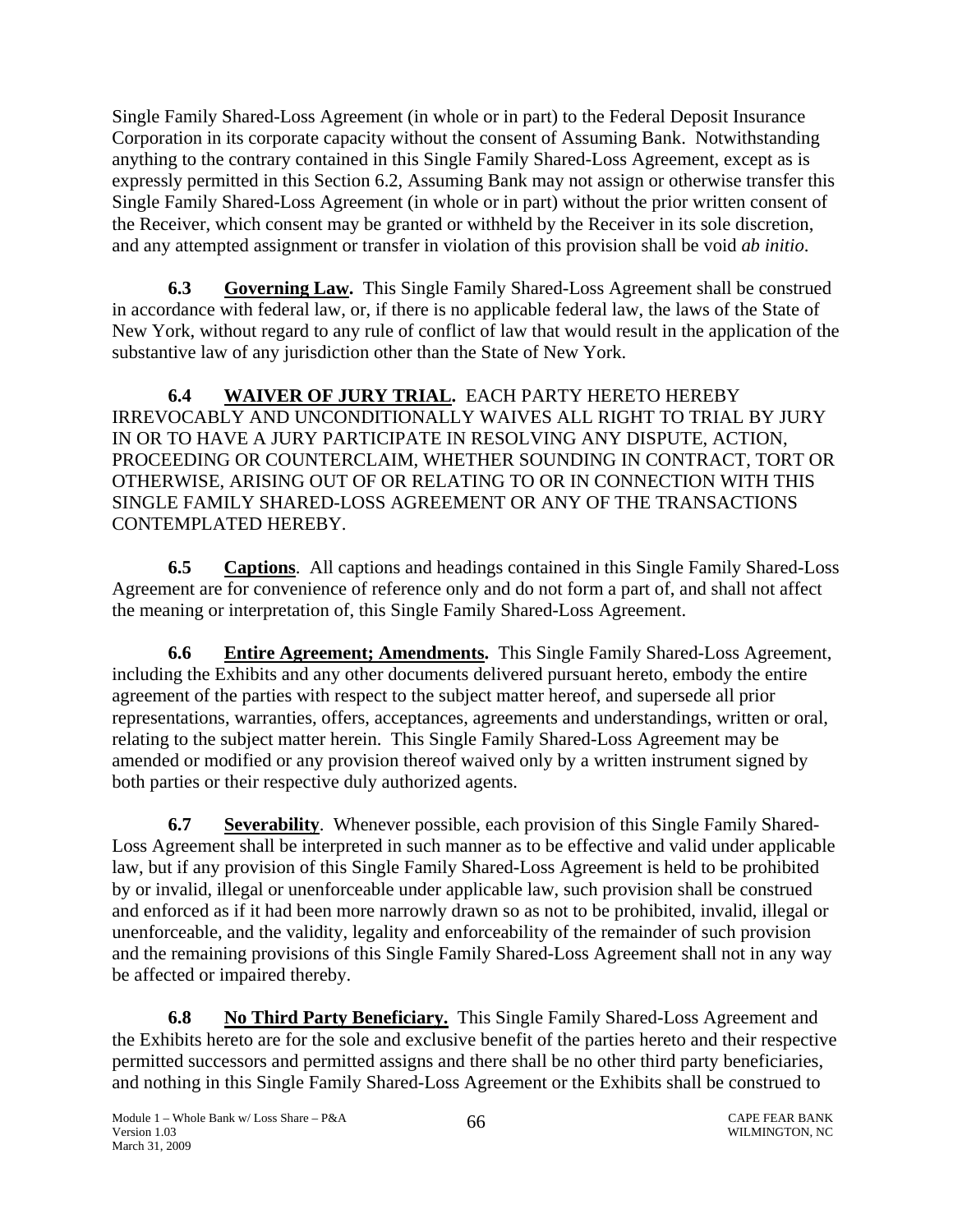Single Family Shared-Loss Agreement (in whole or in part) to the Federal Deposit Insurance Corporation in its corporate capacity without the consent of Assuming Bank. Notwithstanding anything to the contrary contained in this Single Family Shared-Loss Agreement, except as is expressly permitted in this Section 6.2, Assuming Bank may not assign or otherwise transfer this Single Family Shared-Loss Agreement (in whole or in part) without the prior written consent of the Receiver, which consent may be granted or withheld by the Receiver in its sole discretion, and any attempted assignment or transfer in violation of this provision shall be void *ab initio*.

**6.3 Governing Law.** This Single Family Shared-Loss Agreement shall be construed in accordance with federal law, or, if there is no applicable federal law, the laws of the State of New York, without regard to any rule of conflict of law that would result in the application of the substantive law of any jurisdiction other than the State of New York.

**6.4 WAIVER OF JURY TRIAL.** EACH PARTY HERETO HEREBY IRREVOCABLY AND UNCONDITIONALLY WAIVES ALL RIGHT TO TRIAL BY JURY IN OR TO HAVE A JURY PARTICIPATE IN RESOLVING ANY DISPUTE, ACTION, PROCEEDING OR COUNTERCLAIM, WHETHER SOUNDING IN CONTRACT, TORT OR OTHERWISE, ARISING OUT OF OR RELATING TO OR IN CONNECTION WITH THIS SINGLE FAMILY SHARED-LOSS AGREEMENT OR ANY OF THE TRANSACTIONS CONTEMPLATED HEREBY.

**6.5 Captions**. All captions and headings contained in this Single Family Shared-Loss Agreement are for convenience of reference only and do not form a part of, and shall not affect the meaning or interpretation of, this Single Family Shared-Loss Agreement.

**6.6 Entire Agreement; Amendments.** This Single Family Shared-Loss Agreement, including the Exhibits and any other documents delivered pursuant hereto, embody the entire agreement of the parties with respect to the subject matter hereof, and supersede all prior representations, warranties, offers, acceptances, agreements and understandings, written or oral, relating to the subject matter herein. This Single Family Shared-Loss Agreement may be amended or modified or any provision thereof waived only by a written instrument signed by both parties or their respective duly authorized agents.

**6.7 Severability**. Whenever possible, each provision of this Single Family Shared-Loss Agreement shall be interpreted in such manner as to be effective and valid under applicable law, but if any provision of this Single Family Shared-Loss Agreement is held to be prohibited by or invalid, illegal or unenforceable under applicable law, such provision shall be construed and enforced as if it had been more narrowly drawn so as not to be prohibited, invalid, illegal or unenforceable, and the validity, legality and enforceability of the remainder of such provision and the remaining provisions of this Single Family Shared-Loss Agreement shall not in any way be affected or impaired thereby.

**6.8 No Third Party Beneficiary.** This Single Family Shared-Loss Agreement and the Exhibits hereto are for the sole and exclusive benefit of the parties hereto and their respective permitted successors and permitted assigns and there shall be no other third party beneficiaries, and nothing in this Single Family Shared-Loss Agreement or the Exhibits shall be construed to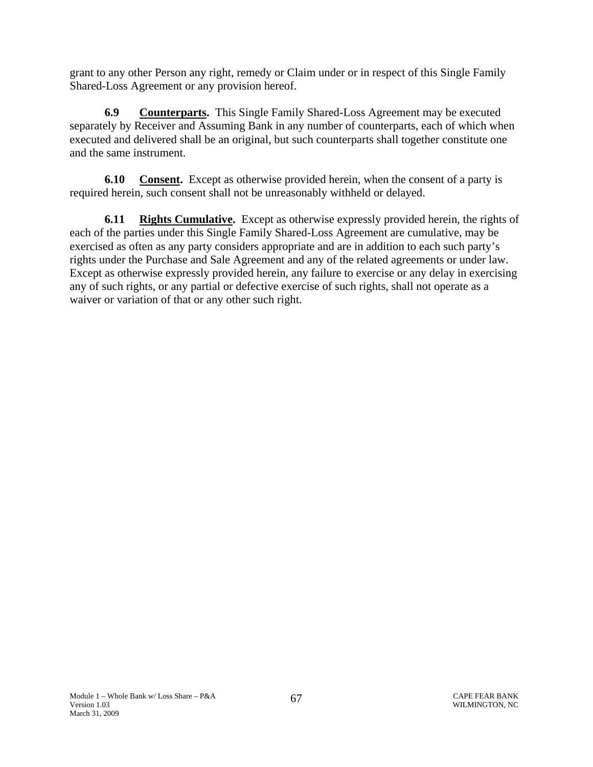grant to any other Person any right, remedy or Claim under or in respect of this Single Family Shared-Loss Agreement or any provision hereof.

**6.9 Counterparts.** This Single Family Shared-Loss Agreement may be executed separately by Receiver and Assuming Bank in any number of counterparts, each of which when executed and delivered shall be an original, but such counterparts shall together constitute one and the same instrument.

**6.10 Consent.** Except as otherwise provided herein, when the consent of a party is required herein, such consent shall not be unreasonably withheld or delayed.

**6.11 Rights Cumulative.** Except as otherwise expressly provided herein, the rights of each of the parties under this Single Family Shared-Loss Agreement are cumulative, may be exercised as often as any party considers appropriate and are in addition to each such party's rights under the Purchase and Sale Agreement and any of the related agreements or under law. Except as otherwise expressly provided herein, any failure to exercise or any delay in exercising any of such rights, or any partial or defective exercise of such rights, shall not operate as a waiver or variation of that or any other such right.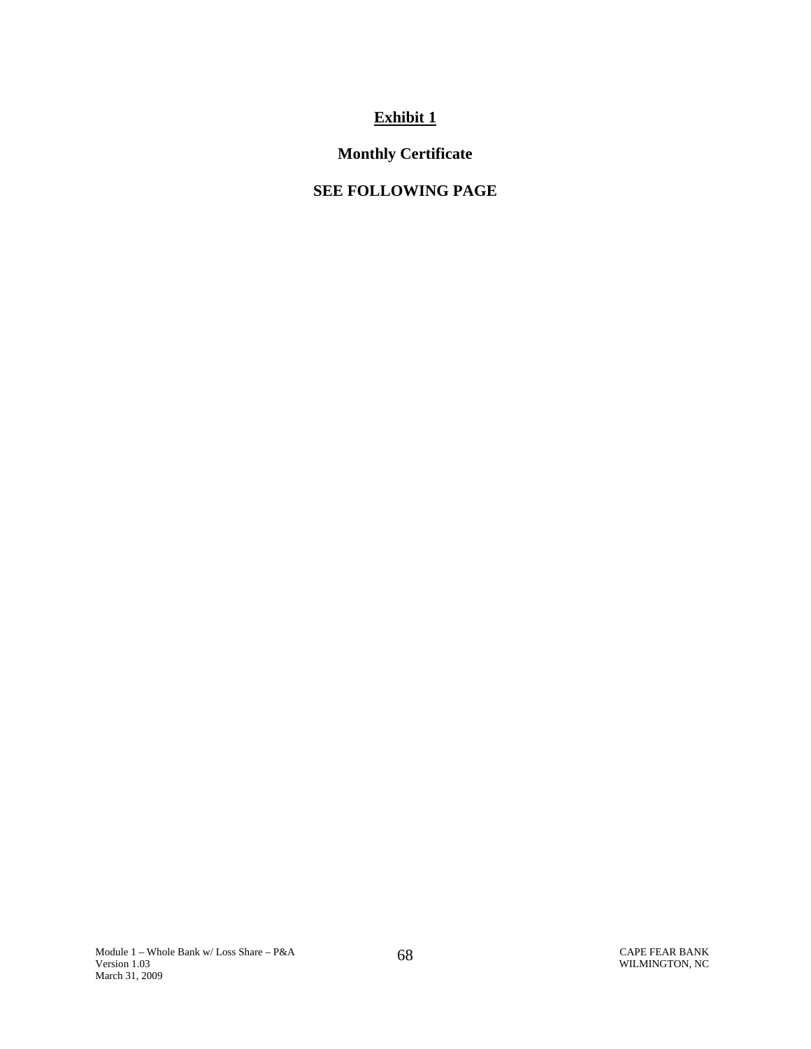# Exhibit 1

## Monthly Certificate

## SEE FOLLOWING PAGE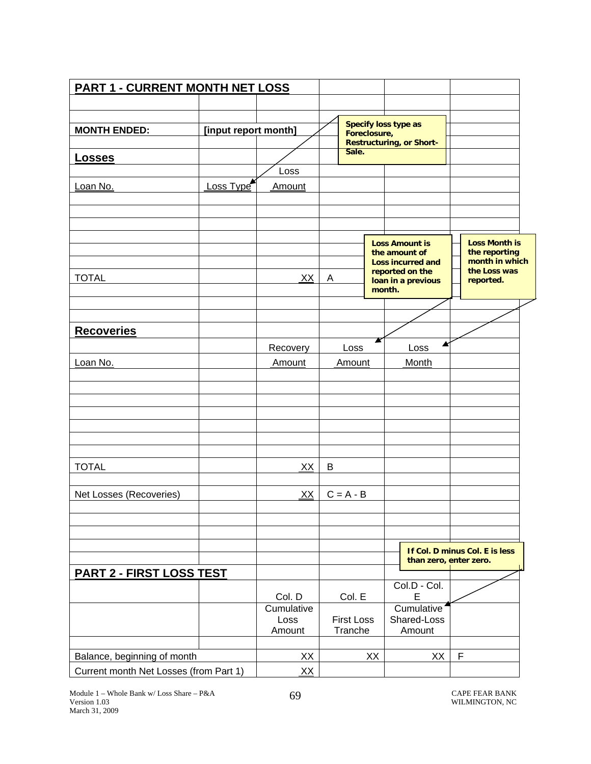## PART 1 - CURRENT MONTH NET LOSS

| | | | | | |
|---|---|---|---|---|---|
| **MONTH ENDED:** | **[input report month]** | | | | |
| **Losses** | | | | | |
| | | Loss | | | |
| Loan No. | Loss Type | Amount | | | |
| | | | | | |
| TOTAL | | XX | A | | |

> **Specify loss type as Foreclosure, Restructuring, or Short-Sale.**

> **Loss Amount is the amount of Loss incurred and reported on the loan in a previous month.**

> **Loss Month is the reporting month in which the Loss was reported.**

| | | | | | |
|---|---|---|---|---|---|
| **Recoveries** | | | | | |
| | | Recovery | Loss | Loss | |
| Loan No. | | Amount | Amount | Month | |
| | | | | | |
| TOTAL | | XX | B | | |
| | | | | | |
| Net Losses (Recoveries) | | XX | C = A - B | | |

> **If Col. D minus Col. E is less than zero, enter zero.**

## PART 2 - FIRST LOSS TEST

| | Col. D | Col. E | Col.D - Col. E | |
|---|---|---|---|---|
| | Cumulative Loss Amount | First Loss Tranche | Cumulative Shared-Loss Amount | |
| | | | | |
| Balance, beginning of month | XX | XX | XX | F |
| Current month Net Losses (from Part 1) | XX | | | |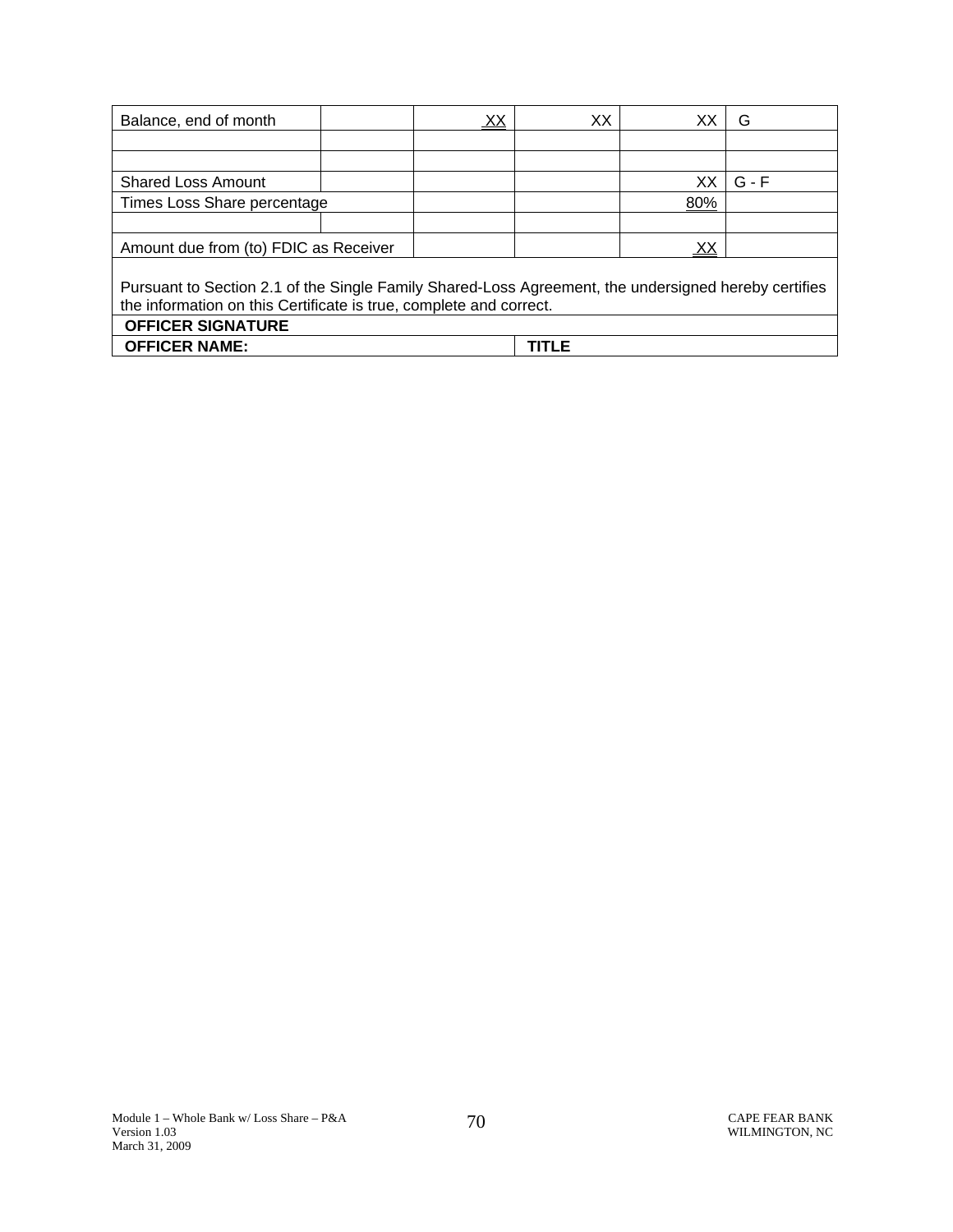| Balance, end of month | | XX | XX | XX | G |
|---|---|---|---|---|---|
| | | | | | |
| | | | | | |
| Shared Loss Amount | | | | XX | G - F |
| Times Loss Share percentage | | | | 80% | |
| | | | | | |
| Amount due from (to) FDIC as Receiver | | | | XX | |

Pursuant to Section 2.1 of the Single Family Shared-Loss Agreement, the undersigned hereby certifies the information on this Certificate is true, complete and correct.

| **OFFICER SIGNATURE** | |
|---|---|
| **OFFICER NAME:** | **TITLE** |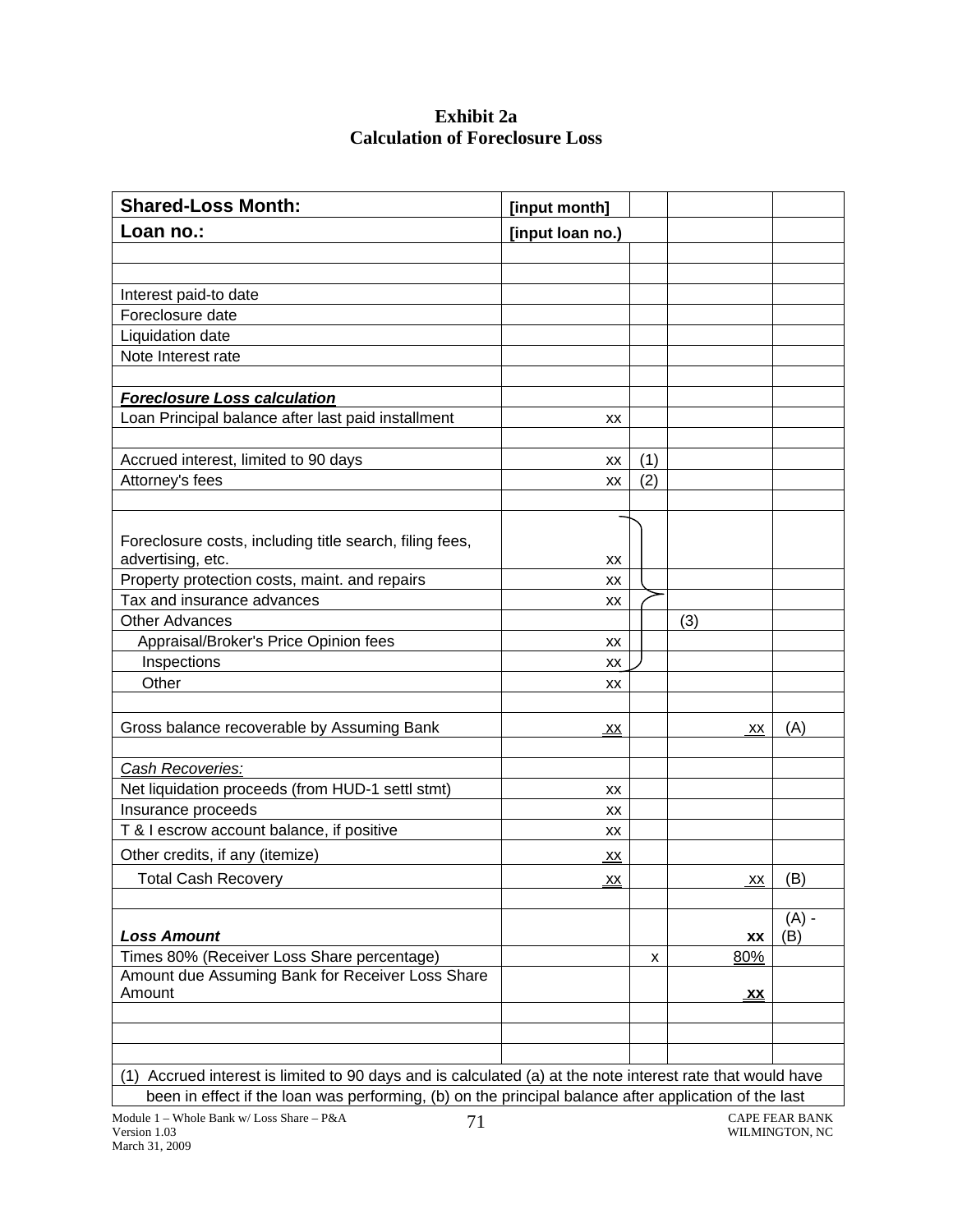# Exhibit 2a
## Calculation of Foreclosure Loss

| **Shared-Loss Month:** | **[input month]** | | | |
|---|---|---|---|---|
| **Loan no.:** | **[input loan no.)** | | | |
| | | | | |
| | | | | |
| Interest paid-to date | | | | |
| Foreclosure date | | | | |
| Liquidation date | | | | |
| Note Interest rate | | | | |
| | | | | |
| ***Foreclosure Loss calculation*** | | | | |
| Loan Principal balance after last paid installment | xx | | | |
| | | | | |
| Accrued interest, limited to 90 days | xx | (1) | | |
| Attorney's fees | xx | (2) | | |
| | | | | |
| Foreclosure costs, including title search, filing fees, advertising, etc. | xx | | | |
| Property protection costs, maint. and repairs | xx | | | |
| Tax and insurance advances | xx | | | |
| Other Advances | | | (3) | |
| Appraisal/Broker's Price Opinion fees | xx | | | |
| Inspections | xx | | | |
| Other | xx | | | |
| | | | | |
| Gross balance recoverable by Assuming Bank | xx | | xx | (A) |
| | | | | |
| *Cash Recoveries:* | | | | |
| Net liquidation proceeds (from HUD-1 settl stmt) | xx | | | |
| Insurance proceeds | xx | | | |
| T & I escrow account balance, if positive | xx | | | |
| Other credits, if any (itemize) | xx | | | |
| Total Cash Recovery | xx | | xx | (B) |
| | | | | |
| ***Loss Amount*** | | | **xx** | (A) - (B) |
| Times 80% (Receiver Loss Share percentage) | | x | 80% | |
| Amount due Assuming Bank for Receiver Loss Share Amount | | | **xx** | |
| | | | | |
| | | | | |
| | | | | |

(1) Accrued interest is limited to 90 days and is calculated (a) at the note interest rate that would have been in effect if the loan was performing, (b) on the principal balance after application of the last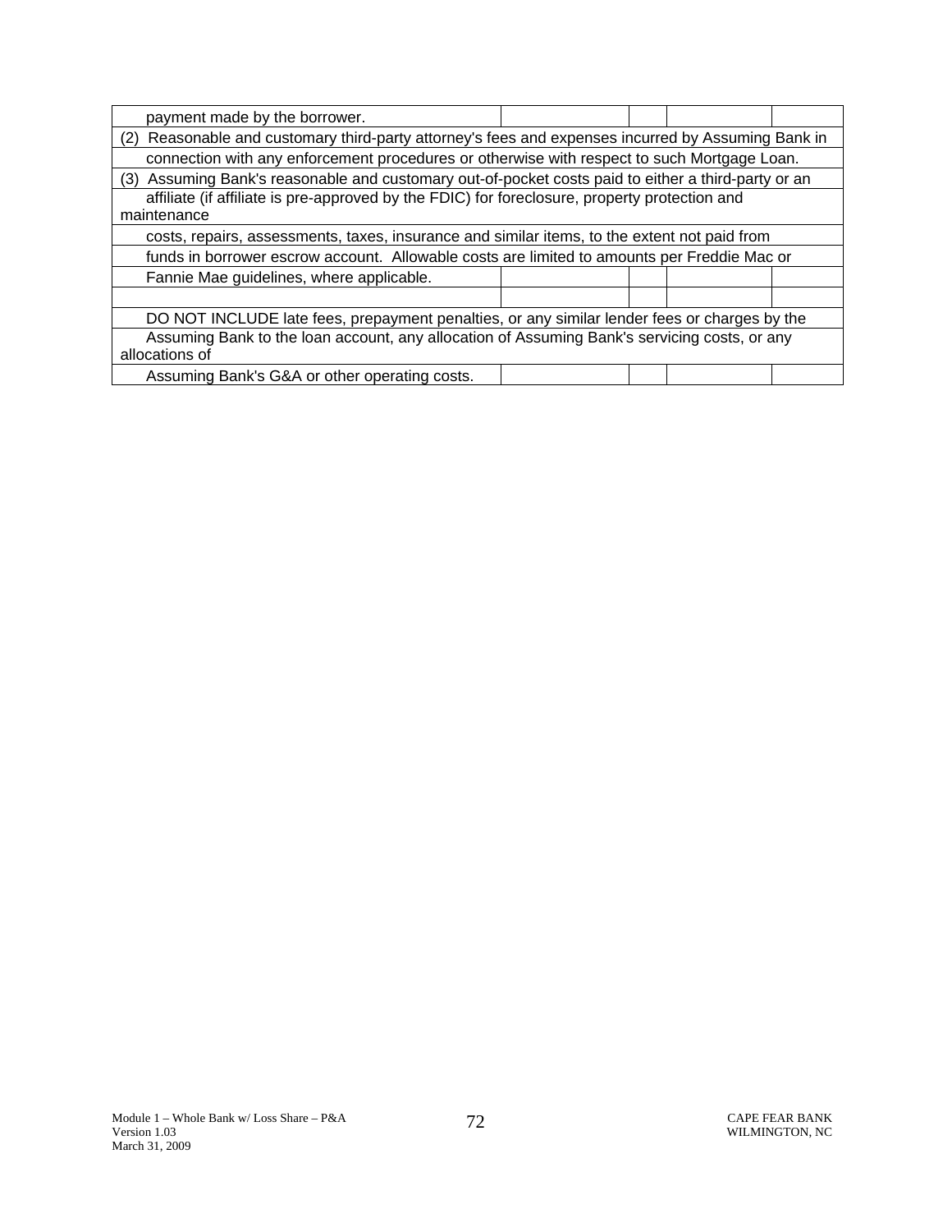| | | | | |
|---|---|---|---|---|
| payment made by the borrower. | | | | |
| (2) Reasonable and customary third-party attorney's fees and expenses incurred by Assuming Bank in | | | | |
| connection with any enforcement procedures or otherwise with respect to such Mortgage Loan. | | | | |
| (3) Assuming Bank's reasonable and customary out-of-pocket costs paid to either a third-party or an | | | | |
| affiliate (if affiliate is pre-approved by the FDIC) for foreclosure, property protection and maintenance | | | | |
| costs, repairs, assessments, taxes, insurance and similar items, to the extent not paid from | | | | |
| funds in borrower escrow account. Allowable costs are limited to amounts per Freddie Mac or | | | | |
| Fannie Mae guidelines, where applicable. | | | | |
| | | | | |
| DO NOT INCLUDE late fees, prepayment penalties, or any similar lender fees or charges by the | | | | |
| Assuming Bank to the loan account, any allocation of Assuming Bank's servicing costs, or any allocations of | | | | |
| Assuming Bank's G&A or other operating costs. | | | | |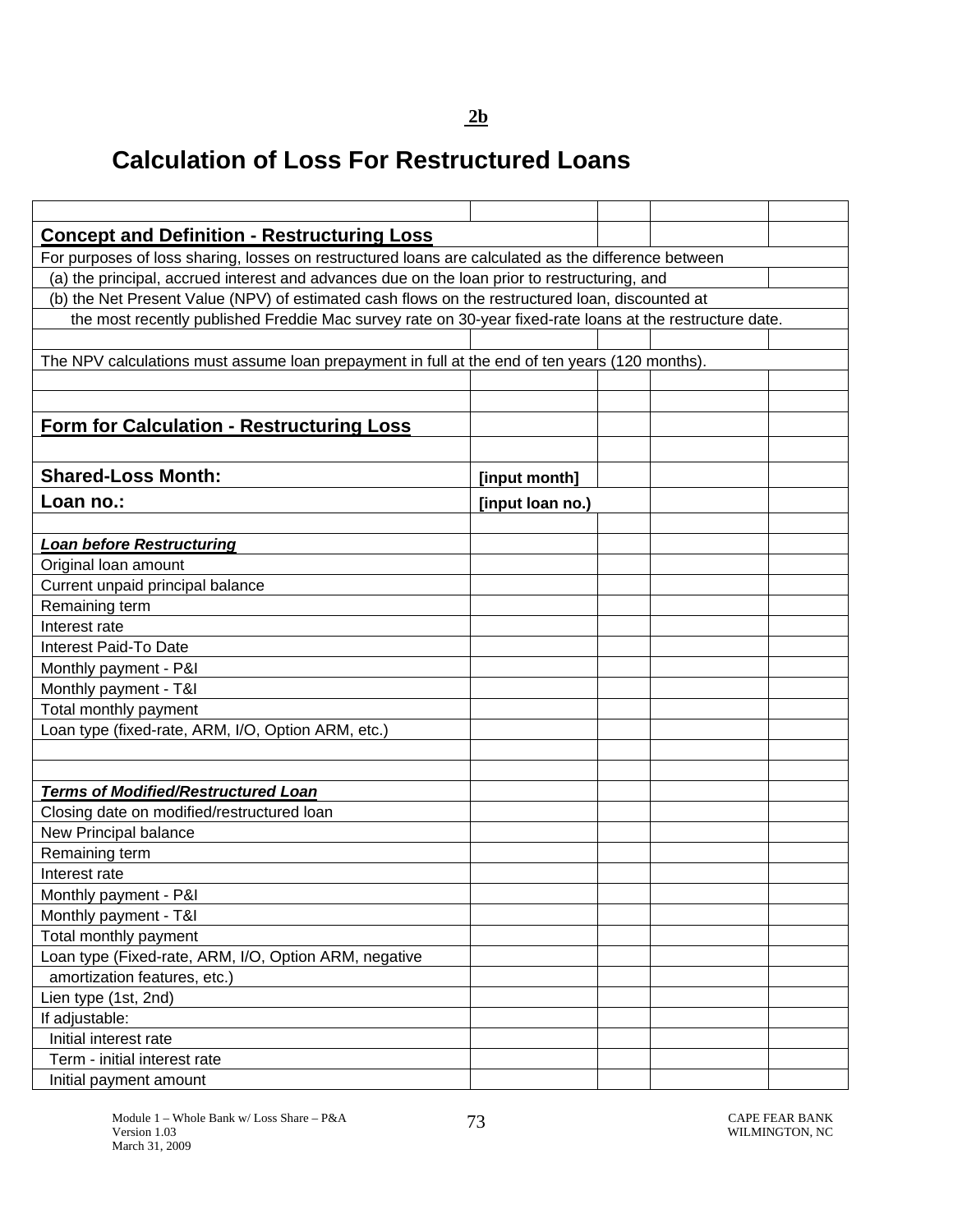**2b**

# Calculation of Loss For Restructured Loans

## Concept and Definition - Restructuring Loss

For purposes of loss sharing, losses on restructured loans are calculated as the difference between

(a) the principal, accrued interest and advances due on the loan prior to restructuring, and

(b) the Net Present Value (NPV) of estimated cash flows on the restructured loan, discounted at the most recently published Freddie Mac survey rate on 30-year fixed-rate loans at the restructure date.

The NPV calculations must assume loan prepayment in full at the end of ten years (120 months).

## Form for Calculation - Restructuring Loss

| | | | | |
|---|---|---|---|---|
| **Shared-Loss Month:** | **[input month]** | | | |
| **Loan no.:** | **[input loan no.)** | | | |
| | | | | |
| ***Loan before Restructuring*** | | | | |
| Original loan amount | | | | |
| Current unpaid principal balance | | | | |
| Remaining term | | | | |
| Interest rate | | | | |
| Interest Paid-To Date | | | | |
| Monthly payment - P&I | | | | |
| Monthly payment - T&I | | | | |
| Total monthly payment | | | | |
| Loan type (fixed-rate, ARM, I/O, Option ARM, etc.) | | | | |
| | | | | |
| | | | | |
| ***Terms of Modified/Restructured Loan*** | | | | |
| Closing date on modified/restructured loan | | | | |
| New Principal balance | | | | |
| Remaining term | | | | |
| Interest rate | | | | |
| Monthly payment - P&I | | | | |
| Monthly payment - T&I | | | | |
| Total monthly payment | | | | |
| Loan type (Fixed-rate, ARM, I/O, Option ARM, negative amortization features, etc.) | | | | |
| Lien type (1st, 2nd) | | | | |
| If adjustable: | | | | |
| Initial interest rate | | | | |
| Term - initial interest rate | | | | |
| Initial payment amount | | | | |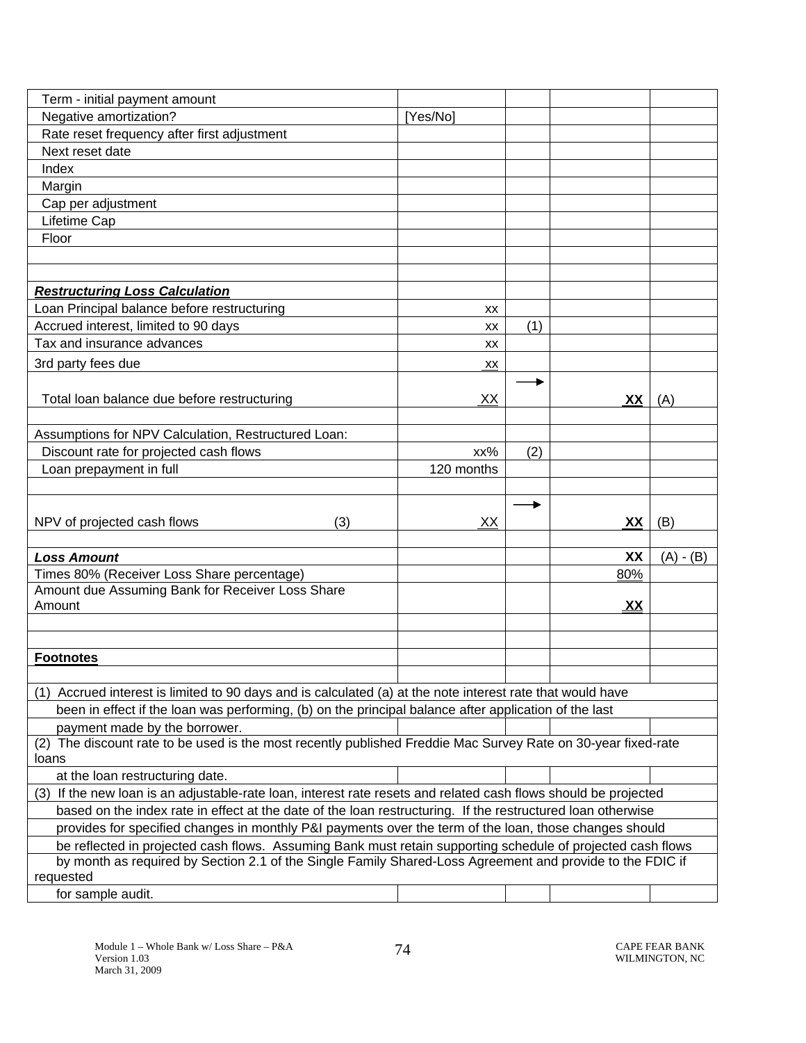| | | | | |
|---|---|---|---|---|
| Term - initial payment amount | | | | |
| Negative amortization? | [Yes/No] | | | |
| Rate reset frequency after first adjustment | | | | |
| Next reset date | | | | |
| Index | | | | |
| Margin | | | | |
| Cap per adjustment | | | | |
| Lifetime Cap | | | | |
| Floor | | | | |
| | | | | |
| | | | | |
| ***Restructuring Loss Calculation*** | | | | |
| Loan Principal balance before restructuring | xx | | | |
| Accrued interest, limited to 90 days | xx | (1) | | |
| Tax and insurance advances | xx | | | |
| 3rd party fees due | xx | | | |
| Total loan balance due before restructuring | XX | → | **XX** | (A) |
| | | | | |
| Assumptions for NPV Calculation, Restructured Loan: | | | | |
| Discount rate for projected cash flows | xx% | (2) | | |
| Loan prepayment in full | 120 months | | | |
| | | | | |
| NPV of projected cash flows (3) | XX | → | **XX** | (B) |
| | | | | |
| ***Loss Amount*** | | | **XX** | (A) - (B) |
| Times 80% (Receiver Loss Share percentage) | | | 80% | |
| Amount due Assuming Bank for Receiver Loss Share Amount | | | **XX** | |
| | | | | |
| | | | | |
| **Footnotes** | | | | |

(1) Accrued interest is limited to 90 days and is calculated (a) at the note interest rate that would have been in effect if the loan was performing, (b) on the principal balance after application of the last payment made by the borrower.

(2) The discount rate to be used is the most recently published Freddie Mac Survey Rate on 30-year fixed-rate loans at the loan restructuring date.

(3) If the new loan is an adjustable-rate loan, interest rate resets and related cash flows should be projected based on the index rate in effect at the date of the loan restructuring. If the restructured loan otherwise provides for specified changes in monthly P&I payments over the term of the loan, those changes should be reflected in projected cash flows. Assuming Bank must retain supporting schedule of projected cash flows by month as required by Section 2.1 of the Single Family Shared-Loss Agreement and provide to the FDIC if requested for sample audit.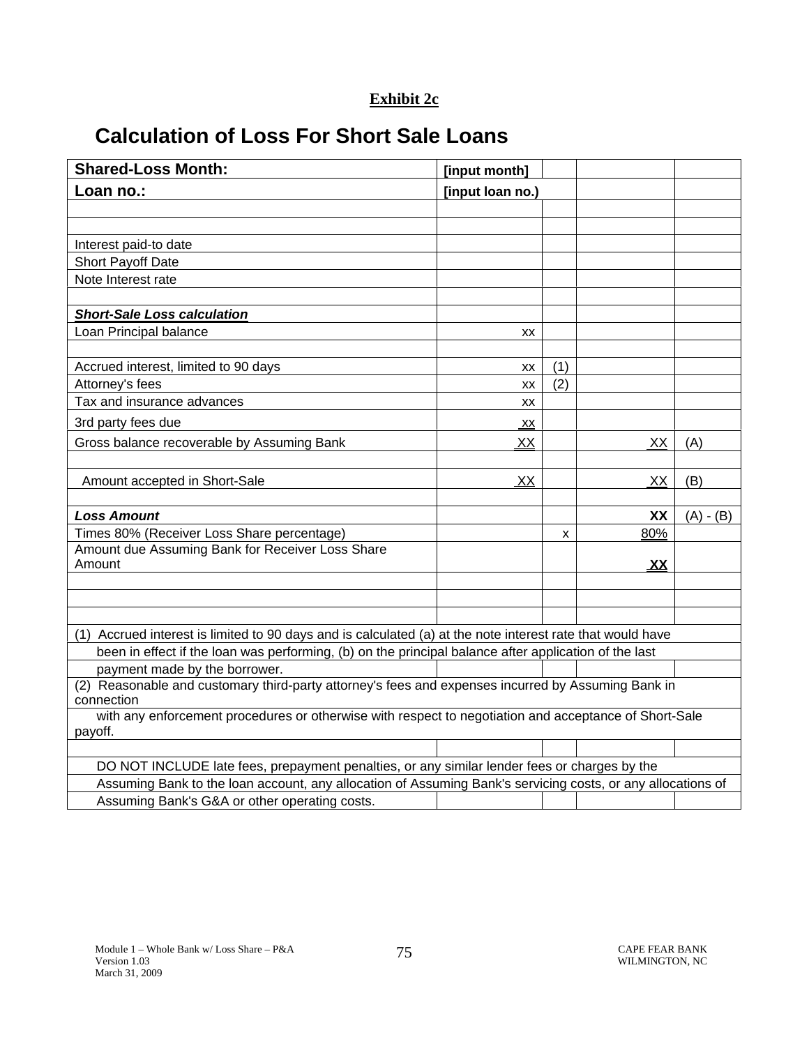**Exhibit 2c**

# Calculation of Loss For Short Sale Loans

| **Shared-Loss Month:** | **[input month]** | | | |
|---|---|---|---|---|
| **Loan no.:** | **[input loan no.)** | | | |
| | | | | |
| | | | | |
| Interest paid-to date | | | | |
| Short Payoff Date | | | | |
| Note Interest rate | | | | |
| | | | | |
| ***Short-Sale Loss calculation*** | | | | |
| Loan Principal balance | xx | | | |
| | | | | |
| Accrued interest, limited to 90 days | xx | (1) | | |
| Attorney's fees | xx | (2) | | |
| Tax and insurance advances | xx | | | |
| 3rd party fees due | xx | | | |
| Gross balance recoverable by Assuming Bank | XX | | XX | (A) |
| | | | | |
| Amount accepted in Short-Sale | XX | | XX | (B) |
| | | | | |
| ***Loss Amount*** | | | **XX** | (A) - (B) |
| Times 80% (Receiver Loss Share percentage) | | x | 80% | |
| Amount due Assuming Bank for Receiver Loss Share Amount | | | **XX** | |
| | | | | |
| | | | | |
| | | | | |

(1) Accrued interest is limited to 90 days and is calculated (a) at the note interest rate that would have been in effect if the loan was performing, (b) on the principal balance after application of the last payment made by the borrower.

(2) Reasonable and customary third-party attorney's fees and expenses incurred by Assuming Bank in connection with any enforcement procedures or otherwise with respect to negotiation and acceptance of Short-Sale payoff.

DO NOT INCLUDE late fees, prepayment penalties, or any similar lender fees or charges by the Assuming Bank to the loan account, any allocation of Assuming Bank's servicing costs, or any allocations of Assuming Bank's G&A or other operating costs.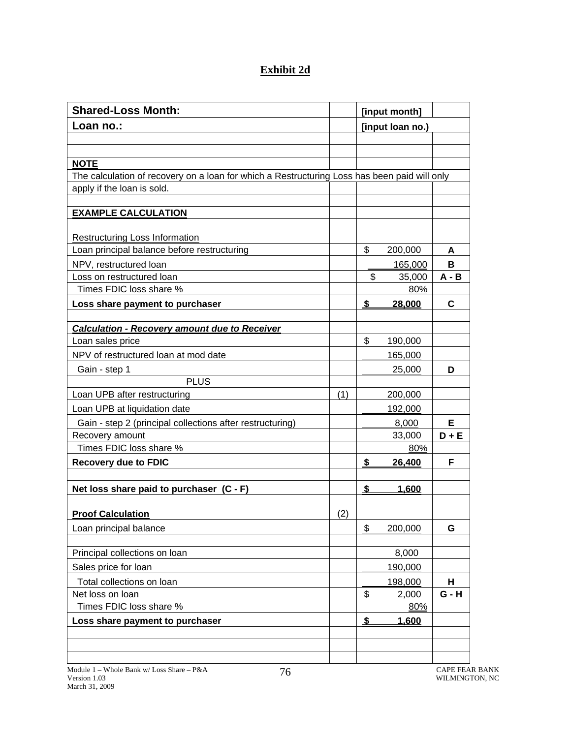## Exhibit 2d

| Shared-Loss Month: | | [input month] | |
|---|---|---|---|
| Loan no.: | | [input loan no.) | |
| | | | |
| | | | |
| **NOTE** | | | |
| The calculation of recovery on a loan for which a Restructuring Loss has been paid will only | | | |
| apply if the loan is sold. | | | |
| | | | |
| **EXAMPLE CALCULATION** | | | |
| | | | |
| Restructuring Loss Information | | | |
| Loan principal balance before restructuring | | $ 200,000 | A |
| NPV, restructured loan | | 165,000 | B |
| Loss on restructured loan | | $ 35,000 | A - B |
| Times FDIC loss share % | | 80% | |
| **Loss share payment to purchaser** | | **$ 28,000** | C |
| | | | |
| ***Calculation - Recovery amount due to Receiver*** | | | |
| Loan sales price | | $ 190,000 | |
| NPV of restructured loan at mod date | | 165,000 | |
| Gain - step 1 | | 25,000 | D |
| PLUS | | | |
| Loan UPB after restructuring | (1) | 200,000 | |
| Loan UPB at liquidation date | | 192,000 | |
| Gain - step 2 (principal collections after restructuring) | | 8,000 | E |
| Recovery amount | | 33,000 | D + E |
| Times FDIC loss share % | | 80% | |
| **Recovery due to FDIC** | | **$ 26,400** | F |
| | | | |
| **Net loss share paid to purchaser (C - F)** | | **$ 1,600** | |
| | | | |
| **Proof Calculation** | (2) | | |
| Loan principal balance | | $ 200,000 | G |
| | | | |
| Principal collections on loan | | 8,000 | |
| Sales price for loan | | 190,000 | |
| Total collections on loan | | 198,000 | H |
| Net loss on loan | | $ 2,000 | G - H |
| Times FDIC loss share % | | 80% | |
| **Loss share payment to purchaser** | | **$ 1,600** | |
| | | | |
| | | | |
| | | | |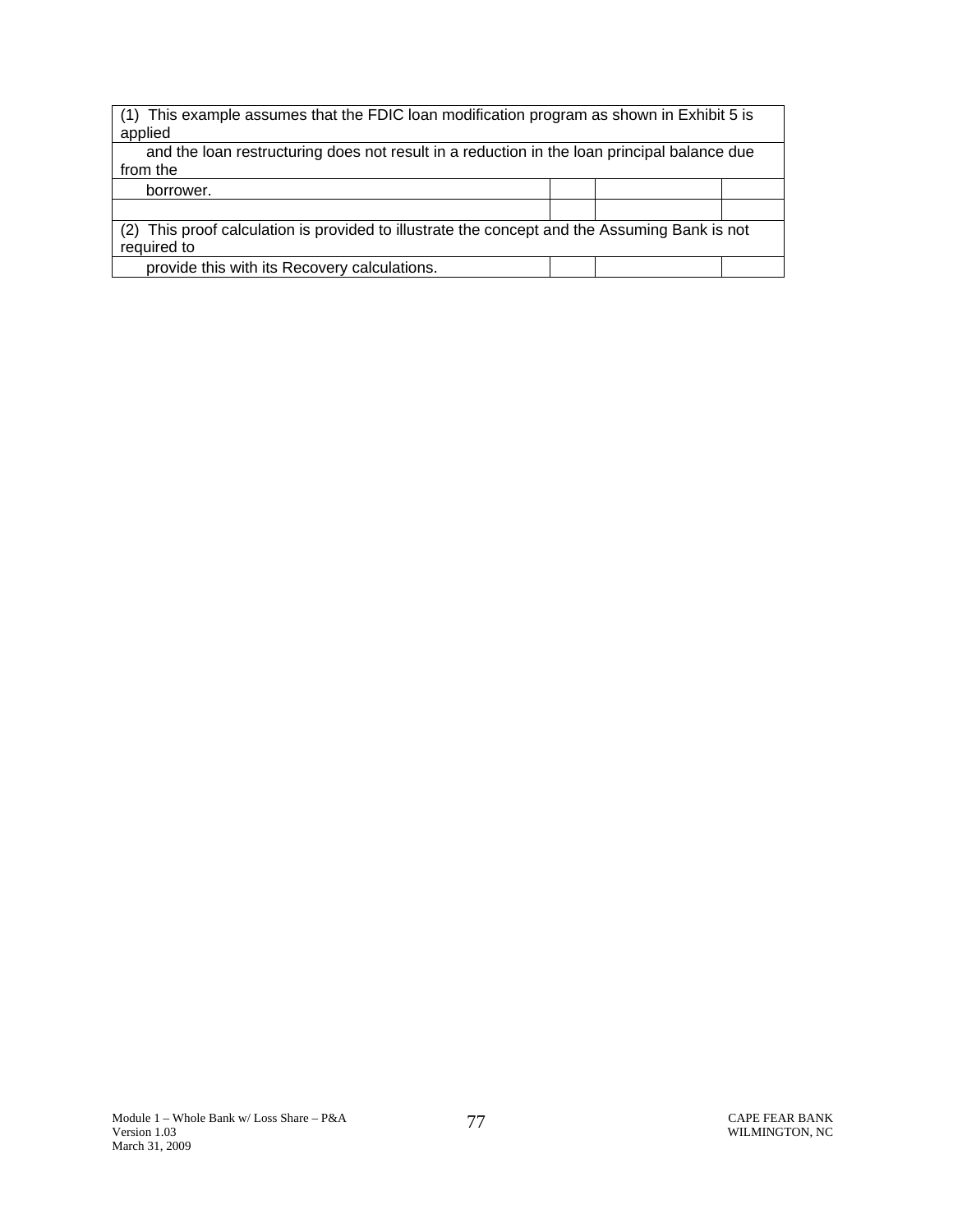| (1) This example assumes that the FDIC loan modification program as shown in Exhibit 5 is applied | | | |
|---|---|---|---|
| and the loan restructuring does not result in a reduction in the loan principal balance due from the | | | |
| borrower. | | | |
| | | | |
| (2) This proof calculation is provided to illustrate the concept and the Assuming Bank is not required to | | | |
| provide this with its Recovery calculations. | | | |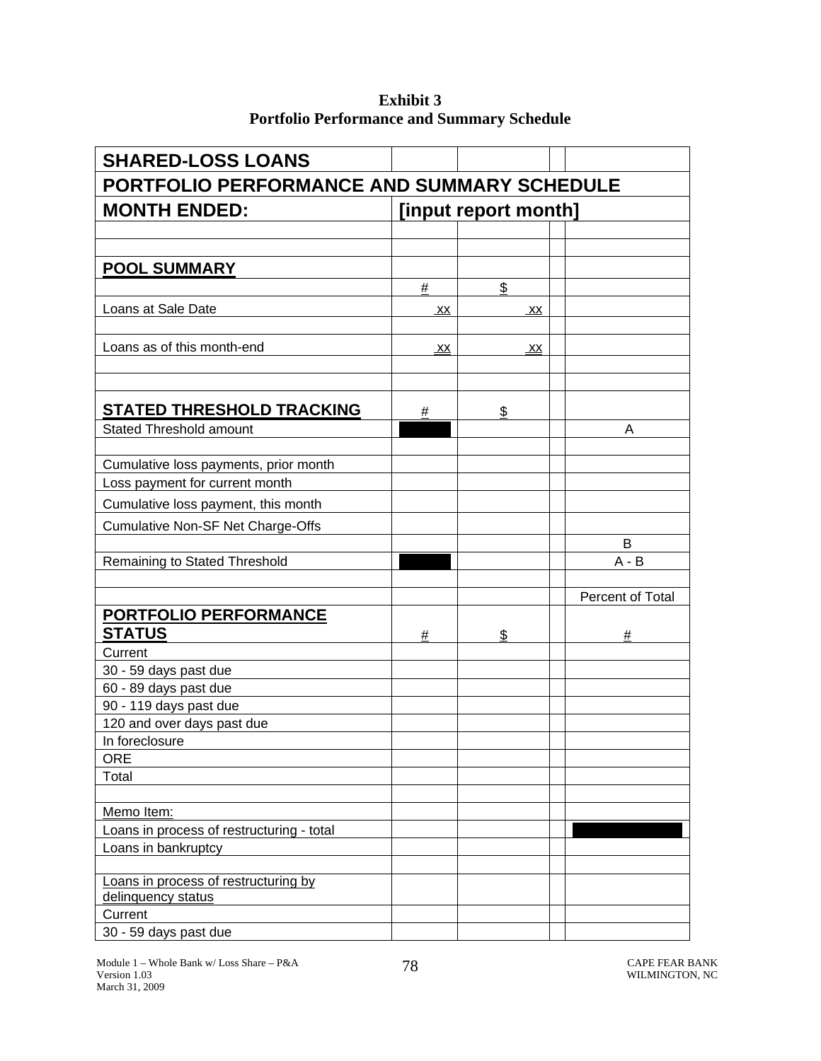**Exhibit 3**
**Portfolio Performance and Summary Schedule**

| **SHARED-LOSS LOANS** | | | | |
|---|---|---|---|---|
| **PORTFOLIO PERFORMANCE AND SUMMARY SCHEDULE** | | | | |
| **MONTH ENDED:** | **[input report month]** | | | |
| | | | | |
| | | | | |
| **POOL SUMMARY** | | | | |
| | # | $ | | |
| Loans at Sale Date | xx | xx | | |
| | | | | |
| Loans as of this month-end | xx | xx | | |
| | | | | |
| | | | | |
| **STATED THRESHOLD TRACKING** | # | $ | | |
| Stated Threshold amount | | | | A |
| | | | | |
| Cumulative loss payments, prior month | | | | |
| Loss payment for current month | | | | |
| Cumulative loss payment, this month | | | | |
| Cumulative Non-SF Net Charge-Offs | | | | |
| | | | | B |
| Remaining to Stated Threshold | | | | A - B |
| | | | | |
| | | | | Percent of Total |
| **PORTFOLIO PERFORMANCE STATUS** | # | $ | | # |
| Current | | | | |
| 30 - 59 days past due | | | | |
| 60 - 89 days past due | | | | |
| 90 - 119 days past due | | | | |
| 120 and over days past due | | | | |
| In foreclosure | | | | |
| ORE | | | | |
| Total | | | | |
| | | | | |
| Memo Item: | | | | |
| Loans in process of restructuring - total | | | | |
| Loans in bankruptcy | | | | |
| | | | | |
| Loans in process of restructuring by delinquency status | | | | |
| Current | | | | |
| 30 - 59 days past due | | | | |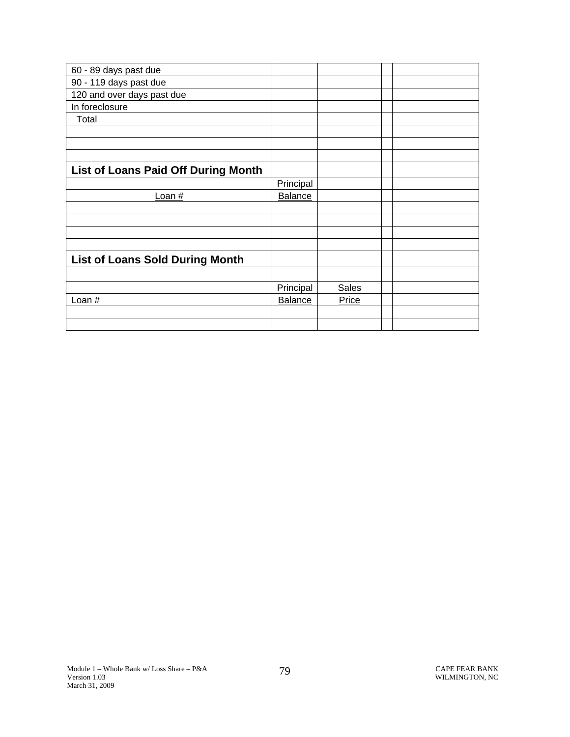| | | | | |
|---|---|---|---|---|
| 60 - 89 days past due | | | | |
| 90 - 119 days past due | | | | |
| 120 and over days past due | | | | |
| In foreclosure | | | | |
| Total | | | | |
| | | | | |
| | | | | |
| | | | | |
| **List of Loans Paid Off During Month** | | | | |
| | Principal | | | |
| Loan # | Balance | | | |
| | | | | |
| | | | | |
| | | | | |
| | | | | |
| **List of Loans Sold During Month** | | | | |
| | | | | |
| | Principal | Sales | | |
| Loan # | Balance | Price | | |
| | | | | |
| | | | | |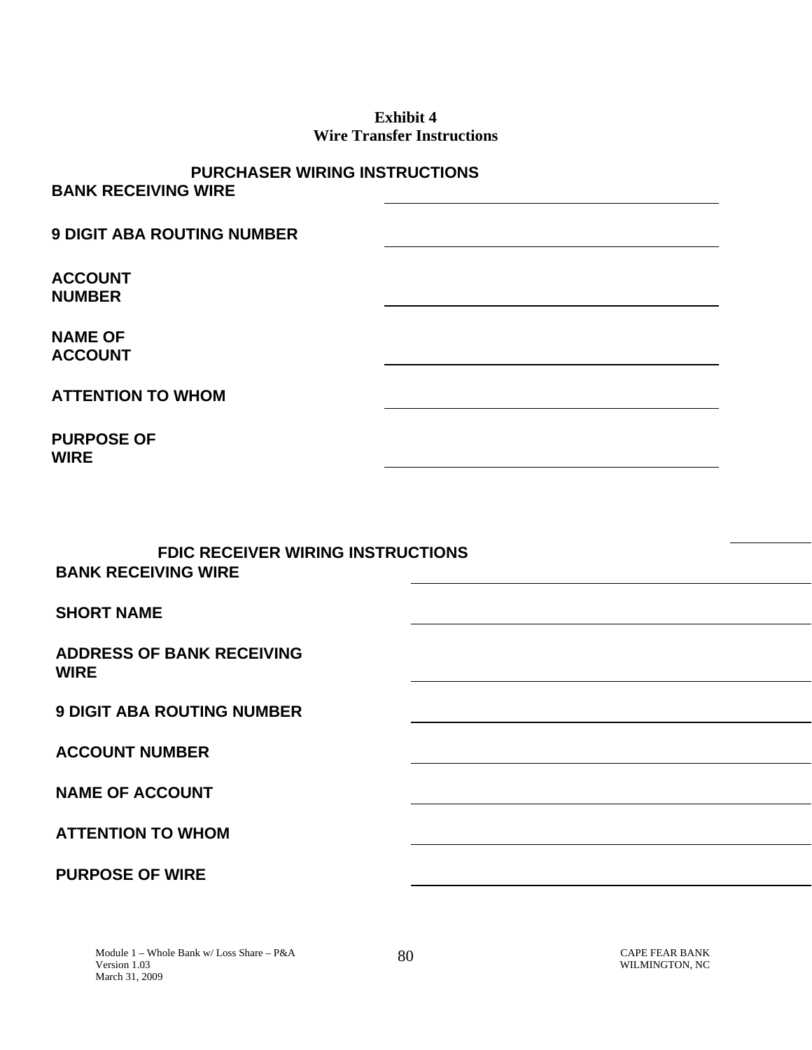**Exhibit 4**
**Wire Transfer Instructions**

**PURCHASER WIRING INSTRUCTIONS**

**BANK RECEIVING WIRE** \_\_\_\_\_\_\_\_\_\_\_\_\_\_\_\_\_\_\_\_\_\_\_\_\_\_\_\_\_\_\_\_\_\_\_\_\_\_\_\_

**9 DIGIT ABA ROUTING NUMBER** \_\_\_\_\_\_\_\_\_\_\_\_\_\_\_\_\_\_\_\_\_\_\_\_\_\_\_\_\_\_\_\_\_\_\_\_\_\_\_\_

**ACCOUNT NUMBER** \_\_\_\_\_\_\_\_\_\_\_\_\_\_\_\_\_\_\_\_\_\_\_\_\_\_\_\_\_\_\_\_\_\_\_\_\_\_\_\_

**NAME OF ACCOUNT** \_\_\_\_\_\_\_\_\_\_\_\_\_\_\_\_\_\_\_\_\_\_\_\_\_\_\_\_\_\_\_\_\_\_\_\_\_\_\_\_

**ATTENTION TO WHOM** \_\_\_\_\_\_\_\_\_\_\_\_\_\_\_\_\_\_\_\_\_\_\_\_\_\_\_\_\_\_\_\_\_\_\_\_\_\_\_\_

**PURPOSE OF WIRE** \_\_\_\_\_\_\_\_\_\_\_\_\_\_\_\_\_\_\_\_\_\_\_\_\_\_\_\_\_\_\_\_\_\_\_\_\_\_\_\_

**FDIC RECEIVER WIRING INSTRUCTIONS**

**BANK RECEIVING WIRE** \_\_\_\_\_\_\_\_\_\_\_\_\_\_\_\_\_\_\_\_\_\_\_\_\_\_\_\_\_\_\_\_\_\_\_\_\_\_\_\_

**SHORT NAME** \_\_\_\_\_\_\_\_\_\_\_\_\_\_\_\_\_\_\_\_\_\_\_\_\_\_\_\_\_\_\_\_\_\_\_\_\_\_\_\_

**ADDRESS OF BANK RECEIVING WIRE** \_\_\_\_\_\_\_\_\_\_\_\_\_\_\_\_\_\_\_\_\_\_\_\_\_\_\_\_\_\_\_\_\_\_\_\_\_\_\_\_

**9 DIGIT ABA ROUTING NUMBER** \_\_\_\_\_\_\_\_\_\_\_\_\_\_\_\_\_\_\_\_\_\_\_\_\_\_\_\_\_\_\_\_\_\_\_\_\_\_\_\_

**ACCOUNT NUMBER** \_\_\_\_\_\_\_\_\_\_\_\_\_\_\_\_\_\_\_\_\_\_\_\_\_\_\_\_\_\_\_\_\_\_\_\_\_\_\_\_

**NAME OF ACCOUNT** \_\_\_\_\_\_\_\_\_\_\_\_\_\_\_\_\_\_\_\_\_\_\_\_\_\_\_\_\_\_\_\_\_\_\_\_\_\_\_\_

**ATTENTION TO WHOM** \_\_\_\_\_\_\_\_\_\_\_\_\_\_\_\_\_\_\_\_\_\_\_\_\_\_\_\_\_\_\_\_\_\_\_\_\_\_\_\_

**PURPOSE OF WIRE** \_\_\_\_\_\_\_\_\_\_\_\_\_\_\_\_\_\_\_\_\_\_\_\_\_\_\_\_\_\_\_\_\_\_\_\_\_\_\_\_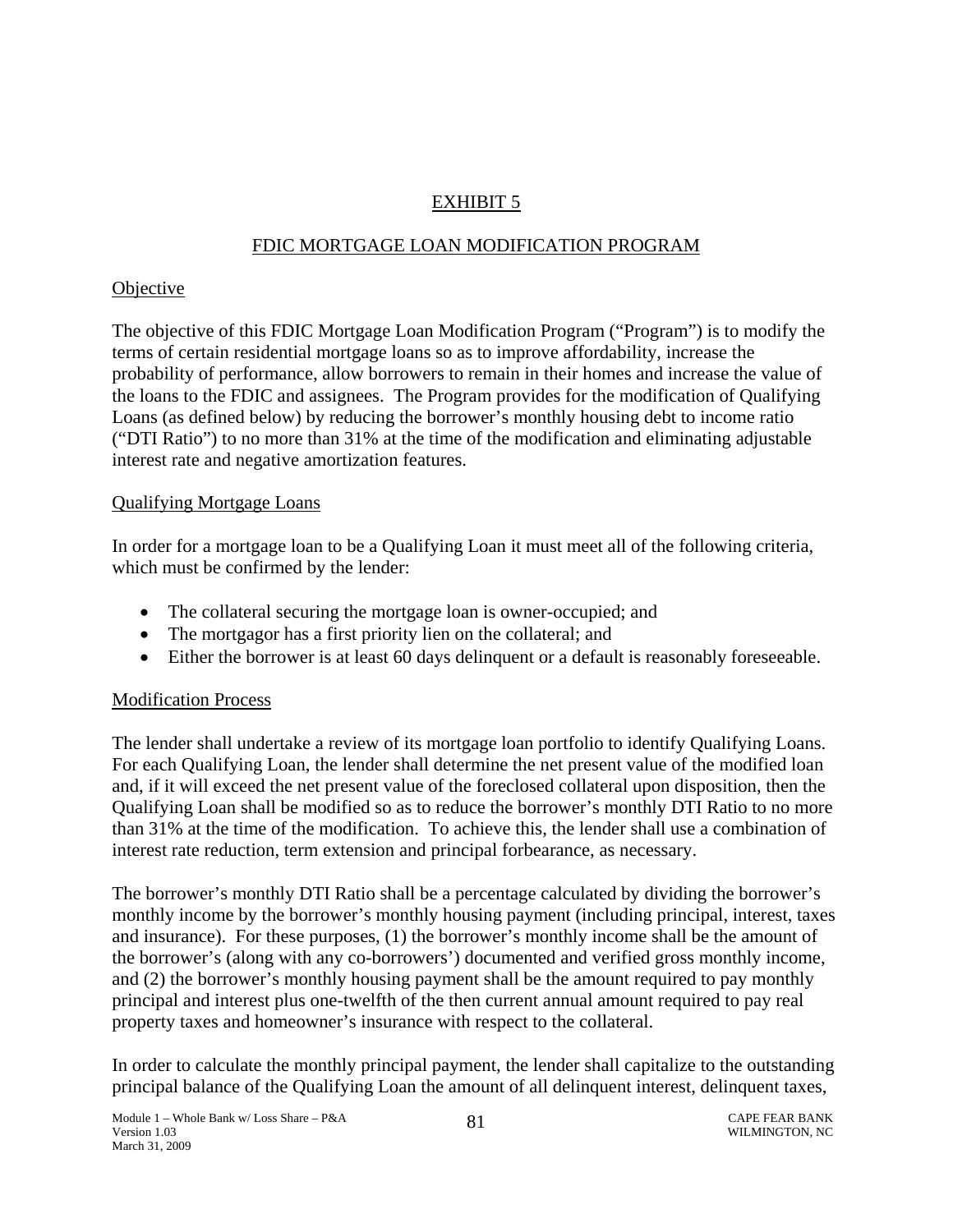# EXHIBIT 5

## FDIC MORTGAGE LOAN MODIFICATION PROGRAM

### Objective

The objective of this FDIC Mortgage Loan Modification Program ("Program") is to modify the terms of certain residential mortgage loans so as to improve affordability, increase the probability of performance, allow borrowers to remain in their homes and increase the value of the loans to the FDIC and assignees. The Program provides for the modification of Qualifying Loans (as defined below) by reducing the borrower's monthly housing debt to income ratio ("DTI Ratio") to no more than 31% at the time of the modification and eliminating adjustable interest rate and negative amortization features.

### Qualifying Mortgage Loans

In order for a mortgage loan to be a Qualifying Loan it must meet all of the following criteria, which must be confirmed by the lender:

- The collateral securing the mortgage loan is owner-occupied; and
- The mortgagor has a first priority lien on the collateral; and
- Either the borrower is at least 60 days delinquent or a default is reasonably foreseeable.

### Modification Process

The lender shall undertake a review of its mortgage loan portfolio to identify Qualifying Loans. For each Qualifying Loan, the lender shall determine the net present value of the modified loan and, if it will exceed the net present value of the foreclosed collateral upon disposition, then the Qualifying Loan shall be modified so as to reduce the borrower's monthly DTI Ratio to no more than 31% at the time of the modification. To achieve this, the lender shall use a combination of interest rate reduction, term extension and principal forbearance, as necessary.

The borrower's monthly DTI Ratio shall be a percentage calculated by dividing the borrower's monthly income by the borrower's monthly housing payment (including principal, interest, taxes and insurance). For these purposes, (1) the borrower's monthly income shall be the amount of the borrower's (along with any co-borrowers') documented and verified gross monthly income, and (2) the borrower's monthly housing payment shall be the amount required to pay monthly principal and interest plus one-twelfth of the then current annual amount required to pay real property taxes and homeowner's insurance with respect to the collateral.

In order to calculate the monthly principal payment, the lender shall capitalize to the outstanding principal balance of the Qualifying Loan the amount of all delinquent interest, delinquent taxes,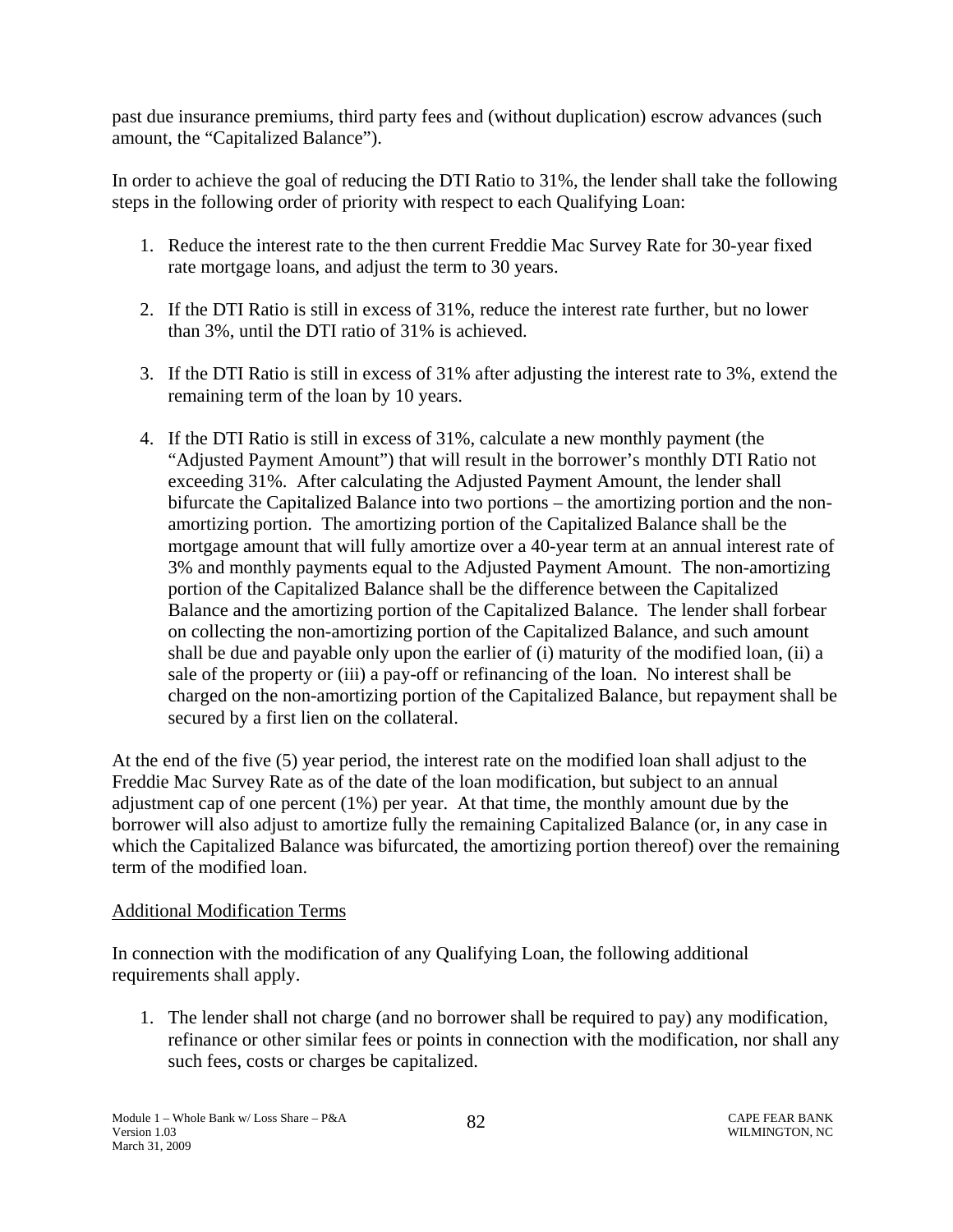past due insurance premiums, third party fees and (without duplication) escrow advances (such amount, the "Capitalized Balance").

In order to achieve the goal of reducing the DTI Ratio to 31%, the lender shall take the following steps in the following order of priority with respect to each Qualifying Loan:

1. Reduce the interest rate to the then current Freddie Mac Survey Rate for 30-year fixed rate mortgage loans, and adjust the term to 30 years.

2. If the DTI Ratio is still in excess of 31%, reduce the interest rate further, but no lower than 3%, until the DTI ratio of 31% is achieved.

3. If the DTI Ratio is still in excess of 31% after adjusting the interest rate to 3%, extend the remaining term of the loan by 10 years.

4. If the DTI Ratio is still in excess of 31%, calculate a new monthly payment (the "Adjusted Payment Amount") that will result in the borrower's monthly DTI Ratio not exceeding 31%. After calculating the Adjusted Payment Amount, the lender shall bifurcate the Capitalized Balance into two portions – the amortizing portion and the non-amortizing portion. The amortizing portion of the Capitalized Balance shall be the mortgage amount that will fully amortize over a 40-year term at an annual interest rate of 3% and monthly payments equal to the Adjusted Payment Amount. The non-amortizing portion of the Capitalized Balance shall be the difference between the Capitalized Balance and the amortizing portion of the Capitalized Balance. The lender shall forbear on collecting the non-amortizing portion of the Capitalized Balance, and such amount shall be due and payable only upon the earlier of (i) maturity of the modified loan, (ii) a sale of the property or (iii) a pay-off or refinancing of the loan. No interest shall be charged on the non-amortizing portion of the Capitalized Balance, but repayment shall be secured by a first lien on the collateral.

At the end of the five (5) year period, the interest rate on the modified loan shall adjust to the Freddie Mac Survey Rate as of the date of the loan modification, but subject to an annual adjustment cap of one percent (1%) per year. At that time, the monthly amount due by the borrower will also adjust to amortize fully the remaining Capitalized Balance (or, in any case in which the Capitalized Balance was bifurcated, the amortizing portion thereof) over the remaining term of the modified loan.

<u>Additional Modification Terms</u>

In connection with the modification of any Qualifying Loan, the following additional requirements shall apply.

1. The lender shall not charge (and no borrower shall be required to pay) any modification, refinance or other similar fees or points in connection with the modification, nor shall any such fees, costs or charges be capitalized.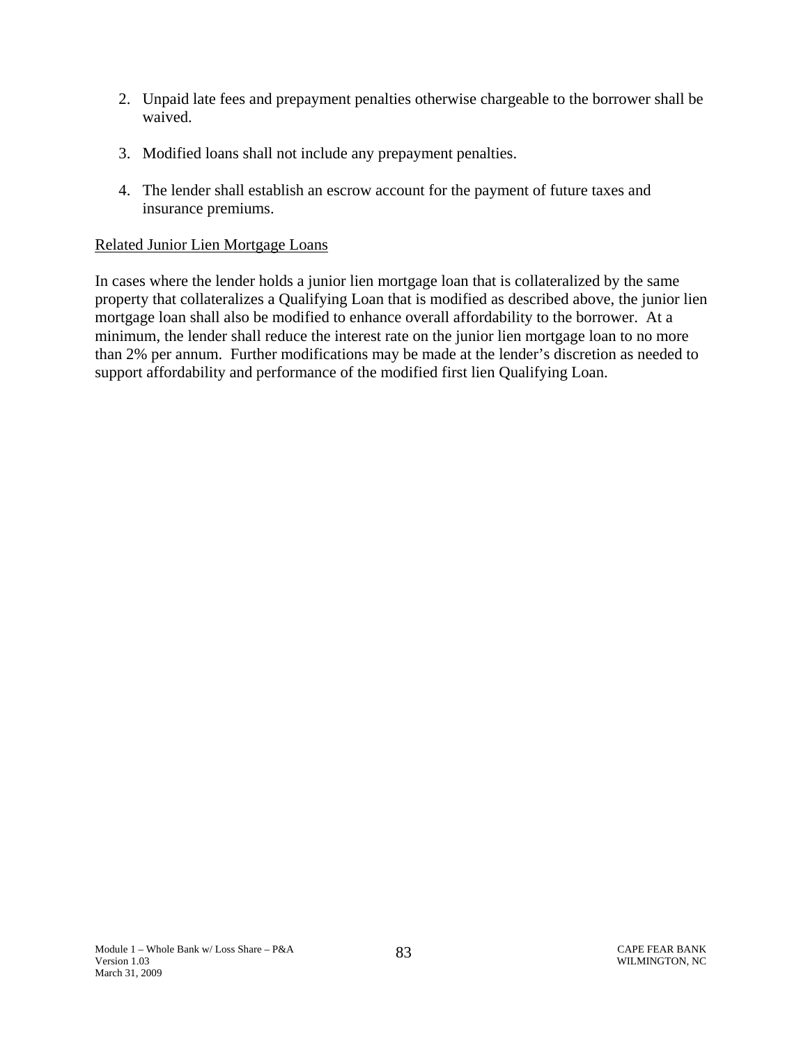2. Unpaid late fees and prepayment penalties otherwise chargeable to the borrower shall be waived.

3. Modified loans shall not include any prepayment penalties.

4. The lender shall establish an escrow account for the payment of future taxes and insurance premiums.

Related Junior Lien Mortgage Loans

In cases where the lender holds a junior lien mortgage loan that is collateralized by the same property that collateralizes a Qualifying Loan that is modified as described above, the junior lien mortgage loan shall also be modified to enhance overall affordability to the borrower. At a minimum, the lender shall reduce the interest rate on the junior lien mortgage loan to no more than 2% per annum. Further modifications may be made at the lender's discretion as needed to support affordability and performance of the modified first lien Qualifying Loan.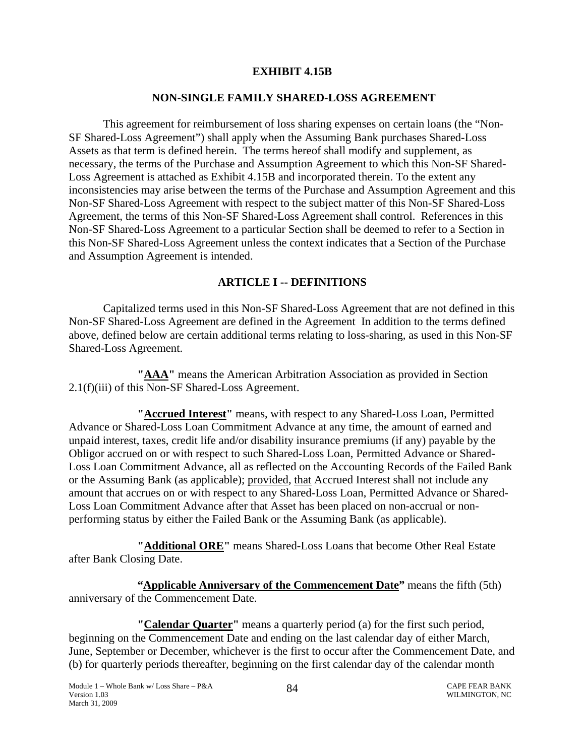**EXHIBIT 4.15B**

**NON-SINGLE FAMILY SHARED-LOSS AGREEMENT**

This agreement for reimbursement of loss sharing expenses on certain loans (the "Non-SF Shared-Loss Agreement") shall apply when the Assuming Bank purchases Shared-Loss Assets as that term is defined herein. The terms hereof shall modify and supplement, as necessary, the terms of the Purchase and Assumption Agreement to which this Non-SF Shared-Loss Agreement is attached as Exhibit 4.15B and incorporated therein. To the extent any inconsistencies may arise between the terms of the Purchase and Assumption Agreement and this Non-SF Shared-Loss Agreement with respect to the subject matter of this Non-SF Shared-Loss Agreement, the terms of this Non-SF Shared-Loss Agreement shall control. References in this Non-SF Shared-Loss Agreement to a particular Section shall be deemed to refer to a Section in this Non-SF Shared-Loss Agreement unless the context indicates that a Section of the Purchase and Assumption Agreement is intended.

**ARTICLE I -- DEFINITIONS**

Capitalized terms used in this Non-SF Shared-Loss Agreement that are not defined in this Non-SF Shared-Loss Agreement are defined in the Agreement In addition to the terms defined above, defined below are certain additional terms relating to loss-sharing, as used in this Non-SF Shared-Loss Agreement.

**"AAA"** means the American Arbitration Association as provided in Section 2.1(f)(iii) of this Non-SF Shared-Loss Agreement.

**"Accrued Interest"** means, with respect to any Shared-Loss Loan, Permitted Advance or Shared-Loss Loan Commitment Advance at any time, the amount of earned and unpaid interest, taxes, credit life and/or disability insurance premiums (if any) payable by the Obligor accrued on or with respect to such Shared-Loss Loan, Permitted Advance or Shared-Loss Loan Commitment Advance, all as reflected on the Accounting Records of the Failed Bank or the Assuming Bank (as applicable); provided, that Accrued Interest shall not include any amount that accrues on or with respect to any Shared-Loss Loan, Permitted Advance or Shared-Loss Loan Commitment Advance after that Asset has been placed on non-accrual or non-performing status by either the Failed Bank or the Assuming Bank (as applicable).

**"Additional ORE"** means Shared-Loss Loans that become Other Real Estate after Bank Closing Date.

**"Applicable Anniversary of the Commencement Date"** means the fifth (5th) anniversary of the Commencement Date.

**"Calendar Quarter"** means a quarterly period (a) for the first such period, beginning on the Commencement Date and ending on the last calendar day of either March, June, September or December, whichever is the first to occur after the Commencement Date, and (b) for quarterly periods thereafter, beginning on the first calendar day of the calendar month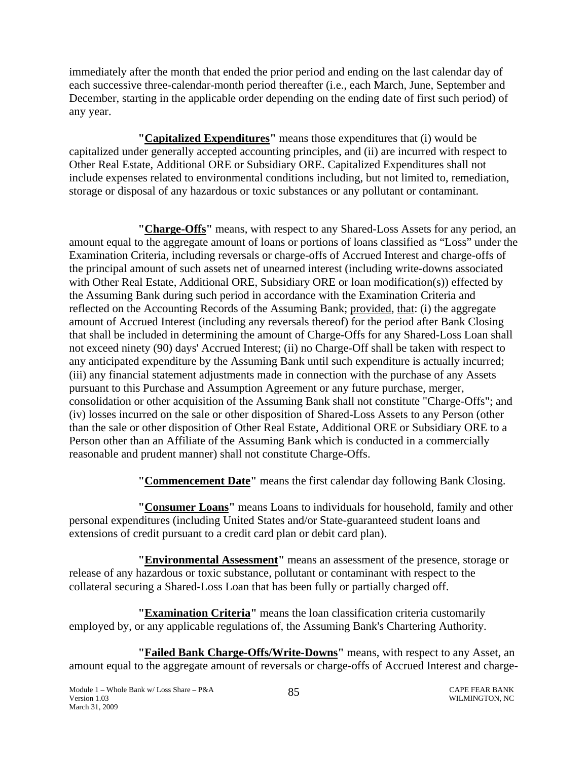immediately after the month that ended the prior period and ending on the last calendar day of each successive three-calendar-month period thereafter (i.e., each March, June, September and December, starting in the applicable order depending on the ending date of first such period) of any year.

**"Capitalized Expenditures"** means those expenditures that (i) would be capitalized under generally accepted accounting principles, and (ii) are incurred with respect to Other Real Estate, Additional ORE or Subsidiary ORE. Capitalized Expenditures shall not include expenses related to environmental conditions including, but not limited to, remediation, storage or disposal of any hazardous or toxic substances or any pollutant or contaminant.

**"Charge-Offs"** means, with respect to any Shared-Loss Assets for any period, an amount equal to the aggregate amount of loans or portions of loans classified as "Loss" under the Examination Criteria, including reversals or charge-offs of Accrued Interest and charge-offs of the principal amount of such assets net of unearned interest (including write-downs associated with Other Real Estate, Additional ORE, Subsidiary ORE or loan modification(s)) effected by the Assuming Bank during such period in accordance with the Examination Criteria and reflected on the Accounting Records of the Assuming Bank; provided, that: (i) the aggregate amount of Accrued Interest (including any reversals thereof) for the period after Bank Closing that shall be included in determining the amount of Charge-Offs for any Shared-Loss Loan shall not exceed ninety (90) days' Accrued Interest; (ii) no Charge-Off shall be taken with respect to any anticipated expenditure by the Assuming Bank until such expenditure is actually incurred; (iii) any financial statement adjustments made in connection with the purchase of any Assets pursuant to this Purchase and Assumption Agreement or any future purchase, merger, consolidation or other acquisition of the Assuming Bank shall not constitute "Charge-Offs"; and (iv) losses incurred on the sale or other disposition of Shared-Loss Assets to any Person (other than the sale or other disposition of Other Real Estate, Additional ORE or Subsidiary ORE to a Person other than an Affiliate of the Assuming Bank which is conducted in a commercially reasonable and prudent manner) shall not constitute Charge-Offs.

**"Commencement Date"** means the first calendar day following Bank Closing.

**"Consumer Loans"** means Loans to individuals for household, family and other personal expenditures (including United States and/or State-guaranteed student loans and extensions of credit pursuant to a credit card plan or debit card plan).

**"Environmental Assessment"** means an assessment of the presence, storage or release of any hazardous or toxic substance, pollutant or contaminant with respect to the collateral securing a Shared-Loss Loan that has been fully or partially charged off.

**"Examination Criteria"** means the loan classification criteria customarily employed by, or any applicable regulations of, the Assuming Bank's Chartering Authority.

**"Failed Bank Charge-Offs/Write-Downs"** means, with respect to any Asset, an amount equal to the aggregate amount of reversals or charge-offs of Accrued Interest and charge-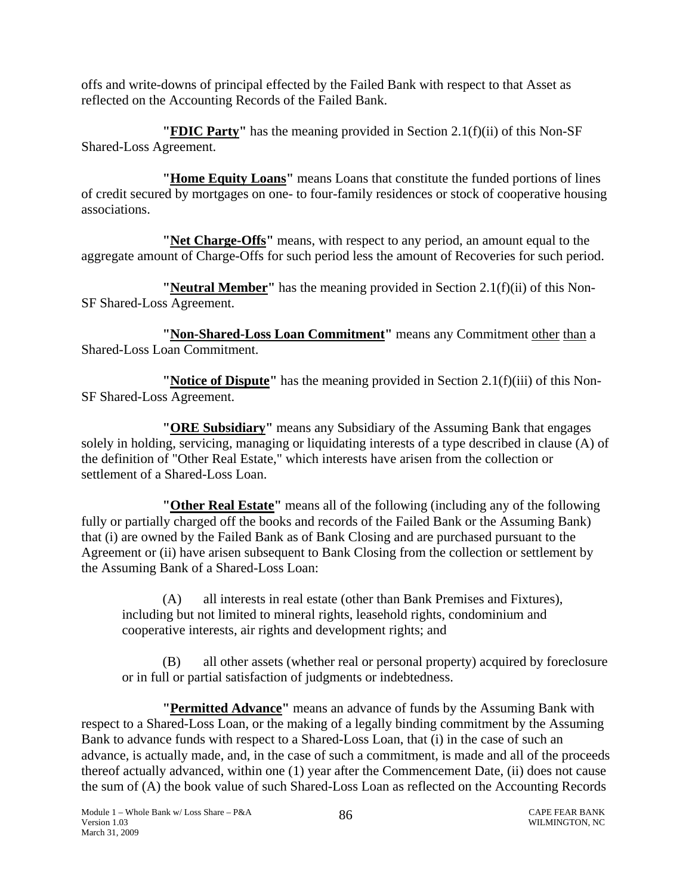offs and write-downs of principal effected by the Failed Bank with respect to that Asset as reflected on the Accounting Records of the Failed Bank.

**"FDIC Party"** has the meaning provided in Section 2.1(f)(ii) of this Non-SF Shared-Loss Agreement.

**"Home Equity Loans"** means Loans that constitute the funded portions of lines of credit secured by mortgages on one- to four-family residences or stock of cooperative housing associations.

**"Net Charge-Offs"** means, with respect to any period, an amount equal to the aggregate amount of Charge-Offs for such period less the amount of Recoveries for such period.

**"Neutral Member"** has the meaning provided in Section 2.1(f)(ii) of this Non-SF Shared-Loss Agreement.

**"Non-Shared-Loss Loan Commitment"** means any Commitment other than a Shared-Loss Loan Commitment.

**"Notice of Dispute"** has the meaning provided in Section 2.1(f)(iii) of this Non-SF Shared-Loss Agreement.

**"ORE Subsidiary"** means any Subsidiary of the Assuming Bank that engages solely in holding, servicing, managing or liquidating interests of a type described in clause (A) of the definition of "Other Real Estate," which interests have arisen from the collection or settlement of a Shared-Loss Loan.

**"Other Real Estate"** means all of the following (including any of the following fully or partially charged off the books and records of the Failed Bank or the Assuming Bank) that (i) are owned by the Failed Bank as of Bank Closing and are purchased pursuant to the Agreement or (ii) have arisen subsequent to Bank Closing from the collection or settlement by the Assuming Bank of a Shared-Loss Loan:

(A) all interests in real estate (other than Bank Premises and Fixtures), including but not limited to mineral rights, leasehold rights, condominium and cooperative interests, air rights and development rights; and

(B) all other assets (whether real or personal property) acquired by foreclosure or in full or partial satisfaction of judgments or indebtedness.

**"Permitted Advance"** means an advance of funds by the Assuming Bank with respect to a Shared-Loss Loan, or the making of a legally binding commitment by the Assuming Bank to advance funds with respect to a Shared-Loss Loan, that (i) in the case of such an advance, is actually made, and, in the case of such a commitment, is made and all of the proceeds thereof actually advanced, within one (1) year after the Commencement Date, (ii) does not cause the sum of (A) the book value of such Shared-Loss Loan as reflected on the Accounting Records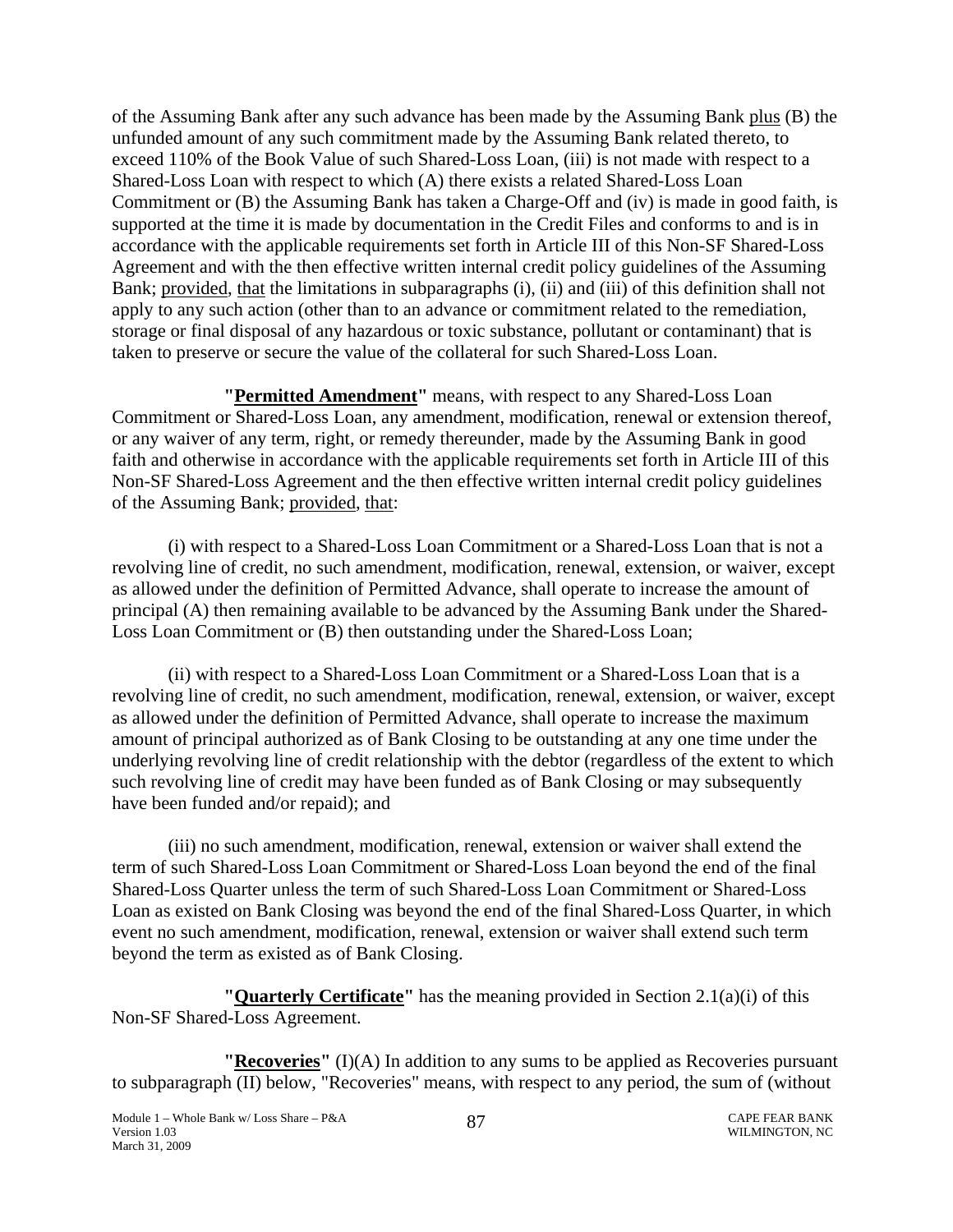of the Assuming Bank after any such advance has been made by the Assuming Bank plus (B) the unfunded amount of any such commitment made by the Assuming Bank related thereto, to exceed 110% of the Book Value of such Shared-Loss Loan, (iii) is not made with respect to a Shared-Loss Loan with respect to which (A) there exists a related Shared-Loss Loan Commitment or (B) the Assuming Bank has taken a Charge-Off and (iv) is made in good faith, is supported at the time it is made by documentation in the Credit Files and conforms to and is in accordance with the applicable requirements set forth in Article III of this Non-SF Shared-Loss Agreement and with the then effective written internal credit policy guidelines of the Assuming Bank; provided, that the limitations in subparagraphs (i), (ii) and (iii) of this definition shall not apply to any such action (other than to an advance or commitment related to the remediation, storage or final disposal of any hazardous or toxic substance, pollutant or contaminant) that is taken to preserve or secure the value of the collateral for such Shared-Loss Loan.

**"Permitted Amendment"** means, with respect to any Shared-Loss Loan Commitment or Shared-Loss Loan, any amendment, modification, renewal or extension thereof, or any waiver of any term, right, or remedy thereunder, made by the Assuming Bank in good faith and otherwise in accordance with the applicable requirements set forth in Article III of this Non-SF Shared-Loss Agreement and the then effective written internal credit policy guidelines of the Assuming Bank; provided, that:

(i) with respect to a Shared-Loss Loan Commitment or a Shared-Loss Loan that is not a revolving line of credit, no such amendment, modification, renewal, extension, or waiver, except as allowed under the definition of Permitted Advance, shall operate to increase the amount of principal (A) then remaining available to be advanced by the Assuming Bank under the Shared-Loss Loan Commitment or (B) then outstanding under the Shared-Loss Loan;

(ii) with respect to a Shared-Loss Loan Commitment or a Shared-Loss Loan that is a revolving line of credit, no such amendment, modification, renewal, extension, or waiver, except as allowed under the definition of Permitted Advance, shall operate to increase the maximum amount of principal authorized as of Bank Closing to be outstanding at any one time under the underlying revolving line of credit relationship with the debtor (regardless of the extent to which such revolving line of credit may have been funded as of Bank Closing or may subsequently have been funded and/or repaid); and

(iii) no such amendment, modification, renewal, extension or waiver shall extend the term of such Shared-Loss Loan Commitment or Shared-Loss Loan beyond the end of the final Shared-Loss Quarter unless the term of such Shared-Loss Loan Commitment or Shared-Loss Loan as existed on Bank Closing was beyond the end of the final Shared-Loss Quarter, in which event no such amendment, modification, renewal, extension or waiver shall extend such term beyond the term as existed as of Bank Closing.

**"Quarterly Certificate"** has the meaning provided in Section 2.1(a)(i) of this Non-SF Shared-Loss Agreement.

**"Recoveries"** (I)(A) In addition to any sums to be applied as Recoveries pursuant to subparagraph (II) below, "Recoveries" means, with respect to any period, the sum of (without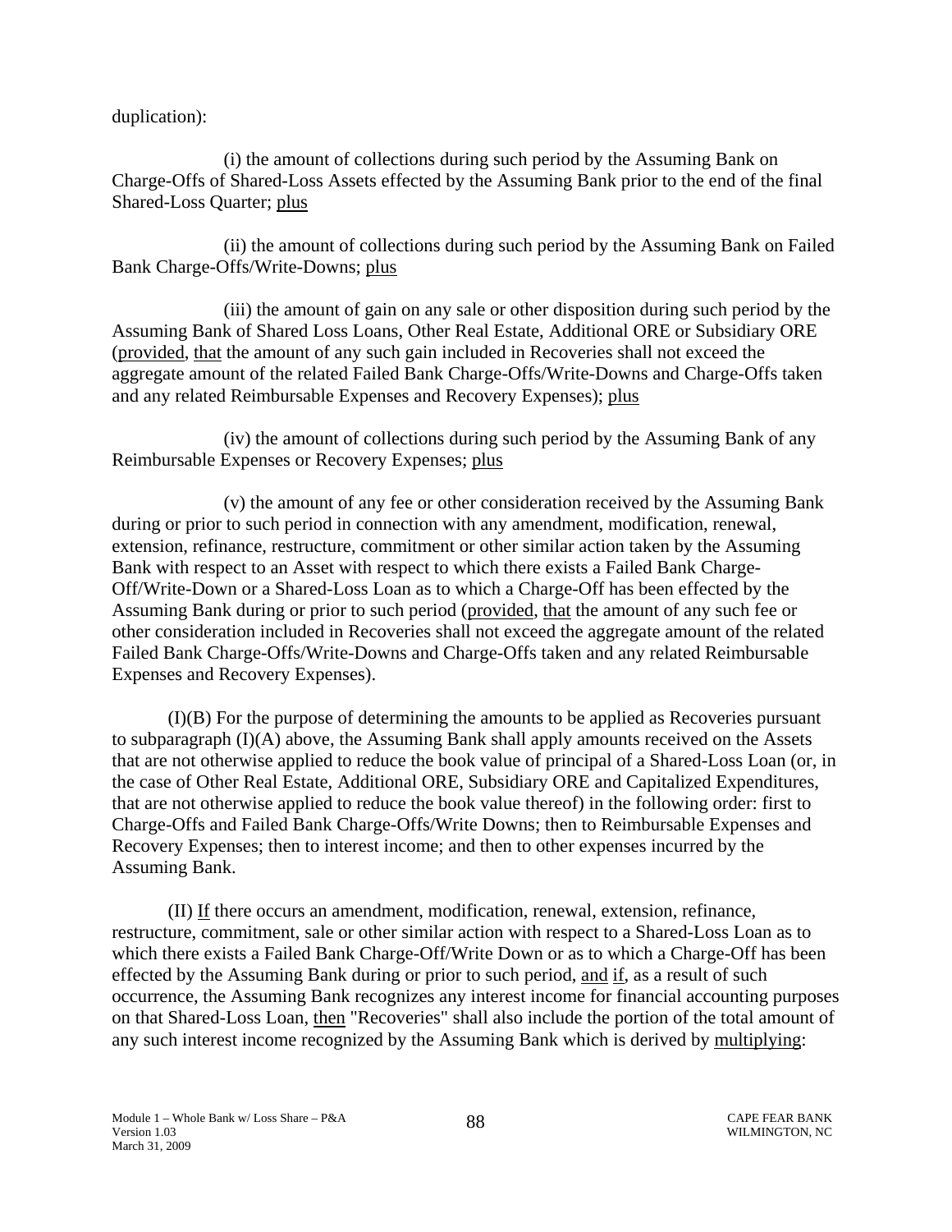duplication):

(i) the amount of collections during such period by the Assuming Bank on Charge-Offs of Shared-Loss Assets effected by the Assuming Bank prior to the end of the final Shared-Loss Quarter; plus

(ii) the amount of collections during such period by the Assuming Bank on Failed Bank Charge-Offs/Write-Downs; plus

(iii) the amount of gain on any sale or other disposition during such period by the Assuming Bank of Shared Loss Loans, Other Real Estate, Additional ORE or Subsidiary ORE (provided, that the amount of any such gain included in Recoveries shall not exceed the aggregate amount of the related Failed Bank Charge-Offs/Write-Downs and Charge-Offs taken and any related Reimbursable Expenses and Recovery Expenses); plus

(iv) the amount of collections during such period by the Assuming Bank of any Reimbursable Expenses or Recovery Expenses; plus

(v) the amount of any fee or other consideration received by the Assuming Bank during or prior to such period in connection with any amendment, modification, renewal, extension, refinance, restructure, commitment or other similar action taken by the Assuming Bank with respect to an Asset with respect to which there exists a Failed Bank Charge-Off/Write-Down or a Shared-Loss Loan as to which a Charge-Off has been effected by the Assuming Bank during or prior to such period (provided, that the amount of any such fee or other consideration included in Recoveries shall not exceed the aggregate amount of the related Failed Bank Charge-Offs/Write-Downs and Charge-Offs taken and any related Reimbursable Expenses and Recovery Expenses).

(I)(B) For the purpose of determining the amounts to be applied as Recoveries pursuant to subparagraph (I)(A) above, the Assuming Bank shall apply amounts received on the Assets that are not otherwise applied to reduce the book value of principal of a Shared-Loss Loan (or, in the case of Other Real Estate, Additional ORE, Subsidiary ORE and Capitalized Expenditures, that are not otherwise applied to reduce the book value thereof) in the following order: first to Charge-Offs and Failed Bank Charge-Offs/Write Downs; then to Reimbursable Expenses and Recovery Expenses; then to interest income; and then to other expenses incurred by the Assuming Bank.

(II) If there occurs an amendment, modification, renewal, extension, refinance, restructure, commitment, sale or other similar action with respect to a Shared-Loss Loan as to which there exists a Failed Bank Charge-Off/Write Down or as to which a Charge-Off has been effected by the Assuming Bank during or prior to such period, and if, as a result of such occurrence, the Assuming Bank recognizes any interest income for financial accounting purposes on that Shared-Loss Loan, then "Recoveries" shall also include the portion of the total amount of any such interest income recognized by the Assuming Bank which is derived by multiplying: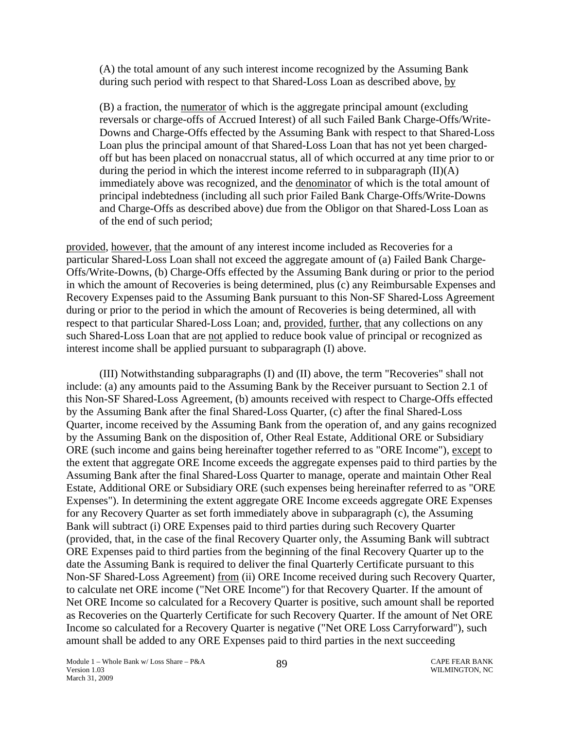(A) the total amount of any such interest income recognized by the Assuming Bank during such period with respect to that Shared-Loss Loan as described above, by

(B) a fraction, the numerator of which is the aggregate principal amount (excluding reversals or charge-offs of Accrued Interest) of all such Failed Bank Charge-Offs/Write-Downs and Charge-Offs effected by the Assuming Bank with respect to that Shared-Loss Loan plus the principal amount of that Shared-Loss Loan that has not yet been charged-off but has been placed on nonaccrual status, all of which occurred at any time prior to or during the period in which the interest income referred to in subparagraph (II)(A) immediately above was recognized, and the denominator of which is the total amount of principal indebtedness (including all such prior Failed Bank Charge-Offs/Write-Downs and Charge-Offs as described above) due from the Obligor on that Shared-Loss Loan as of the end of such period;

provided, however, that the amount of any interest income included as Recoveries for a particular Shared-Loss Loan shall not exceed the aggregate amount of (a) Failed Bank Charge-Offs/Write-Downs, (b) Charge-Offs effected by the Assuming Bank during or prior to the period in which the amount of Recoveries is being determined, plus (c) any Reimbursable Expenses and Recovery Expenses paid to the Assuming Bank pursuant to this Non-SF Shared-Loss Agreement during or prior to the period in which the amount of Recoveries is being determined, all with respect to that particular Shared-Loss Loan; and, provided, further, that any collections on any such Shared-Loss Loan that are not applied to reduce book value of principal or recognized as interest income shall be applied pursuant to subparagraph (I) above.

(III) Notwithstanding subparagraphs (I) and (II) above, the term "Recoveries" shall not include: (a) any amounts paid to the Assuming Bank by the Receiver pursuant to Section 2.1 of this Non-SF Shared-Loss Agreement, (b) amounts received with respect to Charge-Offs effected by the Assuming Bank after the final Shared-Loss Quarter, (c) after the final Shared-Loss Quarter, income received by the Assuming Bank from the operation of, and any gains recognized by the Assuming Bank on the disposition of, Other Real Estate, Additional ORE or Subsidiary ORE (such income and gains being hereinafter together referred to as "ORE Income"), except to the extent that aggregate ORE Income exceeds the aggregate expenses paid to third parties by the Assuming Bank after the final Shared-Loss Quarter to manage, operate and maintain Other Real Estate, Additional ORE or Subsidiary ORE (such expenses being hereinafter referred to as "ORE Expenses"). In determining the extent aggregate ORE Income exceeds aggregate ORE Expenses for any Recovery Quarter as set forth immediately above in subparagraph (c), the Assuming Bank will subtract (i) ORE Expenses paid to third parties during such Recovery Quarter (provided, that, in the case of the final Recovery Quarter only, the Assuming Bank will subtract ORE Expenses paid to third parties from the beginning of the final Recovery Quarter up to the date the Assuming Bank is required to deliver the final Quarterly Certificate pursuant to this Non-SF Shared-Loss Agreement) from (ii) ORE Income received during such Recovery Quarter, to calculate net ORE income ("Net ORE Income") for that Recovery Quarter. If the amount of Net ORE Income so calculated for a Recovery Quarter is positive, such amount shall be reported as Recoveries on the Quarterly Certificate for such Recovery Quarter. If the amount of Net ORE Income so calculated for a Recovery Quarter is negative ("Net ORE Loss Carryforward"), such amount shall be added to any ORE Expenses paid to third parties in the next succeeding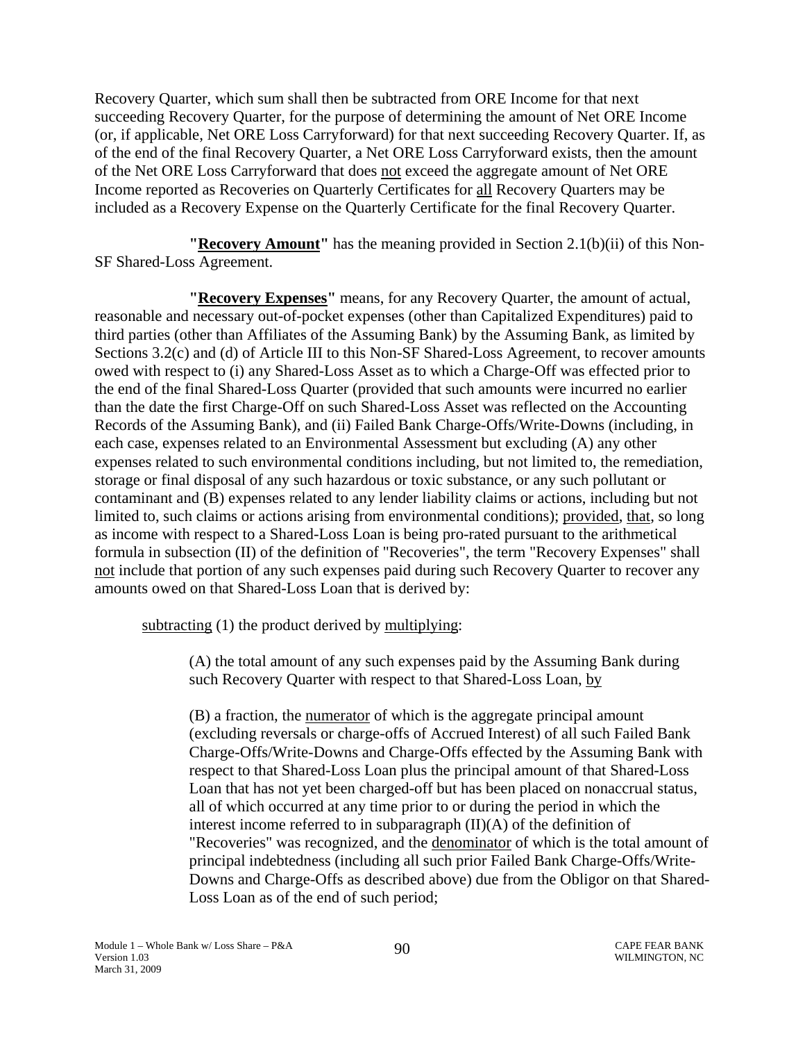Recovery Quarter, which sum shall then be subtracted from ORE Income for that next succeeding Recovery Quarter, for the purpose of determining the amount of Net ORE Income (or, if applicable, Net ORE Loss Carryforward) for that next succeeding Recovery Quarter. If, as of the end of the final Recovery Quarter, a Net ORE Loss Carryforward exists, then the amount of the Net ORE Loss Carryforward that does not exceed the aggregate amount of Net ORE Income reported as Recoveries on Quarterly Certificates for all Recovery Quarters may be included as a Recovery Expense on the Quarterly Certificate for the final Recovery Quarter.

**"Recovery Amount"** has the meaning provided in Section 2.1(b)(ii) of this Non-SF Shared-Loss Agreement.

**"Recovery Expenses"** means, for any Recovery Quarter, the amount of actual, reasonable and necessary out-of-pocket expenses (other than Capitalized Expenditures) paid to third parties (other than Affiliates of the Assuming Bank) by the Assuming Bank, as limited by Sections 3.2(c) and (d) of Article III to this Non-SF Shared-Loss Agreement, to recover amounts owed with respect to (i) any Shared-Loss Asset as to which a Charge-Off was effected prior to the end of the final Shared-Loss Quarter (provided that such amounts were incurred no earlier than the date the first Charge-Off on such Shared-Loss Asset was reflected on the Accounting Records of the Assuming Bank), and (ii) Failed Bank Charge-Offs/Write-Downs (including, in each case, expenses related to an Environmental Assessment but excluding (A) any other expenses related to such environmental conditions including, but not limited to, the remediation, storage or final disposal of any such hazardous or toxic substance, or any such pollutant or contaminant and (B) expenses related to any lender liability claims or actions, including but not limited to, such claims or actions arising from environmental conditions); provided, that, so long as income with respect to a Shared-Loss Loan is being pro-rated pursuant to the arithmetical formula in subsection (II) of the definition of "Recoveries", the term "Recovery Expenses" shall not include that portion of any such expenses paid during such Recovery Quarter to recover any amounts owed on that Shared-Loss Loan that is derived by:

subtracting (1) the product derived by multiplying:

(A) the total amount of any such expenses paid by the Assuming Bank during such Recovery Quarter with respect to that Shared-Loss Loan, by

(B) a fraction, the numerator of which is the aggregate principal amount (excluding reversals or charge-offs of Accrued Interest) of all such Failed Bank Charge-Offs/Write-Downs and Charge-Offs effected by the Assuming Bank with respect to that Shared-Loss Loan plus the principal amount of that Shared-Loss Loan that has not yet been charged-off but has been placed on nonaccrual status, all of which occurred at any time prior to or during the period in which the interest income referred to in subparagraph (II)(A) of the definition of "Recoveries" was recognized, and the denominator of which is the total amount of principal indebtedness (including all such prior Failed Bank Charge-Offs/Write-Downs and Charge-Offs as described above) due from the Obligor on that Shared-Loss Loan as of the end of such period;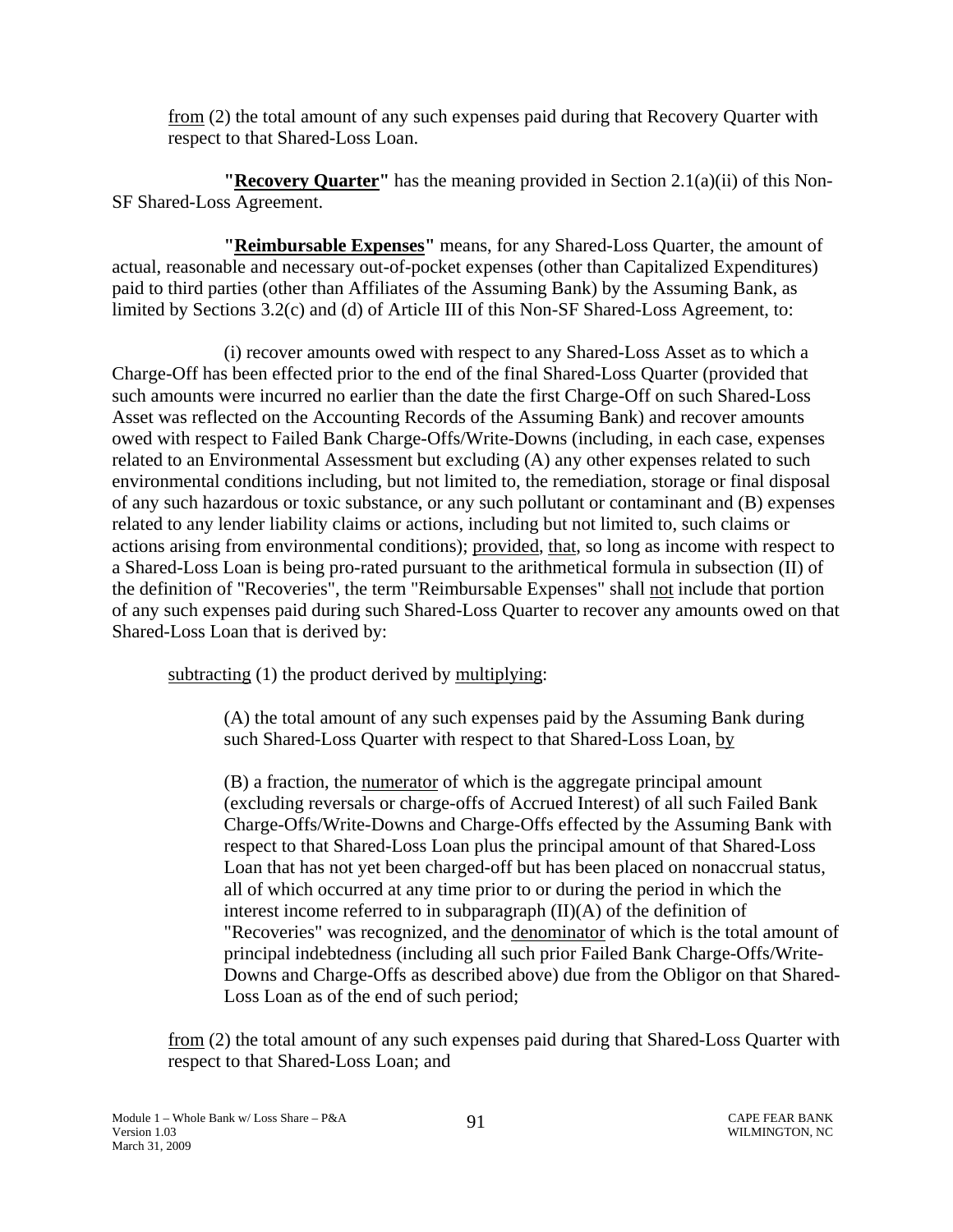from (2) the total amount of any such expenses paid during that Recovery Quarter with respect to that Shared-Loss Loan.

**"Recovery Quarter"** has the meaning provided in Section 2.1(a)(ii) of this Non-SF Shared-Loss Agreement.

**"Reimbursable Expenses"** means, for any Shared-Loss Quarter, the amount of actual, reasonable and necessary out-of-pocket expenses (other than Capitalized Expenditures) paid to third parties (other than Affiliates of the Assuming Bank) by the Assuming Bank, as limited by Sections 3.2(c) and (d) of Article III of this Non-SF Shared-Loss Agreement, to:

(i) recover amounts owed with respect to any Shared-Loss Asset as to which a Charge-Off has been effected prior to the end of the final Shared-Loss Quarter (provided that such amounts were incurred no earlier than the date the first Charge-Off on such Shared-Loss Asset was reflected on the Accounting Records of the Assuming Bank) and recover amounts owed with respect to Failed Bank Charge-Offs/Write-Downs (including, in each case, expenses related to an Environmental Assessment but excluding (A) any other expenses related to such environmental conditions including, but not limited to, the remediation, storage or final disposal of any such hazardous or toxic substance, or any such pollutant or contaminant and (B) expenses related to any lender liability claims or actions, including but not limited to, such claims or actions arising from environmental conditions); provided, that, so long as income with respect to a Shared-Loss Loan is being pro-rated pursuant to the arithmetical formula in subsection (II) of the definition of "Recoveries", the term "Reimbursable Expenses" shall not include that portion of any such expenses paid during such Shared-Loss Quarter to recover any amounts owed on that Shared-Loss Loan that is derived by:

subtracting (1) the product derived by multiplying:

(A) the total amount of any such expenses paid by the Assuming Bank during such Shared-Loss Quarter with respect to that Shared-Loss Loan, by

(B) a fraction, the numerator of which is the aggregate principal amount (excluding reversals or charge-offs of Accrued Interest) of all such Failed Bank Charge-Offs/Write-Downs and Charge-Offs effected by the Assuming Bank with respect to that Shared-Loss Loan plus the principal amount of that Shared-Loss Loan that has not yet been charged-off but has been placed on nonaccrual status, all of which occurred at any time prior to or during the period in which the interest income referred to in subparagraph (II)(A) of the definition of "Recoveries" was recognized, and the denominator of which is the total amount of principal indebtedness (including all such prior Failed Bank Charge-Offs/Write-Downs and Charge-Offs as described above) due from the Obligor on that Shared-Loss Loan as of the end of such period;

from (2) the total amount of any such expenses paid during that Shared-Loss Quarter with respect to that Shared-Loss Loan; and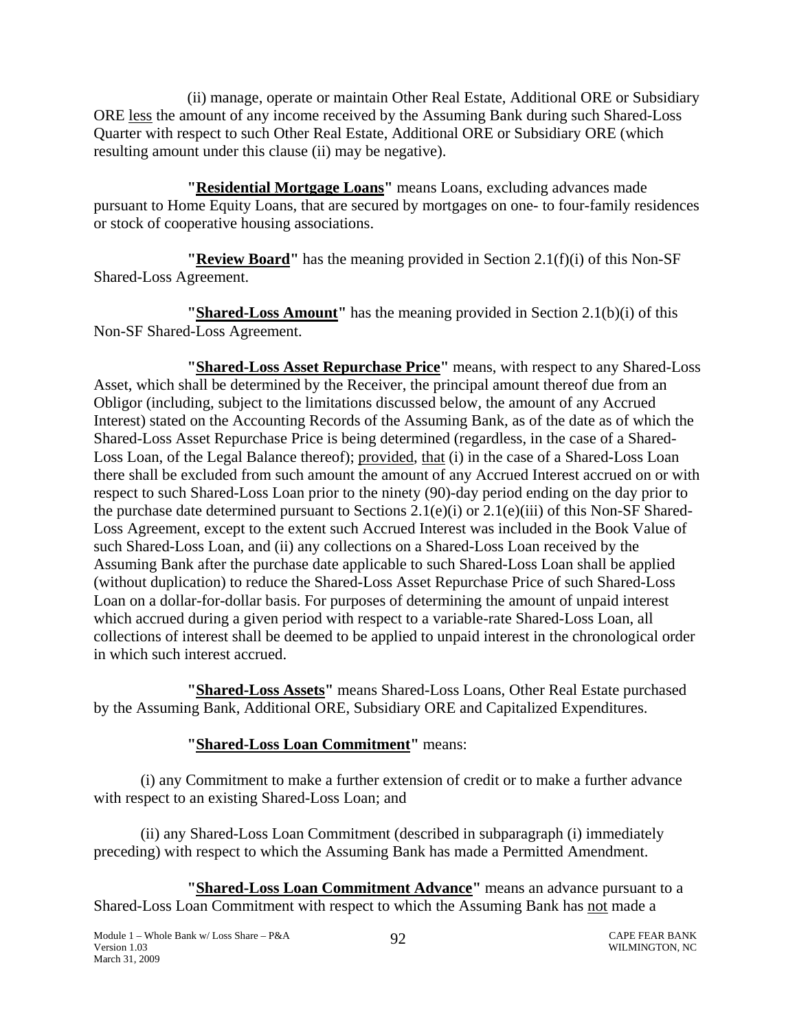(ii) manage, operate or maintain Other Real Estate, Additional ORE or Subsidiary ORE less the amount of any income received by the Assuming Bank during such Shared-Loss Quarter with respect to such Other Real Estate, Additional ORE or Subsidiary ORE (which resulting amount under this clause (ii) may be negative).

**"Residential Mortgage Loans"** means Loans, excluding advances made pursuant to Home Equity Loans, that are secured by mortgages on one- to four-family residences or stock of cooperative housing associations.

**"Review Board"** has the meaning provided in Section 2.1(f)(i) of this Non-SF Shared-Loss Agreement.

**"Shared-Loss Amount"** has the meaning provided in Section 2.1(b)(i) of this Non-SF Shared-Loss Agreement.

**"Shared-Loss Asset Repurchase Price"** means, with respect to any Shared-Loss Asset, which shall be determined by the Receiver, the principal amount thereof due from an Obligor (including, subject to the limitations discussed below, the amount of any Accrued Interest) stated on the Accounting Records of the Assuming Bank, as of the date as of which the Shared-Loss Asset Repurchase Price is being determined (regardless, in the case of a Shared-Loss Loan, of the Legal Balance thereof); provided, that (i) in the case of a Shared-Loss Loan there shall be excluded from such amount the amount of any Accrued Interest accrued on or with respect to such Shared-Loss Loan prior to the ninety (90)-day period ending on the day prior to the purchase date determined pursuant to Sections 2.1(e)(i) or 2.1(e)(iii) of this Non-SF Shared-Loss Agreement, except to the extent such Accrued Interest was included in the Book Value of such Shared-Loss Loan, and (ii) any collections on a Shared-Loss Loan received by the Assuming Bank after the purchase date applicable to such Shared-Loss Loan shall be applied (without duplication) to reduce the Shared-Loss Asset Repurchase Price of such Shared-Loss Loan on a dollar-for-dollar basis. For purposes of determining the amount of unpaid interest which accrued during a given period with respect to a variable-rate Shared-Loss Loan, all collections of interest shall be deemed to be applied to unpaid interest in the chronological order in which such interest accrued.

**"Shared-Loss Assets"** means Shared-Loss Loans, Other Real Estate purchased by the Assuming Bank, Additional ORE, Subsidiary ORE and Capitalized Expenditures.

**"Shared-Loss Loan Commitment"** means:

(i) any Commitment to make a further extension of credit or to make a further advance with respect to an existing Shared-Loss Loan; and

(ii) any Shared-Loss Loan Commitment (described in subparagraph (i) immediately preceding) with respect to which the Assuming Bank has made a Permitted Amendment.

**"Shared-Loss Loan Commitment Advance"** means an advance pursuant to a Shared-Loss Loan Commitment with respect to which the Assuming Bank has not made a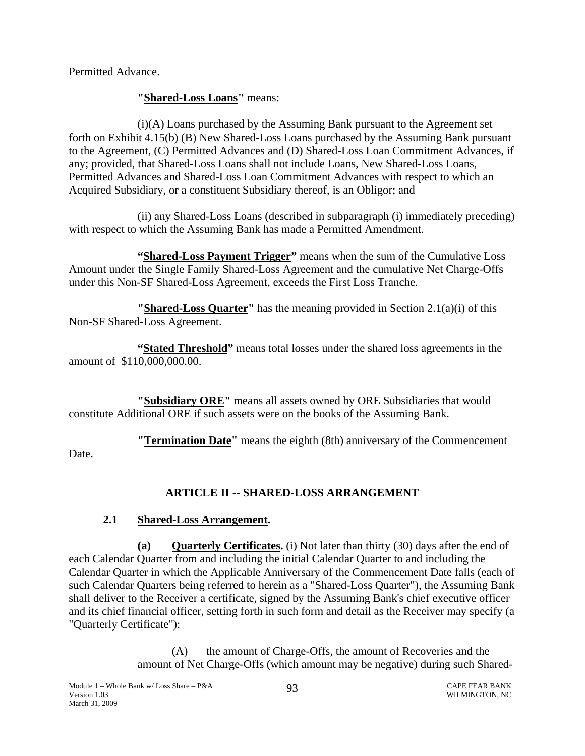Permitted Advance.

**"Shared-Loss Loans"** means:

(i)(A) Loans purchased by the Assuming Bank pursuant to the Agreement set forth on Exhibit 4.15(b) (B) New Shared-Loss Loans purchased by the Assuming Bank pursuant to the Agreement, (C) Permitted Advances and (D) Shared-Loss Loan Commitment Advances, if any; provided, that Shared-Loss Loans shall not include Loans, New Shared-Loss Loans, Permitted Advances and Shared-Loss Loan Commitment Advances with respect to which an Acquired Subsidiary, or a constituent Subsidiary thereof, is an Obligor; and

(ii) any Shared-Loss Loans (described in subparagraph (i) immediately preceding) with respect to which the Assuming Bank has made a Permitted Amendment.

**"Shared-Loss Payment Trigger"** means when the sum of the Cumulative Loss Amount under the Single Family Shared-Loss Agreement and the cumulative Net Charge-Offs under this Non-SF Shared-Loss Agreement, exceeds the First Loss Tranche.

**"Shared-Loss Quarter"** has the meaning provided in Section 2.1(a)(i) of this Non-SF Shared-Loss Agreement.

**"Stated Threshold"** means total losses under the shared loss agreements in the amount of $110,000,000.00.

**"Subsidiary ORE"** means all assets owned by ORE Subsidiaries that would constitute Additional ORE if such assets were on the books of the Assuming Bank.

**"Termination Date"** means the eighth (8th) anniversary of the Commencement Date.

## ARTICLE II -- SHARED-LOSS ARRANGEMENT

### 2.1 Shared-Loss Arrangement.

**(a) Quarterly Certificates.** (i) Not later than thirty (30) days after the end of each Calendar Quarter from and including the initial Calendar Quarter to and including the Calendar Quarter in which the Applicable Anniversary of the Commencement Date falls (each of such Calendar Quarters being referred to herein as a "Shared-Loss Quarter"), the Assuming Bank shall deliver to the Receiver a certificate, signed by the Assuming Bank's chief executive officer and its chief financial officer, setting forth in such form and detail as the Receiver may specify (a "Quarterly Certificate"):

(A) the amount of Charge-Offs, the amount of Recoveries and the amount of Net Charge-Offs (which amount may be negative) during such Shared-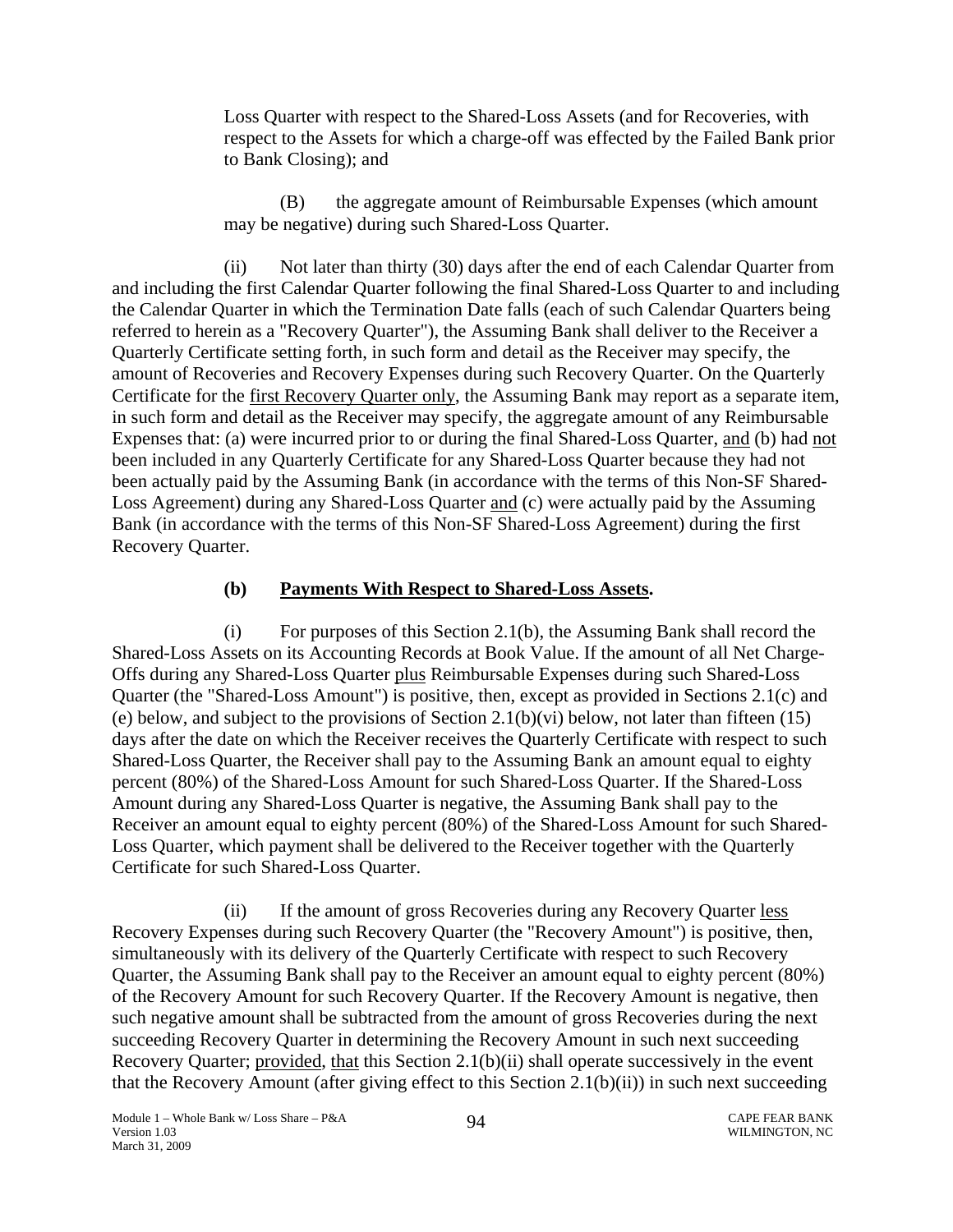Loss Quarter with respect to the Shared-Loss Assets (and for Recoveries, with respect to the Assets for which a charge-off was effected by the Failed Bank prior to Bank Closing); and

(B) the aggregate amount of Reimbursable Expenses (which amount may be negative) during such Shared-Loss Quarter.

(ii) Not later than thirty (30) days after the end of each Calendar Quarter from and including the first Calendar Quarter following the final Shared-Loss Quarter to and including the Calendar Quarter in which the Termination Date falls (each of such Calendar Quarters being referred to herein as a "Recovery Quarter"), the Assuming Bank shall deliver to the Receiver a Quarterly Certificate setting forth, in such form and detail as the Receiver may specify, the amount of Recoveries and Recovery Expenses during such Recovery Quarter. On the Quarterly Certificate for the first Recovery Quarter only, the Assuming Bank may report as a separate item, in such form and detail as the Receiver may specify, the aggregate amount of any Reimbursable Expenses that: (a) were incurred prior to or during the final Shared-Loss Quarter, and (b) had not been included in any Quarterly Certificate for any Shared-Loss Quarter because they had not been actually paid by the Assuming Bank (in accordance with the terms of this Non-SF Shared-Loss Agreement) during any Shared-Loss Quarter and (c) were actually paid by the Assuming Bank (in accordance with the terms of this Non-SF Shared-Loss Agreement) during the first Recovery Quarter.

**(b) Payments With Respect to Shared-Loss Assets.**

(i) For purposes of this Section 2.1(b), the Assuming Bank shall record the Shared-Loss Assets on its Accounting Records at Book Value. If the amount of all Net Charge-Offs during any Shared-Loss Quarter plus Reimbursable Expenses during such Shared-Loss Quarter (the "Shared-Loss Amount") is positive, then, except as provided in Sections 2.1(c) and (e) below, and subject to the provisions of Section 2.1(b)(vi) below, not later than fifteen (15) days after the date on which the Receiver receives the Quarterly Certificate with respect to such Shared-Loss Quarter, the Receiver shall pay to the Assuming Bank an amount equal to eighty percent (80%) of the Shared-Loss Amount for such Shared-Loss Quarter. If the Shared-Loss Amount during any Shared-Loss Quarter is negative, the Assuming Bank shall pay to the Receiver an amount equal to eighty percent (80%) of the Shared-Loss Amount for such Shared-Loss Quarter, which payment shall be delivered to the Receiver together with the Quarterly Certificate for such Shared-Loss Quarter.

(ii) If the amount of gross Recoveries during any Recovery Quarter less Recovery Expenses during such Recovery Quarter (the "Recovery Amount") is positive, then, simultaneously with its delivery of the Quarterly Certificate with respect to such Recovery Quarter, the Assuming Bank shall pay to the Receiver an amount equal to eighty percent (80%) of the Recovery Amount for such Recovery Quarter. If the Recovery Amount is negative, then such negative amount shall be subtracted from the amount of gross Recoveries during the next succeeding Recovery Quarter in determining the Recovery Amount in such next succeeding Recovery Quarter; provided, that this Section 2.1(b)(ii) shall operate successively in the event that the Recovery Amount (after giving effect to this Section 2.1(b)(ii)) in such next succeeding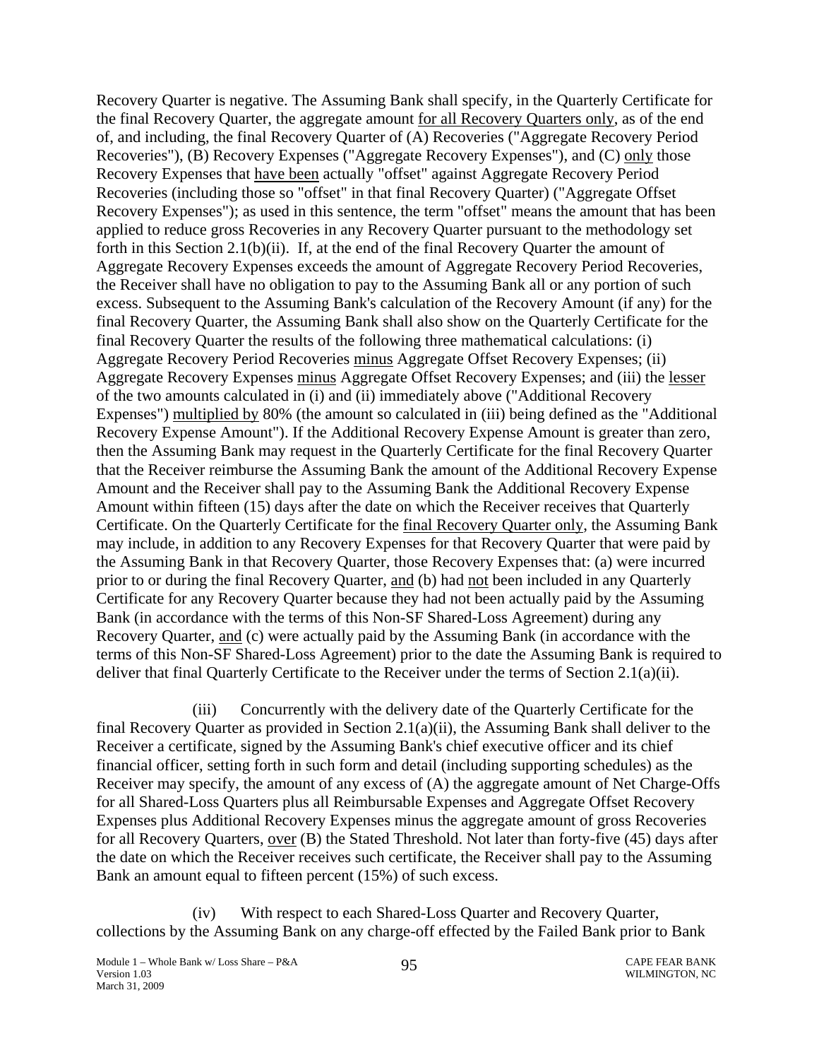Recovery Quarter is negative. The Assuming Bank shall specify, in the Quarterly Certificate for the final Recovery Quarter, the aggregate amount for all Recovery Quarters only, as of the end of, and including, the final Recovery Quarter of (A) Recoveries ("Aggregate Recovery Period Recoveries"), (B) Recovery Expenses ("Aggregate Recovery Expenses"), and (C) only those Recovery Expenses that have been actually "offset" against Aggregate Recovery Period Recoveries (including those so "offset" in that final Recovery Quarter) ("Aggregate Offset Recovery Expenses"); as used in this sentence, the term "offset" means the amount that has been applied to reduce gross Recoveries in any Recovery Quarter pursuant to the methodology set forth in this Section 2.1(b)(ii). If, at the end of the final Recovery Quarter the amount of Aggregate Recovery Expenses exceeds the amount of Aggregate Recovery Period Recoveries, the Receiver shall have no obligation to pay to the Assuming Bank all or any portion of such excess. Subsequent to the Assuming Bank's calculation of the Recovery Amount (if any) for the final Recovery Quarter, the Assuming Bank shall also show on the Quarterly Certificate for the final Recovery Quarter the results of the following three mathematical calculations: (i) Aggregate Recovery Period Recoveries minus Aggregate Offset Recovery Expenses; (ii) Aggregate Recovery Expenses minus Aggregate Offset Recovery Expenses; and (iii) the lesser of the two amounts calculated in (i) and (ii) immediately above ("Additional Recovery Expenses") multiplied by 80% (the amount so calculated in (iii) being defined as the "Additional Recovery Expense Amount"). If the Additional Recovery Expense Amount is greater than zero, then the Assuming Bank may request in the Quarterly Certificate for the final Recovery Quarter that the Receiver reimburse the Assuming Bank the amount of the Additional Recovery Expense Amount and the Receiver shall pay to the Assuming Bank the Additional Recovery Expense Amount within fifteen (15) days after the date on which the Receiver receives that Quarterly Certificate. On the Quarterly Certificate for the final Recovery Quarter only, the Assuming Bank may include, in addition to any Recovery Expenses for that Recovery Quarter that were paid by the Assuming Bank in that Recovery Quarter, those Recovery Expenses that: (a) were incurred prior to or during the final Recovery Quarter, and (b) had not been included in any Quarterly Certificate for any Recovery Quarter because they had not been actually paid by the Assuming Bank (in accordance with the terms of this Non-SF Shared-Loss Agreement) during any Recovery Quarter, and (c) were actually paid by the Assuming Bank (in accordance with the terms of this Non-SF Shared-Loss Agreement) prior to the date the Assuming Bank is required to deliver that final Quarterly Certificate to the Receiver under the terms of Section 2.1(a)(ii).

(iii) Concurrently with the delivery date of the Quarterly Certificate for the final Recovery Quarter as provided in Section 2.1(a)(ii), the Assuming Bank shall deliver to the Receiver a certificate, signed by the Assuming Bank's chief executive officer and its chief financial officer, setting forth in such form and detail (including supporting schedules) as the Receiver may specify, the amount of any excess of (A) the aggregate amount of Net Charge-Offs for all Shared-Loss Quarters plus all Reimbursable Expenses and Aggregate Offset Recovery Expenses plus Additional Recovery Expenses minus the aggregate amount of gross Recoveries for all Recovery Quarters, over (B) the Stated Threshold. Not later than forty-five (45) days after the date on which the Receiver receives such certificate, the Receiver shall pay to the Assuming Bank an amount equal to fifteen percent (15%) of such excess.

(iv) With respect to each Shared-Loss Quarter and Recovery Quarter, collections by the Assuming Bank on any charge-off effected by the Failed Bank prior to Bank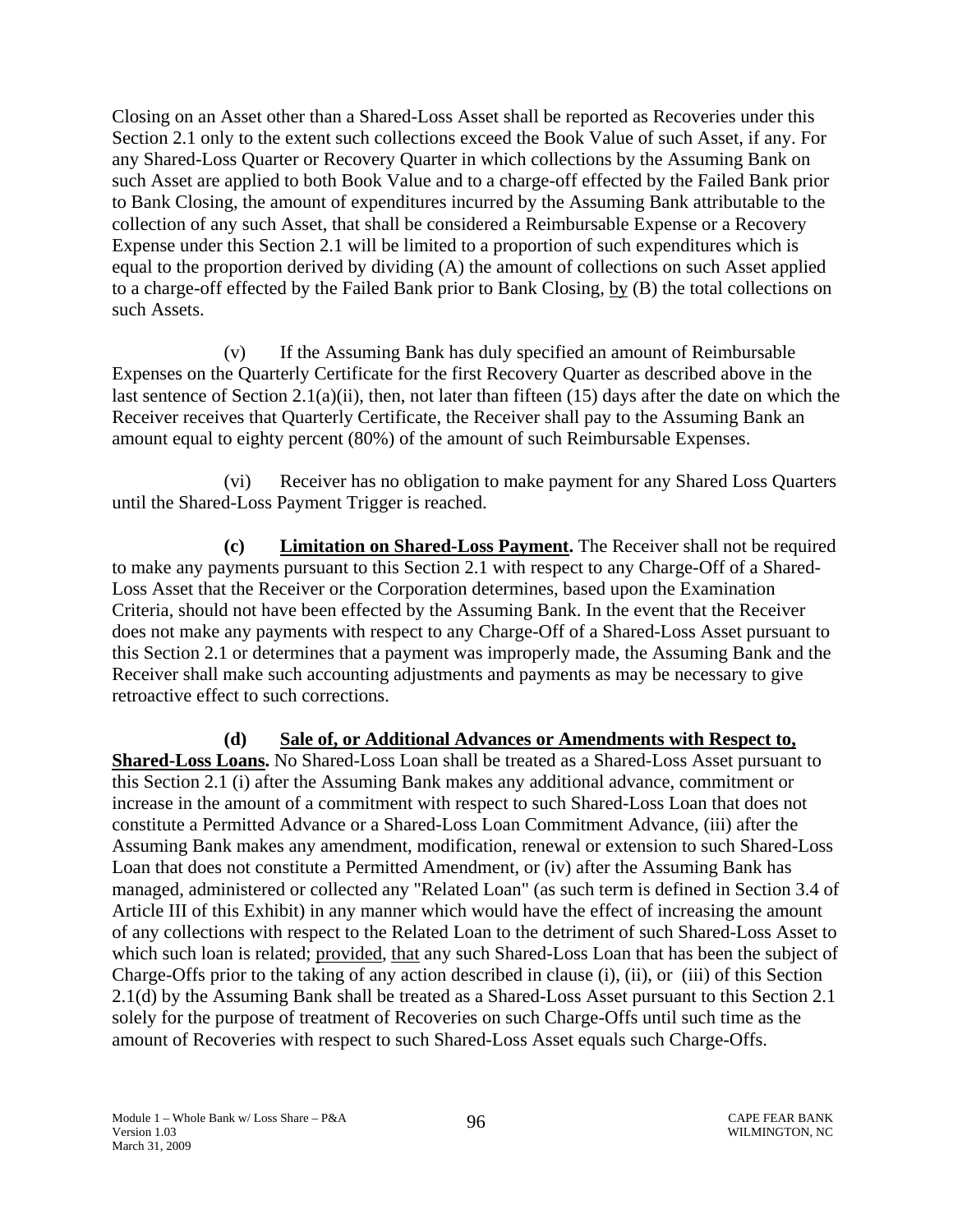Closing on an Asset other than a Shared-Loss Asset shall be reported as Recoveries under this Section 2.1 only to the extent such collections exceed the Book Value of such Asset, if any. For any Shared-Loss Quarter or Recovery Quarter in which collections by the Assuming Bank on such Asset are applied to both Book Value and to a charge-off effected by the Failed Bank prior to Bank Closing, the amount of expenditures incurred by the Assuming Bank attributable to the collection of any such Asset, that shall be considered a Reimbursable Expense or a Recovery Expense under this Section 2.1 will be limited to a proportion of such expenditures which is equal to the proportion derived by dividing (A) the amount of collections on such Asset applied to a charge-off effected by the Failed Bank prior to Bank Closing, by (B) the total collections on such Assets.

(v) If the Assuming Bank has duly specified an amount of Reimbursable Expenses on the Quarterly Certificate for the first Recovery Quarter as described above in the last sentence of Section 2.1(a)(ii), then, not later than fifteen (15) days after the date on which the Receiver receives that Quarterly Certificate, the Receiver shall pay to the Assuming Bank an amount equal to eighty percent (80%) of the amount of such Reimbursable Expenses.

(vi) Receiver has no obligation to make payment for any Shared Loss Quarters until the Shared-Loss Payment Trigger is reached.

**(c) Limitation on Shared-Loss Payment.** The Receiver shall not be required to make any payments pursuant to this Section 2.1 with respect to any Charge-Off of a Shared-Loss Asset that the Receiver or the Corporation determines, based upon the Examination Criteria, should not have been effected by the Assuming Bank. In the event that the Receiver does not make any payments with respect to any Charge-Off of a Shared-Loss Asset pursuant to this Section 2.1 or determines that a payment was improperly made, the Assuming Bank and the Receiver shall make such accounting adjustments and payments as may be necessary to give retroactive effect to such corrections.

**(d) Sale of, or Additional Advances or Amendments with Respect to, Shared-Loss Loans.** No Shared-Loss Loan shall be treated as a Shared-Loss Asset pursuant to this Section 2.1 (i) after the Assuming Bank makes any additional advance, commitment or increase in the amount of a commitment with respect to such Shared-Loss Loan that does not constitute a Permitted Advance or a Shared-Loss Loan Commitment Advance, (iii) after the Assuming Bank makes any amendment, modification, renewal or extension to such Shared-Loss Loan that does not constitute a Permitted Amendment, or (iv) after the Assuming Bank has managed, administered or collected any "Related Loan" (as such term is defined in Section 3.4 of Article III of this Exhibit) in any manner which would have the effect of increasing the amount of any collections with respect to the Related Loan to the detriment of such Shared-Loss Asset to which such loan is related; provided, that any such Shared-Loss Loan that has been the subject of Charge-Offs prior to the taking of any action described in clause (i), (ii), or (iii) of this Section 2.1(d) by the Assuming Bank shall be treated as a Shared-Loss Asset pursuant to this Section 2.1 solely for the purpose of treatment of Recoveries on such Charge-Offs until such time as the amount of Recoveries with respect to such Shared-Loss Asset equals such Charge-Offs.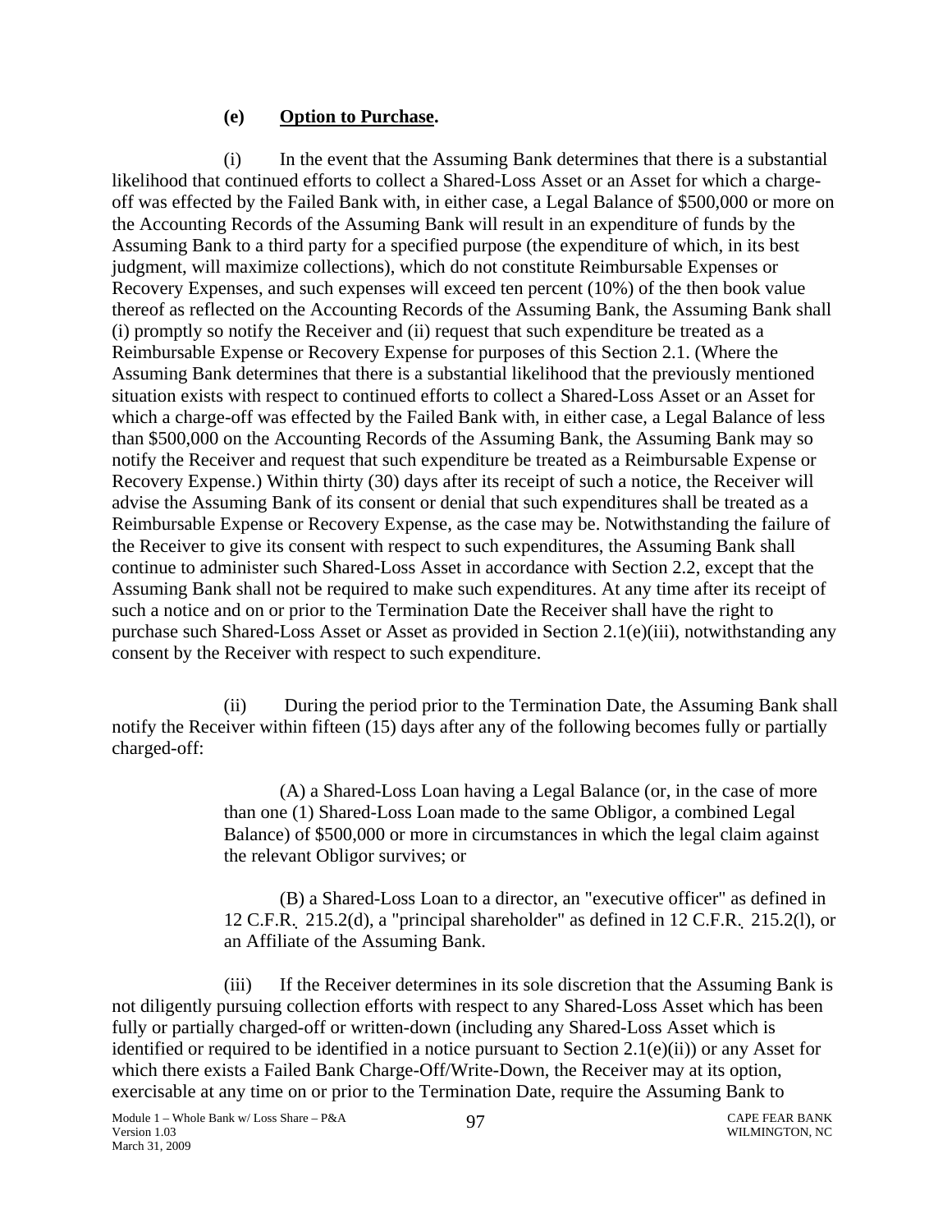**(e) Option to Purchase.**

(i) In the event that the Assuming Bank determines that there is a substantial likelihood that continued efforts to collect a Shared-Loss Asset or an Asset for which a charge-off was effected by the Failed Bank with, in either case, a Legal Balance of $500,000 or more on the Accounting Records of the Assuming Bank will result in an expenditure of funds by the Assuming Bank to a third party for a specified purpose (the expenditure of which, in its best judgment, will maximize collections), which do not constitute Reimbursable Expenses or Recovery Expenses, and such expenses will exceed ten percent (10%) of the then book value thereof as reflected on the Accounting Records of the Assuming Bank, the Assuming Bank shall (i) promptly so notify the Receiver and (ii) request that such expenditure be treated as a Reimbursable Expense or Recovery Expense for purposes of this Section 2.1. (Where the Assuming Bank determines that there is a substantial likelihood that the previously mentioned situation exists with respect to continued efforts to collect a Shared-Loss Asset or an Asset for which a charge-off was effected by the Failed Bank with, in either case, a Legal Balance of less than $500,000 on the Accounting Records of the Assuming Bank, the Assuming Bank may so notify the Receiver and request that such expenditure be treated as a Reimbursable Expense or Recovery Expense.) Within thirty (30) days after its receipt of such a notice, the Receiver will advise the Assuming Bank of its consent or denial that such expenditures shall be treated as a Reimbursable Expense or Recovery Expense, as the case may be. Notwithstanding the failure of the Receiver to give its consent with respect to such expenditures, the Assuming Bank shall continue to administer such Shared-Loss Asset in accordance with Section 2.2, except that the Assuming Bank shall not be required to make such expenditures. At any time after its receipt of such a notice and on or prior to the Termination Date the Receiver shall have the right to purchase such Shared-Loss Asset or Asset as provided in Section 2.1(e)(iii), notwithstanding any consent by the Receiver with respect to such expenditure.

(ii) During the period prior to the Termination Date, the Assuming Bank shall notify the Receiver within fifteen (15) days after any of the following becomes fully or partially charged-off:

(A) a Shared-Loss Loan having a Legal Balance (or, in the case of more than one (1) Shared-Loss Loan made to the same Obligor, a combined Legal Balance) of $500,000 or more in circumstances in which the legal claim against the relevant Obligor survives; or

(B) a Shared-Loss Loan to a director, an "executive officer" as defined in 12 C.F.R. 215.2(d), a "principal shareholder" as defined in 12 C.F.R. 215.2(l), or an Affiliate of the Assuming Bank.

(iii) If the Receiver determines in its sole discretion that the Assuming Bank is not diligently pursuing collection efforts with respect to any Shared-Loss Asset which has been fully or partially charged-off or written-down (including any Shared-Loss Asset which is identified or required to be identified in a notice pursuant to Section 2.1(e)(ii)) or any Asset for which there exists a Failed Bank Charge-Off/Write-Down, the Receiver may at its option, exercisable at any time on or prior to the Termination Date, require the Assuming Bank to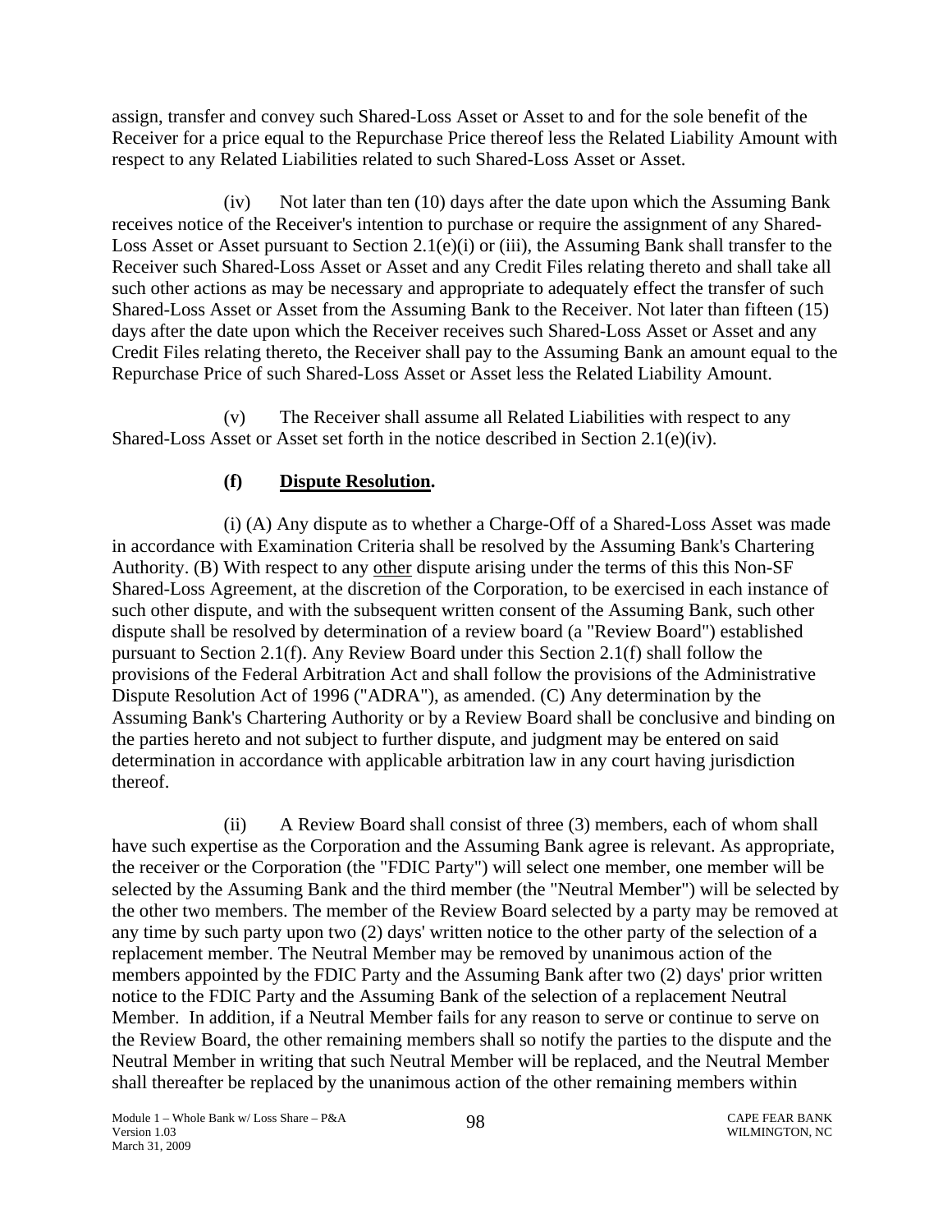assign, transfer and convey such Shared-Loss Asset or Asset to and for the sole benefit of the Receiver for a price equal to the Repurchase Price thereof less the Related Liability Amount with respect to any Related Liabilities related to such Shared-Loss Asset or Asset.

(iv) Not later than ten (10) days after the date upon which the Assuming Bank receives notice of the Receiver's intention to purchase or require the assignment of any Shared-Loss Asset or Asset pursuant to Section 2.1(e)(i) or (iii), the Assuming Bank shall transfer to the Receiver such Shared-Loss Asset or Asset and any Credit Files relating thereto and shall take all such other actions as may be necessary and appropriate to adequately effect the transfer of such Shared-Loss Asset or Asset from the Assuming Bank to the Receiver. Not later than fifteen (15) days after the date upon which the Receiver receives such Shared-Loss Asset or Asset and any Credit Files relating thereto, the Receiver shall pay to the Assuming Bank an amount equal to the Repurchase Price of such Shared-Loss Asset or Asset less the Related Liability Amount.

(v) The Receiver shall assume all Related Liabilities with respect to any Shared-Loss Asset or Asset set forth in the notice described in Section 2.1(e)(iv).

**(f) Dispute Resolution.**

(i) (A) Any dispute as to whether a Charge-Off of a Shared-Loss Asset was made in accordance with Examination Criteria shall be resolved by the Assuming Bank's Chartering Authority. (B) With respect to any other dispute arising under the terms of this this Non-SF Shared-Loss Agreement, at the discretion of the Corporation, to be exercised in each instance of such other dispute, and with the subsequent written consent of the Assuming Bank, such other dispute shall be resolved by determination of a review board (a "Review Board") established pursuant to Section 2.1(f). Any Review Board under this Section 2.1(f) shall follow the provisions of the Federal Arbitration Act and shall follow the provisions of the Administrative Dispute Resolution Act of 1996 ("ADRA"), as amended. (C) Any determination by the Assuming Bank's Chartering Authority or by a Review Board shall be conclusive and binding on the parties hereto and not subject to further dispute, and judgment may be entered on said determination in accordance with applicable arbitration law in any court having jurisdiction thereof.

(ii) A Review Board shall consist of three (3) members, each of whom shall have such expertise as the Corporation and the Assuming Bank agree is relevant. As appropriate, the receiver or the Corporation (the "FDIC Party") will select one member, one member will be selected by the Assuming Bank and the third member (the "Neutral Member") will be selected by the other two members. The member of the Review Board selected by a party may be removed at any time by such party upon two (2) days' written notice to the other party of the selection of a replacement member. The Neutral Member may be removed by unanimous action of the members appointed by the FDIC Party and the Assuming Bank after two (2) days' prior written notice to the FDIC Party and the Assuming Bank of the selection of a replacement Neutral Member. In addition, if a Neutral Member fails for any reason to serve or continue to serve on the Review Board, the other remaining members shall so notify the parties to the dispute and the Neutral Member in writing that such Neutral Member will be replaced, and the Neutral Member shall thereafter be replaced by the unanimous action of the other remaining members within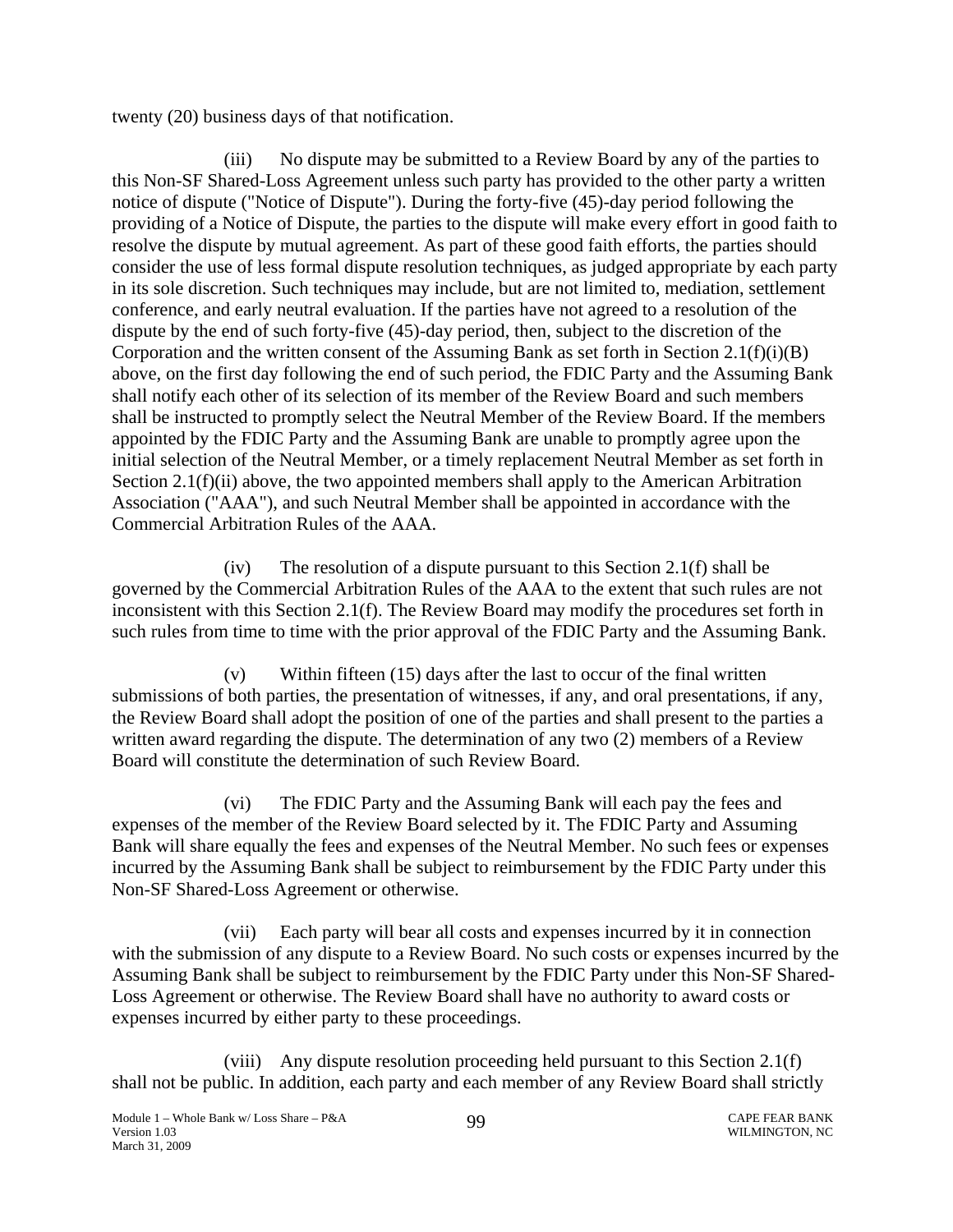twenty (20) business days of that notification.

(iii) No dispute may be submitted to a Review Board by any of the parties to this Non-SF Shared-Loss Agreement unless such party has provided to the other party a written notice of dispute ("Notice of Dispute"). During the forty-five (45)-day period following the providing of a Notice of Dispute, the parties to the dispute will make every effort in good faith to resolve the dispute by mutual agreement. As part of these good faith efforts, the parties should consider the use of less formal dispute resolution techniques, as judged appropriate by each party in its sole discretion. Such techniques may include, but are not limited to, mediation, settlement conference, and early neutral evaluation. If the parties have not agreed to a resolution of the dispute by the end of such forty-five (45)-day period, then, subject to the discretion of the Corporation and the written consent of the Assuming Bank as set forth in Section 2.1(f)(i)(B) above, on the first day following the end of such period, the FDIC Party and the Assuming Bank shall notify each other of its selection of its member of the Review Board and such members shall be instructed to promptly select the Neutral Member of the Review Board. If the members appointed by the FDIC Party and the Assuming Bank are unable to promptly agree upon the initial selection of the Neutral Member, or a timely replacement Neutral Member as set forth in Section 2.1(f)(ii) above, the two appointed members shall apply to the American Arbitration Association ("AAA"), and such Neutral Member shall be appointed in accordance with the Commercial Arbitration Rules of the AAA.

(iv) The resolution of a dispute pursuant to this Section 2.1(f) shall be governed by the Commercial Arbitration Rules of the AAA to the extent that such rules are not inconsistent with this Section 2.1(f). The Review Board may modify the procedures set forth in such rules from time to time with the prior approval of the FDIC Party and the Assuming Bank.

(v) Within fifteen (15) days after the last to occur of the final written submissions of both parties, the presentation of witnesses, if any, and oral presentations, if any, the Review Board shall adopt the position of one of the parties and shall present to the parties a written award regarding the dispute. The determination of any two (2) members of a Review Board will constitute the determination of such Review Board.

(vi) The FDIC Party and the Assuming Bank will each pay the fees and expenses of the member of the Review Board selected by it. The FDIC Party and Assuming Bank will share equally the fees and expenses of the Neutral Member. No such fees or expenses incurred by the Assuming Bank shall be subject to reimbursement by the FDIC Party under this Non-SF Shared-Loss Agreement or otherwise.

(vii) Each party will bear all costs and expenses incurred by it in connection with the submission of any dispute to a Review Board. No such costs or expenses incurred by the Assuming Bank shall be subject to reimbursement by the FDIC Party under this Non-SF Shared-Loss Agreement or otherwise. The Review Board shall have no authority to award costs or expenses incurred by either party to these proceedings.

(viii) Any dispute resolution proceeding held pursuant to this Section 2.1(f) shall not be public. In addition, each party and each member of any Review Board shall strictly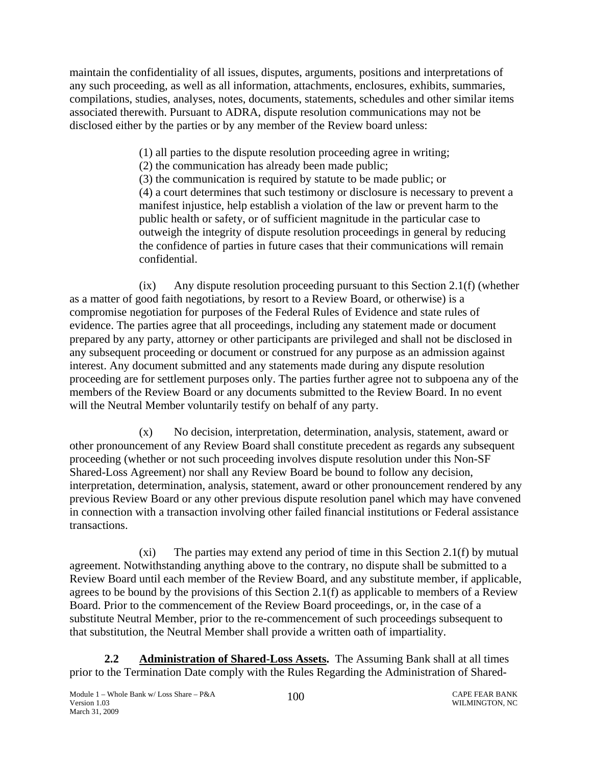maintain the confidentiality of all issues, disputes, arguments, positions and interpretations of any such proceeding, as well as all information, attachments, enclosures, exhibits, summaries, compilations, studies, analyses, notes, documents, statements, schedules and other similar items associated therewith. Pursuant to ADRA, dispute resolution communications may not be disclosed either by the parties or by any member of the Review board unless:

> (1) all parties to the dispute resolution proceeding agree in writing;
> (2) the communication has already been made public;
> (3) the communication is required by statute to be made public; or
> (4) a court determines that such testimony or disclosure is necessary to prevent a manifest injustice, help establish a violation of the law or prevent harm to the public health or safety, or of sufficient magnitude in the particular case to outweigh the integrity of dispute resolution proceedings in general by reducing the confidence of parties in future cases that their communications will remain confidential.

(ix) Any dispute resolution proceeding pursuant to this Section 2.1(f) (whether as a matter of good faith negotiations, by resort to a Review Board, or otherwise) is a compromise negotiation for purposes of the Federal Rules of Evidence and state rules of evidence. The parties agree that all proceedings, including any statement made or document prepared by any party, attorney or other participants are privileged and shall not be disclosed in any subsequent proceeding or document or construed for any purpose as an admission against interest. Any document submitted and any statements made during any dispute resolution proceeding are for settlement purposes only. The parties further agree not to subpoena any of the members of the Review Board or any documents submitted to the Review Board. In no event will the Neutral Member voluntarily testify on behalf of any party.

(x) No decision, interpretation, determination, analysis, statement, award or other pronouncement of any Review Board shall constitute precedent as regards any subsequent proceeding (whether or not such proceeding involves dispute resolution under this Non-SF Shared-Loss Agreement) nor shall any Review Board be bound to follow any decision, interpretation, determination, analysis, statement, award or other pronouncement rendered by any previous Review Board or any other previous dispute resolution panel which may have convened in connection with a transaction involving other failed financial institutions or Federal assistance transactions.

(xi) The parties may extend any period of time in this Section 2.1(f) by mutual agreement. Notwithstanding anything above to the contrary, no dispute shall be submitted to a Review Board until each member of the Review Board, and any substitute member, if applicable, agrees to be bound by the provisions of this Section 2.1(f) as applicable to members of a Review Board. Prior to the commencement of the Review Board proceedings, or, in the case of a substitute Neutral Member, prior to the re-commencement of such proceedings subsequent to that substitution, the Neutral Member shall provide a written oath of impartiality.

**2.2 Administration of Shared-Loss Assets.** The Assuming Bank shall at all times prior to the Termination Date comply with the Rules Regarding the Administration of Shared-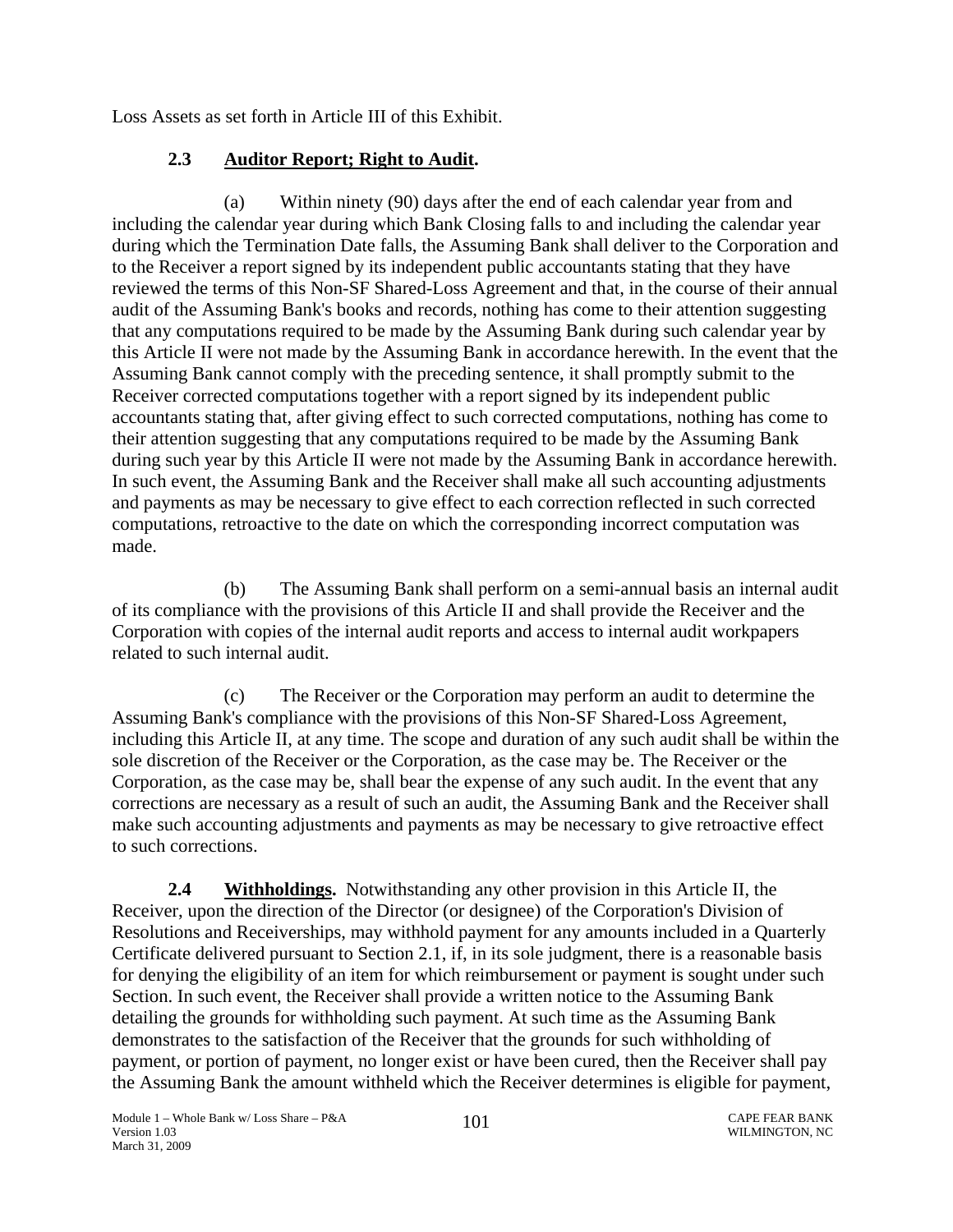Loss Assets as set forth in Article III of this Exhibit.

### 2.3 Auditor Report; Right to Audit.

(a) Within ninety (90) days after the end of each calendar year from and including the calendar year during which Bank Closing falls to and including the calendar year during which the Termination Date falls, the Assuming Bank shall deliver to the Corporation and to the Receiver a report signed by its independent public accountants stating that they have reviewed the terms of this Non-SF Shared-Loss Agreement and that, in the course of their annual audit of the Assuming Bank's books and records, nothing has come to their attention suggesting that any computations required to be made by the Assuming Bank during such calendar year by this Article II were not made by the Assuming Bank in accordance herewith. In the event that the Assuming Bank cannot comply with the preceding sentence, it shall promptly submit to the Receiver corrected computations together with a report signed by its independent public accountants stating that, after giving effect to such corrected computations, nothing has come to their attention suggesting that any computations required to be made by the Assuming Bank during such year by this Article II were not made by the Assuming Bank in accordance herewith. In such event, the Assuming Bank and the Receiver shall make all such accounting adjustments and payments as may be necessary to give effect to each correction reflected in such corrected computations, retroactive to the date on which the corresponding incorrect computation was made.

(b) The Assuming Bank shall perform on a semi-annual basis an internal audit of its compliance with the provisions of this Article II and shall provide the Receiver and the Corporation with copies of the internal audit reports and access to internal audit workpapers related to such internal audit.

(c) The Receiver or the Corporation may perform an audit to determine the Assuming Bank's compliance with the provisions of this Non-SF Shared-Loss Agreement, including this Article II, at any time. The scope and duration of any such audit shall be within the sole discretion of the Receiver or the Corporation, as the case may be. The Receiver or the Corporation, as the case may be, shall bear the expense of any such audit. In the event that any corrections are necessary as a result of such an audit, the Assuming Bank and the Receiver shall make such accounting adjustments and payments as may be necessary to give retroactive effect to such corrections.

**2.4 Withholdings.** Notwithstanding any other provision in this Article II, the Receiver, upon the direction of the Director (or designee) of the Corporation's Division of Resolutions and Receiverships, may withhold payment for any amounts included in a Quarterly Certificate delivered pursuant to Section 2.1, if, in its sole judgment, there is a reasonable basis for denying the eligibility of an item for which reimbursement or payment is sought under such Section. In such event, the Receiver shall provide a written notice to the Assuming Bank detailing the grounds for withholding such payment. At such time as the Assuming Bank demonstrates to the satisfaction of the Receiver that the grounds for such withholding of payment, or portion of payment, no longer exist or have been cured, then the Receiver shall pay the Assuming Bank the amount withheld which the Receiver determines is eligible for payment,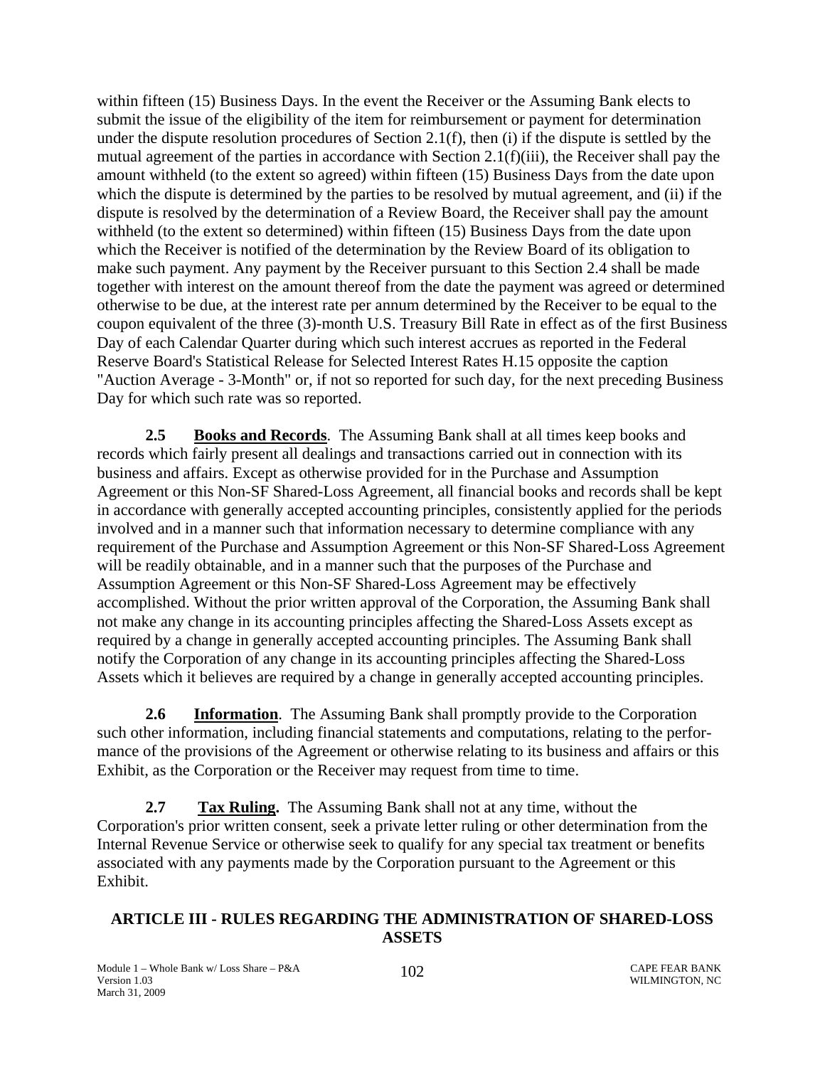within fifteen (15) Business Days. In the event the Receiver or the Assuming Bank elects to submit the issue of the eligibility of the item for reimbursement or payment for determination under the dispute resolution procedures of Section 2.1(f), then (i) if the dispute is settled by the mutual agreement of the parties in accordance with Section 2.1(f)(iii), the Receiver shall pay the amount withheld (to the extent so agreed) within fifteen (15) Business Days from the date upon which the dispute is determined by the parties to be resolved by mutual agreement, and (ii) if the dispute is resolved by the determination of a Review Board, the Receiver shall pay the amount withheld (to the extent so determined) within fifteen (15) Business Days from the date upon which the Receiver is notified of the determination by the Review Board of its obligation to make such payment. Any payment by the Receiver pursuant to this Section 2.4 shall be made together with interest on the amount thereof from the date the payment was agreed or determined otherwise to be due, at the interest rate per annum determined by the Receiver to be equal to the coupon equivalent of the three (3)-month U.S. Treasury Bill Rate in effect as of the first Business Day of each Calendar Quarter during which such interest accrues as reported in the Federal Reserve Board's Statistical Release for Selected Interest Rates H.15 opposite the caption "Auction Average - 3-Month" or, if not so reported for such day, for the next preceding Business Day for which such rate was so reported.

**2.5 Books and Records**. The Assuming Bank shall at all times keep books and records which fairly present all dealings and transactions carried out in connection with its business and affairs. Except as otherwise provided for in the Purchase and Assumption Agreement or this Non-SF Shared-Loss Agreement, all financial books and records shall be kept in accordance with generally accepted accounting principles, consistently applied for the periods involved and in a manner such that information necessary to determine compliance with any requirement of the Purchase and Assumption Agreement or this Non-SF Shared-Loss Agreement will be readily obtainable, and in a manner such that the purposes of the Purchase and Assumption Agreement or this Non-SF Shared-Loss Agreement may be effectively accomplished. Without the prior written approval of the Corporation, the Assuming Bank shall not make any change in its accounting principles affecting the Shared-Loss Assets except as required by a change in generally accepted accounting principles. The Assuming Bank shall notify the Corporation of any change in its accounting principles affecting the Shared-Loss Assets which it believes are required by a change in generally accepted accounting principles.

**2.6 Information**. The Assuming Bank shall promptly provide to the Corporation such other information, including financial statements and computations, relating to the performance of the provisions of the Agreement or otherwise relating to its business and affairs or this Exhibit, as the Corporation or the Receiver may request from time to time.

**2.7 Tax Ruling.** The Assuming Bank shall not at any time, without the Corporation's prior written consent, seek a private letter ruling or other determination from the Internal Revenue Service or otherwise seek to qualify for any special tax treatment or benefits associated with any payments made by the Corporation pursuant to the Agreement or this Exhibit.

## ARTICLE III - RULES REGARDING THE ADMINISTRATION OF SHARED-LOSS ASSETS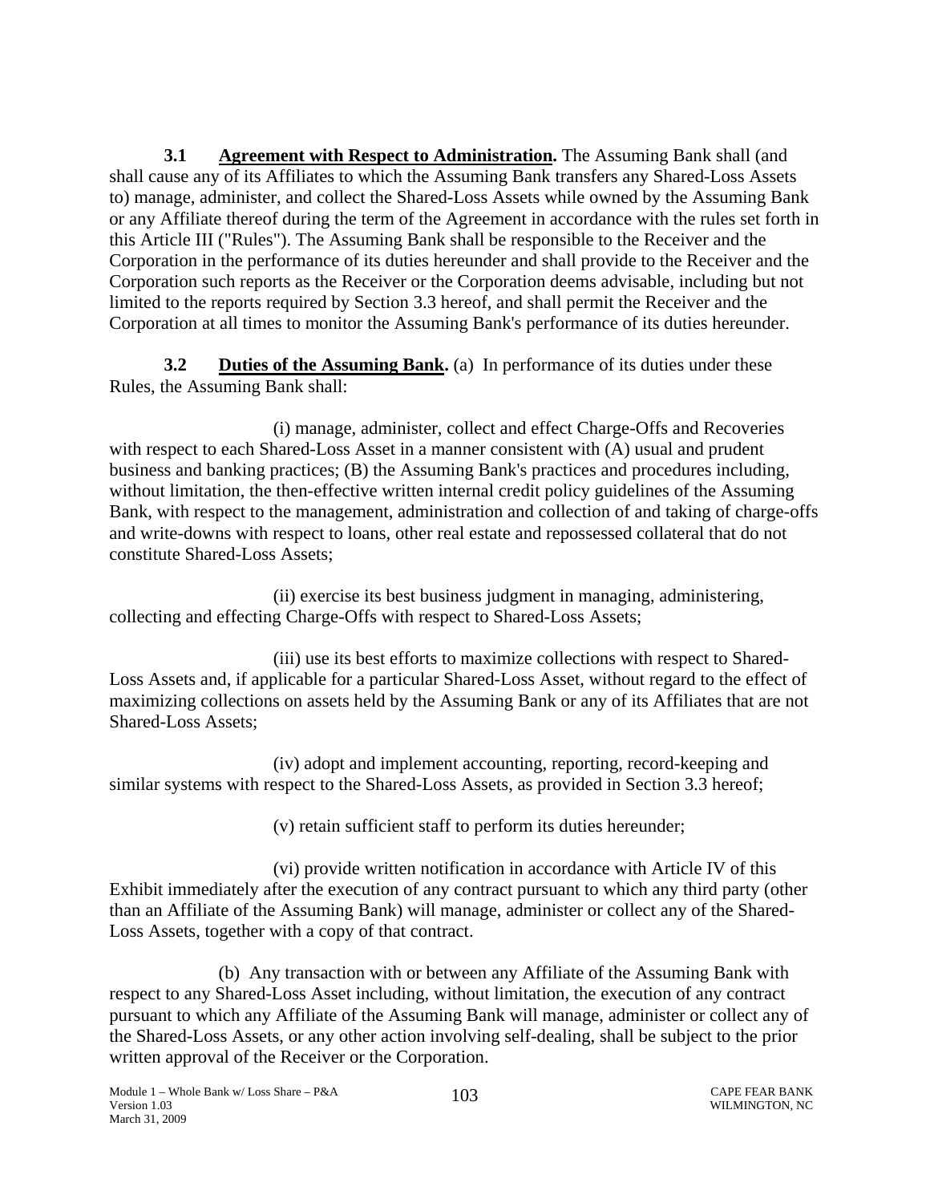**3.1 Agreement with Respect to Administration.** The Assuming Bank shall (and shall cause any of its Affiliates to which the Assuming Bank transfers any Shared-Loss Assets to) manage, administer, and collect the Shared-Loss Assets while owned by the Assuming Bank or any Affiliate thereof during the term of the Agreement in accordance with the rules set forth in this Article III ("Rules"). The Assuming Bank shall be responsible to the Receiver and the Corporation in the performance of its duties hereunder and shall provide to the Receiver and the Corporation such reports as the Receiver or the Corporation deems advisable, including but not limited to the reports required by Section 3.3 hereof, and shall permit the Receiver and the Corporation at all times to monitor the Assuming Bank's performance of its duties hereunder.

**3.2 Duties of the Assuming Bank.** (a) In performance of its duties under these Rules, the Assuming Bank shall:

(i) manage, administer, collect and effect Charge-Offs and Recoveries with respect to each Shared-Loss Asset in a manner consistent with (A) usual and prudent business and banking practices; (B) the Assuming Bank's practices and procedures including, without limitation, the then-effective written internal credit policy guidelines of the Assuming Bank, with respect to the management, administration and collection of and taking of charge-offs and write-downs with respect to loans, other real estate and repossessed collateral that do not constitute Shared-Loss Assets;

(ii) exercise its best business judgment in managing, administering, collecting and effecting Charge-Offs with respect to Shared-Loss Assets;

(iii) use its best efforts to maximize collections with respect to Shared-Loss Assets and, if applicable for a particular Shared-Loss Asset, without regard to the effect of maximizing collections on assets held by the Assuming Bank or any of its Affiliates that are not Shared-Loss Assets;

(iv) adopt and implement accounting, reporting, record-keeping and similar systems with respect to the Shared-Loss Assets, as provided in Section 3.3 hereof;

(v) retain sufficient staff to perform its duties hereunder;

(vi) provide written notification in accordance with Article IV of this Exhibit immediately after the execution of any contract pursuant to which any third party (other than an Affiliate of the Assuming Bank) will manage, administer or collect any of the Shared-Loss Assets, together with a copy of that contract.

(b) Any transaction with or between any Affiliate of the Assuming Bank with respect to any Shared-Loss Asset including, without limitation, the execution of any contract pursuant to which any Affiliate of the Assuming Bank will manage, administer or collect any of the Shared-Loss Assets, or any other action involving self-dealing, shall be subject to the prior written approval of the Receiver or the Corporation.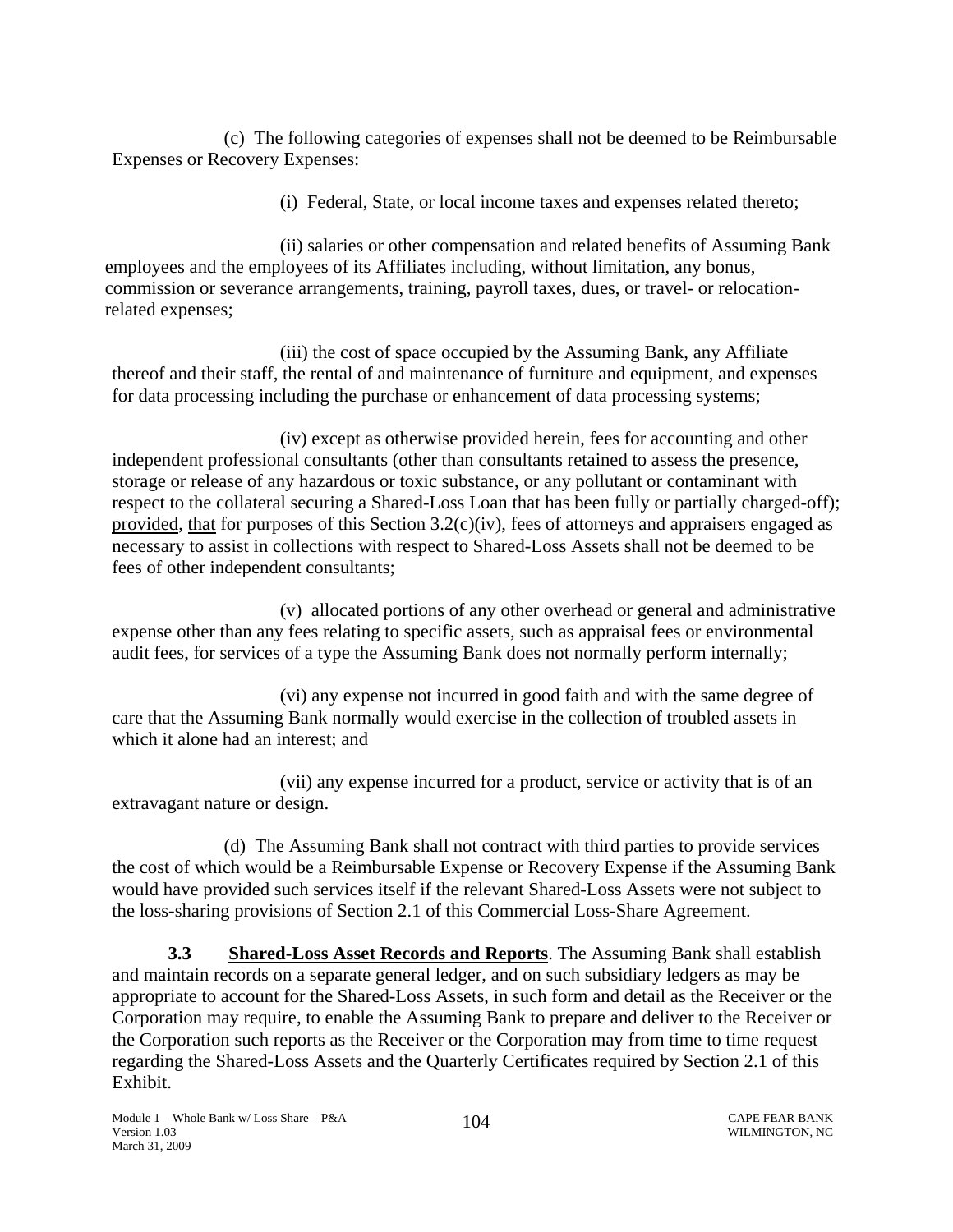(c) The following categories of expenses shall not be deemed to be Reimbursable Expenses or Recovery Expenses:

(i) Federal, State, or local income taxes and expenses related thereto;

(ii) salaries or other compensation and related benefits of Assuming Bank employees and the employees of its Affiliates including, without limitation, any bonus, commission or severance arrangements, training, payroll taxes, dues, or travel- or relocation-related expenses;

(iii) the cost of space occupied by the Assuming Bank, any Affiliate thereof and their staff, the rental of and maintenance of furniture and equipment, and expenses for data processing including the purchase or enhancement of data processing systems;

(iv) except as otherwise provided herein, fees for accounting and other independent professional consultants (other than consultants retained to assess the presence, storage or release of any hazardous or toxic substance, or any pollutant or contaminant with respect to the collateral securing a Shared-Loss Loan that has been fully or partially charged-off); provided, that for purposes of this Section 3.2(c)(iv), fees of attorneys and appraisers engaged as necessary to assist in collections with respect to Shared-Loss Assets shall not be deemed to be fees of other independent consultants;

(v) allocated portions of any other overhead or general and administrative expense other than any fees relating to specific assets, such as appraisal fees or environmental audit fees, for services of a type the Assuming Bank does not normally perform internally;

(vi) any expense not incurred in good faith and with the same degree of care that the Assuming Bank normally would exercise in the collection of troubled assets in which it alone had an interest; and

(vii) any expense incurred for a product, service or activity that is of an extravagant nature or design.

(d) The Assuming Bank shall not contract with third parties to provide services the cost of which would be a Reimbursable Expense or Recovery Expense if the Assuming Bank would have provided such services itself if the relevant Shared-Loss Assets were not subject to the loss-sharing provisions of Section 2.1 of this Commercial Loss-Share Agreement.

**3.3 Shared-Loss Asset Records and Reports**. The Assuming Bank shall establish and maintain records on a separate general ledger, and on such subsidiary ledgers as may be appropriate to account for the Shared-Loss Assets, in such form and detail as the Receiver or the Corporation may require, to enable the Assuming Bank to prepare and deliver to the Receiver or the Corporation such reports as the Receiver or the Corporation may from time to time request regarding the Shared-Loss Assets and the Quarterly Certificates required by Section 2.1 of this Exhibit.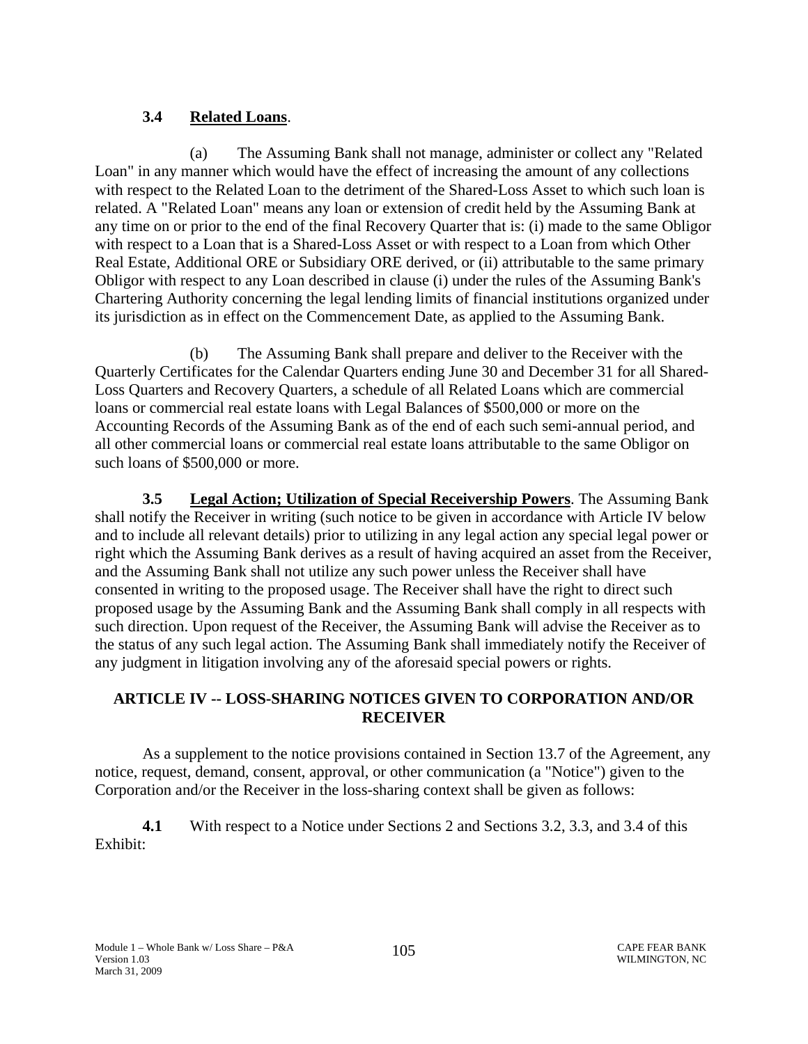### 3.4 **Related Loans**.

(a) The Assuming Bank shall not manage, administer or collect any "Related Loan" in any manner which would have the effect of increasing the amount of any collections with respect to the Related Loan to the detriment of the Shared-Loss Asset to which such loan is related. A "Related Loan" means any loan or extension of credit held by the Assuming Bank at any time on or prior to the end of the final Recovery Quarter that is: (i) made to the same Obligor with respect to a Loan that is a Shared-Loss Asset or with respect to a Loan from which Other Real Estate, Additional ORE or Subsidiary ORE derived, or (ii) attributable to the same primary Obligor with respect to any Loan described in clause (i) under the rules of the Assuming Bank's Chartering Authority concerning the legal lending limits of financial institutions organized under its jurisdiction as in effect on the Commencement Date, as applied to the Assuming Bank.

(b) The Assuming Bank shall prepare and deliver to the Receiver with the Quarterly Certificates for the Calendar Quarters ending June 30 and December 31 for all Shared-Loss Quarters and Recovery Quarters, a schedule of all Related Loans which are commercial loans or commercial real estate loans with Legal Balances of $500,000 or more on the Accounting Records of the Assuming Bank as of the end of each such semi-annual period, and all other commercial loans or commercial real estate loans attributable to the same Obligor on such loans of $500,000 or more.

**3.5 Legal Action; Utilization of Special Receivership Powers**. The Assuming Bank shall notify the Receiver in writing (such notice to be given in accordance with Article IV below and to include all relevant details) prior to utilizing in any legal action any special legal power or right which the Assuming Bank derives as a result of having acquired an asset from the Receiver, and the Assuming Bank shall not utilize any such power unless the Receiver shall have consented in writing to the proposed usage. The Receiver shall have the right to direct such proposed usage by the Assuming Bank and the Assuming Bank shall comply in all respects with such direction. Upon request of the Receiver, the Assuming Bank will advise the Receiver as to the status of any such legal action. The Assuming Bank shall immediately notify the Receiver of any judgment in litigation involving any of the aforesaid special powers or rights.

## ARTICLE IV -- LOSS-SHARING NOTICES GIVEN TO CORPORATION AND/OR RECEIVER

As a supplement to the notice provisions contained in Section 13.7 of the Agreement, any notice, request, demand, consent, approval, or other communication (a "Notice") given to the Corporation and/or the Receiver in the loss-sharing context shall be given as follows:

**4.1** With respect to a Notice under Sections 2 and Sections 3.2, 3.3, and 3.4 of this Exhibit: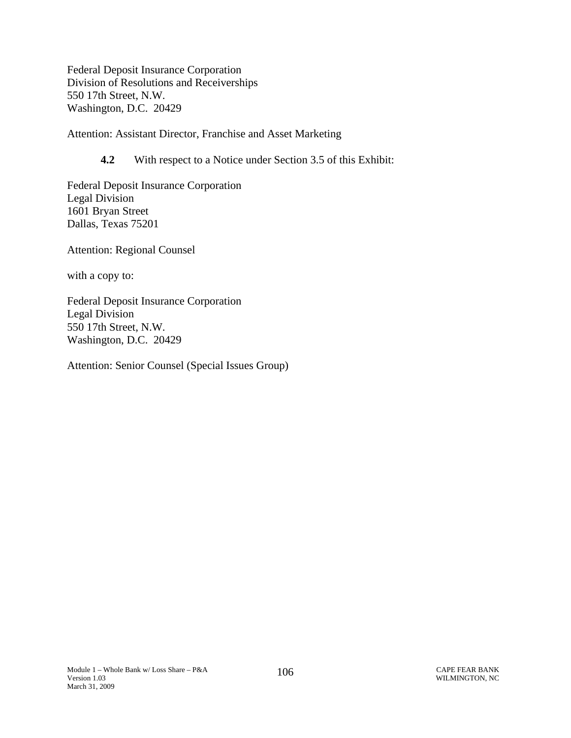Federal Deposit Insurance Corporation
Division of Resolutions and Receiverships
550 17th Street, N.W.
Washington, D.C. 20429

Attention: Assistant Director, Franchise and Asset Marketing

**4.2** With respect to a Notice under Section 3.5 of this Exhibit:

Federal Deposit Insurance Corporation
Legal Division
1601 Bryan Street
Dallas, Texas 75201

Attention: Regional Counsel

with a copy to:

Federal Deposit Insurance Corporation
Legal Division
550 17th Street, N.W.
Washington, D.C. 20429

Attention: Senior Counsel (Special Issues Group)